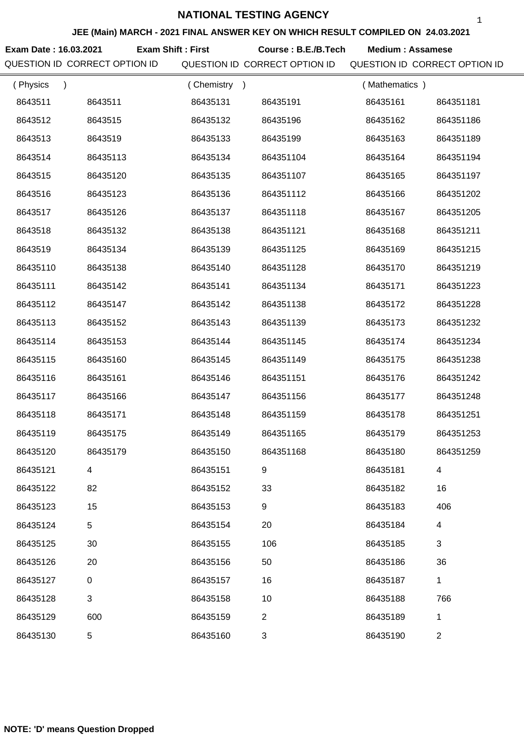# NATIONAL TESTING AGENCY

**JEE (Main) MARCH - 2021 FINAL ANSWER KEY ON WHICH RESULT COMPILED ON 24.03.2021**

**Exam Date : 16.03.2021** **Exam Shift : First** **Course : B.E./B.Tech** **Medium : Assamese**

| QUESTION ID | CORRECT OPTION ID | QUESTION ID | CORRECT OPTION ID | QUESTION ID | CORRECT OPTION ID |
|---|---|---|---|---|---|
| ( Physics ) | | ( Chemistry ) | | ( Mathematics ) | |
| 8643511 | 8643511 | 86435131 | 86435191 | 86435161 | 864351181 |
| 8643512 | 8643515 | 86435132 | 86435196 | 86435162 | 864351186 |
| 8643513 | 8643519 | 86435133 | 86435199 | 86435163 | 864351189 |
| 8643514 | 86435113 | 86435134 | 864351104 | 86435164 | 864351194 |
| 8643515 | 86435120 | 86435135 | 864351107 | 86435165 | 864351197 |
| 8643516 | 86435123 | 86435136 | 864351112 | 86435166 | 864351202 |
| 8643517 | 86435126 | 86435137 | 864351118 | 86435167 | 864351205 |
| 8643518 | 86435132 | 86435138 | 864351121 | 86435168 | 864351211 |
| 8643519 | 86435134 | 86435139 | 864351125 | 86435169 | 864351215 |
| 86435110 | 86435138 | 86435140 | 864351128 | 86435170 | 864351219 |
| 86435111 | 86435142 | 86435141 | 864351134 | 86435171 | 864351223 |
| 86435112 | 86435147 | 86435142 | 864351138 | 86435172 | 864351228 |
| 86435113 | 86435152 | 86435143 | 864351139 | 86435173 | 864351232 |
| 86435114 | 86435153 | 86435144 | 864351145 | 86435174 | 864351234 |
| 86435115 | 86435160 | 86435145 | 864351149 | 86435175 | 864351238 |
| 86435116 | 86435161 | 86435146 | 864351151 | 86435176 | 864351242 |
| 86435117 | 86435166 | 86435147 | 864351156 | 86435177 | 864351248 |
| 86435118 | 86435171 | 86435148 | 864351159 | 86435178 | 864351251 |
| 86435119 | 86435175 | 86435149 | 864351165 | 86435179 | 864351253 |
| 86435120 | 86435179 | 86435150 | 864351168 | 86435180 | 864351259 |
| 86435121 | 4 | 86435151 | 9 | 86435181 | 4 |
| 86435122 | 82 | 86435152 | 33 | 86435182 | 16 |
| 86435123 | 15 | 86435153 | 9 | 86435183 | 406 |
| 86435124 | 5 | 86435154 | 20 | 86435184 | 4 |
| 86435125 | 30 | 86435155 | 106 | 86435185 | 3 |
| 86435126 | 20 | 86435156 | 50 | 86435186 | 36 |
| 86435127 | 0 | 86435157 | 16 | 86435187 | 1 |
| 86435128 | 3 | 86435158 | 10 | 86435188 | 766 |
| 86435129 | 600 | 86435159 | 2 | 86435189 | 1 |
| 86435130 | 5 | 86435160 | 3 | 86435190 | 2 |

**NOTE: 'D' means Question Dropped**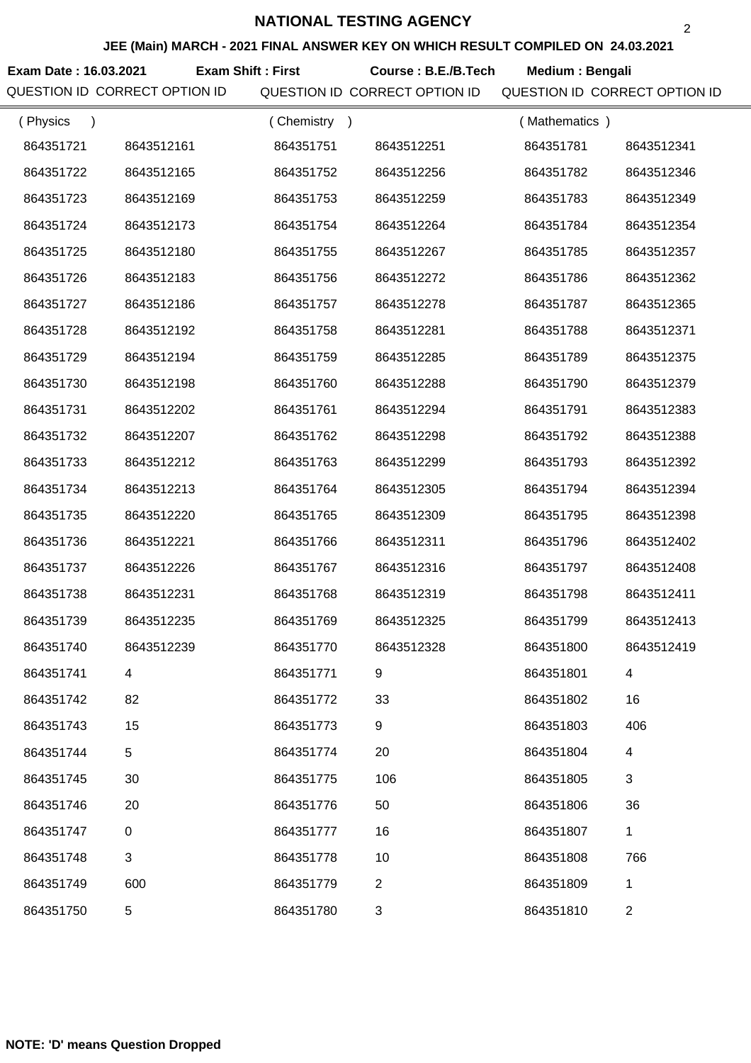# NATIONAL TESTING AGENCY

**JEE (Main) MARCH - 2021 FINAL ANSWER KEY ON WHICH RESULT COMPILED ON 24.03.2021**

**Exam Date : 16.03.2021** **Exam Shift : First** **Course : B.E./B.Tech** **Medium : Bengali**

| QUESTION ID | CORRECT OPTION ID | QUESTION ID | CORRECT OPTION ID | QUESTION ID | CORRECT OPTION ID |
|---|---|---|---|---|---|
| ( Physics ) | | ( Chemistry ) | | ( Mathematics ) | |
| 864351721 | 8643512161 | 864351751 | 8643512251 | 864351781 | 8643512341 |
| 864351722 | 8643512165 | 864351752 | 8643512256 | 864351782 | 8643512346 |
| 864351723 | 8643512169 | 864351753 | 8643512259 | 864351783 | 8643512349 |
| 864351724 | 8643512173 | 864351754 | 8643512264 | 864351784 | 8643512354 |
| 864351725 | 8643512180 | 864351755 | 8643512267 | 864351785 | 8643512357 |
| 864351726 | 8643512183 | 864351756 | 8643512272 | 864351786 | 8643512362 |
| 864351727 | 8643512186 | 864351757 | 8643512278 | 864351787 | 8643512365 |
| 864351728 | 8643512192 | 864351758 | 8643512281 | 864351788 | 8643512371 |
| 864351729 | 8643512194 | 864351759 | 8643512285 | 864351789 | 8643512375 |
| 864351730 | 8643512198 | 864351760 | 8643512288 | 864351790 | 8643512379 |
| 864351731 | 8643512202 | 864351761 | 8643512294 | 864351791 | 8643512383 |
| 864351732 | 8643512207 | 864351762 | 8643512298 | 864351792 | 8643512388 |
| 864351733 | 8643512212 | 864351763 | 8643512299 | 864351793 | 8643512392 |
| 864351734 | 8643512213 | 864351764 | 8643512305 | 864351794 | 8643512394 |
| 864351735 | 8643512220 | 864351765 | 8643512309 | 864351795 | 8643512398 |
| 864351736 | 8643512221 | 864351766 | 8643512311 | 864351796 | 8643512402 |
| 864351737 | 8643512226 | 864351767 | 8643512316 | 864351797 | 8643512408 |
| 864351738 | 8643512231 | 864351768 | 8643512319 | 864351798 | 8643512411 |
| 864351739 | 8643512235 | 864351769 | 8643512325 | 864351799 | 8643512413 |
| 864351740 | 8643512239 | 864351770 | 8643512328 | 864351800 | 8643512419 |
| 864351741 | 4 | 864351771 | 9 | 864351801 | 4 |
| 864351742 | 82 | 864351772 | 33 | 864351802 | 16 |
| 864351743 | 15 | 864351773 | 9 | 864351803 | 406 |
| 864351744 | 5 | 864351774 | 20 | 864351804 | 4 |
| 864351745 | 30 | 864351775 | 106 | 864351805 | 3 |
| 864351746 | 20 | 864351776 | 50 | 864351806 | 36 |
| 864351747 | 0 | 864351777 | 16 | 864351807 | 1 |
| 864351748 | 3 | 864351778 | 10 | 864351808 | 766 |
| 864351749 | 600 | 864351779 | 2 | 864351809 | 1 |
| 864351750 | 5 | 864351780 | 3 | 864351810 | 2 |

**NOTE: 'D' means Question Dropped**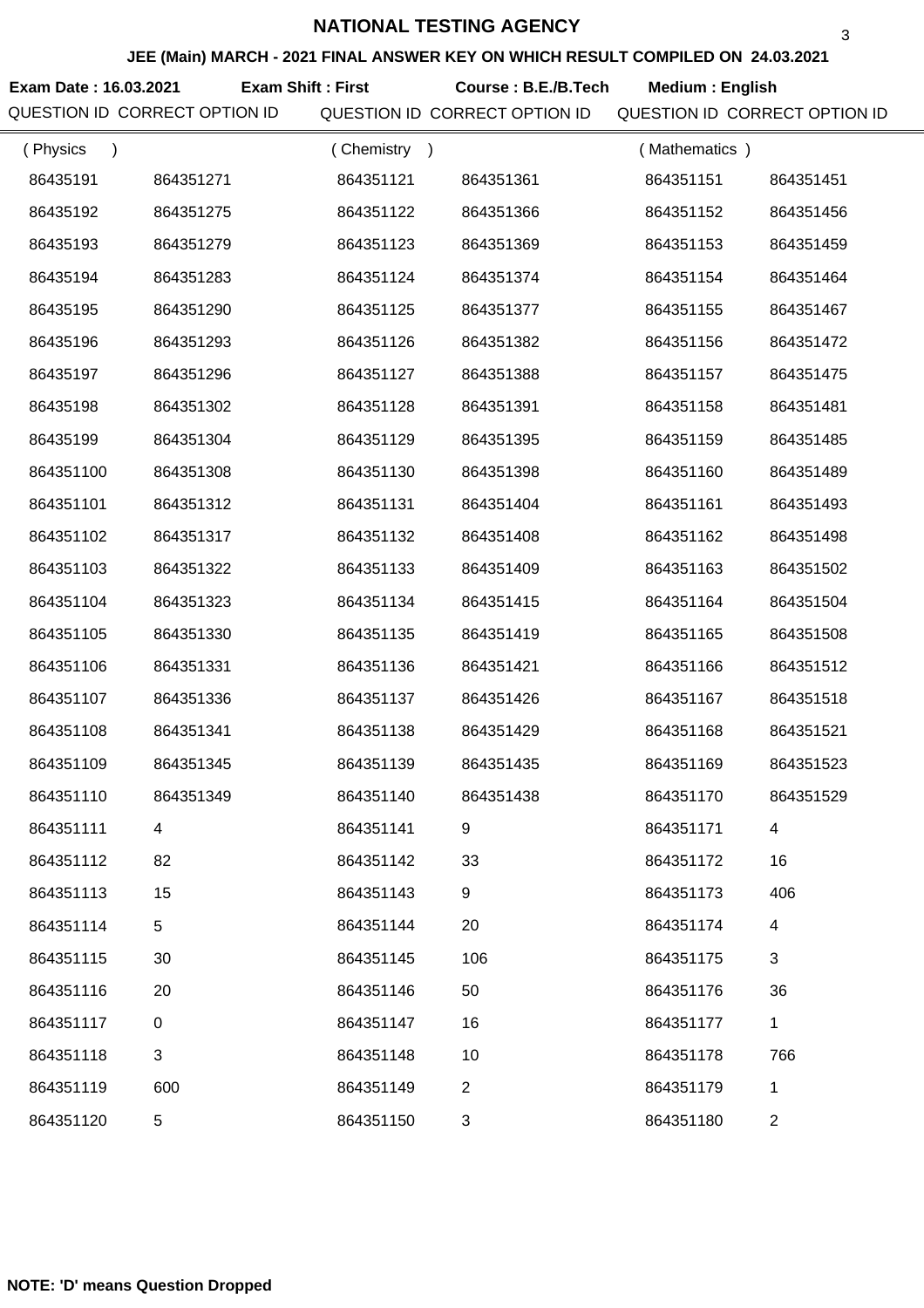# NATIONAL TESTING AGENCY

**JEE (Main) MARCH - 2021 FINAL ANSWER KEY ON WHICH RESULT COMPILED ON 24.03.2021**

**Exam Date : 16.03.2021** **Exam Shift : First** **Course : B.E./B.Tech** **Medium : English**

| QUESTION ID | CORRECT OPTION ID | QUESTION ID | CORRECT OPTION ID | QUESTION ID | CORRECT OPTION ID |
|---|---|---|---|---|---|
| ( Physics ) | | ( Chemistry ) | | ( Mathematics ) | |
| 86435191 | 864351271 | 864351121 | 864351361 | 864351151 | 864351451 |
| 86435192 | 864351275 | 864351122 | 864351366 | 864351152 | 864351456 |
| 86435193 | 864351279 | 864351123 | 864351369 | 864351153 | 864351459 |
| 86435194 | 864351283 | 864351124 | 864351374 | 864351154 | 864351464 |
| 86435195 | 864351290 | 864351125 | 864351377 | 864351155 | 864351467 |
| 86435196 | 864351293 | 864351126 | 864351382 | 864351156 | 864351472 |
| 86435197 | 864351296 | 864351127 | 864351388 | 864351157 | 864351475 |
| 86435198 | 864351302 | 864351128 | 864351391 | 864351158 | 864351481 |
| 86435199 | 864351304 | 864351129 | 864351395 | 864351159 | 864351485 |
| 864351100 | 864351308 | 864351130 | 864351398 | 864351160 | 864351489 |
| 864351101 | 864351312 | 864351131 | 864351404 | 864351161 | 864351493 |
| 864351102 | 864351317 | 864351132 | 864351408 | 864351162 | 864351498 |
| 864351103 | 864351322 | 864351133 | 864351409 | 864351163 | 864351502 |
| 864351104 | 864351323 | 864351134 | 864351415 | 864351164 | 864351504 |
| 864351105 | 864351330 | 864351135 | 864351419 | 864351165 | 864351508 |
| 864351106 | 864351331 | 864351136 | 864351421 | 864351166 | 864351512 |
| 864351107 | 864351336 | 864351137 | 864351426 | 864351167 | 864351518 |
| 864351108 | 864351341 | 864351138 | 864351429 | 864351168 | 864351521 |
| 864351109 | 864351345 | 864351139 | 864351435 | 864351169 | 864351523 |
| 864351110 | 864351349 | 864351140 | 864351438 | 864351170 | 864351529 |
| 864351111 | 4 | 864351141 | 9 | 864351171 | 4 |
| 864351112 | 82 | 864351142 | 33 | 864351172 | 16 |
| 864351113 | 15 | 864351143 | 9 | 864351173 | 406 |
| 864351114 | 5 | 864351144 | 20 | 864351174 | 4 |
| 864351115 | 30 | 864351145 | 106 | 864351175 | 3 |
| 864351116 | 20 | 864351146 | 50 | 864351176 | 36 |
| 864351117 | 0 | 864351147 | 16 | 864351177 | 1 |
| 864351118 | 3 | 864351148 | 10 | 864351178 | 766 |
| 864351119 | 600 | 864351149 | 2 | 864351179 | 1 |
| 864351120 | 5 | 864351150 | 3 | 864351180 | 2 |

**NOTE: 'D' means Question Dropped**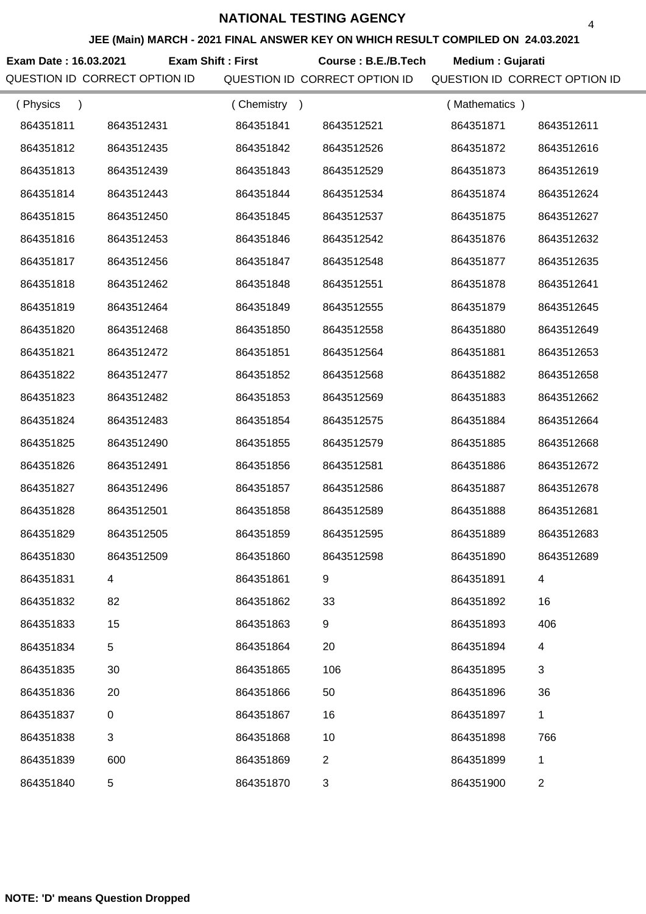# NATIONAL TESTING AGENCY

**JEE (Main) MARCH - 2021 FINAL ANSWER KEY ON WHICH RESULT COMPILED ON 24.03.2021**

**Exam Date : 16.03.2021** **Exam Shift : First** **Course : B.E./B.Tech** **Medium : Gujarati**

| QUESTION ID | CORRECT OPTION ID | QUESTION ID | CORRECT OPTION ID | QUESTION ID | CORRECT OPTION ID |
|---|---|---|---|---|---|
| ( Physics ) | | ( Chemistry ) | | ( Mathematics ) | |
| 864351811 | 8643512431 | 864351841 | 8643512521 | 864351871 | 8643512611 |
| 864351812 | 8643512435 | 864351842 | 8643512526 | 864351872 | 8643512616 |
| 864351813 | 8643512439 | 864351843 | 8643512529 | 864351873 | 8643512619 |
| 864351814 | 8643512443 | 864351844 | 8643512534 | 864351874 | 8643512624 |
| 864351815 | 8643512450 | 864351845 | 8643512537 | 864351875 | 8643512627 |
| 864351816 | 8643512453 | 864351846 | 8643512542 | 864351876 | 8643512632 |
| 864351817 | 8643512456 | 864351847 | 8643512548 | 864351877 | 8643512635 |
| 864351818 | 8643512462 | 864351848 | 8643512551 | 864351878 | 8643512641 |
| 864351819 | 8643512464 | 864351849 | 8643512555 | 864351879 | 8643512645 |
| 864351820 | 8643512468 | 864351850 | 8643512558 | 864351880 | 8643512649 |
| 864351821 | 8643512472 | 864351851 | 8643512564 | 864351881 | 8643512653 |
| 864351822 | 8643512477 | 864351852 | 8643512568 | 864351882 | 8643512658 |
| 864351823 | 8643512482 | 864351853 | 8643512569 | 864351883 | 8643512662 |
| 864351824 | 8643512483 | 864351854 | 8643512575 | 864351884 | 8643512664 |
| 864351825 | 8643512490 | 864351855 | 8643512579 | 864351885 | 8643512668 |
| 864351826 | 8643512491 | 864351856 | 8643512581 | 864351886 | 8643512672 |
| 864351827 | 8643512496 | 864351857 | 8643512586 | 864351887 | 8643512678 |
| 864351828 | 8643512501 | 864351858 | 8643512589 | 864351888 | 8643512681 |
| 864351829 | 8643512505 | 864351859 | 8643512595 | 864351889 | 8643512683 |
| 864351830 | 8643512509 | 864351860 | 8643512598 | 864351890 | 8643512689 |
| 864351831 | 4 | 864351861 | 9 | 864351891 | 4 |
| 864351832 | 82 | 864351862 | 33 | 864351892 | 16 |
| 864351833 | 15 | 864351863 | 9 | 864351893 | 406 |
| 864351834 | 5 | 864351864 | 20 | 864351894 | 4 |
| 864351835 | 30 | 864351865 | 106 | 864351895 | 3 |
| 864351836 | 20 | 864351866 | 50 | 864351896 | 36 |
| 864351837 | 0 | 864351867 | 16 | 864351897 | 1 |
| 864351838 | 3 | 864351868 | 10 | 864351898 | 766 |
| 864351839 | 600 | 864351869 | 2 | 864351899 | 1 |
| 864351840 | 5 | 864351870 | 3 | 864351900 | 2 |

**NOTE: 'D' means Question Dropped**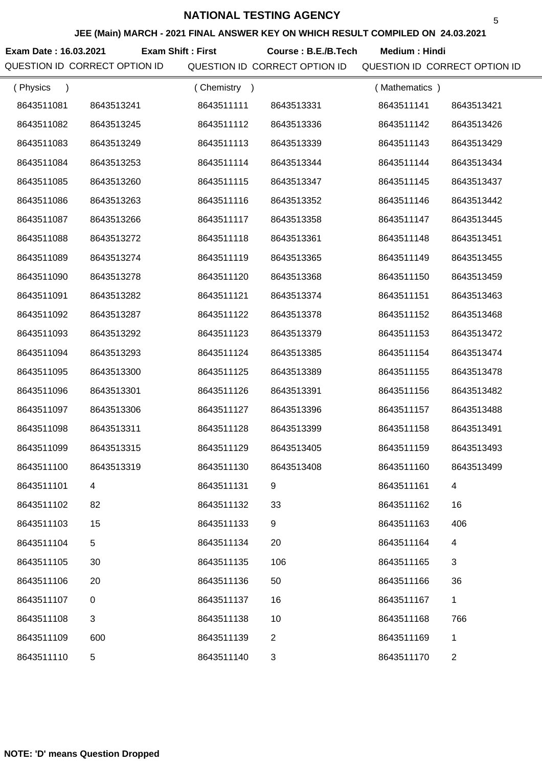# NATIONAL TESTING AGENCY

## JEE (Main) MARCH - 2021 FINAL ANSWER KEY ON WHICH RESULT COMPILED ON 24.03.2021

**Exam Date : 16.03.2021** **Exam Shift : First** **Course : B.E./B.Tech** **Medium : Hindi**

| QUESTION ID | CORRECT OPTION ID | QUESTION ID | CORRECT OPTION ID | QUESTION ID | CORRECT OPTION ID |
|---|---|---|---|---|---|
| ( Physics ) | | ( Chemistry ) | | ( Mathematics ) | |
| 8643511081 | 8643513241 | 8643511111 | 8643513331 | 8643511141 | 8643513421 |
| 8643511082 | 8643513245 | 8643511112 | 8643513336 | 8643511142 | 8643513426 |
| 8643511083 | 8643513249 | 8643511113 | 8643513339 | 8643511143 | 8643513429 |
| 8643511084 | 8643513253 | 8643511114 | 8643513344 | 8643511144 | 8643513434 |
| 8643511085 | 8643513260 | 8643511115 | 8643513347 | 8643511145 | 8643513437 |
| 8643511086 | 8643513263 | 8643511116 | 8643513352 | 8643511146 | 8643513442 |
| 8643511087 | 8643513266 | 8643511117 | 8643513358 | 8643511147 | 8643513445 |
| 8643511088 | 8643513272 | 8643511118 | 8643513361 | 8643511148 | 8643513451 |
| 8643511089 | 8643513274 | 8643511119 | 8643513365 | 8643511149 | 8643513455 |
| 8643511090 | 8643513278 | 8643511120 | 8643513368 | 8643511150 | 8643513459 |
| 8643511091 | 8643513282 | 8643511121 | 8643513374 | 8643511151 | 8643513463 |
| 8643511092 | 8643513287 | 8643511122 | 8643513378 | 8643511152 | 8643513468 |
| 8643511093 | 8643513292 | 8643511123 | 8643513379 | 8643511153 | 8643513472 |
| 8643511094 | 8643513293 | 8643511124 | 8643513385 | 8643511154 | 8643513474 |
| 8643511095 | 8643513300 | 8643511125 | 8643513389 | 8643511155 | 8643513478 |
| 8643511096 | 8643513301 | 8643511126 | 8643513391 | 8643511156 | 8643513482 |
| 8643511097 | 8643513306 | 8643511127 | 8643513396 | 8643511157 | 8643513488 |
| 8643511098 | 8643513311 | 8643511128 | 8643513399 | 8643511158 | 8643513491 |
| 8643511099 | 8643513315 | 8643511129 | 8643513405 | 8643511159 | 8643513493 |
| 8643511100 | 8643513319 | 8643511130 | 8643513408 | 8643511160 | 8643513499 |
| 8643511101 | 4 | 8643511131 | 9 | 8643511161 | 4 |
| 8643511102 | 82 | 8643511132 | 33 | 8643511162 | 16 |
| 8643511103 | 15 | 8643511133 | 9 | 8643511163 | 406 |
| 8643511104 | 5 | 8643511134 | 20 | 8643511164 | 4 |
| 8643511105 | 30 | 8643511135 | 106 | 8643511165 | 3 |
| 8643511106 | 20 | 8643511136 | 50 | 8643511166 | 36 |
| 8643511107 | 0 | 8643511137 | 16 | 8643511167 | 1 |
| 8643511108 | 3 | 8643511138 | 10 | 8643511168 | 766 |
| 8643511109 | 600 | 8643511139 | 2 | 8643511169 | 1 |
| 8643511110 | 5 | 8643511140 | 3 | 8643511170 | 2 |

**NOTE: 'D' means Question Dropped**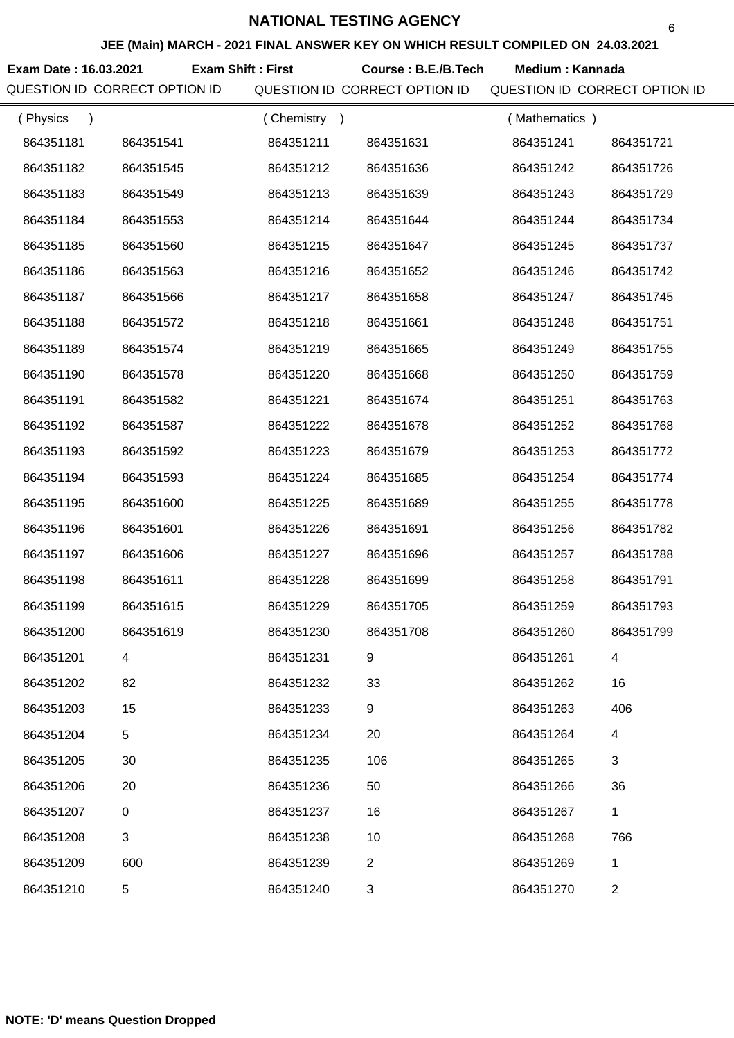# NATIONAL TESTING AGENCY

**JEE (Main) MARCH - 2021 FINAL ANSWER KEY ON WHICH RESULT COMPILED ON 24.03.2021**

**Exam Date : 16.03.2021** **Exam Shift : First** **Course : B.E./B.Tech** **Medium : Kannada**

| QUESTION ID | CORRECT OPTION ID | QUESTION ID | CORRECT OPTION ID | QUESTION ID | CORRECT OPTION ID |
|---|---|---|---|---|---|
| ( Physics ) | | ( Chemistry ) | | ( Mathematics ) | |
| 864351181 | 864351541 | 864351211 | 864351631 | 864351241 | 864351721 |
| 864351182 | 864351545 | 864351212 | 864351636 | 864351242 | 864351726 |
| 864351183 | 864351549 | 864351213 | 864351639 | 864351243 | 864351729 |
| 864351184 | 864351553 | 864351214 | 864351644 | 864351244 | 864351734 |
| 864351185 | 864351560 | 864351215 | 864351647 | 864351245 | 864351737 |
| 864351186 | 864351563 | 864351216 | 864351652 | 864351246 | 864351742 |
| 864351187 | 864351566 | 864351217 | 864351658 | 864351247 | 864351745 |
| 864351188 | 864351572 | 864351218 | 864351661 | 864351248 | 864351751 |
| 864351189 | 864351574 | 864351219 | 864351665 | 864351249 | 864351755 |
| 864351190 | 864351578 | 864351220 | 864351668 | 864351250 | 864351759 |
| 864351191 | 864351582 | 864351221 | 864351674 | 864351251 | 864351763 |
| 864351192 | 864351587 | 864351222 | 864351678 | 864351252 | 864351768 |
| 864351193 | 864351592 | 864351223 | 864351679 | 864351253 | 864351772 |
| 864351194 | 864351593 | 864351224 | 864351685 | 864351254 | 864351774 |
| 864351195 | 864351600 | 864351225 | 864351689 | 864351255 | 864351778 |
| 864351196 | 864351601 | 864351226 | 864351691 | 864351256 | 864351782 |
| 864351197 | 864351606 | 864351227 | 864351696 | 864351257 | 864351788 |
| 864351198 | 864351611 | 864351228 | 864351699 | 864351258 | 864351791 |
| 864351199 | 864351615 | 864351229 | 864351705 | 864351259 | 864351793 |
| 864351200 | 864351619 | 864351230 | 864351708 | 864351260 | 864351799 |
| 864351201 | 4 | 864351231 | 9 | 864351261 | 4 |
| 864351202 | 82 | 864351232 | 33 | 864351262 | 16 |
| 864351203 | 15 | 864351233 | 9 | 864351263 | 406 |
| 864351204 | 5 | 864351234 | 20 | 864351264 | 4 |
| 864351205 | 30 | 864351235 | 106 | 864351265 | 3 |
| 864351206 | 20 | 864351236 | 50 | 864351266 | 36 |
| 864351207 | 0 | 864351237 | 16 | 864351267 | 1 |
| 864351208 | 3 | 864351238 | 10 | 864351268 | 766 |
| 864351209 | 600 | 864351239 | 2 | 864351269 | 1 |
| 864351210 | 5 | 864351240 | 3 | 864351270 | 2 |

**NOTE: 'D' means Question Dropped**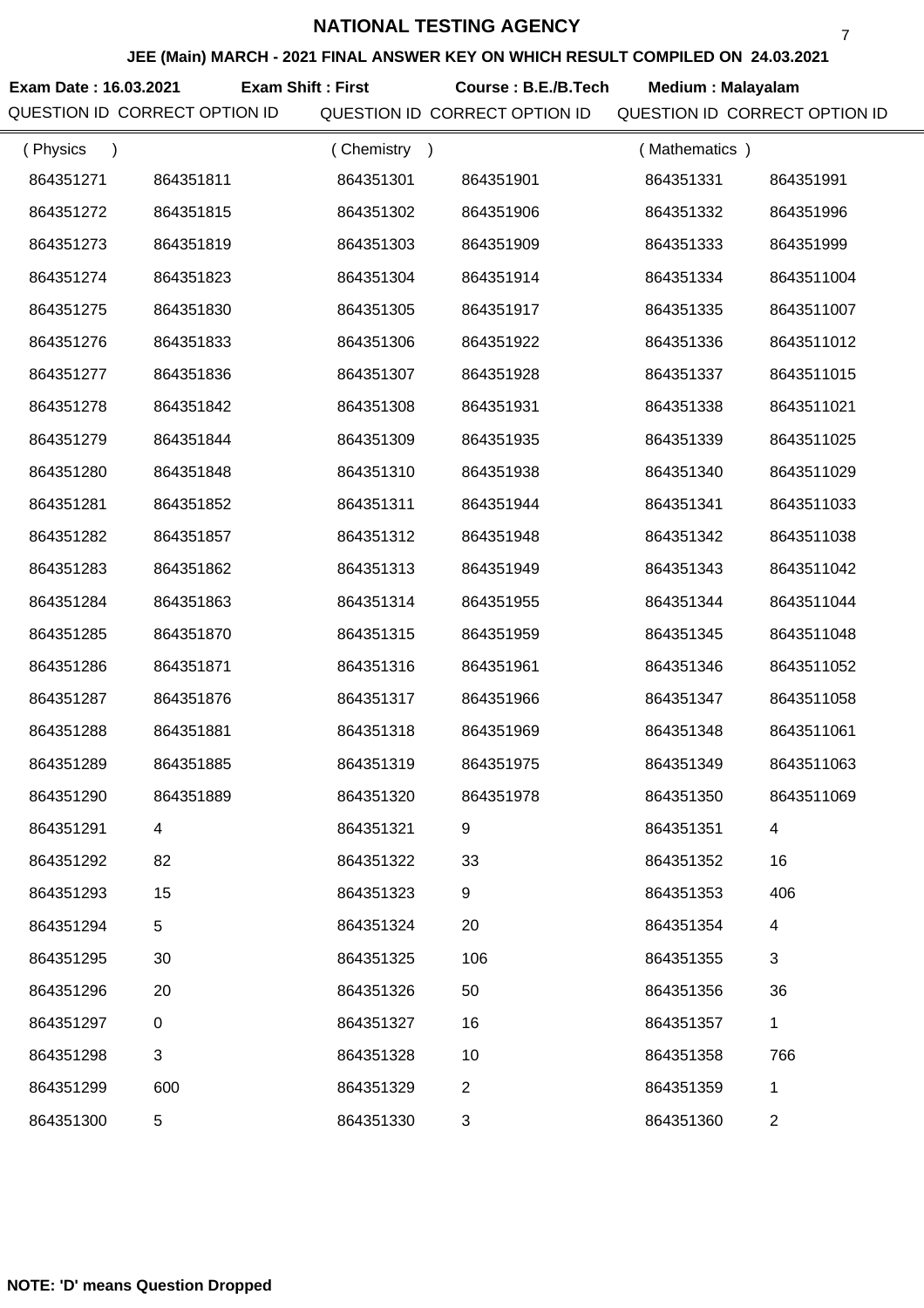# NATIONAL TESTING AGENCY

**JEE (Main) MARCH - 2021 FINAL ANSWER KEY ON WHICH RESULT COMPILED ON 24.03.2021**

**Exam Date : 16.03.2021** **Exam Shift : First** **Course : B.E./B.Tech** **Medium : Malayalam**

| QUESTION ID | CORRECT OPTION ID | QUESTION ID | CORRECT OPTION ID | QUESTION ID | CORRECT OPTION ID |
|---|---|---|---|---|---|
| ( Physics ) | | ( Chemistry ) | | ( Mathematics ) | |
| 864351271 | 864351811 | 864351301 | 864351901 | 864351331 | 864351991 |
| 864351272 | 864351815 | 864351302 | 864351906 | 864351332 | 864351996 |
| 864351273 | 864351819 | 864351303 | 864351909 | 864351333 | 864351999 |
| 864351274 | 864351823 | 864351304 | 864351914 | 864351334 | 8643511004 |
| 864351275 | 864351830 | 864351305 | 864351917 | 864351335 | 8643511007 |
| 864351276 | 864351833 | 864351306 | 864351922 | 864351336 | 8643511012 |
| 864351277 | 864351836 | 864351307 | 864351928 | 864351337 | 8643511015 |
| 864351278 | 864351842 | 864351308 | 864351931 | 864351338 | 8643511021 |
| 864351279 | 864351844 | 864351309 | 864351935 | 864351339 | 8643511025 |
| 864351280 | 864351848 | 864351310 | 864351938 | 864351340 | 8643511029 |
| 864351281 | 864351852 | 864351311 | 864351944 | 864351341 | 8643511033 |
| 864351282 | 864351857 | 864351312 | 864351948 | 864351342 | 8643511038 |
| 864351283 | 864351862 | 864351313 | 864351949 | 864351343 | 8643511042 |
| 864351284 | 864351863 | 864351314 | 864351955 | 864351344 | 8643511044 |
| 864351285 | 864351870 | 864351315 | 864351959 | 864351345 | 8643511048 |
| 864351286 | 864351871 | 864351316 | 864351961 | 864351346 | 8643511052 |
| 864351287 | 864351876 | 864351317 | 864351966 | 864351347 | 8643511058 |
| 864351288 | 864351881 | 864351318 | 864351969 | 864351348 | 8643511061 |
| 864351289 | 864351885 | 864351319 | 864351975 | 864351349 | 8643511063 |
| 864351290 | 864351889 | 864351320 | 864351978 | 864351350 | 8643511069 |
| 864351291 | 4 | 864351321 | 9 | 864351351 | 4 |
| 864351292 | 82 | 864351322 | 33 | 864351352 | 16 |
| 864351293 | 15 | 864351323 | 9 | 864351353 | 406 |
| 864351294 | 5 | 864351324 | 20 | 864351354 | 4 |
| 864351295 | 30 | 864351325 | 106 | 864351355 | 3 |
| 864351296 | 20 | 864351326 | 50 | 864351356 | 36 |
| 864351297 | 0 | 864351327 | 16 | 864351357 | 1 |
| 864351298 | 3 | 864351328 | 10 | 864351358 | 766 |
| 864351299 | 600 | 864351329 | 2 | 864351359 | 1 |
| 864351300 | 5 | 864351330 | 3 | 864351360 | 2 |

**NOTE: 'D' means Question Dropped**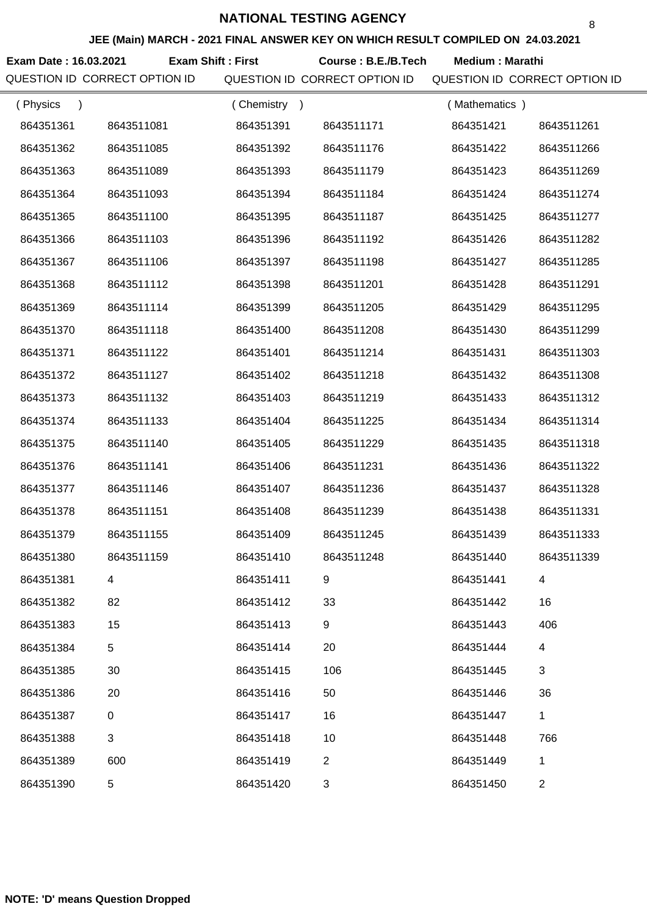# NATIONAL TESTING AGENCY

## JEE (Main) MARCH - 2021 FINAL ANSWER KEY ON WHICH RESULT COMPILED ON 24.03.2021

**Exam Date : 16.03.2021** **Exam Shift : First** **Course : B.E./B.Tech** **Medium : Marathi**

| QUESTION ID | CORRECT OPTION ID | QUESTION ID | CORRECT OPTION ID | QUESTION ID | CORRECT OPTION ID |
|---|---|---|---|---|---|
| ( Physics ) | | ( Chemistry ) | | ( Mathematics ) | |
| 864351361 | 8643511081 | 864351391 | 8643511171 | 864351421 | 8643511261 |
| 864351362 | 8643511085 | 864351392 | 8643511176 | 864351422 | 8643511266 |
| 864351363 | 8643511089 | 864351393 | 8643511179 | 864351423 | 8643511269 |
| 864351364 | 8643511093 | 864351394 | 8643511184 | 864351424 | 8643511274 |
| 864351365 | 8643511100 | 864351395 | 8643511187 | 864351425 | 8643511277 |
| 864351366 | 8643511103 | 864351396 | 8643511192 | 864351426 | 8643511282 |
| 864351367 | 8643511106 | 864351397 | 8643511198 | 864351427 | 8643511285 |
| 864351368 | 8643511112 | 864351398 | 8643511201 | 864351428 | 8643511291 |
| 864351369 | 8643511114 | 864351399 | 8643511205 | 864351429 | 8643511295 |
| 864351370 | 8643511118 | 864351400 | 8643511208 | 864351430 | 8643511299 |
| 864351371 | 8643511122 | 864351401 | 8643511214 | 864351431 | 8643511303 |
| 864351372 | 8643511127 | 864351402 | 8643511218 | 864351432 | 8643511308 |
| 864351373 | 8643511132 | 864351403 | 8643511219 | 864351433 | 8643511312 |
| 864351374 | 8643511133 | 864351404 | 8643511225 | 864351434 | 8643511314 |
| 864351375 | 8643511140 | 864351405 | 8643511229 | 864351435 | 8643511318 |
| 864351376 | 8643511141 | 864351406 | 8643511231 | 864351436 | 8643511322 |
| 864351377 | 8643511146 | 864351407 | 8643511236 | 864351437 | 8643511328 |
| 864351378 | 8643511151 | 864351408 | 8643511239 | 864351438 | 8643511331 |
| 864351379 | 8643511155 | 864351409 | 8643511245 | 864351439 | 8643511333 |
| 864351380 | 8643511159 | 864351410 | 8643511248 | 864351440 | 8643511339 |
| 864351381 | 4 | 864351411 | 9 | 864351441 | 4 |
| 864351382 | 82 | 864351412 | 33 | 864351442 | 16 |
| 864351383 | 15 | 864351413 | 9 | 864351443 | 406 |
| 864351384 | 5 | 864351414 | 20 | 864351444 | 4 |
| 864351385 | 30 | 864351415 | 106 | 864351445 | 3 |
| 864351386 | 20 | 864351416 | 50 | 864351446 | 36 |
| 864351387 | 0 | 864351417 | 16 | 864351447 | 1 |
| 864351388 | 3 | 864351418 | 10 | 864351448 | 766 |
| 864351389 | 600 | 864351419 | 2 | 864351449 | 1 |
| 864351390 | 5 | 864351420 | 3 | 864351450 | 2 |

**NOTE: 'D' means Question Dropped**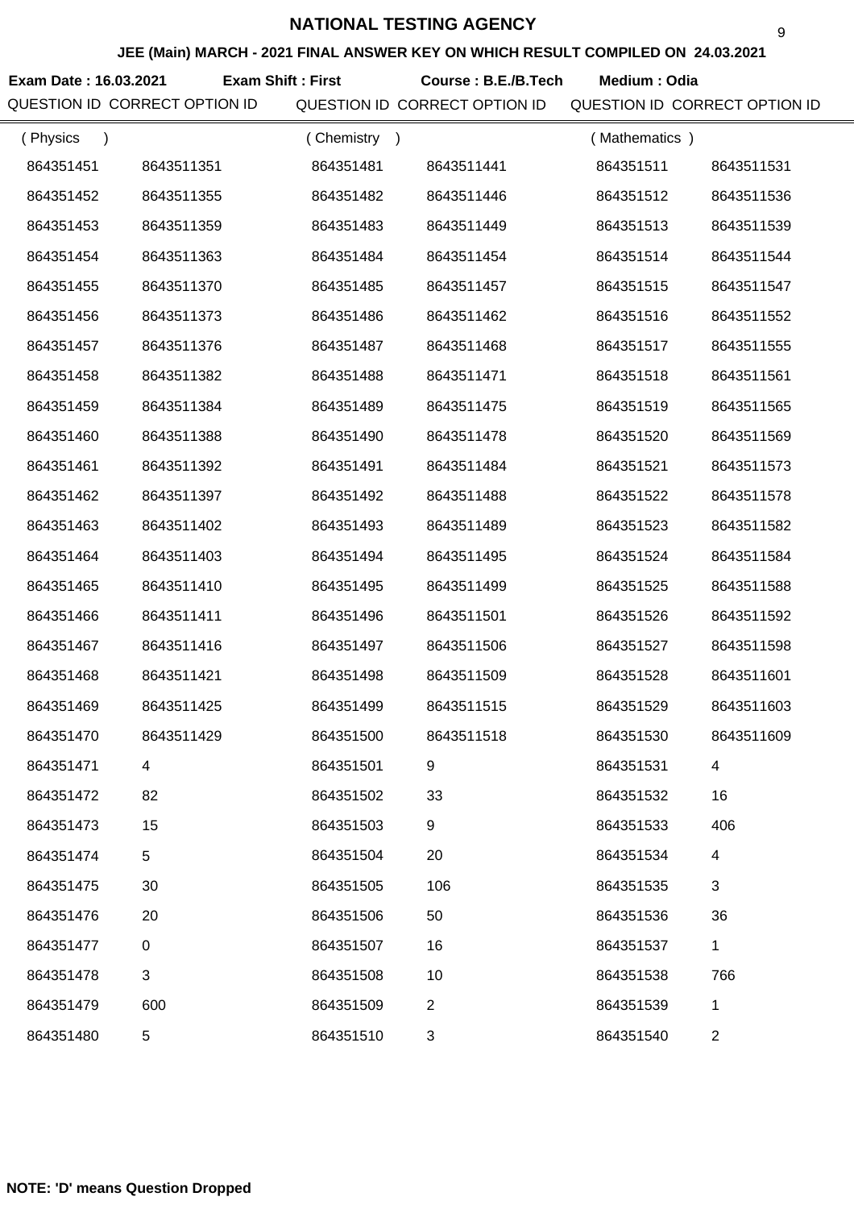# NATIONAL TESTING AGENCY

**JEE (Main) MARCH - 2021 FINAL ANSWER KEY ON WHICH RESULT COMPILED ON 24.03.2021**

**Exam Date : 16.03.2021 Exam Shift : First Course : B.E./B.Tech Medium : Odia**

| QUESTION ID | CORRECT OPTION ID | QUESTION ID | CORRECT OPTION ID | QUESTION ID | CORRECT OPTION ID |
|---|---|---|---|---|---|
| ( Physics ) | | ( Chemistry ) | | ( Mathematics ) | |
| 864351451 | 8643511351 | 864351481 | 8643511441 | 864351511 | 8643511531 |
| 864351452 | 8643511355 | 864351482 | 8643511446 | 864351512 | 8643511536 |
| 864351453 | 8643511359 | 864351483 | 8643511449 | 864351513 | 8643511539 |
| 864351454 | 8643511363 | 864351484 | 8643511454 | 864351514 | 8643511544 |
| 864351455 | 8643511370 | 864351485 | 8643511457 | 864351515 | 8643511547 |
| 864351456 | 8643511373 | 864351486 | 8643511462 | 864351516 | 8643511552 |
| 864351457 | 8643511376 | 864351487 | 8643511468 | 864351517 | 8643511555 |
| 864351458 | 8643511382 | 864351488 | 8643511471 | 864351518 | 8643511561 |
| 864351459 | 8643511384 | 864351489 | 8643511475 | 864351519 | 8643511565 |
| 864351460 | 8643511388 | 864351490 | 8643511478 | 864351520 | 8643511569 |
| 864351461 | 8643511392 | 864351491 | 8643511484 | 864351521 | 8643511573 |
| 864351462 | 8643511397 | 864351492 | 8643511488 | 864351522 | 8643511578 |
| 864351463 | 8643511402 | 864351493 | 8643511489 | 864351523 | 8643511582 |
| 864351464 | 8643511403 | 864351494 | 8643511495 | 864351524 | 8643511584 |
| 864351465 | 8643511410 | 864351495 | 8643511499 | 864351525 | 8643511588 |
| 864351466 | 8643511411 | 864351496 | 8643511501 | 864351526 | 8643511592 |
| 864351467 | 8643511416 | 864351497 | 8643511506 | 864351527 | 8643511598 |
| 864351468 | 8643511421 | 864351498 | 8643511509 | 864351528 | 8643511601 |
| 864351469 | 8643511425 | 864351499 | 8643511515 | 864351529 | 8643511603 |
| 864351470 | 8643511429 | 864351500 | 8643511518 | 864351530 | 8643511609 |
| 864351471 | 4 | 864351501 | 9 | 864351531 | 4 |
| 864351472 | 82 | 864351502 | 33 | 864351532 | 16 |
| 864351473 | 15 | 864351503 | 9 | 864351533 | 406 |
| 864351474 | 5 | 864351504 | 20 | 864351534 | 4 |
| 864351475 | 30 | 864351505 | 106 | 864351535 | 3 |
| 864351476 | 20 | 864351506 | 50 | 864351536 | 36 |
| 864351477 | 0 | 864351507 | 16 | 864351537 | 1 |
| 864351478 | 3 | 864351508 | 10 | 864351538 | 766 |
| 864351479 | 600 | 864351509 | 2 | 864351539 | 1 |
| 864351480 | 5 | 864351510 | 3 | 864351540 | 2 |

**NOTE: 'D' means Question Dropped**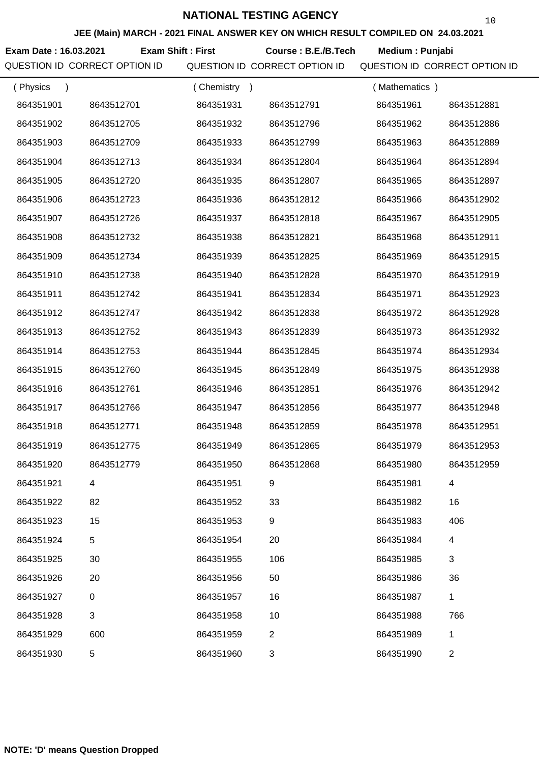# NATIONAL TESTING AGENCY

**JEE (Main) MARCH - 2021 FINAL ANSWER KEY ON WHICH RESULT COMPILED ON 24.03.2021**

**Exam Date : 16.03.2021** **Exam Shift : First** **Course : B.E./B.Tech** **Medium : Punjabi**

| QUESTION ID | CORRECT OPTION ID | QUESTION ID | CORRECT OPTION ID | QUESTION ID | CORRECT OPTION ID |
|---|---|---|---|---|---|
| ( Physics ) | | ( Chemistry ) | | ( Mathematics ) | |
| 864351901 | 8643512701 | 864351931 | 8643512791 | 864351961 | 8643512881 |
| 864351902 | 8643512705 | 864351932 | 8643512796 | 864351962 | 8643512886 |
| 864351903 | 8643512709 | 864351933 | 8643512799 | 864351963 | 8643512889 |
| 864351904 | 8643512713 | 864351934 | 8643512804 | 864351964 | 8643512894 |
| 864351905 | 8643512720 | 864351935 | 8643512807 | 864351965 | 8643512897 |
| 864351906 | 8643512723 | 864351936 | 8643512812 | 864351966 | 8643512902 |
| 864351907 | 8643512726 | 864351937 | 8643512818 | 864351967 | 8643512905 |
| 864351908 | 8643512732 | 864351938 | 8643512821 | 864351968 | 8643512911 |
| 864351909 | 8643512734 | 864351939 | 8643512825 | 864351969 | 8643512915 |
| 864351910 | 8643512738 | 864351940 | 8643512828 | 864351970 | 8643512919 |
| 864351911 | 8643512742 | 864351941 | 8643512834 | 864351971 | 8643512923 |
| 864351912 | 8643512747 | 864351942 | 8643512838 | 864351972 | 8643512928 |
| 864351913 | 8643512752 | 864351943 | 8643512839 | 864351973 | 8643512932 |
| 864351914 | 8643512753 | 864351944 | 8643512845 | 864351974 | 8643512934 |
| 864351915 | 8643512760 | 864351945 | 8643512849 | 864351975 | 8643512938 |
| 864351916 | 8643512761 | 864351946 | 8643512851 | 864351976 | 8643512942 |
| 864351917 | 8643512766 | 864351947 | 8643512856 | 864351977 | 8643512948 |
| 864351918 | 8643512771 | 864351948 | 8643512859 | 864351978 | 8643512951 |
| 864351919 | 8643512775 | 864351949 | 8643512865 | 864351979 | 8643512953 |
| 864351920 | 8643512779 | 864351950 | 8643512868 | 864351980 | 8643512959 |
| 864351921 | 4 | 864351951 | 9 | 864351981 | 4 |
| 864351922 | 82 | 864351952 | 33 | 864351982 | 16 |
| 864351923 | 15 | 864351953 | 9 | 864351983 | 406 |
| 864351924 | 5 | 864351954 | 20 | 864351984 | 4 |
| 864351925 | 30 | 864351955 | 106 | 864351985 | 3 |
| 864351926 | 20 | 864351956 | 50 | 864351986 | 36 |
| 864351927 | 0 | 864351957 | 16 | 864351987 | 1 |
| 864351928 | 3 | 864351958 | 10 | 864351988 | 766 |
| 864351929 | 600 | 864351959 | 2 | 864351989 | 1 |
| 864351930 | 5 | 864351960 | 3 | 864351990 | 2 |

**NOTE: 'D' means Question Dropped**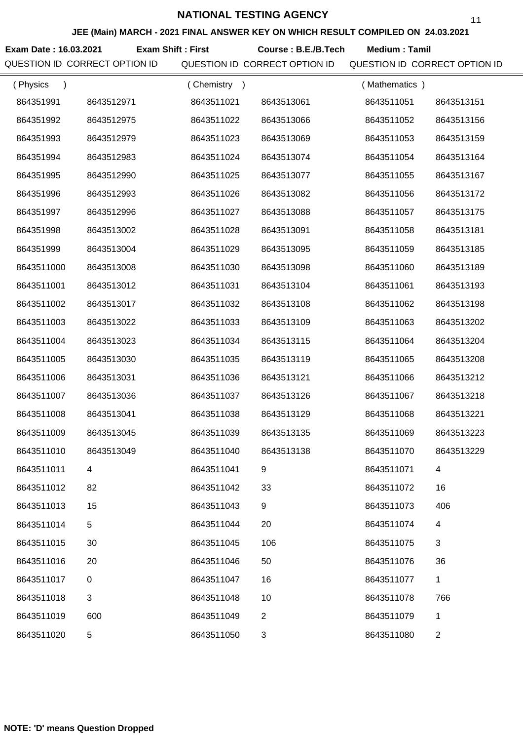# NATIONAL TESTING AGENCY

## JEE (Main) MARCH - 2021 FINAL ANSWER KEY ON WHICH RESULT COMPILED ON 24.03.2021

**Exam Date : 16.03.2021** **Exam Shift : First** **Course : B.E./B.Tech** **Medium : Tamil**

| QUESTION ID | CORRECT OPTION ID | QUESTION ID | CORRECT OPTION ID | QUESTION ID | CORRECT OPTION ID |
|---|---|---|---|---|---|
| ( Physics ) | | ( Chemistry ) | | ( Mathematics ) | |
| 864351991 | 8643512971 | 8643511021 | 8643513061 | 8643511051 | 8643513151 |
| 864351992 | 8643512975 | 8643511022 | 8643513066 | 8643511052 | 8643513156 |
| 864351993 | 8643512979 | 8643511023 | 8643513069 | 8643511053 | 8643513159 |
| 864351994 | 8643512983 | 8643511024 | 8643513074 | 8643511054 | 8643513164 |
| 864351995 | 8643512990 | 8643511025 | 8643513077 | 8643511055 | 8643513167 |
| 864351996 | 8643512993 | 8643511026 | 8643513082 | 8643511056 | 8643513172 |
| 864351997 | 8643512996 | 8643511027 | 8643513088 | 8643511057 | 8643513175 |
| 864351998 | 8643513002 | 8643511028 | 8643513091 | 8643511058 | 8643513181 |
| 864351999 | 8643513004 | 8643511029 | 8643513095 | 8643511059 | 8643513185 |
| 8643511000 | 8643513008 | 8643511030 | 8643513098 | 8643511060 | 8643513189 |
| 8643511001 | 8643513012 | 8643511031 | 8643513104 | 8643511061 | 8643513193 |
| 8643511002 | 8643513017 | 8643511032 | 8643513108 | 8643511062 | 8643513198 |
| 8643511003 | 8643513022 | 8643511033 | 8643513109 | 8643511063 | 8643513202 |
| 8643511004 | 8643513023 | 8643511034 | 8643513115 | 8643511064 | 8643513204 |
| 8643511005 | 8643513030 | 8643511035 | 8643513119 | 8643511065 | 8643513208 |
| 8643511006 | 8643513031 | 8643511036 | 8643513121 | 8643511066 | 8643513212 |
| 8643511007 | 8643513036 | 8643511037 | 8643513126 | 8643511067 | 8643513218 |
| 8643511008 | 8643513041 | 8643511038 | 8643513129 | 8643511068 | 8643513221 |
| 8643511009 | 8643513045 | 8643511039 | 8643513135 | 8643511069 | 8643513223 |
| 8643511010 | 8643513049 | 8643511040 | 8643513138 | 8643511070 | 8643513229 |
| 8643511011 | 4 | 8643511041 | 9 | 8643511071 | 4 |
| 8643511012 | 82 | 8643511042 | 33 | 8643511072 | 16 |
| 8643511013 | 15 | 8643511043 | 9 | 8643511073 | 406 |
| 8643511014 | 5 | 8643511044 | 20 | 8643511074 | 4 |
| 8643511015 | 30 | 8643511045 | 106 | 8643511075 | 3 |
| 8643511016 | 20 | 8643511046 | 50 | 8643511076 | 36 |
| 8643511017 | 0 | 8643511047 | 16 | 8643511077 | 1 |
| 8643511018 | 3 | 8643511048 | 10 | 8643511078 | 766 |
| 8643511019 | 600 | 8643511049 | 2 | 8643511079 | 1 |
| 8643511020 | 5 | 8643511050 | 3 | 8643511080 | 2 |

**NOTE: 'D' means Question Dropped**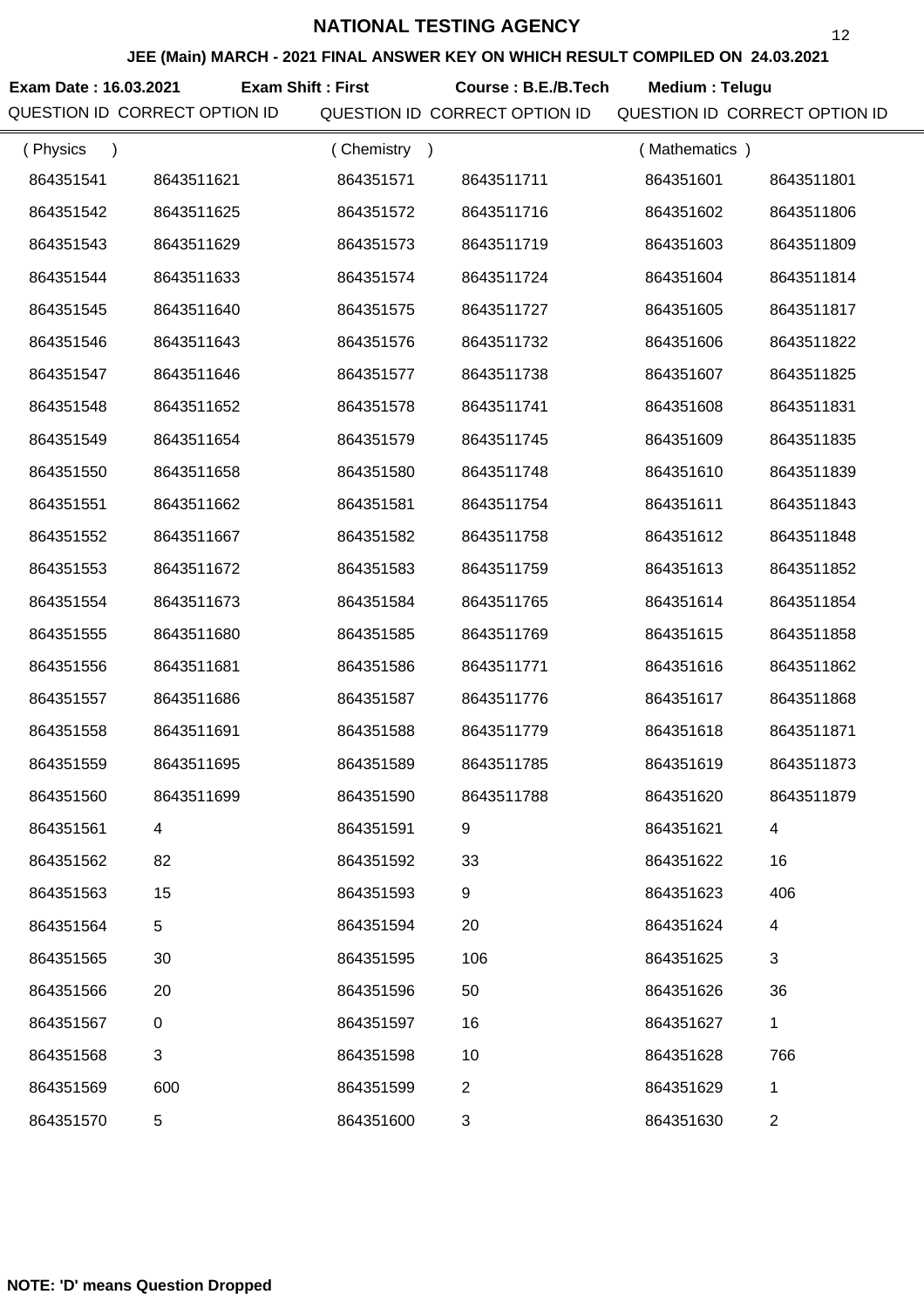# NATIONAL TESTING AGENCY

**JEE (Main) MARCH - 2021 FINAL ANSWER KEY ON WHICH RESULT COMPILED ON 24.03.2021**

**Exam Date : 16.03.2021** **Exam Shift : First** **Course : B.E./B.Tech** **Medium : Telugu**

| QUESTION ID | CORRECT OPTION ID | QUESTION ID | CORRECT OPTION ID | QUESTION ID | CORRECT OPTION ID |
|---|---|---|---|---|---|
| ( Physics ) | | ( Chemistry ) | | ( Mathematics ) | |
| 864351541 | 8643511621 | 864351571 | 8643511711 | 864351601 | 8643511801 |
| 864351542 | 8643511625 | 864351572 | 8643511716 | 864351602 | 8643511806 |
| 864351543 | 8643511629 | 864351573 | 8643511719 | 864351603 | 8643511809 |
| 864351544 | 8643511633 | 864351574 | 8643511724 | 864351604 | 8643511814 |
| 864351545 | 8643511640 | 864351575 | 8643511727 | 864351605 | 8643511817 |
| 864351546 | 8643511643 | 864351576 | 8643511732 | 864351606 | 8643511822 |
| 864351547 | 8643511646 | 864351577 | 8643511738 | 864351607 | 8643511825 |
| 864351548 | 8643511652 | 864351578 | 8643511741 | 864351608 | 8643511831 |
| 864351549 | 8643511654 | 864351579 | 8643511745 | 864351609 | 8643511835 |
| 864351550 | 8643511658 | 864351580 | 8643511748 | 864351610 | 8643511839 |
| 864351551 | 8643511662 | 864351581 | 8643511754 | 864351611 | 8643511843 |
| 864351552 | 8643511667 | 864351582 | 8643511758 | 864351612 | 8643511848 |
| 864351553 | 8643511672 | 864351583 | 8643511759 | 864351613 | 8643511852 |
| 864351554 | 8643511673 | 864351584 | 8643511765 | 864351614 | 8643511854 |
| 864351555 | 8643511680 | 864351585 | 8643511769 | 864351615 | 8643511858 |
| 864351556 | 8643511681 | 864351586 | 8643511771 | 864351616 | 8643511862 |
| 864351557 | 8643511686 | 864351587 | 8643511776 | 864351617 | 8643511868 |
| 864351558 | 8643511691 | 864351588 | 8643511779 | 864351618 | 8643511871 |
| 864351559 | 8643511695 | 864351589 | 8643511785 | 864351619 | 8643511873 |
| 864351560 | 8643511699 | 864351590 | 8643511788 | 864351620 | 8643511879 |
| 864351561 | 4 | 864351591 | 9 | 864351621 | 4 |
| 864351562 | 82 | 864351592 | 33 | 864351622 | 16 |
| 864351563 | 15 | 864351593 | 9 | 864351623 | 406 |
| 864351564 | 5 | 864351594 | 20 | 864351624 | 4 |
| 864351565 | 30 | 864351595 | 106 | 864351625 | 3 |
| 864351566 | 20 | 864351596 | 50 | 864351626 | 36 |
| 864351567 | 0 | 864351597 | 16 | 864351627 | 1 |
| 864351568 | 3 | 864351598 | 10 | 864351628 | 766 |
| 864351569 | 600 | 864351599 | 2 | 864351629 | 1 |
| 864351570 | 5 | 864351600 | 3 | 864351630 | 2 |

**NOTE: 'D' means Question Dropped**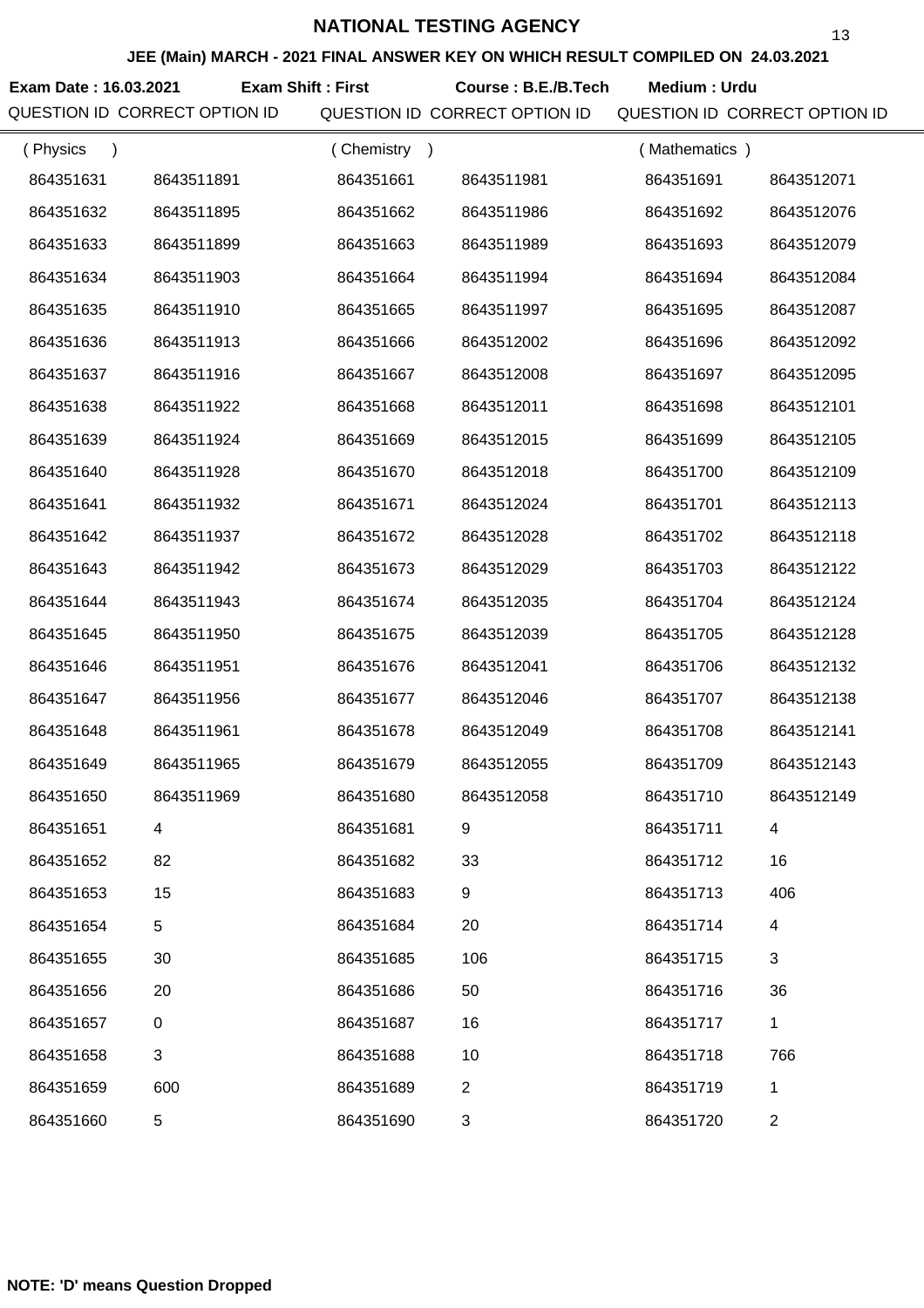# NATIONAL TESTING AGENCY

**JEE (Main) MARCH - 2021 FINAL ANSWER KEY ON WHICH RESULT COMPILED ON 24.03.2021**

**Exam Date : 16.03.2021** **Exam Shift : First** **Course : B.E./B.Tech** **Medium : Urdu**

| QUESTION ID | CORRECT OPTION ID | QUESTION ID | CORRECT OPTION ID | QUESTION ID | CORRECT OPTION ID |
|---|---|---|---|---|---|
| ( Physics ) | | ( Chemistry ) | | ( Mathematics ) | |
| 864351631 | 8643511891 | 864351661 | 8643511981 | 864351691 | 8643512071 |
| 864351632 | 8643511895 | 864351662 | 8643511986 | 864351692 | 8643512076 |
| 864351633 | 8643511899 | 864351663 | 8643511989 | 864351693 | 8643512079 |
| 864351634 | 8643511903 | 864351664 | 8643511994 | 864351694 | 8643512084 |
| 864351635 | 8643511910 | 864351665 | 8643511997 | 864351695 | 8643512087 |
| 864351636 | 8643511913 | 864351666 | 8643512002 | 864351696 | 8643512092 |
| 864351637 | 8643511916 | 864351667 | 8643512008 | 864351697 | 8643512095 |
| 864351638 | 8643511922 | 864351668 | 8643512011 | 864351698 | 8643512101 |
| 864351639 | 8643511924 | 864351669 | 8643512015 | 864351699 | 8643512105 |
| 864351640 | 8643511928 | 864351670 | 8643512018 | 864351700 | 8643512109 |
| 864351641 | 8643511932 | 864351671 | 8643512024 | 864351701 | 8643512113 |
| 864351642 | 8643511937 | 864351672 | 8643512028 | 864351702 | 8643512118 |
| 864351643 | 8643511942 | 864351673 | 8643512029 | 864351703 | 8643512122 |
| 864351644 | 8643511943 | 864351674 | 8643512035 | 864351704 | 8643512124 |
| 864351645 | 8643511950 | 864351675 | 8643512039 | 864351705 | 8643512128 |
| 864351646 | 8643511951 | 864351676 | 8643512041 | 864351706 | 8643512132 |
| 864351647 | 8643511956 | 864351677 | 8643512046 | 864351707 | 8643512138 |
| 864351648 | 8643511961 | 864351678 | 8643512049 | 864351708 | 8643512141 |
| 864351649 | 8643511965 | 864351679 | 8643512055 | 864351709 | 8643512143 |
| 864351650 | 8643511969 | 864351680 | 8643512058 | 864351710 | 8643512149 |
| 864351651 | 4 | 864351681 | 9 | 864351711 | 4 |
| 864351652 | 82 | 864351682 | 33 | 864351712 | 16 |
| 864351653 | 15 | 864351683 | 9 | 864351713 | 406 |
| 864351654 | 5 | 864351684 | 20 | 864351714 | 4 |
| 864351655 | 30 | 864351685 | 106 | 864351715 | 3 |
| 864351656 | 20 | 864351686 | 50 | 864351716 | 36 |
| 864351657 | 0 | 864351687 | 16 | 864351717 | 1 |
| 864351658 | 3 | 864351688 | 10 | 864351718 | 766 |
| 864351659 | 600 | 864351689 | 2 | 864351719 | 1 |
| 864351660 | 5 | 864351690 | 3 | 864351720 | 2 |

**NOTE: 'D' means Question Dropped**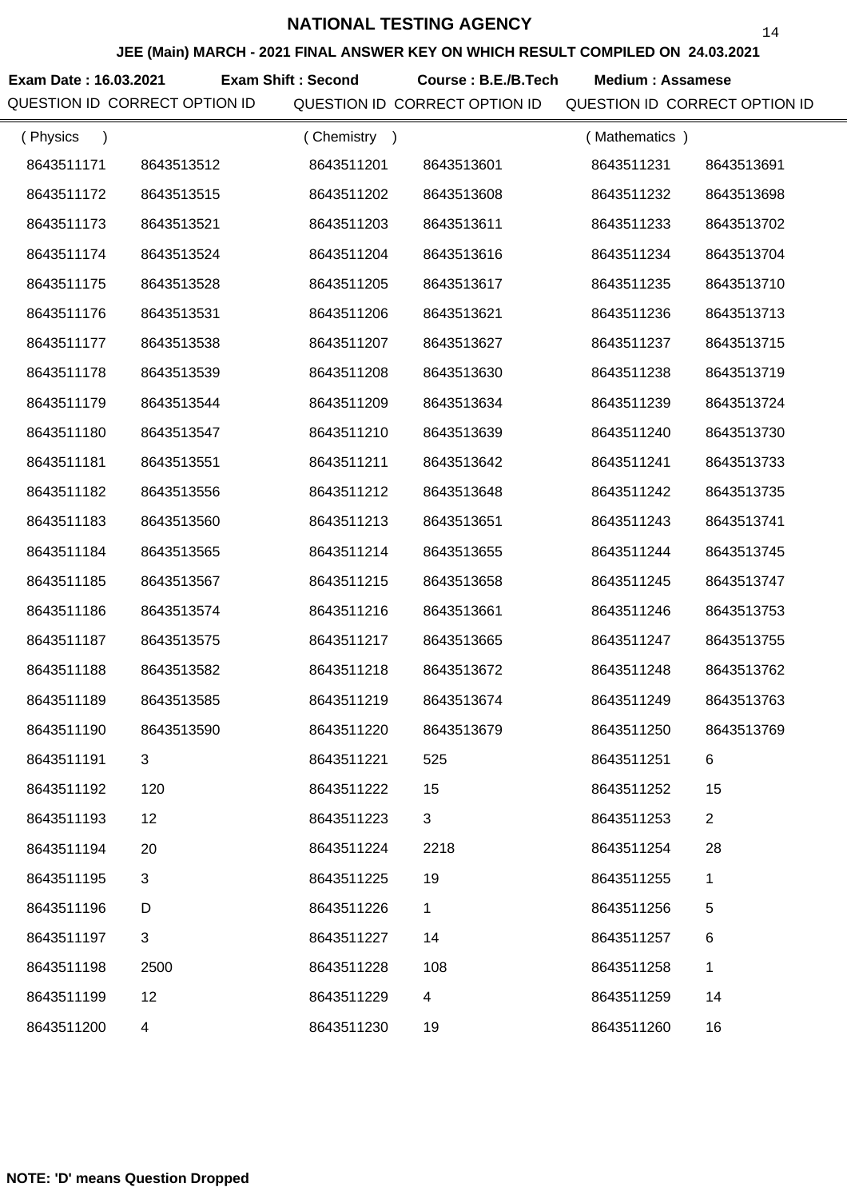# NATIONAL TESTING AGENCY

## JEE (Main) MARCH - 2021 FINAL ANSWER KEY ON WHICH RESULT COMPILED ON 24.03.2021

**Exam Date : 16.03.2021** **Exam Shift : Second** **Course : B.E./B.Tech** **Medium : Assamese**

| QUESTION ID | CORRECT OPTION ID | QUESTION ID | CORRECT OPTION ID | QUESTION ID | CORRECT OPTION ID |
|---|---|---|---|---|---|
| ( Physics ) | | ( Chemistry ) | | ( Mathematics ) | |
| 8643511171 | 8643513512 | 8643511201 | 8643513601 | 8643511231 | 8643513691 |
| 8643511172 | 8643513515 | 8643511202 | 8643513608 | 8643511232 | 8643513698 |
| 8643511173 | 8643513521 | 8643511203 | 8643513611 | 8643511233 | 8643513702 |
| 8643511174 | 8643513524 | 8643511204 | 8643513616 | 8643511234 | 8643513704 |
| 8643511175 | 8643513528 | 8643511205 | 8643513617 | 8643511235 | 8643513710 |
| 8643511176 | 8643513531 | 8643511206 | 8643513621 | 8643511236 | 8643513713 |
| 8643511177 | 8643513538 | 8643511207 | 8643513627 | 8643511237 | 8643513715 |
| 8643511178 | 8643513539 | 8643511208 | 8643513630 | 8643511238 | 8643513719 |
| 8643511179 | 8643513544 | 8643511209 | 8643513634 | 8643511239 | 8643513724 |
| 8643511180 | 8643513547 | 8643511210 | 8643513639 | 8643511240 | 8643513730 |
| 8643511181 | 8643513551 | 8643511211 | 8643513642 | 8643511241 | 8643513733 |
| 8643511182 | 8643513556 | 8643511212 | 8643513648 | 8643511242 | 8643513735 |
| 8643511183 | 8643513560 | 8643511213 | 8643513651 | 8643511243 | 8643513741 |
| 8643511184 | 8643513565 | 8643511214 | 8643513655 | 8643511244 | 8643513745 |
| 8643511185 | 8643513567 | 8643511215 | 8643513658 | 8643511245 | 8643513747 |
| 8643511186 | 8643513574 | 8643511216 | 8643513661 | 8643511246 | 8643513753 |
| 8643511187 | 8643513575 | 8643511217 | 8643513665 | 8643511247 | 8643513755 |
| 8643511188 | 8643513582 | 8643511218 | 8643513672 | 8643511248 | 8643513762 |
| 8643511189 | 8643513585 | 8643511219 | 8643513674 | 8643511249 | 8643513763 |
| 8643511190 | 8643513590 | 8643511220 | 8643513679 | 8643511250 | 8643513769 |
| 8643511191 | 3 | 8643511221 | 525 | 8643511251 | 6 |
| 8643511192 | 120 | 8643511222 | 15 | 8643511252 | 15 |
| 8643511193 | 12 | 8643511223 | 3 | 8643511253 | 2 |
| 8643511194 | 20 | 8643511224 | 2218 | 8643511254 | 28 |
| 8643511195 | 3 | 8643511225 | 19 | 8643511255 | 1 |
| 8643511196 | D | 8643511226 | 1 | 8643511256 | 5 |
| 8643511197 | 3 | 8643511227 | 14 | 8643511257 | 6 |
| 8643511198 | 2500 | 8643511228 | 108 | 8643511258 | 1 |
| 8643511199 | 12 | 8643511229 | 4 | 8643511259 | 14 |
| 8643511200 | 4 | 8643511230 | 19 | 8643511260 | 16 |

**NOTE: 'D' means Question Dropped**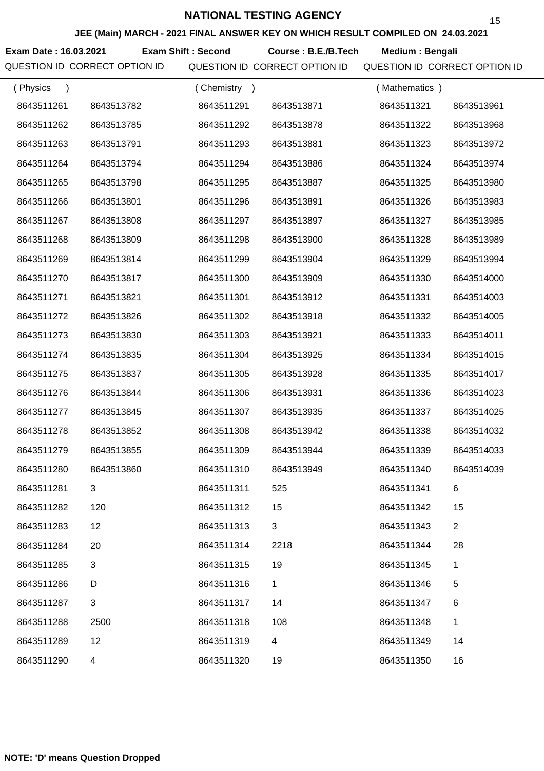# NATIONAL TESTING AGENCY

## JEE (Main) MARCH - 2021 FINAL ANSWER KEY ON WHICH RESULT COMPILED ON 24.03.2021

**Exam Date : 16.03.2021** **Exam Shift : Second** **Course : B.E./B.Tech** **Medium : Bengali**

| QUESTION ID | CORRECT OPTION ID | QUESTION ID | CORRECT OPTION ID | QUESTION ID | CORRECT OPTION ID |
|---|---|---|---|---|---|
| ( Physics ) | | ( Chemistry ) | | ( Mathematics ) | |
| 8643511261 | 8643513782 | 8643511291 | 8643513871 | 8643511321 | 8643513961 |
| 8643511262 | 8643513785 | 8643511292 | 8643513878 | 8643511322 | 8643513968 |
| 8643511263 | 8643513791 | 8643511293 | 8643513881 | 8643511323 | 8643513972 |
| 8643511264 | 8643513794 | 8643511294 | 8643513886 | 8643511324 | 8643513974 |
| 8643511265 | 8643513798 | 8643511295 | 8643513887 | 8643511325 | 8643513980 |
| 8643511266 | 8643513801 | 8643511296 | 8643513891 | 8643511326 | 8643513983 |
| 8643511267 | 8643513808 | 8643511297 | 8643513897 | 8643511327 | 8643513985 |
| 8643511268 | 8643513809 | 8643511298 | 8643513900 | 8643511328 | 8643513989 |
| 8643511269 | 8643513814 | 8643511299 | 8643513904 | 8643511329 | 8643513994 |
| 8643511270 | 8643513817 | 8643511300 | 8643513909 | 8643511330 | 8643514000 |
| 8643511271 | 8643513821 | 8643511301 | 8643513912 | 8643511331 | 8643514003 |
| 8643511272 | 8643513826 | 8643511302 | 8643513918 | 8643511332 | 8643514005 |
| 8643511273 | 8643513830 | 8643511303 | 8643513921 | 8643511333 | 8643514011 |
| 8643511274 | 8643513835 | 8643511304 | 8643513925 | 8643511334 | 8643514015 |
| 8643511275 | 8643513837 | 8643511305 | 8643513928 | 8643511335 | 8643514017 |
| 8643511276 | 8643513844 | 8643511306 | 8643513931 | 8643511336 | 8643514023 |
| 8643511277 | 8643513845 | 8643511307 | 8643513935 | 8643511337 | 8643514025 |
| 8643511278 | 8643513852 | 8643511308 | 8643513942 | 8643511338 | 8643514032 |
| 8643511279 | 8643513855 | 8643511309 | 8643513944 | 8643511339 | 8643514033 |
| 8643511280 | 8643513860 | 8643511310 | 8643513949 | 8643511340 | 8643514039 |
| 8643511281 | 3 | 8643511311 | 525 | 8643511341 | 6 |
| 8643511282 | 120 | 8643511312 | 15 | 8643511342 | 15 |
| 8643511283 | 12 | 8643511313 | 3 | 8643511343 | 2 |
| 8643511284 | 20 | 8643511314 | 2218 | 8643511344 | 28 |
| 8643511285 | 3 | 8643511315 | 19 | 8643511345 | 1 |
| 8643511286 | D | 8643511316 | 1 | 8643511346 | 5 |
| 8643511287 | 3 | 8643511317 | 14 | 8643511347 | 6 |
| 8643511288 | 2500 | 8643511318 | 108 | 8643511348 | 1 |
| 8643511289 | 12 | 8643511319 | 4 | 8643511349 | 14 |
| 8643511290 | 4 | 8643511320 | 19 | 8643511350 | 16 |

**NOTE: 'D' means Question Dropped**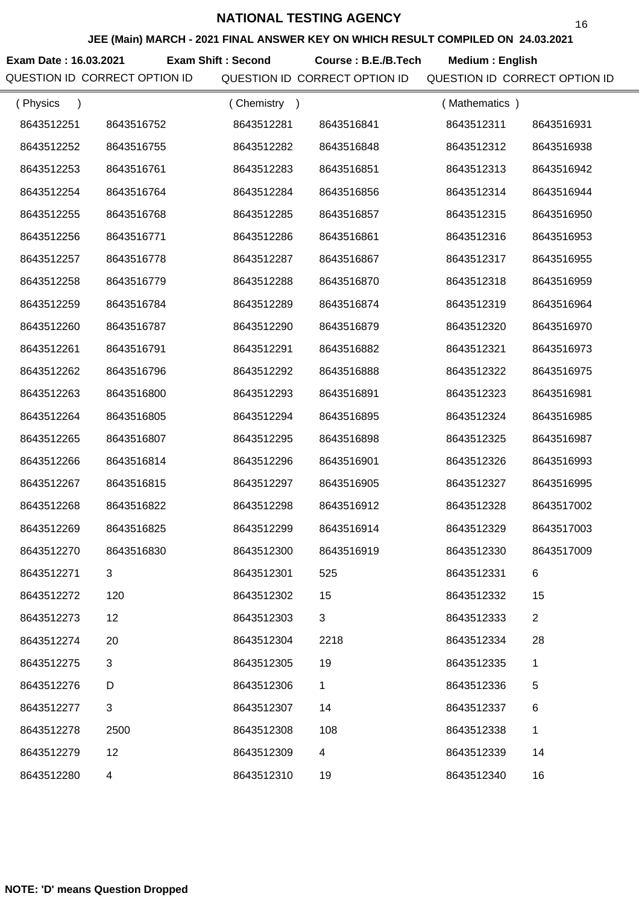# NATIONAL TESTING AGENCY

## JEE (Main) MARCH - 2021 FINAL ANSWER KEY ON WHICH RESULT COMPILED ON 24.03.2021

**Exam Date : 16.03.2021** **Exam Shift : Second** **Course : B.E./B.Tech** **Medium : English**

| QUESTION ID | CORRECT OPTION ID | QUESTION ID | CORRECT OPTION ID | QUESTION ID | CORRECT OPTION ID |
|---|---|---|---|---|---|
| ( Physics ) | | ( Chemistry ) | | ( Mathematics ) | |
| 8643512251 | 8643516752 | 8643512281 | 8643516841 | 8643512311 | 8643516931 |
| 8643512252 | 8643516755 | 8643512282 | 8643516848 | 8643512312 | 8643516938 |
| 8643512253 | 8643516761 | 8643512283 | 8643516851 | 8643512313 | 8643516942 |
| 8643512254 | 8643516764 | 8643512284 | 8643516856 | 8643512314 | 8643516944 |
| 8643512255 | 8643516768 | 8643512285 | 8643516857 | 8643512315 | 8643516950 |
| 8643512256 | 8643516771 | 8643512286 | 8643516861 | 8643512316 | 8643516953 |
| 8643512257 | 8643516778 | 8643512287 | 8643516867 | 8643512317 | 8643516955 |
| 8643512258 | 8643516779 | 8643512288 | 8643516870 | 8643512318 | 8643516959 |
| 8643512259 | 8643516784 | 8643512289 | 8643516874 | 8643512319 | 8643516964 |
| 8643512260 | 8643516787 | 8643512290 | 8643516879 | 8643512320 | 8643516970 |
| 8643512261 | 8643516791 | 8643512291 | 8643516882 | 8643512321 | 8643516973 |
| 8643512262 | 8643516796 | 8643512292 | 8643516888 | 8643512322 | 8643516975 |
| 8643512263 | 8643516800 | 8643512293 | 8643516891 | 8643512323 | 8643516981 |
| 8643512264 | 8643516805 | 8643512294 | 8643516895 | 8643512324 | 8643516985 |
| 8643512265 | 8643516807 | 8643512295 | 8643516898 | 8643512325 | 8643516987 |
| 8643512266 | 8643516814 | 8643512296 | 8643516901 | 8643512326 | 8643516993 |
| 8643512267 | 8643516815 | 8643512297 | 8643516905 | 8643512327 | 8643516995 |
| 8643512268 | 8643516822 | 8643512298 | 8643516912 | 8643512328 | 8643517002 |
| 8643512269 | 8643516825 | 8643512299 | 8643516914 | 8643512329 | 8643517003 |
| 8643512270 | 8643516830 | 8643512300 | 8643516919 | 8643512330 | 8643517009 |
| 8643512271 | 3 | 8643512301 | 525 | 8643512331 | 6 |
| 8643512272 | 120 | 8643512302 | 15 | 8643512332 | 15 |
| 8643512273 | 12 | 8643512303 | 3 | 8643512333 | 2 |
| 8643512274 | 20 | 8643512304 | 2218 | 8643512334 | 28 |
| 8643512275 | 3 | 8643512305 | 19 | 8643512335 | 1 |
| 8643512276 | D | 8643512306 | 1 | 8643512336 | 5 |
| 8643512277 | 3 | 8643512307 | 14 | 8643512337 | 6 |
| 8643512278 | 2500 | 8643512308 | 108 | 8643512338 | 1 |
| 8643512279 | 12 | 8643512309 | 4 | 8643512339 | 14 |
| 8643512280 | 4 | 8643512310 | 19 | 8643512340 | 16 |

**NOTE: 'D' means Question Dropped**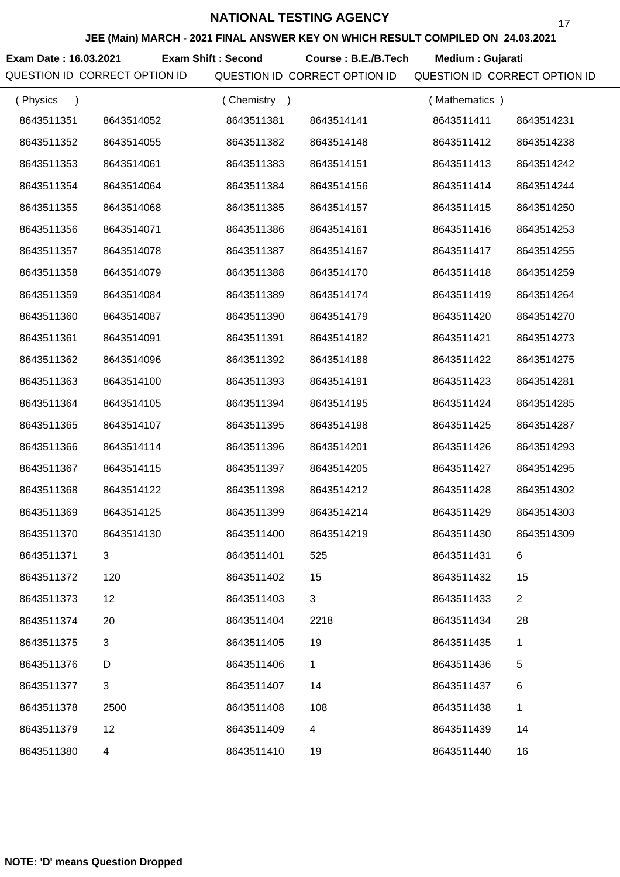# NATIONAL TESTING AGENCY

## JEE (Main) MARCH - 2021 FINAL ANSWER KEY ON WHICH RESULT COMPILED ON 24.03.2021

**Exam Date : 16.03.2021** **Exam Shift : Second** **Course : B.E./B.Tech** **Medium : Gujarati**

| QUESTION ID | CORRECT OPTION ID | QUESTION ID | CORRECT OPTION ID | QUESTION ID | CORRECT OPTION ID |
|---|---|---|---|---|---|
| ( Physics ) | | ( Chemistry ) | | ( Mathematics ) | |
| 8643511351 | 8643514052 | 8643511381 | 8643514141 | 8643511411 | 8643514231 |
| 8643511352 | 8643514055 | 8643511382 | 8643514148 | 8643511412 | 8643514238 |
| 8643511353 | 8643514061 | 8643511383 | 8643514151 | 8643511413 | 8643514242 |
| 8643511354 | 8643514064 | 8643511384 | 8643514156 | 8643511414 | 8643514244 |
| 8643511355 | 8643514068 | 8643511385 | 8643514157 | 8643511415 | 8643514250 |
| 8643511356 | 8643514071 | 8643511386 | 8643514161 | 8643511416 | 8643514253 |
| 8643511357 | 8643514078 | 8643511387 | 8643514167 | 8643511417 | 8643514255 |
| 8643511358 | 8643514079 | 8643511388 | 8643514170 | 8643511418 | 8643514259 |
| 8643511359 | 8643514084 | 8643511389 | 8643514174 | 8643511419 | 8643514264 |
| 8643511360 | 8643514087 | 8643511390 | 8643514179 | 8643511420 | 8643514270 |
| 8643511361 | 8643514091 | 8643511391 | 8643514182 | 8643511421 | 8643514273 |
| 8643511362 | 8643514096 | 8643511392 | 8643514188 | 8643511422 | 8643514275 |
| 8643511363 | 8643514100 | 8643511393 | 8643514191 | 8643511423 | 8643514281 |
| 8643511364 | 8643514105 | 8643511394 | 8643514195 | 8643511424 | 8643514285 |
| 8643511365 | 8643514107 | 8643511395 | 8643514198 | 8643511425 | 8643514287 |
| 8643511366 | 8643514114 | 8643511396 | 8643514201 | 8643511426 | 8643514293 |
| 8643511367 | 8643514115 | 8643511397 | 8643514205 | 8643511427 | 8643514295 |
| 8643511368 | 8643514122 | 8643511398 | 8643514212 | 8643511428 | 8643514302 |
| 8643511369 | 8643514125 | 8643511399 | 8643514214 | 8643511429 | 8643514303 |
| 8643511370 | 8643514130 | 8643511400 | 8643514219 | 8643511430 | 8643514309 |
| 8643511371 | 3 | 8643511401 | 525 | 8643511431 | 6 |
| 8643511372 | 120 | 8643511402 | 15 | 8643511432 | 15 |
| 8643511373 | 12 | 8643511403 | 3 | 8643511433 | 2 |
| 8643511374 | 20 | 8643511404 | 2218 | 8643511434 | 28 |
| 8643511375 | 3 | 8643511405 | 19 | 8643511435 | 1 |
| 8643511376 | D | 8643511406 | 1 | 8643511436 | 5 |
| 8643511377 | 3 | 8643511407 | 14 | 8643511437 | 6 |
| 8643511378 | 2500 | 8643511408 | 108 | 8643511438 | 1 |
| 8643511379 | 12 | 8643511409 | 4 | 8643511439 | 14 |
| 8643511380 | 4 | 8643511410 | 19 | 8643511440 | 16 |

**NOTE: 'D' means Question Dropped**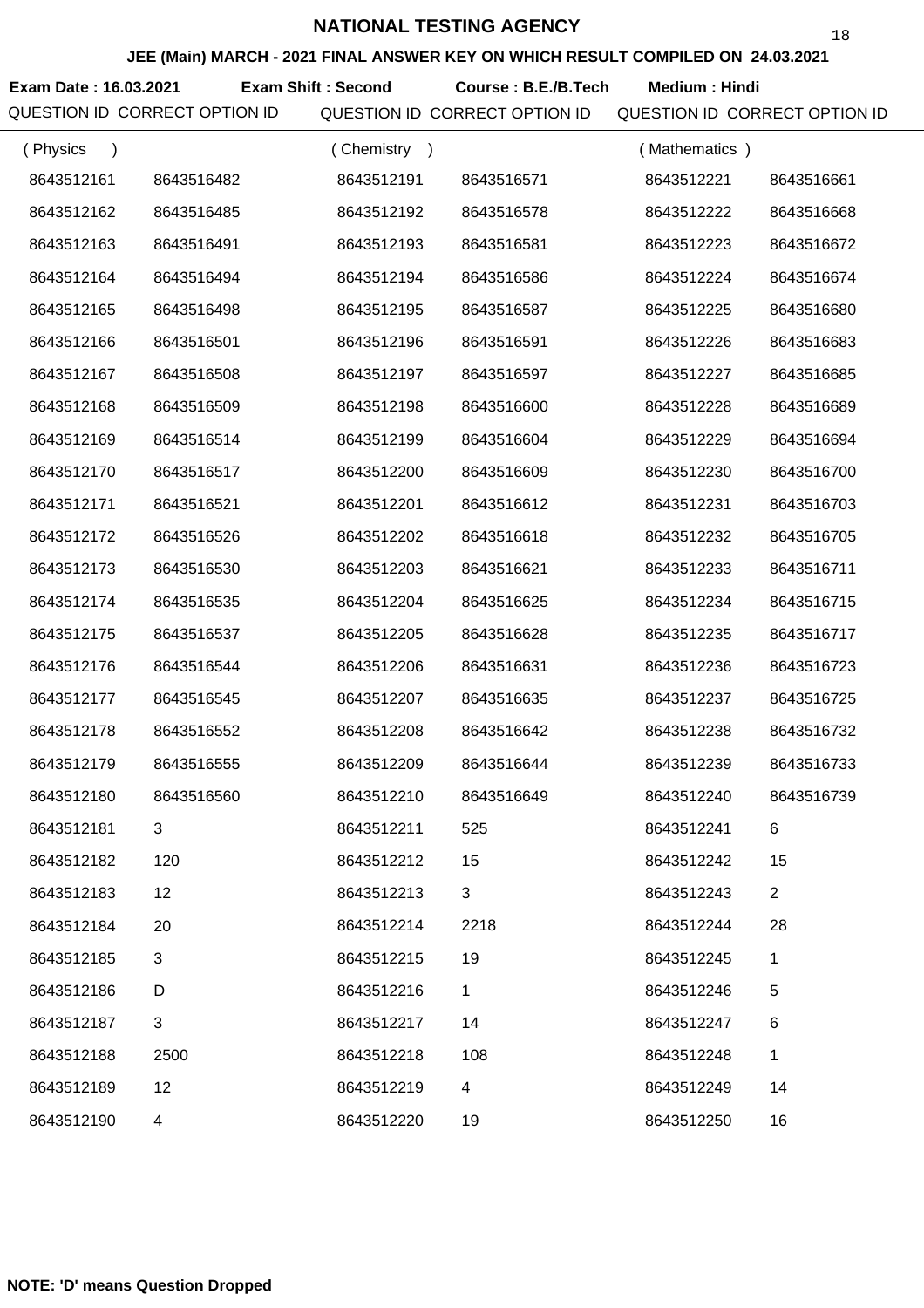# NATIONAL TESTING AGENCY

**JEE (Main) MARCH - 2021 FINAL ANSWER KEY ON WHICH RESULT COMPILED ON 24.03.2021**

**Exam Date : 16.03.2021** **Exam Shift : Second** **Course : B.E./B.Tech** **Medium : Hindi**

| QUESTION ID | CORRECT OPTION ID | QUESTION ID | CORRECT OPTION ID | QUESTION ID | CORRECT OPTION ID |
|---|---|---|---|---|---|
| ( Physics ) | | ( Chemistry ) | | ( Mathematics ) | |
| 8643512161 | 8643516482 | 8643512191 | 8643516571 | 8643512221 | 8643516661 |
| 8643512162 | 8643516485 | 8643512192 | 8643516578 | 8643512222 | 8643516668 |
| 8643512163 | 8643516491 | 8643512193 | 8643516581 | 8643512223 | 8643516672 |
| 8643512164 | 8643516494 | 8643512194 | 8643516586 | 8643512224 | 8643516674 |
| 8643512165 | 8643516498 | 8643512195 | 8643516587 | 8643512225 | 8643516680 |
| 8643512166 | 8643516501 | 8643512196 | 8643516591 | 8643512226 | 8643516683 |
| 8643512167 | 8643516508 | 8643512197 | 8643516597 | 8643512227 | 8643516685 |
| 8643512168 | 8643516509 | 8643512198 | 8643516600 | 8643512228 | 8643516689 |
| 8643512169 | 8643516514 | 8643512199 | 8643516604 | 8643512229 | 8643516694 |
| 8643512170 | 8643516517 | 8643512200 | 8643516609 | 8643512230 | 8643516700 |
| 8643512171 | 8643516521 | 8643512201 | 8643516612 | 8643512231 | 8643516703 |
| 8643512172 | 8643516526 | 8643512202 | 8643516618 | 8643512232 | 8643516705 |
| 8643512173 | 8643516530 | 8643512203 | 8643516621 | 8643512233 | 8643516711 |
| 8643512174 | 8643516535 | 8643512204 | 8643516625 | 8643512234 | 8643516715 |
| 8643512175 | 8643516537 | 8643512205 | 8643516628 | 8643512235 | 8643516717 |
| 8643512176 | 8643516544 | 8643512206 | 8643516631 | 8643512236 | 8643516723 |
| 8643512177 | 8643516545 | 8643512207 | 8643516635 | 8643512237 | 8643516725 |
| 8643512178 | 8643516552 | 8643512208 | 8643516642 | 8643512238 | 8643516732 |
| 8643512179 | 8643516555 | 8643512209 | 8643516644 | 8643512239 | 8643516733 |
| 8643512180 | 8643516560 | 8643512210 | 8643516649 | 8643512240 | 8643516739 |
| 8643512181 | 3 | 8643512211 | 525 | 8643512241 | 6 |
| 8643512182 | 120 | 8643512212 | 15 | 8643512242 | 15 |
| 8643512183 | 12 | 8643512213 | 3 | 8643512243 | 2 |
| 8643512184 | 20 | 8643512214 | 2218 | 8643512244 | 28 |
| 8643512185 | 3 | 8643512215 | 19 | 8643512245 | 1 |
| 8643512186 | D | 8643512216 | 1 | 8643512246 | 5 |
| 8643512187 | 3 | 8643512217 | 14 | 8643512247 | 6 |
| 8643512188 | 2500 | 8643512218 | 108 | 8643512248 | 1 |
| 8643512189 | 12 | 8643512219 | 4 | 8643512249 | 14 |
| 8643512190 | 4 | 8643512220 | 19 | 8643512250 | 16 |

**NOTE: 'D' means Question Dropped**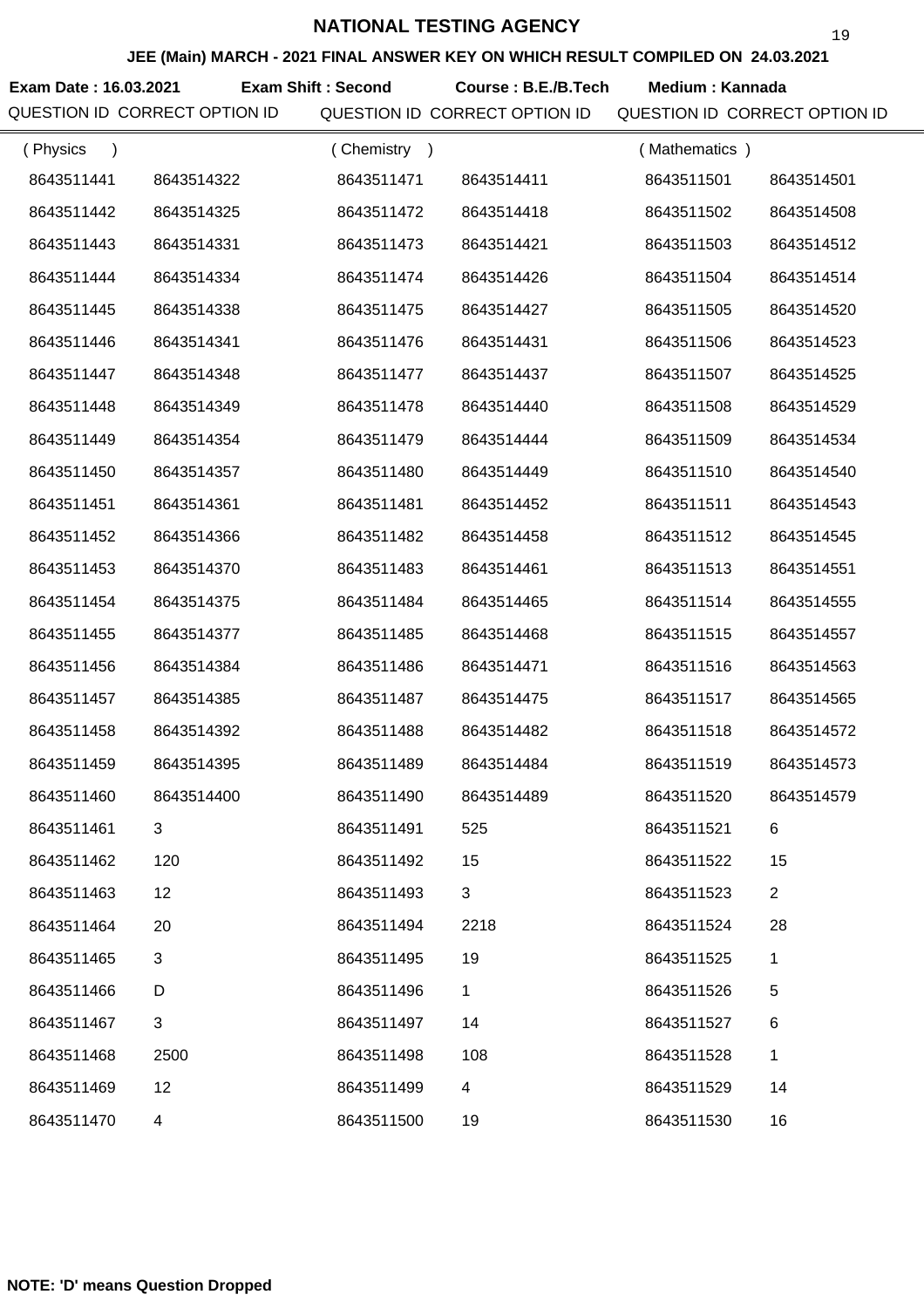# NATIONAL TESTING AGENCY

**JEE (Main) MARCH - 2021 FINAL ANSWER KEY ON WHICH RESULT COMPILED ON 24.03.2021**

**Exam Date : 16.03.2021** **Exam Shift : Second** **Course : B.E./B.Tech** **Medium : Kannada**

| QUESTION ID | CORRECT OPTION ID | QUESTION ID | CORRECT OPTION ID | QUESTION ID | CORRECT OPTION ID |
|---|---|---|---|---|---|
| ( Physics ) | | ( Chemistry ) | | ( Mathematics ) | |
| 8643511441 | 8643514322 | 8643511471 | 8643514411 | 8643511501 | 8643514501 |
| 8643511442 | 8643514325 | 8643511472 | 8643514418 | 8643511502 | 8643514508 |
| 8643511443 | 8643514331 | 8643511473 | 8643514421 | 8643511503 | 8643514512 |
| 8643511444 | 8643514334 | 8643511474 | 8643514426 | 8643511504 | 8643514514 |
| 8643511445 | 8643514338 | 8643511475 | 8643514427 | 8643511505 | 8643514520 |
| 8643511446 | 8643514341 | 8643511476 | 8643514431 | 8643511506 | 8643514523 |
| 8643511447 | 8643514348 | 8643511477 | 8643514437 | 8643511507 | 8643514525 |
| 8643511448 | 8643514349 | 8643511478 | 8643514440 | 8643511508 | 8643514529 |
| 8643511449 | 8643514354 | 8643511479 | 8643514444 | 8643511509 | 8643514534 |
| 8643511450 | 8643514357 | 8643511480 | 8643514449 | 8643511510 | 8643514540 |
| 8643511451 | 8643514361 | 8643511481 | 8643514452 | 8643511511 | 8643514543 |
| 8643511452 | 8643514366 | 8643511482 | 8643514458 | 8643511512 | 8643514545 |
| 8643511453 | 8643514370 | 8643511483 | 8643514461 | 8643511513 | 8643514551 |
| 8643511454 | 8643514375 | 8643511484 | 8643514465 | 8643511514 | 8643514555 |
| 8643511455 | 8643514377 | 8643511485 | 8643514468 | 8643511515 | 8643514557 |
| 8643511456 | 8643514384 | 8643511486 | 8643514471 | 8643511516 | 8643514563 |
| 8643511457 | 8643514385 | 8643511487 | 8643514475 | 8643511517 | 8643514565 |
| 8643511458 | 8643514392 | 8643511488 | 8643514482 | 8643511518 | 8643514572 |
| 8643511459 | 8643514395 | 8643511489 | 8643514484 | 8643511519 | 8643514573 |
| 8643511460 | 8643514400 | 8643511490 | 8643514489 | 8643511520 | 8643514579 |
| 8643511461 | 3 | 8643511491 | 525 | 8643511521 | 6 |
| 8643511462 | 120 | 8643511492 | 15 | 8643511522 | 15 |
| 8643511463 | 12 | 8643511493 | 3 | 8643511523 | 2 |
| 8643511464 | 20 | 8643511494 | 2218 | 8643511524 | 28 |
| 8643511465 | 3 | 8643511495 | 19 | 8643511525 | 1 |
| 8643511466 | D | 8643511496 | 1 | 8643511526 | 5 |
| 8643511467 | 3 | 8643511497 | 14 | 8643511527 | 6 |
| 8643511468 | 2500 | 8643511498 | 108 | 8643511528 | 1 |
| 8643511469 | 12 | 8643511499 | 4 | 8643511529 | 14 |
| 8643511470 | 4 | 8643511500 | 19 | 8643511530 | 16 |

**NOTE: 'D' means Question Dropped**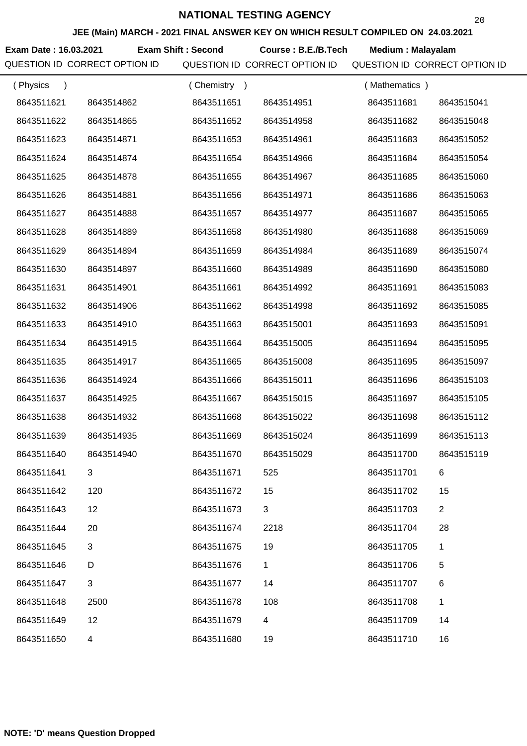# NATIONAL TESTING AGENCY

**JEE (Main) MARCH - 2021 FINAL ANSWER KEY ON WHICH RESULT COMPILED ON 24.03.2021**

**Exam Date : 16.03.2021** **Exam Shift : Second** **Course : B.E./B.Tech** **Medium : Malayalam**

| QUESTION ID | CORRECT OPTION ID | QUESTION ID | CORRECT OPTION ID | QUESTION ID | CORRECT OPTION ID |
|---|---|---|---|---|---|
| ( Physics ) | | ( Chemistry ) | | ( Mathematics ) | |
| 8643511621 | 8643514862 | 8643511651 | 8643514951 | 8643511681 | 8643515041 |
| 8643511622 | 8643514865 | 8643511652 | 8643514958 | 8643511682 | 8643515048 |
| 8643511623 | 8643514871 | 8643511653 | 8643514961 | 8643511683 | 8643515052 |
| 8643511624 | 8643514874 | 8643511654 | 8643514966 | 8643511684 | 8643515054 |
| 8643511625 | 8643514878 | 8643511655 | 8643514967 | 8643511685 | 8643515060 |
| 8643511626 | 8643514881 | 8643511656 | 8643514971 | 8643511686 | 8643515063 |
| 8643511627 | 8643514888 | 8643511657 | 8643514977 | 8643511687 | 8643515065 |
| 8643511628 | 8643514889 | 8643511658 | 8643514980 | 8643511688 | 8643515069 |
| 8643511629 | 8643514894 | 8643511659 | 8643514984 | 8643511689 | 8643515074 |
| 8643511630 | 8643514897 | 8643511660 | 8643514989 | 8643511690 | 8643515080 |
| 8643511631 | 8643514901 | 8643511661 | 8643514992 | 8643511691 | 8643515083 |
| 8643511632 | 8643514906 | 8643511662 | 8643514998 | 8643511692 | 8643515085 |
| 8643511633 | 8643514910 | 8643511663 | 8643515001 | 8643511693 | 8643515091 |
| 8643511634 | 8643514915 | 8643511664 | 8643515005 | 8643511694 | 8643515095 |
| 8643511635 | 8643514917 | 8643511665 | 8643515008 | 8643511695 | 8643515097 |
| 8643511636 | 8643514924 | 8643511666 | 8643515011 | 8643511696 | 8643515103 |
| 8643511637 | 8643514925 | 8643511667 | 8643515015 | 8643511697 | 8643515105 |
| 8643511638 | 8643514932 | 8643511668 | 8643515022 | 8643511698 | 8643515112 |
| 8643511639 | 8643514935 | 8643511669 | 8643515024 | 8643511699 | 8643515113 |
| 8643511640 | 8643514940 | 8643511670 | 8643515029 | 8643511700 | 8643515119 |
| 8643511641 | 3 | 8643511671 | 525 | 8643511701 | 6 |
| 8643511642 | 120 | 8643511672 | 15 | 8643511702 | 15 |
| 8643511643 | 12 | 8643511673 | 3 | 8643511703 | 2 |
| 8643511644 | 20 | 8643511674 | 2218 | 8643511704 | 28 |
| 8643511645 | 3 | 8643511675 | 19 | 8643511705 | 1 |
| 8643511646 | D | 8643511676 | 1 | 8643511706 | 5 |
| 8643511647 | 3 | 8643511677 | 14 | 8643511707 | 6 |
| 8643511648 | 2500 | 8643511678 | 108 | 8643511708 | 1 |
| 8643511649 | 12 | 8643511679 | 4 | 8643511709 | 14 |
| 8643511650 | 4 | 8643511680 | 19 | 8643511710 | 16 |

**NOTE: 'D' means Question Dropped**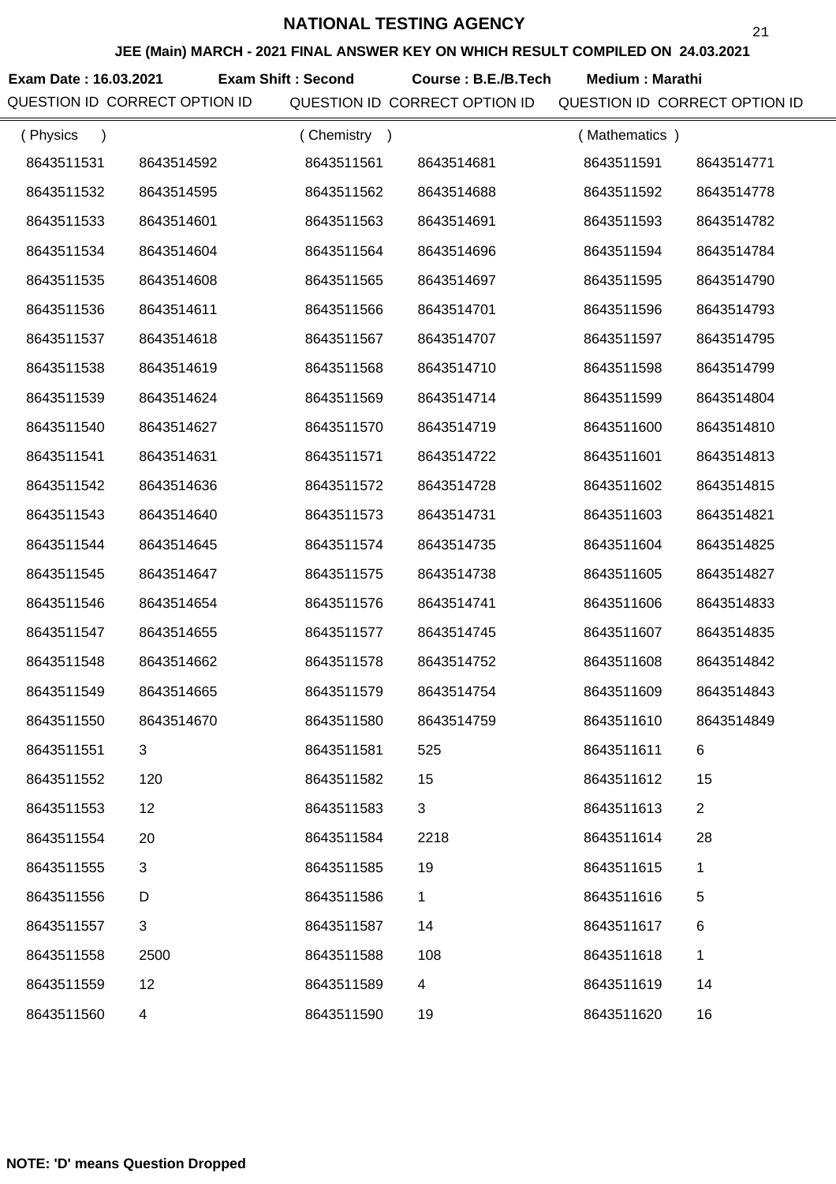# NATIONAL TESTING AGENCY

**JEE (Main) MARCH - 2021 FINAL ANSWER KEY ON WHICH RESULT COMPILED ON 24.03.2021**

**Exam Date : 16.03.2021** **Exam Shift : Second** **Course : B.E./B.Tech** **Medium : Marathi**

| QUESTION ID | CORRECT OPTION ID | QUESTION ID | CORRECT OPTION ID | QUESTION ID | CORRECT OPTION ID |
|---|---|---|---|---|---|
| ( Physics ) | | ( Chemistry ) | | ( Mathematics ) | |
| 8643511531 | 8643514592 | 8643511561 | 8643514681 | 8643511591 | 8643514771 |
| 8643511532 | 8643514595 | 8643511562 | 8643514688 | 8643511592 | 8643514778 |
| 8643511533 | 8643514601 | 8643511563 | 8643514691 | 8643511593 | 8643514782 |
| 8643511534 | 8643514604 | 8643511564 | 8643514696 | 8643511594 | 8643514784 |
| 8643511535 | 8643514608 | 8643511565 | 8643514697 | 8643511595 | 8643514790 |
| 8643511536 | 8643514611 | 8643511566 | 8643514701 | 8643511596 | 8643514793 |
| 8643511537 | 8643514618 | 8643511567 | 8643514707 | 8643511597 | 8643514795 |
| 8643511538 | 8643514619 | 8643511568 | 8643514710 | 8643511598 | 8643514799 |
| 8643511539 | 8643514624 | 8643511569 | 8643514714 | 8643511599 | 8643514804 |
| 8643511540 | 8643514627 | 8643511570 | 8643514719 | 8643511600 | 8643514810 |
| 8643511541 | 8643514631 | 8643511571 | 8643514722 | 8643511601 | 8643514813 |
| 8643511542 | 8643514636 | 8643511572 | 8643514728 | 8643511602 | 8643514815 |
| 8643511543 | 8643514640 | 8643511573 | 8643514731 | 8643511603 | 8643514821 |
| 8643511544 | 8643514645 | 8643511574 | 8643514735 | 8643511604 | 8643514825 |
| 8643511545 | 8643514647 | 8643511575 | 8643514738 | 8643511605 | 8643514827 |
| 8643511546 | 8643514654 | 8643511576 | 8643514741 | 8643511606 | 8643514833 |
| 8643511547 | 8643514655 | 8643511577 | 8643514745 | 8643511607 | 8643514835 |
| 8643511548 | 8643514662 | 8643511578 | 8643514752 | 8643511608 | 8643514842 |
| 8643511549 | 8643514665 | 8643511579 | 8643514754 | 8643511609 | 8643514843 |
| 8643511550 | 8643514670 | 8643511580 | 8643514759 | 8643511610 | 8643514849 |
| 8643511551 | 3 | 8643511581 | 525 | 8643511611 | 6 |
| 8643511552 | 120 | 8643511582 | 15 | 8643511612 | 15 |
| 8643511553 | 12 | 8643511583 | 3 | 8643511613 | 2 |
| 8643511554 | 20 | 8643511584 | 2218 | 8643511614 | 28 |
| 8643511555 | 3 | 8643511585 | 19 | 8643511615 | 1 |
| 8643511556 | D | 8643511586 | 1 | 8643511616 | 5 |
| 8643511557 | 3 | 8643511587 | 14 | 8643511617 | 6 |
| 8643511558 | 2500 | 8643511588 | 108 | 8643511618 | 1 |
| 8643511559 | 12 | 8643511589 | 4 | 8643511619 | 14 |
| 8643511560 | 4 | 8643511590 | 19 | 8643511620 | 16 |

**NOTE: 'D' means Question Dropped**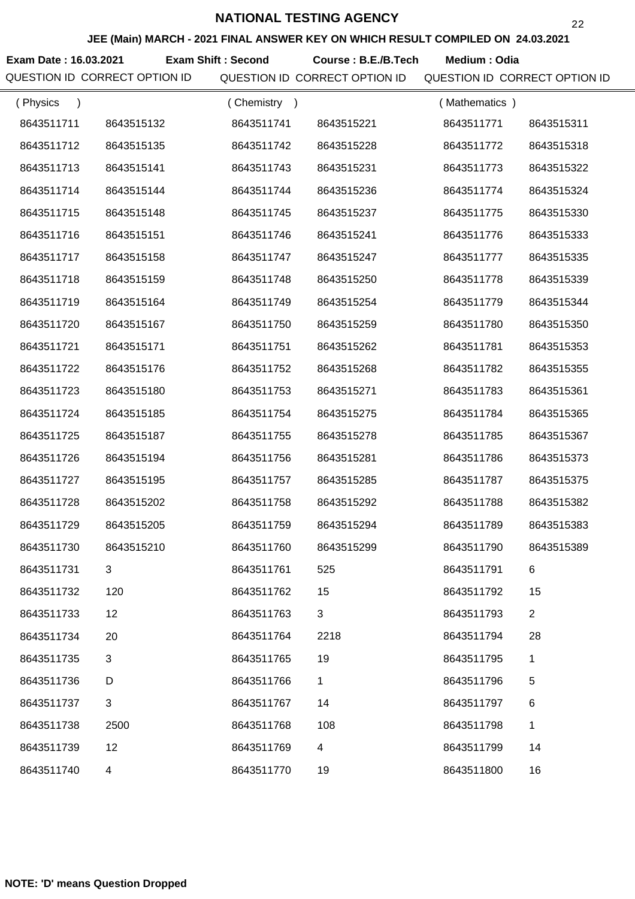# NATIONAL TESTING AGENCY

## JEE (Main) MARCH - 2021 FINAL ANSWER KEY ON WHICH RESULT COMPILED ON 24.03.2021

**Exam Date : 16.03.2021** **Exam Shift : Second** **Course : B.E./B.Tech** **Medium : Odia**

| QUESTION ID | CORRECT OPTION ID | QUESTION ID | CORRECT OPTION ID | QUESTION ID | CORRECT OPTION ID |
|---|---|---|---|---|---|
| ( Physics ) | | ( Chemistry ) | | ( Mathematics ) | |
| 8643511711 | 8643515132 | 8643511741 | 8643515221 | 8643511771 | 8643515311 |
| 8643511712 | 8643515135 | 8643511742 | 8643515228 | 8643511772 | 8643515318 |
| 8643511713 | 8643515141 | 8643511743 | 8643515231 | 8643511773 | 8643515322 |
| 8643511714 | 8643515144 | 8643511744 | 8643515236 | 8643511774 | 8643515324 |
| 8643511715 | 8643515148 | 8643511745 | 8643515237 | 8643511775 | 8643515330 |
| 8643511716 | 8643515151 | 8643511746 | 8643515241 | 8643511776 | 8643515333 |
| 8643511717 | 8643515158 | 8643511747 | 8643515247 | 8643511777 | 8643515335 |
| 8643511718 | 8643515159 | 8643511748 | 8643515250 | 8643511778 | 8643515339 |
| 8643511719 | 8643515164 | 8643511749 | 8643515254 | 8643511779 | 8643515344 |
| 8643511720 | 8643515167 | 8643511750 | 8643515259 | 8643511780 | 8643515350 |
| 8643511721 | 8643515171 | 8643511751 | 8643515262 | 8643511781 | 8643515353 |
| 8643511722 | 8643515176 | 8643511752 | 8643515268 | 8643511782 | 8643515355 |
| 8643511723 | 8643515180 | 8643511753 | 8643515271 | 8643511783 | 8643515361 |
| 8643511724 | 8643515185 | 8643511754 | 8643515275 | 8643511784 | 8643515365 |
| 8643511725 | 8643515187 | 8643511755 | 8643515278 | 8643511785 | 8643515367 |
| 8643511726 | 8643515194 | 8643511756 | 8643515281 | 8643511786 | 8643515373 |
| 8643511727 | 8643515195 | 8643511757 | 8643515285 | 8643511787 | 8643515375 |
| 8643511728 | 8643515202 | 8643511758 | 8643515292 | 8643511788 | 8643515382 |
| 8643511729 | 8643515205 | 8643511759 | 8643515294 | 8643511789 | 8643515383 |
| 8643511730 | 8643515210 | 8643511760 | 8643515299 | 8643511790 | 8643515389 |
| 8643511731 | 3 | 8643511761 | 525 | 8643511791 | 6 |
| 8643511732 | 120 | 8643511762 | 15 | 8643511792 | 15 |
| 8643511733 | 12 | 8643511763 | 3 | 8643511793 | 2 |
| 8643511734 | 20 | 8643511764 | 2218 | 8643511794 | 28 |
| 8643511735 | 3 | 8643511765 | 19 | 8643511795 | 1 |
| 8643511736 | D | 8643511766 | 1 | 8643511796 | 5 |
| 8643511737 | 3 | 8643511767 | 14 | 8643511797 | 6 |
| 8643511738 | 2500 | 8643511768 | 108 | 8643511798 | 1 |
| 8643511739 | 12 | 8643511769 | 4 | 8643511799 | 14 |
| 8643511740 | 4 | 8643511770 | 19 | 8643511800 | 16 |

**NOTE: 'D' means Question Dropped**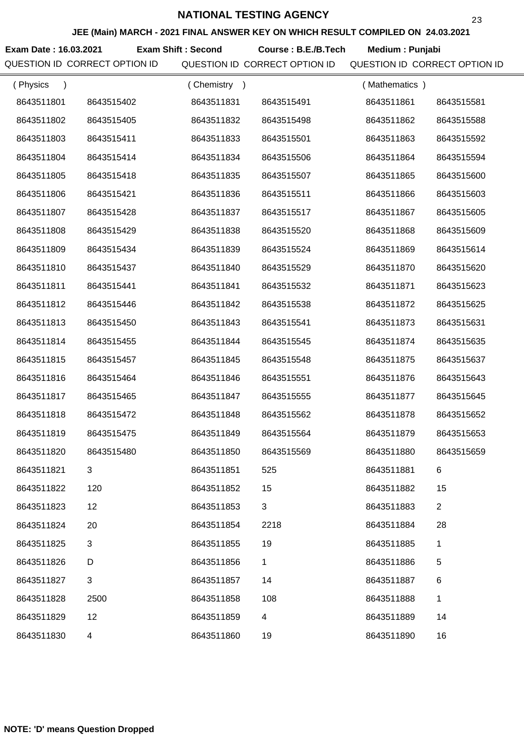# NATIONAL TESTING AGENCY

**JEE (Main) MARCH - 2021 FINAL ANSWER KEY ON WHICH RESULT COMPILED ON 24.03.2021**

**Exam Date : 16.03.2021** **Exam Shift : Second** **Course : B.E./B.Tech** **Medium : Punjabi**

| QUESTION ID | CORRECT OPTION ID | QUESTION ID | CORRECT OPTION ID | QUESTION ID | CORRECT OPTION ID |
|---|---|---|---|---|---|
| ( Physics ) | | ( Chemistry ) | | ( Mathematics ) | |
| 8643511801 | 8643515402 | 8643511831 | 8643515491 | 8643511861 | 8643515581 |
| 8643511802 | 8643515405 | 8643511832 | 8643515498 | 8643511862 | 8643515588 |
| 8643511803 | 8643515411 | 8643511833 | 8643515501 | 8643511863 | 8643515592 |
| 8643511804 | 8643515414 | 8643511834 | 8643515506 | 8643511864 | 8643515594 |
| 8643511805 | 8643515418 | 8643511835 | 8643515507 | 8643511865 | 8643515600 |
| 8643511806 | 8643515421 | 8643511836 | 8643515511 | 8643511866 | 8643515603 |
| 8643511807 | 8643515428 | 8643511837 | 8643515517 | 8643511867 | 8643515605 |
| 8643511808 | 8643515429 | 8643511838 | 8643515520 | 8643511868 | 8643515609 |
| 8643511809 | 8643515434 | 8643511839 | 8643515524 | 8643511869 | 8643515614 |
| 8643511810 | 8643515437 | 8643511840 | 8643515529 | 8643511870 | 8643515620 |
| 8643511811 | 8643515441 | 8643511841 | 8643515532 | 8643511871 | 8643515623 |
| 8643511812 | 8643515446 | 8643511842 | 8643515538 | 8643511872 | 8643515625 |
| 8643511813 | 8643515450 | 8643511843 | 8643515541 | 8643511873 | 8643515631 |
| 8643511814 | 8643515455 | 8643511844 | 8643515545 | 8643511874 | 8643515635 |
| 8643511815 | 8643515457 | 8643511845 | 8643515548 | 8643511875 | 8643515637 |
| 8643511816 | 8643515464 | 8643511846 | 8643515551 | 8643511876 | 8643515643 |
| 8643511817 | 8643515465 | 8643511847 | 8643515555 | 8643511877 | 8643515645 |
| 8643511818 | 8643515472 | 8643511848 | 8643515562 | 8643511878 | 8643515652 |
| 8643511819 | 8643515475 | 8643511849 | 8643515564 | 8643511879 | 8643515653 |
| 8643511820 | 8643515480 | 8643511850 | 8643515569 | 8643511880 | 8643515659 |
| 8643511821 | 3 | 8643511851 | 525 | 8643511881 | 6 |
| 8643511822 | 120 | 8643511852 | 15 | 8643511882 | 15 |
| 8643511823 | 12 | 8643511853 | 3 | 8643511883 | 2 |
| 8643511824 | 20 | 8643511854 | 2218 | 8643511884 | 28 |
| 8643511825 | 3 | 8643511855 | 19 | 8643511885 | 1 |
| 8643511826 | D | 8643511856 | 1 | 8643511886 | 5 |
| 8643511827 | 3 | 8643511857 | 14 | 8643511887 | 6 |
| 8643511828 | 2500 | 8643511858 | 108 | 8643511888 | 1 |
| 8643511829 | 12 | 8643511859 | 4 | 8643511889 | 14 |
| 8643511830 | 4 | 8643511860 | 19 | 8643511890 | 16 |

**NOTE: 'D' means Question Dropped**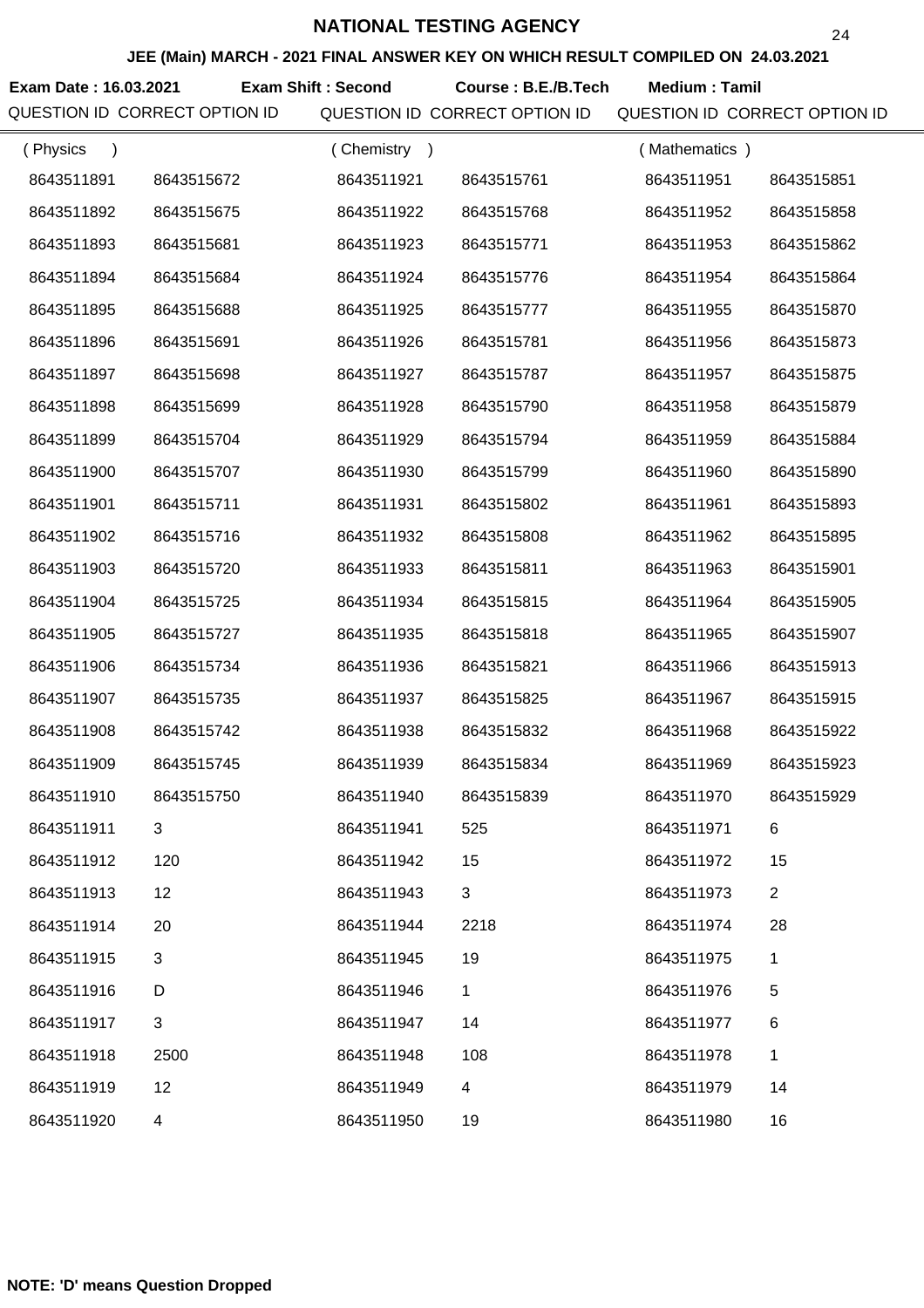# NATIONAL TESTING AGENCY

## JEE (Main) MARCH - 2021 FINAL ANSWER KEY ON WHICH RESULT COMPILED ON 24.03.2021

**Exam Date : 16.03.2021** **Exam Shift : Second** **Course : B.E./B.Tech** **Medium : Tamil**

| QUESTION ID | CORRECT OPTION ID | QUESTION ID | CORRECT OPTION ID | QUESTION ID | CORRECT OPTION ID |
|---|---|---|---|---|---|
| ( Physics ) | | ( Chemistry ) | | ( Mathematics ) | |
| 8643511891 | 8643515672 | 8643511921 | 8643515761 | 8643511951 | 8643515851 |
| 8643511892 | 8643515675 | 8643511922 | 8643515768 | 8643511952 | 8643515858 |
| 8643511893 | 8643515681 | 8643511923 | 8643515771 | 8643511953 | 8643515862 |
| 8643511894 | 8643515684 | 8643511924 | 8643515776 | 8643511954 | 8643515864 |
| 8643511895 | 8643515688 | 8643511925 | 8643515777 | 8643511955 | 8643515870 |
| 8643511896 | 8643515691 | 8643511926 | 8643515781 | 8643511956 | 8643515873 |
| 8643511897 | 8643515698 | 8643511927 | 8643515787 | 8643511957 | 8643515875 |
| 8643511898 | 8643515699 | 8643511928 | 8643515790 | 8643511958 | 8643515879 |
| 8643511899 | 8643515704 | 8643511929 | 8643515794 | 8643511959 | 8643515884 |
| 8643511900 | 8643515707 | 8643511930 | 8643515799 | 8643511960 | 8643515890 |
| 8643511901 | 8643515711 | 8643511931 | 8643515802 | 8643511961 | 8643515893 |
| 8643511902 | 8643515716 | 8643511932 | 8643515808 | 8643511962 | 8643515895 |
| 8643511903 | 8643515720 | 8643511933 | 8643515811 | 8643511963 | 8643515901 |
| 8643511904 | 8643515725 | 8643511934 | 8643515815 | 8643511964 | 8643515905 |
| 8643511905 | 8643515727 | 8643511935 | 8643515818 | 8643511965 | 8643515907 |
| 8643511906 | 8643515734 | 8643511936 | 8643515821 | 8643511966 | 8643515913 |
| 8643511907 | 8643515735 | 8643511937 | 8643515825 | 8643511967 | 8643515915 |
| 8643511908 | 8643515742 | 8643511938 | 8643515832 | 8643511968 | 8643515922 |
| 8643511909 | 8643515745 | 8643511939 | 8643515834 | 8643511969 | 8643515923 |
| 8643511910 | 8643515750 | 8643511940 | 8643515839 | 8643511970 | 8643515929 |
| 8643511911 | 3 | 8643511941 | 525 | 8643511971 | 6 |
| 8643511912 | 120 | 8643511942 | 15 | 8643511972 | 15 |
| 8643511913 | 12 | 8643511943 | 3 | 8643511973 | 2 |
| 8643511914 | 20 | 8643511944 | 2218 | 8643511974 | 28 |
| 8643511915 | 3 | 8643511945 | 19 | 8643511975 | 1 |
| 8643511916 | D | 8643511946 | 1 | 8643511976 | 5 |
| 8643511917 | 3 | 8643511947 | 14 | 8643511977 | 6 |
| 8643511918 | 2500 | 8643511948 | 108 | 8643511978 | 1 |
| 8643511919 | 12 | 8643511949 | 4 | 8643511979 | 14 |
| 8643511920 | 4 | 8643511950 | 19 | 8643511980 | 16 |

**NOTE: 'D' means Question Dropped**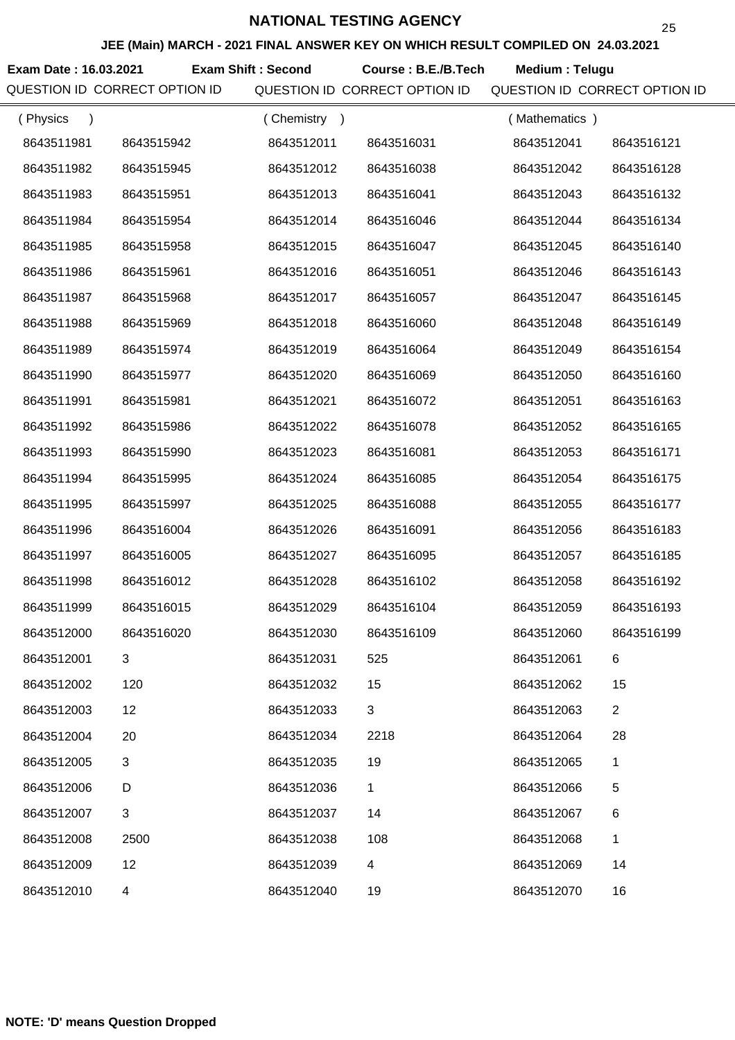# NATIONAL TESTING AGENCY

## JEE (Main) MARCH - 2021 FINAL ANSWER KEY ON WHICH RESULT COMPILED ON 24.03.2021

**Exam Date : 16.03.2021** **Exam Shift : Second** **Course : B.E./B.Tech** **Medium : Telugu**

| QUESTION ID | CORRECT OPTION ID | QUESTION ID | CORRECT OPTION ID | QUESTION ID | CORRECT OPTION ID |
|---|---|---|---|---|---|
| ( Physics ) | | ( Chemistry ) | | ( Mathematics ) | |
| 8643511981 | 8643515942 | 8643512011 | 8643516031 | 8643512041 | 8643516121 |
| 8643511982 | 8643515945 | 8643512012 | 8643516038 | 8643512042 | 8643516128 |
| 8643511983 | 8643515951 | 8643512013 | 8643516041 | 8643512043 | 8643516132 |
| 8643511984 | 8643515954 | 8643512014 | 8643516046 | 8643512044 | 8643516134 |
| 8643511985 | 8643515958 | 8643512015 | 8643516047 | 8643512045 | 8643516140 |
| 8643511986 | 8643515961 | 8643512016 | 8643516051 | 8643512046 | 8643516143 |
| 8643511987 | 8643515968 | 8643512017 | 8643516057 | 8643512047 | 8643516145 |
| 8643511988 | 8643515969 | 8643512018 | 8643516060 | 8643512048 | 8643516149 |
| 8643511989 | 8643515974 | 8643512019 | 8643516064 | 8643512049 | 8643516154 |
| 8643511990 | 8643515977 | 8643512020 | 8643516069 | 8643512050 | 8643516160 |
| 8643511991 | 8643515981 | 8643512021 | 8643516072 | 8643512051 | 8643516163 |
| 8643511992 | 8643515986 | 8643512022 | 8643516078 | 8643512052 | 8643516165 |
| 8643511993 | 8643515990 | 8643512023 | 8643516081 | 8643512053 | 8643516171 |
| 8643511994 | 8643515995 | 8643512024 | 8643516085 | 8643512054 | 8643516175 |
| 8643511995 | 8643515997 | 8643512025 | 8643516088 | 8643512055 | 8643516177 |
| 8643511996 | 8643516004 | 8643512026 | 8643516091 | 8643512056 | 8643516183 |
| 8643511997 | 8643516005 | 8643512027 | 8643516095 | 8643512057 | 8643516185 |
| 8643511998 | 8643516012 | 8643512028 | 8643516102 | 8643512058 | 8643516192 |
| 8643511999 | 8643516015 | 8643512029 | 8643516104 | 8643512059 | 8643516193 |
| 8643512000 | 8643516020 | 8643512030 | 8643516109 | 8643512060 | 8643516199 |
| 8643512001 | 3 | 8643512031 | 525 | 8643512061 | 6 |
| 8643512002 | 120 | 8643512032 | 15 | 8643512062 | 15 |
| 8643512003 | 12 | 8643512033 | 3 | 8643512063 | 2 |
| 8643512004 | 20 | 8643512034 | 2218 | 8643512064 | 28 |
| 8643512005 | 3 | 8643512035 | 19 | 8643512065 | 1 |
| 8643512006 | D | 8643512036 | 1 | 8643512066 | 5 |
| 8643512007 | 3 | 8643512037 | 14 | 8643512067 | 6 |
| 8643512008 | 2500 | 8643512038 | 108 | 8643512068 | 1 |
| 8643512009 | 12 | 8643512039 | 4 | 8643512069 | 14 |
| 8643512010 | 4 | 8643512040 | 19 | 8643512070 | 16 |

**NOTE: 'D' means Question Dropped**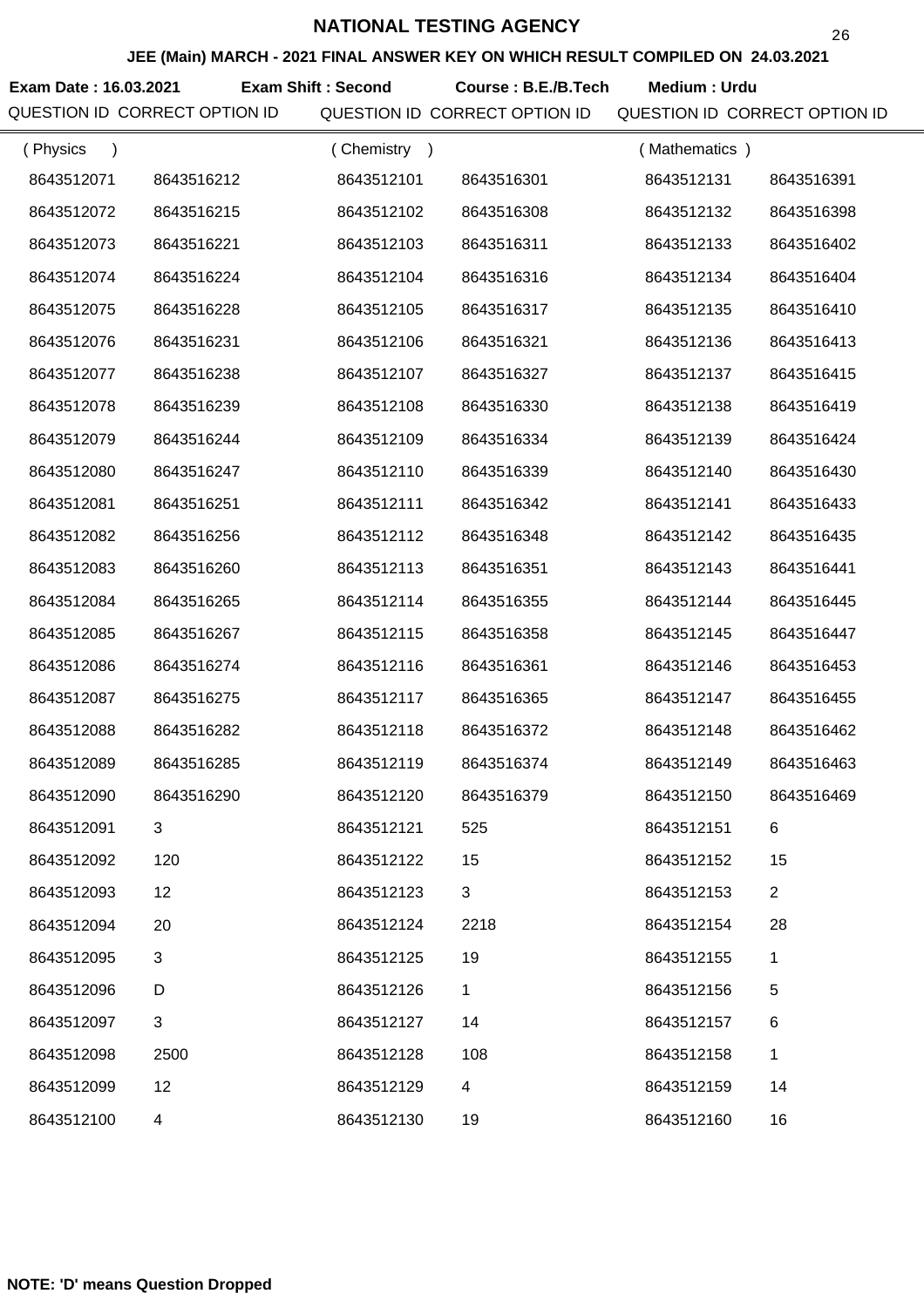# NATIONAL TESTING AGENCY

## JEE (Main) MARCH - 2021 FINAL ANSWER KEY ON WHICH RESULT COMPILED ON 24.03.2021

**Exam Date : 16.03.2021** **Exam Shift : Second** **Course : B.E./B.Tech** **Medium : Urdu**

| QUESTION ID | CORRECT OPTION ID | QUESTION ID | CORRECT OPTION ID | QUESTION ID | CORRECT OPTION ID |
|---|---|---|---|---|---|
| ( Physics ) | | ( Chemistry ) | | ( Mathematics ) | |
| 8643512071 | 8643516212 | 8643512101 | 8643516301 | 8643512131 | 8643516391 |
| 8643512072 | 8643516215 | 8643512102 | 8643516308 | 8643512132 | 8643516398 |
| 8643512073 | 8643516221 | 8643512103 | 8643516311 | 8643512133 | 8643516402 |
| 8643512074 | 8643516224 | 8643512104 | 8643516316 | 8643512134 | 8643516404 |
| 8643512075 | 8643516228 | 8643512105 | 8643516317 | 8643512135 | 8643516410 |
| 8643512076 | 8643516231 | 8643512106 | 8643516321 | 8643512136 | 8643516413 |
| 8643512077 | 8643516238 | 8643512107 | 8643516327 | 8643512137 | 8643516415 |
| 8643512078 | 8643516239 | 8643512108 | 8643516330 | 8643512138 | 8643516419 |
| 8643512079 | 8643516244 | 8643512109 | 8643516334 | 8643512139 | 8643516424 |
| 8643512080 | 8643516247 | 8643512110 | 8643516339 | 8643512140 | 8643516430 |
| 8643512081 | 8643516251 | 8643512111 | 8643516342 | 8643512141 | 8643516433 |
| 8643512082 | 8643516256 | 8643512112 | 8643516348 | 8643512142 | 8643516435 |
| 8643512083 | 8643516260 | 8643512113 | 8643516351 | 8643512143 | 8643516441 |
| 8643512084 | 8643516265 | 8643512114 | 8643516355 | 8643512144 | 8643516445 |
| 8643512085 | 8643516267 | 8643512115 | 8643516358 | 8643512145 | 8643516447 |
| 8643512086 | 8643516274 | 8643512116 | 8643516361 | 8643512146 | 8643516453 |
| 8643512087 | 8643516275 | 8643512117 | 8643516365 | 8643512147 | 8643516455 |
| 8643512088 | 8643516282 | 8643512118 | 8643516372 | 8643512148 | 8643516462 |
| 8643512089 | 8643516285 | 8643512119 | 8643516374 | 8643512149 | 8643516463 |
| 8643512090 | 8643516290 | 8643512120 | 8643516379 | 8643512150 | 8643516469 |
| 8643512091 | 3 | 8643512121 | 525 | 8643512151 | 6 |
| 8643512092 | 120 | 8643512122 | 15 | 8643512152 | 15 |
| 8643512093 | 12 | 8643512123 | 3 | 8643512153 | 2 |
| 8643512094 | 20 | 8643512124 | 2218 | 8643512154 | 28 |
| 8643512095 | 3 | 8643512125 | 19 | 8643512155 | 1 |
| 8643512096 | D | 8643512126 | 1 | 8643512156 | 5 |
| 8643512097 | 3 | 8643512127 | 14 | 8643512157 | 6 |
| 8643512098 | 2500 | 8643512128 | 108 | 8643512158 | 1 |
| 8643512099 | 12 | 8643512129 | 4 | 8643512159 | 14 |
| 8643512100 | 4 | 8643512130 | 19 | 8643512160 | 16 |

**NOTE: 'D' means Question Dropped**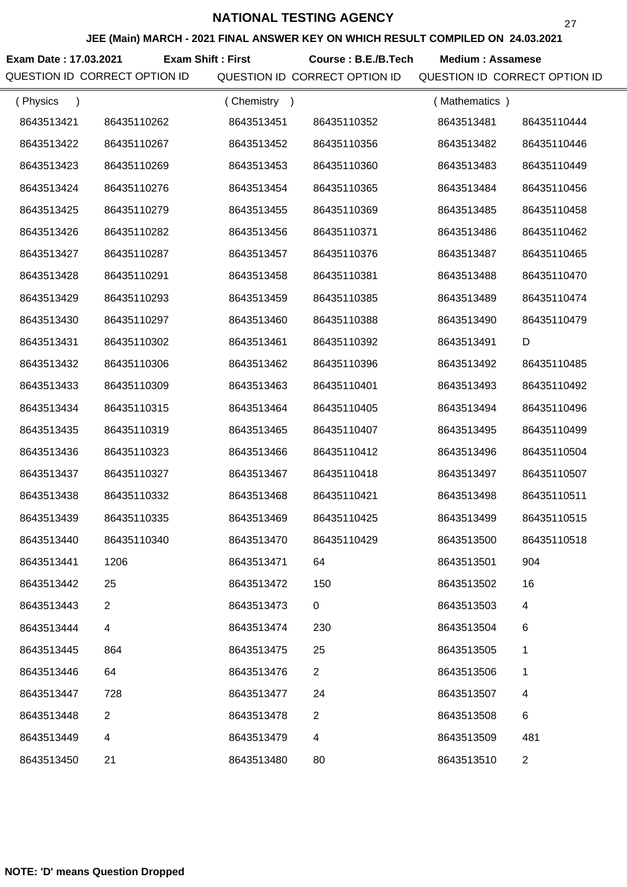# NATIONAL TESTING AGENCY

## JEE (Main) MARCH - 2021 FINAL ANSWER KEY ON WHICH RESULT COMPILED ON 24.03.2021

**Exam Date : 17.03.2021** **Exam Shift : First** **Course : B.E./B.Tech** **Medium : Assamese**

| QUESTION ID | CORRECT OPTION ID | QUESTION ID | CORRECT OPTION ID | QUESTION ID | CORRECT OPTION ID |
|---|---|---|---|---|---|
| ( Physics ) | | ( Chemistry ) | | ( Mathematics ) | |
| 8643513421 | 86435110262 | 8643513451 | 86435110352 | 8643513481 | 86435110444 |
| 8643513422 | 86435110267 | 8643513452 | 86435110356 | 8643513482 | 86435110446 |
| 8643513423 | 86435110269 | 8643513453 | 86435110360 | 8643513483 | 86435110449 |
| 8643513424 | 86435110276 | 8643513454 | 86435110365 | 8643513484 | 86435110456 |
| 8643513425 | 86435110279 | 8643513455 | 86435110369 | 8643513485 | 86435110458 |
| 8643513426 | 86435110282 | 8643513456 | 86435110371 | 8643513486 | 86435110462 |
| 8643513427 | 86435110287 | 8643513457 | 86435110376 | 8643513487 | 86435110465 |
| 8643513428 | 86435110291 | 8643513458 | 86435110381 | 8643513488 | 86435110470 |
| 8643513429 | 86435110293 | 8643513459 | 86435110385 | 8643513489 | 86435110474 |
| 8643513430 | 86435110297 | 8643513460 | 86435110388 | 8643513490 | 86435110479 |
| 8643513431 | 86435110302 | 8643513461 | 86435110392 | 8643513491 | D |
| 8643513432 | 86435110306 | 8643513462 | 86435110396 | 8643513492 | 86435110485 |
| 8643513433 | 86435110309 | 8643513463 | 86435110401 | 8643513493 | 86435110492 |
| 8643513434 | 86435110315 | 8643513464 | 86435110405 | 8643513494 | 86435110496 |
| 8643513435 | 86435110319 | 8643513465 | 86435110407 | 8643513495 | 86435110499 |
| 8643513436 | 86435110323 | 8643513466 | 86435110412 | 8643513496 | 86435110504 |
| 8643513437 | 86435110327 | 8643513467 | 86435110418 | 8643513497 | 86435110507 |
| 8643513438 | 86435110332 | 8643513468 | 86435110421 | 8643513498 | 86435110511 |
| 8643513439 | 86435110335 | 8643513469 | 86435110425 | 8643513499 | 86435110515 |
| 8643513440 | 86435110340 | 8643513470 | 86435110429 | 8643513500 | 86435110518 |
| 8643513441 | 1206 | 8643513471 | 64 | 8643513501 | 904 |
| 8643513442 | 25 | 8643513472 | 150 | 8643513502 | 16 |
| 8643513443 | 2 | 8643513473 | 0 | 8643513503 | 4 |
| 8643513444 | 4 | 8643513474 | 230 | 8643513504 | 6 |
| 8643513445 | 864 | 8643513475 | 25 | 8643513505 | 1 |
| 8643513446 | 64 | 8643513476 | 2 | 8643513506 | 1 |
| 8643513447 | 728 | 8643513477 | 24 | 8643513507 | 4 |
| 8643513448 | 2 | 8643513478 | 2 | 8643513508 | 6 |
| 8643513449 | 4 | 8643513479 | 4 | 8643513509 | 481 |
| 8643513450 | 21 | 8643513480 | 80 | 8643513510 | 2 |

**NOTE: 'D' means Question Dropped**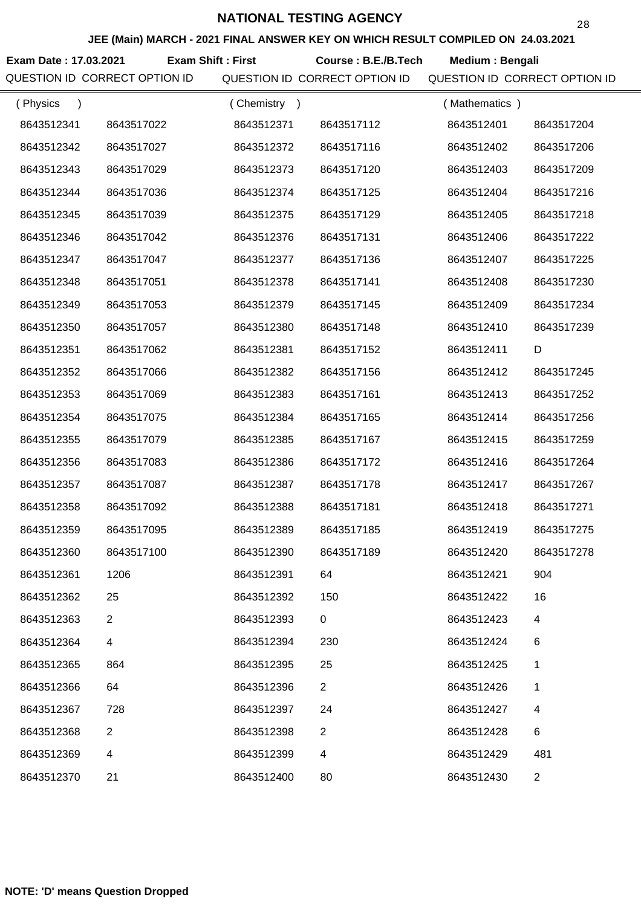# NATIONAL TESTING AGENCY

## JEE (Main) MARCH - 2021 FINAL ANSWER KEY ON WHICH RESULT COMPILED ON 24.03.2021

**Exam Date : 17.03.2021** **Exam Shift : First** **Course : B.E./B.Tech** **Medium : Bengali**

| QUESTION ID | CORRECT OPTION ID | QUESTION ID | CORRECT OPTION ID | QUESTION ID | CORRECT OPTION ID |
|---|---|---|---|---|---|
| ( Physics ) | | ( Chemistry ) | | ( Mathematics ) | |
| 8643512341 | 8643517022 | 8643512371 | 8643517112 | 8643512401 | 8643517204 |
| 8643512342 | 8643517027 | 8643512372 | 8643517116 | 8643512402 | 8643517206 |
| 8643512343 | 8643517029 | 8643512373 | 8643517120 | 8643512403 | 8643517209 |
| 8643512344 | 8643517036 | 8643512374 | 8643517125 | 8643512404 | 8643517216 |
| 8643512345 | 8643517039 | 8643512375 | 8643517129 | 8643512405 | 8643517218 |
| 8643512346 | 8643517042 | 8643512376 | 8643517131 | 8643512406 | 8643517222 |
| 8643512347 | 8643517047 | 8643512377 | 8643517136 | 8643512407 | 8643517225 |
| 8643512348 | 8643517051 | 8643512378 | 8643517141 | 8643512408 | 8643517230 |
| 8643512349 | 8643517053 | 8643512379 | 8643517145 | 8643512409 | 8643517234 |
| 8643512350 | 8643517057 | 8643512380 | 8643517148 | 8643512410 | 8643517239 |
| 8643512351 | 8643517062 | 8643512381 | 8643517152 | 8643512411 | D |
| 8643512352 | 8643517066 | 8643512382 | 8643517156 | 8643512412 | 8643517245 |
| 8643512353 | 8643517069 | 8643512383 | 8643517161 | 8643512413 | 8643517252 |
| 8643512354 | 8643517075 | 8643512384 | 8643517165 | 8643512414 | 8643517256 |
| 8643512355 | 8643517079 | 8643512385 | 8643517167 | 8643512415 | 8643517259 |
| 8643512356 | 8643517083 | 8643512386 | 8643517172 | 8643512416 | 8643517264 |
| 8643512357 | 8643517087 | 8643512387 | 8643517178 | 8643512417 | 8643517267 |
| 8643512358 | 8643517092 | 8643512388 | 8643517181 | 8643512418 | 8643517271 |
| 8643512359 | 8643517095 | 8643512389 | 8643517185 | 8643512419 | 8643517275 |
| 8643512360 | 8643517100 | 8643512390 | 8643517189 | 8643512420 | 8643517278 |
| 8643512361 | 1206 | 8643512391 | 64 | 8643512421 | 904 |
| 8643512362 | 25 | 8643512392 | 150 | 8643512422 | 16 |
| 8643512363 | 2 | 8643512393 | 0 | 8643512423 | 4 |
| 8643512364 | 4 | 8643512394 | 230 | 8643512424 | 6 |
| 8643512365 | 864 | 8643512395 | 25 | 8643512425 | 1 |
| 8643512366 | 64 | 8643512396 | 2 | 8643512426 | 1 |
| 8643512367 | 728 | 8643512397 | 24 | 8643512427 | 4 |
| 8643512368 | 2 | 8643512398 | 2 | 8643512428 | 6 |
| 8643512369 | 4 | 8643512399 | 4 | 8643512429 | 481 |
| 8643512370 | 21 | 8643512400 | 80 | 8643512430 | 2 |

**NOTE: 'D' means Question Dropped**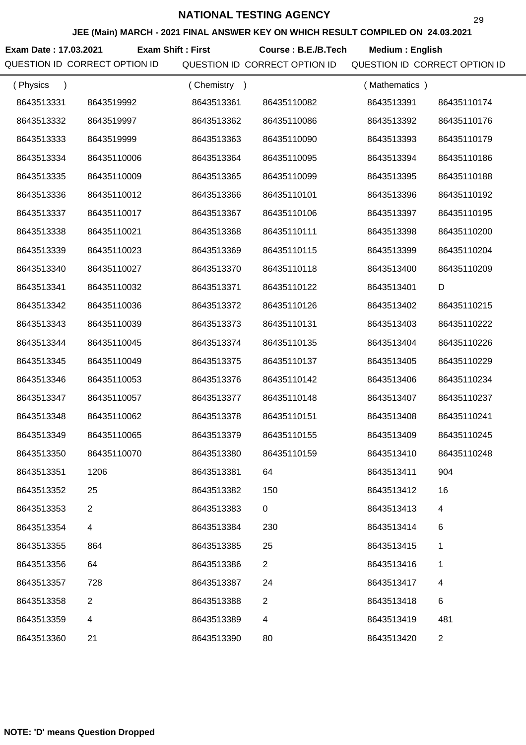# NATIONAL TESTING AGENCY

**JEE (Main) MARCH - 2021 FINAL ANSWER KEY ON WHICH RESULT COMPILED ON 24.03.2021**

**Exam Date : 17.03.2021** | **Exam Shift : First** | **Course : B.E./B.Tech** | **Medium : English**

| QUESTION ID | CORRECT OPTION ID | QUESTION ID | CORRECT OPTION ID | QUESTION ID | CORRECT OPTION ID |
|---|---|---|---|---|---|
| ( Physics ) | | ( Chemistry ) | | ( Mathematics ) | |
| 8643513331 | 8643519992 | 8643513361 | 86435110082 | 8643513391 | 86435110174 |
| 8643513332 | 8643519997 | 8643513362 | 86435110086 | 8643513392 | 86435110176 |
| 8643513333 | 8643519999 | 8643513363 | 86435110090 | 8643513393 | 86435110179 |
| 8643513334 | 86435110006 | 8643513364 | 86435110095 | 8643513394 | 86435110186 |
| 8643513335 | 86435110009 | 8643513365 | 86435110099 | 8643513395 | 86435110188 |
| 8643513336 | 86435110012 | 8643513366 | 86435110101 | 8643513396 | 86435110192 |
| 8643513337 | 86435110017 | 8643513367 | 86435110106 | 8643513397 | 86435110195 |
| 8643513338 | 86435110021 | 8643513368 | 86435110111 | 8643513398 | 86435110200 |
| 8643513339 | 86435110023 | 8643513369 | 86435110115 | 8643513399 | 86435110204 |
| 8643513340 | 86435110027 | 8643513370 | 86435110118 | 8643513400 | 86435110209 |
| 8643513341 | 86435110032 | 8643513371 | 86435110122 | 8643513401 | D |
| 8643513342 | 86435110036 | 8643513372 | 86435110126 | 8643513402 | 86435110215 |
| 8643513343 | 86435110039 | 8643513373 | 86435110131 | 8643513403 | 86435110222 |
| 8643513344 | 86435110045 | 8643513374 | 86435110135 | 8643513404 | 86435110226 |
| 8643513345 | 86435110049 | 8643513375 | 86435110137 | 8643513405 | 86435110229 |
| 8643513346 | 86435110053 | 8643513376 | 86435110142 | 8643513406 | 86435110234 |
| 8643513347 | 86435110057 | 8643513377 | 86435110148 | 8643513407 | 86435110237 |
| 8643513348 | 86435110062 | 8643513378 | 86435110151 | 8643513408 | 86435110241 |
| 8643513349 | 86435110065 | 8643513379 | 86435110155 | 8643513409 | 86435110245 |
| 8643513350 | 86435110070 | 8643513380 | 86435110159 | 8643513410 | 86435110248 |
| 8643513351 | 1206 | 8643513381 | 64 | 8643513411 | 904 |
| 8643513352 | 25 | 8643513382 | 150 | 8643513412 | 16 |
| 8643513353 | 2 | 8643513383 | 0 | 8643513413 | 4 |
| 8643513354 | 4 | 8643513384 | 230 | 8643513414 | 6 |
| 8643513355 | 864 | 8643513385 | 25 | 8643513415 | 1 |
| 8643513356 | 64 | 8643513386 | 2 | 8643513416 | 1 |
| 8643513357 | 728 | 8643513387 | 24 | 8643513417 | 4 |
| 8643513358 | 2 | 8643513388 | 2 | 8643513418 | 6 |
| 8643513359 | 4 | 8643513389 | 4 | 8643513419 | 481 |
| 8643513360 | 21 | 8643513390 | 80 | 8643513420 | 2 |

**NOTE: 'D' means Question Dropped**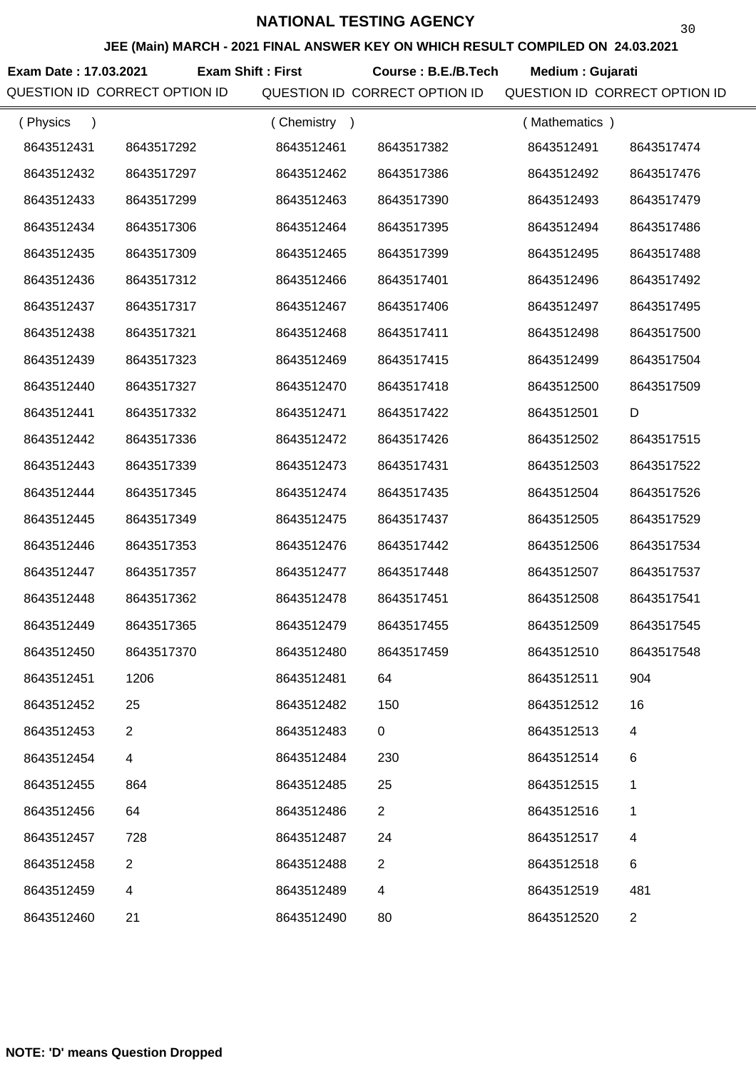# NATIONAL TESTING AGENCY

**JEE (Main) MARCH - 2021 FINAL ANSWER KEY ON WHICH RESULT COMPILED ON 24.03.2021**

**Exam Date : 17.03.2021** **Exam Shift : First** **Course : B.E./B.Tech** **Medium : Gujarati**

| QUESTION ID | CORRECT OPTION ID | QUESTION ID | CORRECT OPTION ID | QUESTION ID | CORRECT OPTION ID |
|---|---|---|---|---|---|
| ( Physics ) | | ( Chemistry ) | | ( Mathematics ) | |
| 8643512431 | 8643517292 | 8643512461 | 8643517382 | 8643512491 | 8643517474 |
| 8643512432 | 8643517297 | 8643512462 | 8643517386 | 8643512492 | 8643517476 |
| 8643512433 | 8643517299 | 8643512463 | 8643517390 | 8643512493 | 8643517479 |
| 8643512434 | 8643517306 | 8643512464 | 8643517395 | 8643512494 | 8643517486 |
| 8643512435 | 8643517309 | 8643512465 | 8643517399 | 8643512495 | 8643517488 |
| 8643512436 | 8643517312 | 8643512466 | 8643517401 | 8643512496 | 8643517492 |
| 8643512437 | 8643517317 | 8643512467 | 8643517406 | 8643512497 | 8643517495 |
| 8643512438 | 8643517321 | 8643512468 | 8643517411 | 8643512498 | 8643517500 |
| 8643512439 | 8643517323 | 8643512469 | 8643517415 | 8643512499 | 8643517504 |
| 8643512440 | 8643517327 | 8643512470 | 8643517418 | 8643512500 | 8643517509 |
| 8643512441 | 8643517332 | 8643512471 | 8643517422 | 8643512501 | D |
| 8643512442 | 8643517336 | 8643512472 | 8643517426 | 8643512502 | 8643517515 |
| 8643512443 | 8643517339 | 8643512473 | 8643517431 | 8643512503 | 8643517522 |
| 8643512444 | 8643517345 | 8643512474 | 8643517435 | 8643512504 | 8643517526 |
| 8643512445 | 8643517349 | 8643512475 | 8643517437 | 8643512505 | 8643517529 |
| 8643512446 | 8643517353 | 8643512476 | 8643517442 | 8643512506 | 8643517534 |
| 8643512447 | 8643517357 | 8643512477 | 8643517448 | 8643512507 | 8643517537 |
| 8643512448 | 8643517362 | 8643512478 | 8643517451 | 8643512508 | 8643517541 |
| 8643512449 | 8643517365 | 8643512479 | 8643517455 | 8643512509 | 8643517545 |
| 8643512450 | 8643517370 | 8643512480 | 8643517459 | 8643512510 | 8643517548 |
| 8643512451 | 1206 | 8643512481 | 64 | 8643512511 | 904 |
| 8643512452 | 25 | 8643512482 | 150 | 8643512512 | 16 |
| 8643512453 | 2 | 8643512483 | 0 | 8643512513 | 4 |
| 8643512454 | 4 | 8643512484 | 230 | 8643512514 | 6 |
| 8643512455 | 864 | 8643512485 | 25 | 8643512515 | 1 |
| 8643512456 | 64 | 8643512486 | 2 | 8643512516 | 1 |
| 8643512457 | 728 | 8643512487 | 24 | 8643512517 | 4 |
| 8643512458 | 2 | 8643512488 | 2 | 8643512518 | 6 |
| 8643512459 | 4 | 8643512489 | 4 | 8643512519 | 481 |
| 8643512460 | 21 | 8643512490 | 80 | 8643512520 | 2 |

**NOTE: 'D' means Question Dropped**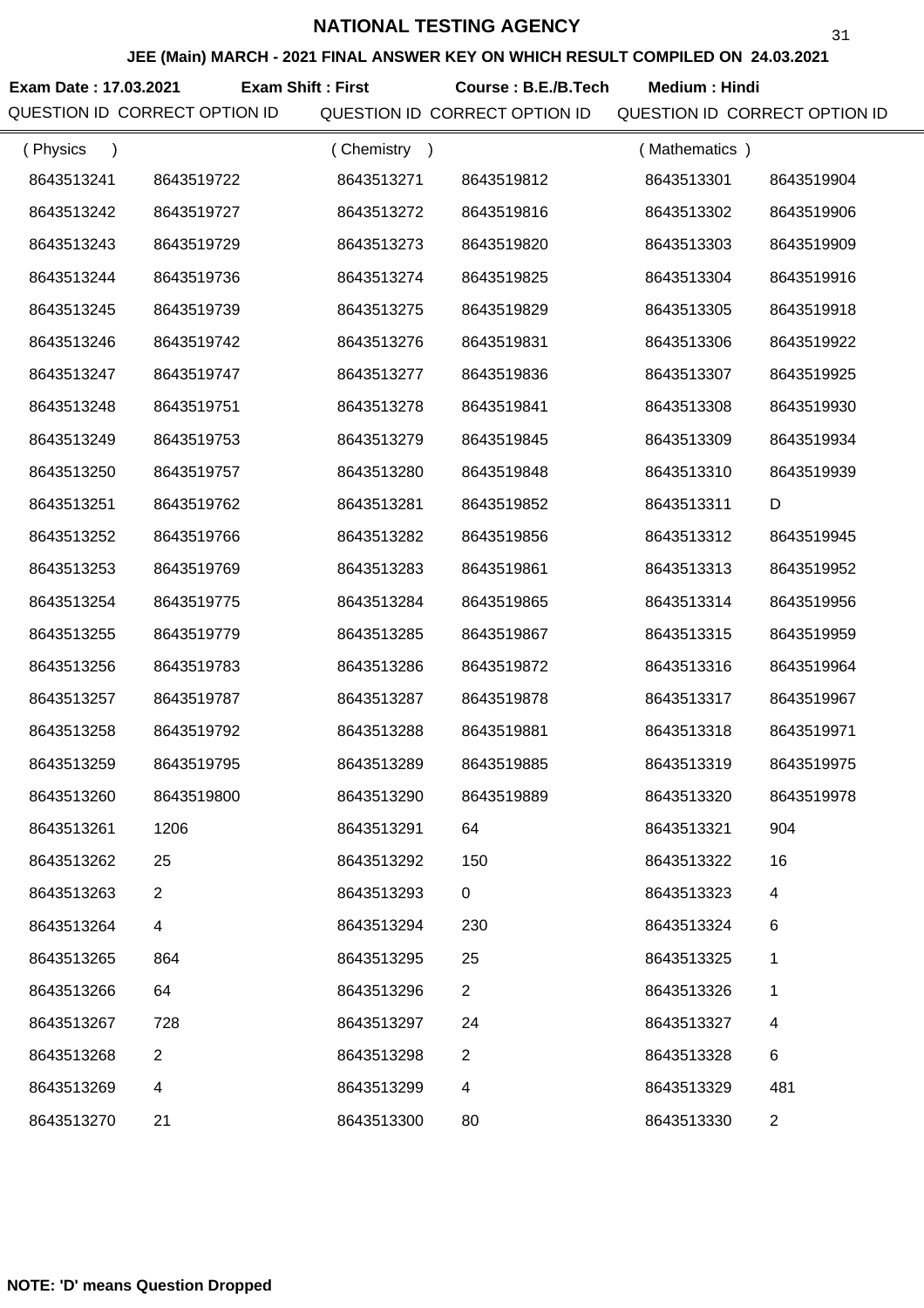# NATIONAL TESTING AGENCY

## JEE (Main) MARCH - 2021 FINAL ANSWER KEY ON WHICH RESULT COMPILED ON 24.03.2021

**Exam Date : 17.03.2021** **Exam Shift : First** **Course : B.E./B.Tech** **Medium : Hindi**

| QUESTION ID | CORRECT OPTION ID | QUESTION ID | CORRECT OPTION ID | QUESTION ID | CORRECT OPTION ID |
|---|---|---|---|---|---|
| ( Physics ) | | ( Chemistry ) | | ( Mathematics ) | |
| 8643513241 | 8643519722 | 8643513271 | 8643519812 | 8643513301 | 8643519904 |
| 8643513242 | 8643519727 | 8643513272 | 8643519816 | 8643513302 | 8643519906 |
| 8643513243 | 8643519729 | 8643513273 | 8643519820 | 8643513303 | 8643519909 |
| 8643513244 | 8643519736 | 8643513274 | 8643519825 | 8643513304 | 8643519916 |
| 8643513245 | 8643519739 | 8643513275 | 8643519829 | 8643513305 | 8643519918 |
| 8643513246 | 8643519742 | 8643513276 | 8643519831 | 8643513306 | 8643519922 |
| 8643513247 | 8643519747 | 8643513277 | 8643519836 | 8643513307 | 8643519925 |
| 8643513248 | 8643519751 | 8643513278 | 8643519841 | 8643513308 | 8643519930 |
| 8643513249 | 8643519753 | 8643513279 | 8643519845 | 8643513309 | 8643519934 |
| 8643513250 | 8643519757 | 8643513280 | 8643519848 | 8643513310 | 8643519939 |
| 8643513251 | 8643519762 | 8643513281 | 8643519852 | 8643513311 | D |
| 8643513252 | 8643519766 | 8643513282 | 8643519856 | 8643513312 | 8643519945 |
| 8643513253 | 8643519769 | 8643513283 | 8643519861 | 8643513313 | 8643519952 |
| 8643513254 | 8643519775 | 8643513284 | 8643519865 | 8643513314 | 8643519956 |
| 8643513255 | 8643519779 | 8643513285 | 8643519867 | 8643513315 | 8643519959 |
| 8643513256 | 8643519783 | 8643513286 | 8643519872 | 8643513316 | 8643519964 |
| 8643513257 | 8643519787 | 8643513287 | 8643519878 | 8643513317 | 8643519967 |
| 8643513258 | 8643519792 | 8643513288 | 8643519881 | 8643513318 | 8643519971 |
| 8643513259 | 8643519795 | 8643513289 | 8643519885 | 8643513319 | 8643519975 |
| 8643513260 | 8643519800 | 8643513290 | 8643519889 | 8643513320 | 8643519978 |
| 8643513261 | 1206 | 8643513291 | 64 | 8643513321 | 904 |
| 8643513262 | 25 | 8643513292 | 150 | 8643513322 | 16 |
| 8643513263 | 2 | 8643513293 | 0 | 8643513323 | 4 |
| 8643513264 | 4 | 8643513294 | 230 | 8643513324 | 6 |
| 8643513265 | 864 | 8643513295 | 25 | 8643513325 | 1 |
| 8643513266 | 64 | 8643513296 | 2 | 8643513326 | 1 |
| 8643513267 | 728 | 8643513297 | 24 | 8643513327 | 4 |
| 8643513268 | 2 | 8643513298 | 2 | 8643513328 | 6 |
| 8643513269 | 4 | 8643513299 | 4 | 8643513329 | 481 |
| 8643513270 | 21 | 8643513300 | 80 | 8643513330 | 2 |

**NOTE: 'D' means Question Dropped**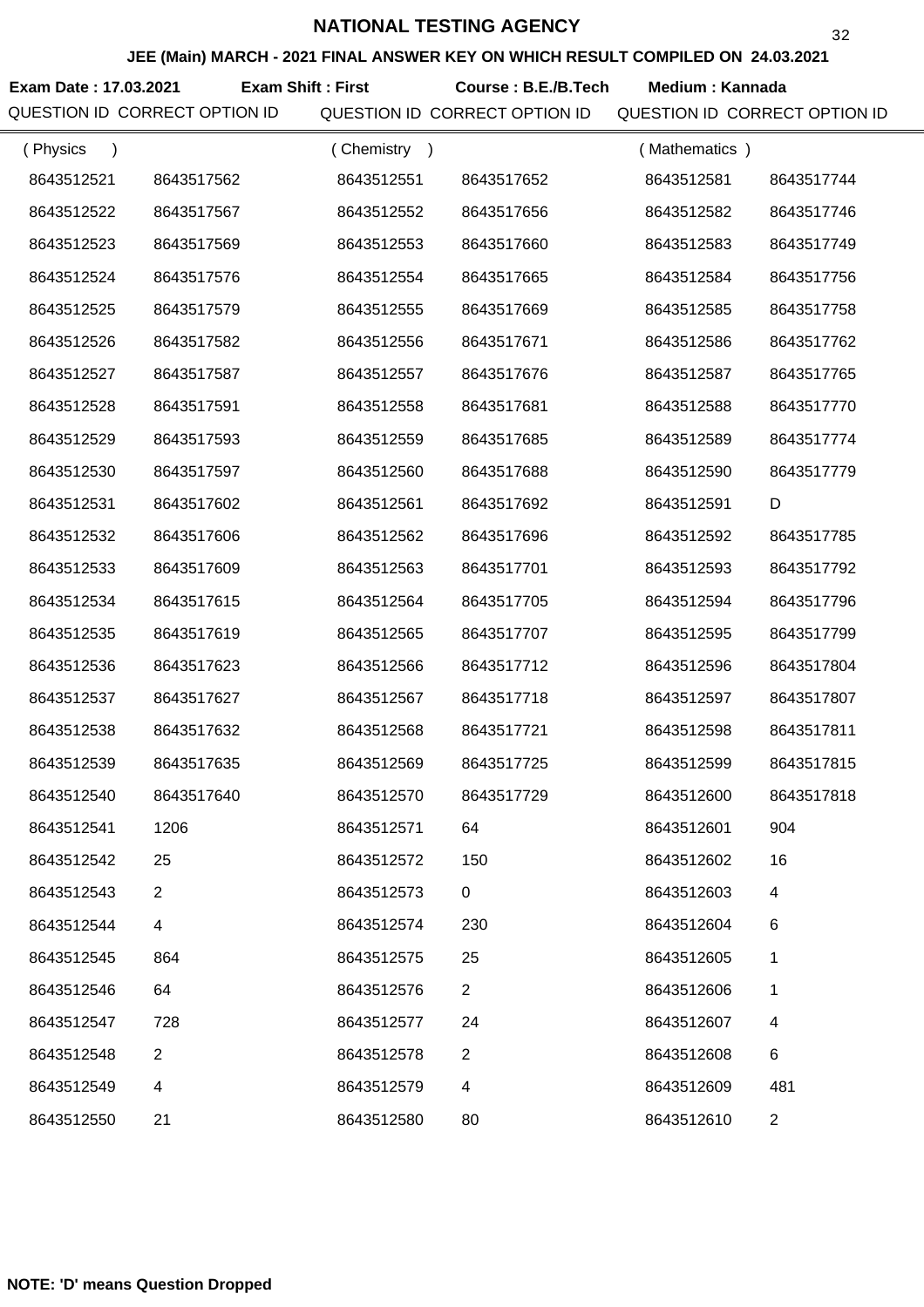# NATIONAL TESTING AGENCY

## JEE (Main) MARCH - 2021 FINAL ANSWER KEY ON WHICH RESULT COMPILED ON 24.03.2021

**Exam Date : 17.03.2021** **Exam Shift : First** **Course : B.E./B.Tech** **Medium : Kannada**

| QUESTION ID | CORRECT OPTION ID | QUESTION ID | CORRECT OPTION ID | QUESTION ID | CORRECT OPTION ID |
|---|---|---|---|---|---|
| ( Physics ) | | ( Chemistry ) | | ( Mathematics ) | |
| 8643512521 | 8643517562 | 8643512551 | 8643517652 | 8643512581 | 8643517744 |
| 8643512522 | 8643517567 | 8643512552 | 8643517656 | 8643512582 | 8643517746 |
| 8643512523 | 8643517569 | 8643512553 | 8643517660 | 8643512583 | 8643517749 |
| 8643512524 | 8643517576 | 8643512554 | 8643517665 | 8643512584 | 8643517756 |
| 8643512525 | 8643517579 | 8643512555 | 8643517669 | 8643512585 | 8643517758 |
| 8643512526 | 8643517582 | 8643512556 | 8643517671 | 8643512586 | 8643517762 |
| 8643512527 | 8643517587 | 8643512557 | 8643517676 | 8643512587 | 8643517765 |
| 8643512528 | 8643517591 | 8643512558 | 8643517681 | 8643512588 | 8643517770 |
| 8643512529 | 8643517593 | 8643512559 | 8643517685 | 8643512589 | 8643517774 |
| 8643512530 | 8643517597 | 8643512560 | 8643517688 | 8643512590 | 8643517779 |
| 8643512531 | 8643517602 | 8643512561 | 8643517692 | 8643512591 | D |
| 8643512532 | 8643517606 | 8643512562 | 8643517696 | 8643512592 | 8643517785 |
| 8643512533 | 8643517609 | 8643512563 | 8643517701 | 8643512593 | 8643517792 |
| 8643512534 | 8643517615 | 8643512564 | 8643517705 | 8643512594 | 8643517796 |
| 8643512535 | 8643517619 | 8643512565 | 8643517707 | 8643512595 | 8643517799 |
| 8643512536 | 8643517623 | 8643512566 | 8643517712 | 8643512596 | 8643517804 |
| 8643512537 | 8643517627 | 8643512567 | 8643517718 | 8643512597 | 8643517807 |
| 8643512538 | 8643517632 | 8643512568 | 8643517721 | 8643512598 | 8643517811 |
| 8643512539 | 8643517635 | 8643512569 | 8643517725 | 8643512599 | 8643517815 |
| 8643512540 | 8643517640 | 8643512570 | 8643517729 | 8643512600 | 8643517818 |
| 8643512541 | 1206 | 8643512571 | 64 | 8643512601 | 904 |
| 8643512542 | 25 | 8643512572 | 150 | 8643512602 | 16 |
| 8643512543 | 2 | 8643512573 | 0 | 8643512603 | 4 |
| 8643512544 | 4 | 8643512574 | 230 | 8643512604 | 6 |
| 8643512545 | 864 | 8643512575 | 25 | 8643512605 | 1 |
| 8643512546 | 64 | 8643512576 | 2 | 8643512606 | 1 |
| 8643512547 | 728 | 8643512577 | 24 | 8643512607 | 4 |
| 8643512548 | 2 | 8643512578 | 2 | 8643512608 | 6 |
| 8643512549 | 4 | 8643512579 | 4 | 8643512609 | 481 |
| 8643512550 | 21 | 8643512580 | 80 | 8643512610 | 2 |

**NOTE: 'D' means Question Dropped**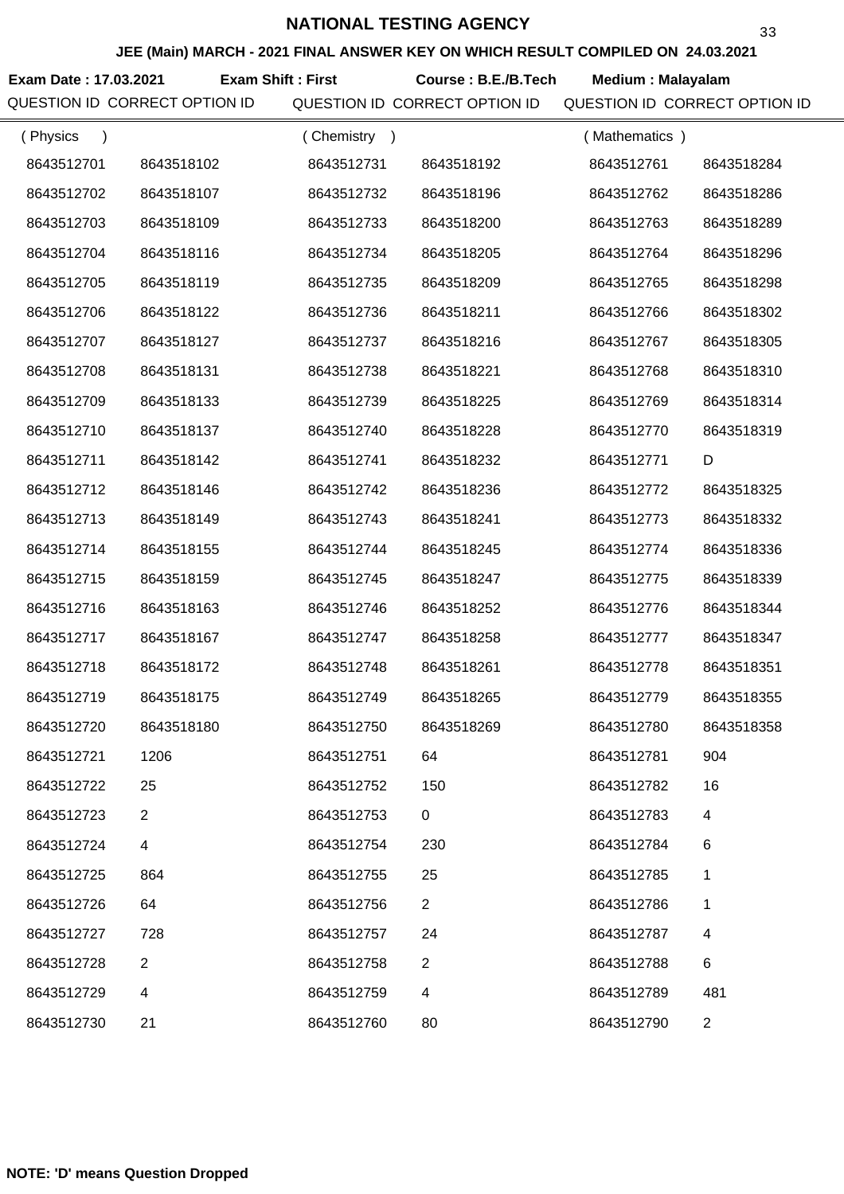# NATIONAL TESTING AGENCY

**JEE (Main) MARCH - 2021 FINAL ANSWER KEY ON WHICH RESULT COMPILED ON 24.03.2021**

**Exam Date : 17.03.2021** **Exam Shift : First** **Course : B.E./B.Tech** **Medium : Malayalam**

| QUESTION ID | CORRECT OPTION ID | QUESTION ID | CORRECT OPTION ID | QUESTION ID | CORRECT OPTION ID |
|---|---|---|---|---|---|
| ( Physics ) | | ( Chemistry ) | | ( Mathematics ) | |
| 8643512701 | 8643518102 | 8643512731 | 8643518192 | 8643512761 | 8643518284 |
| 8643512702 | 8643518107 | 8643512732 | 8643518196 | 8643512762 | 8643518286 |
| 8643512703 | 8643518109 | 8643512733 | 8643518200 | 8643512763 | 8643518289 |
| 8643512704 | 8643518116 | 8643512734 | 8643518205 | 8643512764 | 8643518296 |
| 8643512705 | 8643518119 | 8643512735 | 8643518209 | 8643512765 | 8643518298 |
| 8643512706 | 8643518122 | 8643512736 | 8643518211 | 8643512766 | 8643518302 |
| 8643512707 | 8643518127 | 8643512737 | 8643518216 | 8643512767 | 8643518305 |
| 8643512708 | 8643518131 | 8643512738 | 8643518221 | 8643512768 | 8643518310 |
| 8643512709 | 8643518133 | 8643512739 | 8643518225 | 8643512769 | 8643518314 |
| 8643512710 | 8643518137 | 8643512740 | 8643518228 | 8643512770 | 8643518319 |
| 8643512711 | 8643518142 | 8643512741 | 8643518232 | 8643512771 | D |
| 8643512712 | 8643518146 | 8643512742 | 8643518236 | 8643512772 | 8643518325 |
| 8643512713 | 8643518149 | 8643512743 | 8643518241 | 8643512773 | 8643518332 |
| 8643512714 | 8643518155 | 8643512744 | 8643518245 | 8643512774 | 8643518336 |
| 8643512715 | 8643518159 | 8643512745 | 8643518247 | 8643512775 | 8643518339 |
| 8643512716 | 8643518163 | 8643512746 | 8643518252 | 8643512776 | 8643518344 |
| 8643512717 | 8643518167 | 8643512747 | 8643518258 | 8643512777 | 8643518347 |
| 8643512718 | 8643518172 | 8643512748 | 8643518261 | 8643512778 | 8643518351 |
| 8643512719 | 8643518175 | 8643512749 | 8643518265 | 8643512779 | 8643518355 |
| 8643512720 | 8643518180 | 8643512750 | 8643518269 | 8643512780 | 8643518358 |
| 8643512721 | 1206 | 8643512751 | 64 | 8643512781 | 904 |
| 8643512722 | 25 | 8643512752 | 150 | 8643512782 | 16 |
| 8643512723 | 2 | 8643512753 | 0 | 8643512783 | 4 |
| 8643512724 | 4 | 8643512754 | 230 | 8643512784 | 6 |
| 8643512725 | 864 | 8643512755 | 25 | 8643512785 | 1 |
| 8643512726 | 64 | 8643512756 | 2 | 8643512786 | 1 |
| 8643512727 | 728 | 8643512757 | 24 | 8643512787 | 4 |
| 8643512728 | 2 | 8643512758 | 2 | 8643512788 | 6 |
| 8643512729 | 4 | 8643512759 | 4 | 8643512789 | 481 |
| 8643512730 | 21 | 8643512760 | 80 | 8643512790 | 2 |

**NOTE: 'D' means Question Dropped**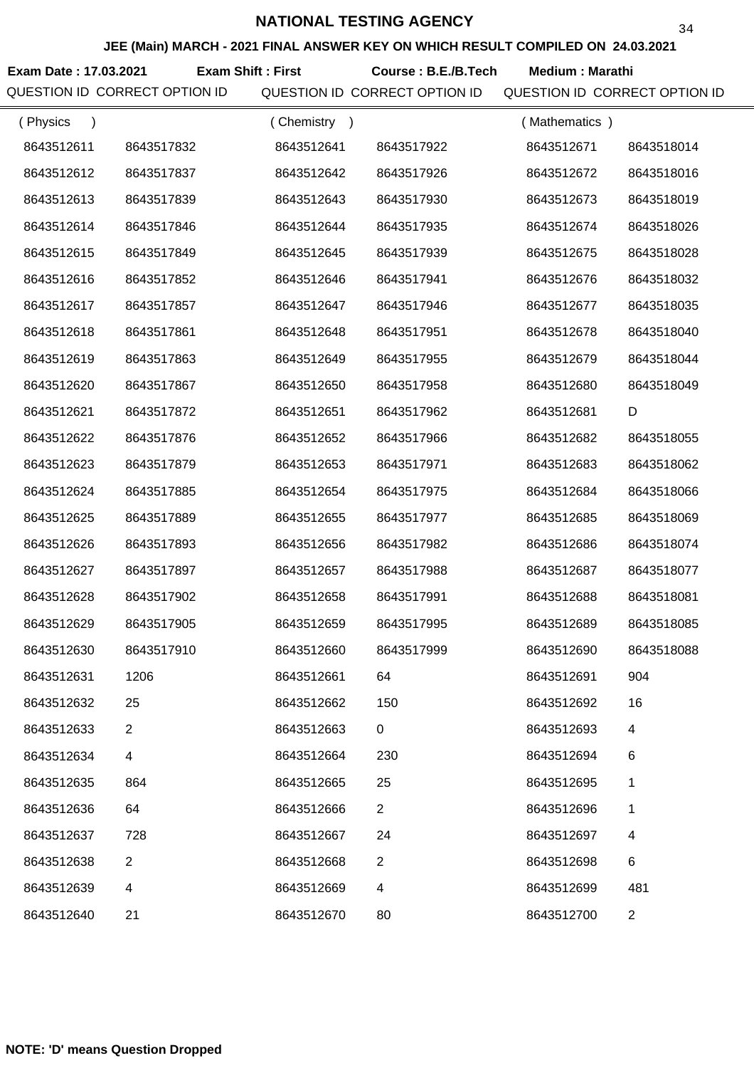# NATIONAL TESTING AGENCY

**JEE (Main) MARCH - 2021 FINAL ANSWER KEY ON WHICH RESULT COMPILED ON 24.03.2021**

**Exam Date : 17.03.2021** **Exam Shift : First** **Course : B.E./B.Tech** **Medium : Marathi**

| QUESTION ID | CORRECT OPTION ID | QUESTION ID | CORRECT OPTION ID | QUESTION ID | CORRECT OPTION ID |
|---|---|---|---|---|---|
| ( Physics ) | | ( Chemistry ) | | ( Mathematics ) | |
| 8643512611 | 8643517832 | 8643512641 | 8643517922 | 8643512671 | 8643518014 |
| 8643512612 | 8643517837 | 8643512642 | 8643517926 | 8643512672 | 8643518016 |
| 8643512613 | 8643517839 | 8643512643 | 8643517930 | 8643512673 | 8643518019 |
| 8643512614 | 8643517846 | 8643512644 | 8643517935 | 8643512674 | 8643518026 |
| 8643512615 | 8643517849 | 8643512645 | 8643517939 | 8643512675 | 8643518028 |
| 8643512616 | 8643517852 | 8643512646 | 8643517941 | 8643512676 | 8643518032 |
| 8643512617 | 8643517857 | 8643512647 | 8643517946 | 8643512677 | 8643518035 |
| 8643512618 | 8643517861 | 8643512648 | 8643517951 | 8643512678 | 8643518040 |
| 8643512619 | 8643517863 | 8643512649 | 8643517955 | 8643512679 | 8643518044 |
| 8643512620 | 8643517867 | 8643512650 | 8643517958 | 8643512680 | 8643518049 |
| 8643512621 | 8643517872 | 8643512651 | 8643517962 | 8643512681 | D |
| 8643512622 | 8643517876 | 8643512652 | 8643517966 | 8643512682 | 8643518055 |
| 8643512623 | 8643517879 | 8643512653 | 8643517971 | 8643512683 | 8643518062 |
| 8643512624 | 8643517885 | 8643512654 | 8643517975 | 8643512684 | 8643518066 |
| 8643512625 | 8643517889 | 8643512655 | 8643517977 | 8643512685 | 8643518069 |
| 8643512626 | 8643517893 | 8643512656 | 8643517982 | 8643512686 | 8643518074 |
| 8643512627 | 8643517897 | 8643512657 | 8643517988 | 8643512687 | 8643518077 |
| 8643512628 | 8643517902 | 8643512658 | 8643517991 | 8643512688 | 8643518081 |
| 8643512629 | 8643517905 | 8643512659 | 8643517995 | 8643512689 | 8643518085 |
| 8643512630 | 8643517910 | 8643512660 | 8643517999 | 8643512690 | 8643518088 |
| 8643512631 | 1206 | 8643512661 | 64 | 8643512691 | 904 |
| 8643512632 | 25 | 8643512662 | 150 | 8643512692 | 16 |
| 8643512633 | 2 | 8643512663 | 0 | 8643512693 | 4 |
| 8643512634 | 4 | 8643512664 | 230 | 8643512694 | 6 |
| 8643512635 | 864 | 8643512665 | 25 | 8643512695 | 1 |
| 8643512636 | 64 | 8643512666 | 2 | 8643512696 | 1 |
| 8643512637 | 728 | 8643512667 | 24 | 8643512697 | 4 |
| 8643512638 | 2 | 8643512668 | 2 | 8643512698 | 6 |
| 8643512639 | 4 | 8643512669 | 4 | 8643512699 | 481 |
| 8643512640 | 21 | 8643512670 | 80 | 8643512700 | 2 |

**NOTE: 'D' means Question Dropped**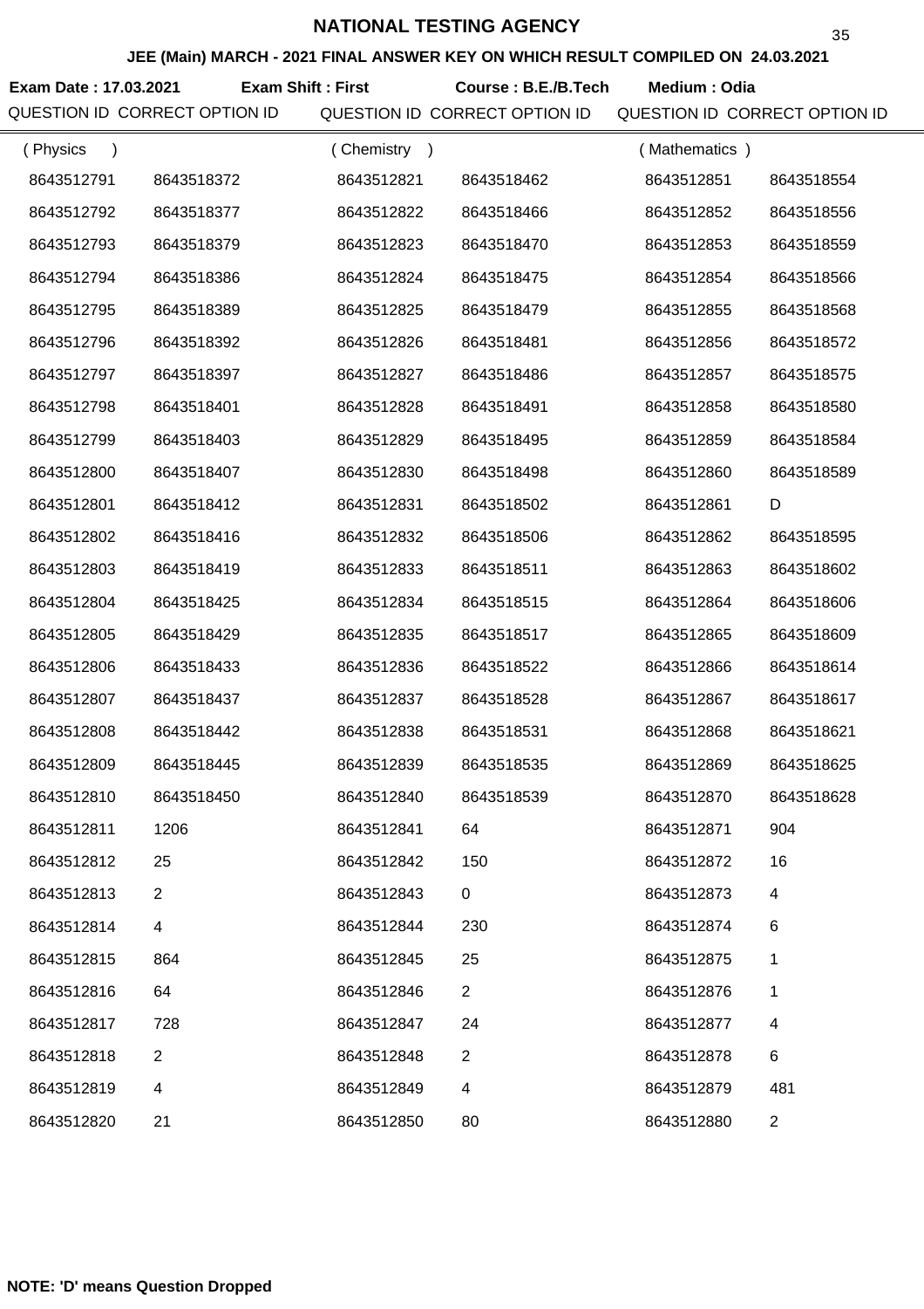# NATIONAL TESTING AGENCY

**JEE (Main) MARCH - 2021 FINAL ANSWER KEY ON WHICH RESULT COMPILED ON 24.03.2021**

**Exam Date : 17.03.2021** **Exam Shift : First** **Course : B.E./B.Tech** **Medium : Odia**

| QUESTION ID | CORRECT OPTION ID | QUESTION ID | CORRECT OPTION ID | QUESTION ID | CORRECT OPTION ID |
|---|---|---|---|---|---|
| ( Physics ) | | ( Chemistry ) | | ( Mathematics ) | |
| 8643512791 | 8643518372 | 8643512821 | 8643518462 | 8643512851 | 8643518554 |
| 8643512792 | 8643518377 | 8643512822 | 8643518466 | 8643512852 | 8643518556 |
| 8643512793 | 8643518379 | 8643512823 | 8643518470 | 8643512853 | 8643518559 |
| 8643512794 | 8643518386 | 8643512824 | 8643518475 | 8643512854 | 8643518566 |
| 8643512795 | 8643518389 | 8643512825 | 8643518479 | 8643512855 | 8643518568 |
| 8643512796 | 8643518392 | 8643512826 | 8643518481 | 8643512856 | 8643518572 |
| 8643512797 | 8643518397 | 8643512827 | 8643518486 | 8643512857 | 8643518575 |
| 8643512798 | 8643518401 | 8643512828 | 8643518491 | 8643512858 | 8643518580 |
| 8643512799 | 8643518403 | 8643512829 | 8643518495 | 8643512859 | 8643518584 |
| 8643512800 | 8643518407 | 8643512830 | 8643518498 | 8643512860 | 8643518589 |
| 8643512801 | 8643518412 | 8643512831 | 8643518502 | 8643512861 | D |
| 8643512802 | 8643518416 | 8643512832 | 8643518506 | 8643512862 | 8643518595 |
| 8643512803 | 8643518419 | 8643512833 | 8643518511 | 8643512863 | 8643518602 |
| 8643512804 | 8643518425 | 8643512834 | 8643518515 | 8643512864 | 8643518606 |
| 8643512805 | 8643518429 | 8643512835 | 8643518517 | 8643512865 | 8643518609 |
| 8643512806 | 8643518433 | 8643512836 | 8643518522 | 8643512866 | 8643518614 |
| 8643512807 | 8643518437 | 8643512837 | 8643518528 | 8643512867 | 8643518617 |
| 8643512808 | 8643518442 | 8643512838 | 8643518531 | 8643512868 | 8643518621 |
| 8643512809 | 8643518445 | 8643512839 | 8643518535 | 8643512869 | 8643518625 |
| 8643512810 | 8643518450 | 8643512840 | 8643518539 | 8643512870 | 8643518628 |
| 8643512811 | 1206 | 8643512841 | 64 | 8643512871 | 904 |
| 8643512812 | 25 | 8643512842 | 150 | 8643512872 | 16 |
| 8643512813 | 2 | 8643512843 | 0 | 8643512873 | 4 |
| 8643512814 | 4 | 8643512844 | 230 | 8643512874 | 6 |
| 8643512815 | 864 | 8643512845 | 25 | 8643512875 | 1 |
| 8643512816 | 64 | 8643512846 | 2 | 8643512876 | 1 |
| 8643512817 | 728 | 8643512847 | 24 | 8643512877 | 4 |
| 8643512818 | 2 | 8643512848 | 2 | 8643512878 | 6 |
| 8643512819 | 4 | 8643512849 | 4 | 8643512879 | 481 |
| 8643512820 | 21 | 8643512850 | 80 | 8643512880 | 2 |

**NOTE: 'D' means Question Dropped**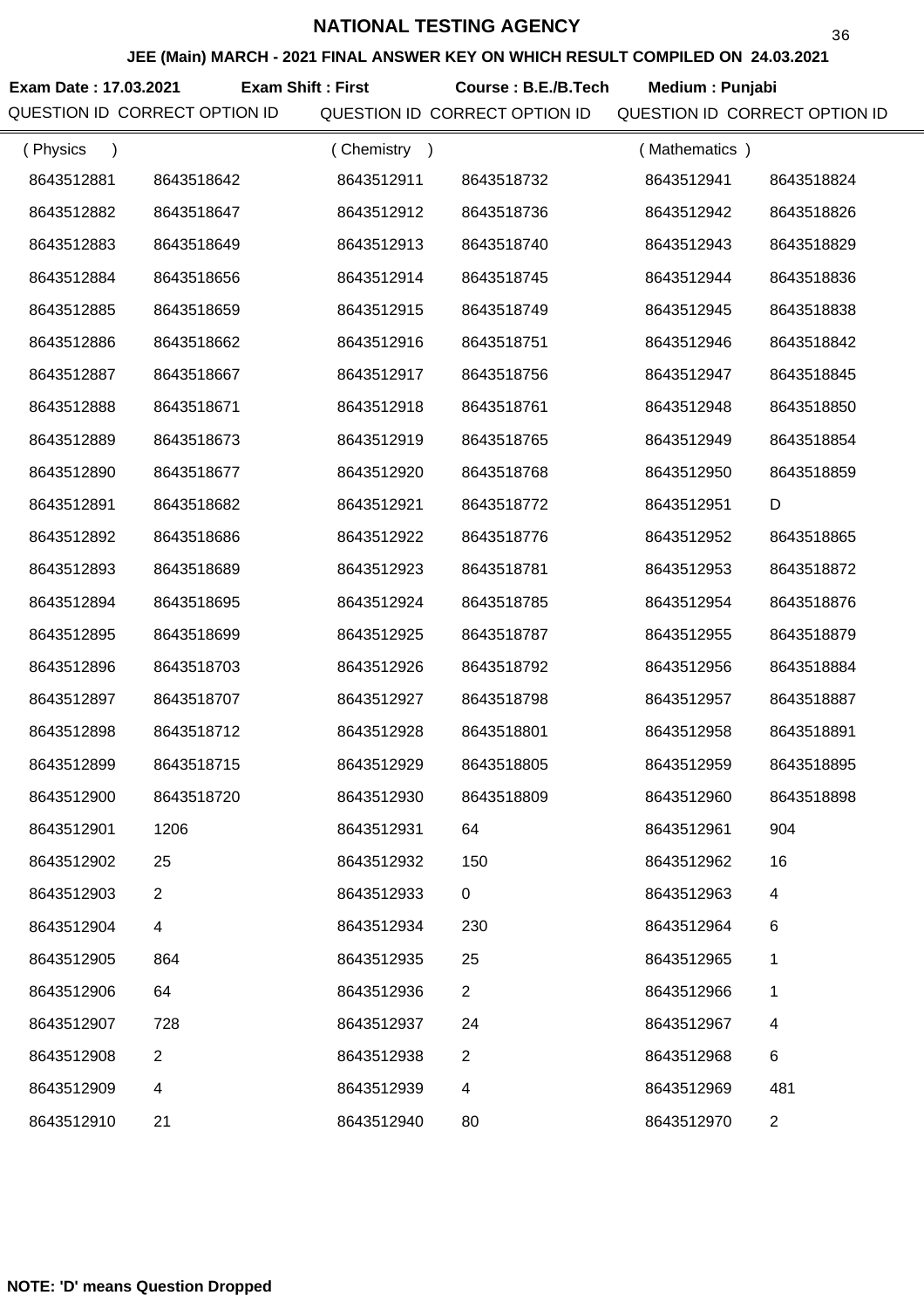# NATIONAL TESTING AGENCY

**JEE (Main) MARCH - 2021 FINAL ANSWER KEY ON WHICH RESULT COMPILED ON 24.03.2021**

**Exam Date : 17.03.2021** **Exam Shift : First** **Course : B.E./B.Tech** **Medium : Punjabi**

| QUESTION ID | CORRECT OPTION ID | QUESTION ID | CORRECT OPTION ID | QUESTION ID | CORRECT OPTION ID |
|---|---|---|---|---|---|
| ( Physics ) | | ( Chemistry ) | | ( Mathematics ) | |
| 8643512881 | 8643518642 | 8643512911 | 8643518732 | 8643512941 | 8643518824 |
| 8643512882 | 8643518647 | 8643512912 | 8643518736 | 8643512942 | 8643518826 |
| 8643512883 | 8643518649 | 8643512913 | 8643518740 | 8643512943 | 8643518829 |
| 8643512884 | 8643518656 | 8643512914 | 8643518745 | 8643512944 | 8643518836 |
| 8643512885 | 8643518659 | 8643512915 | 8643518749 | 8643512945 | 8643518838 |
| 8643512886 | 8643518662 | 8643512916 | 8643518751 | 8643512946 | 8643518842 |
| 8643512887 | 8643518667 | 8643512917 | 8643518756 | 8643512947 | 8643518845 |
| 8643512888 | 8643518671 | 8643512918 | 8643518761 | 8643512948 | 8643518850 |
| 8643512889 | 8643518673 | 8643512919 | 8643518765 | 8643512949 | 8643518854 |
| 8643512890 | 8643518677 | 8643512920 | 8643518768 | 8643512950 | 8643518859 |
| 8643512891 | 8643518682 | 8643512921 | 8643518772 | 8643512951 | D |
| 8643512892 | 8643518686 | 8643512922 | 8643518776 | 8643512952 | 8643518865 |
| 8643512893 | 8643518689 | 8643512923 | 8643518781 | 8643512953 | 8643518872 |
| 8643512894 | 8643518695 | 8643512924 | 8643518785 | 8643512954 | 8643518876 |
| 8643512895 | 8643518699 | 8643512925 | 8643518787 | 8643512955 | 8643518879 |
| 8643512896 | 8643518703 | 8643512926 | 8643518792 | 8643512956 | 8643518884 |
| 8643512897 | 8643518707 | 8643512927 | 8643518798 | 8643512957 | 8643518887 |
| 8643512898 | 8643518712 | 8643512928 | 8643518801 | 8643512958 | 8643518891 |
| 8643512899 | 8643518715 | 8643512929 | 8643518805 | 8643512959 | 8643518895 |
| 8643512900 | 8643518720 | 8643512930 | 8643518809 | 8643512960 | 8643518898 |
| 8643512901 | 1206 | 8643512931 | 64 | 8643512961 | 904 |
| 8643512902 | 25 | 8643512932 | 150 | 8643512962 | 16 |
| 8643512903 | 2 | 8643512933 | 0 | 8643512963 | 4 |
| 8643512904 | 4 | 8643512934 | 230 | 8643512964 | 6 |
| 8643512905 | 864 | 8643512935 | 25 | 8643512965 | 1 |
| 8643512906 | 64 | 8643512936 | 2 | 8643512966 | 1 |
| 8643512907 | 728 | 8643512937 | 24 | 8643512967 | 4 |
| 8643512908 | 2 | 8643512938 | 2 | 8643512968 | 6 |
| 8643512909 | 4 | 8643512939 | 4 | 8643512969 | 481 |
| 8643512910 | 21 | 8643512940 | 80 | 8643512970 | 2 |

**NOTE: 'D' means Question Dropped**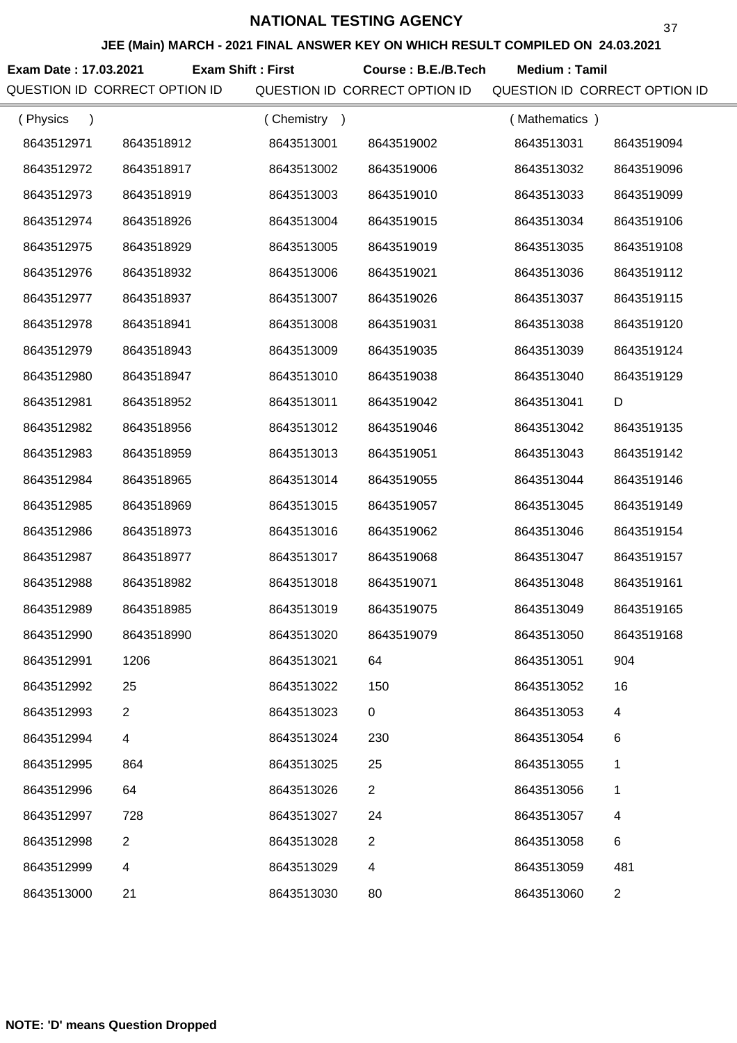# NATIONAL TESTING AGENCY

**JEE (Main) MARCH - 2021 FINAL ANSWER KEY ON WHICH RESULT COMPILED ON 24.03.2021**

**Exam Date : 17.03.2021** **Exam Shift : First** **Course : B.E./B.Tech** **Medium : Tamil**

| QUESTION ID | CORRECT OPTION ID | QUESTION ID | CORRECT OPTION ID | QUESTION ID | CORRECT OPTION ID |
|---|---|---|---|---|---|
| ( Physics ) | | ( Chemistry ) | | ( Mathematics ) | |
| 8643512971 | 8643518912 | 8643513001 | 8643519002 | 8643513031 | 8643519094 |
| 8643512972 | 8643518917 | 8643513002 | 8643519006 | 8643513032 | 8643519096 |
| 8643512973 | 8643518919 | 8643513003 | 8643519010 | 8643513033 | 8643519099 |
| 8643512974 | 8643518926 | 8643513004 | 8643519015 | 8643513034 | 8643519106 |
| 8643512975 | 8643518929 | 8643513005 | 8643519019 | 8643513035 | 8643519108 |
| 8643512976 | 8643518932 | 8643513006 | 8643519021 | 8643513036 | 8643519112 |
| 8643512977 | 8643518937 | 8643513007 | 8643519026 | 8643513037 | 8643519115 |
| 8643512978 | 8643518941 | 8643513008 | 8643519031 | 8643513038 | 8643519120 |
| 8643512979 | 8643518943 | 8643513009 | 8643519035 | 8643513039 | 8643519124 |
| 8643512980 | 8643518947 | 8643513010 | 8643519038 | 8643513040 | 8643519129 |
| 8643512981 | 8643518952 | 8643513011 | 8643519042 | 8643513041 | D |
| 8643512982 | 8643518956 | 8643513012 | 8643519046 | 8643513042 | 8643519135 |
| 8643512983 | 8643518959 | 8643513013 | 8643519051 | 8643513043 | 8643519142 |
| 8643512984 | 8643518965 | 8643513014 | 8643519055 | 8643513044 | 8643519146 |
| 8643512985 | 8643518969 | 8643513015 | 8643519057 | 8643513045 | 8643519149 |
| 8643512986 | 8643518973 | 8643513016 | 8643519062 | 8643513046 | 8643519154 |
| 8643512987 | 8643518977 | 8643513017 | 8643519068 | 8643513047 | 8643519157 |
| 8643512988 | 8643518982 | 8643513018 | 8643519071 | 8643513048 | 8643519161 |
| 8643512989 | 8643518985 | 8643513019 | 8643519075 | 8643513049 | 8643519165 |
| 8643512990 | 8643518990 | 8643513020 | 8643519079 | 8643513050 | 8643519168 |
| 8643512991 | 1206 | 8643513021 | 64 | 8643513051 | 904 |
| 8643512992 | 25 | 8643513022 | 150 | 8643513052 | 16 |
| 8643512993 | 2 | 8643513023 | 0 | 8643513053 | 4 |
| 8643512994 | 4 | 8643513024 | 230 | 8643513054 | 6 |
| 8643512995 | 864 | 8643513025 | 25 | 8643513055 | 1 |
| 8643512996 | 64 | 8643513026 | 2 | 8643513056 | 1 |
| 8643512997 | 728 | 8643513027 | 24 | 8643513057 | 4 |
| 8643512998 | 2 | 8643513028 | 2 | 8643513058 | 6 |
| 8643512999 | 4 | 8643513029 | 4 | 8643513059 | 481 |
| 8643513000 | 21 | 8643513030 | 80 | 8643513060 | 2 |

**NOTE: 'D' means Question Dropped**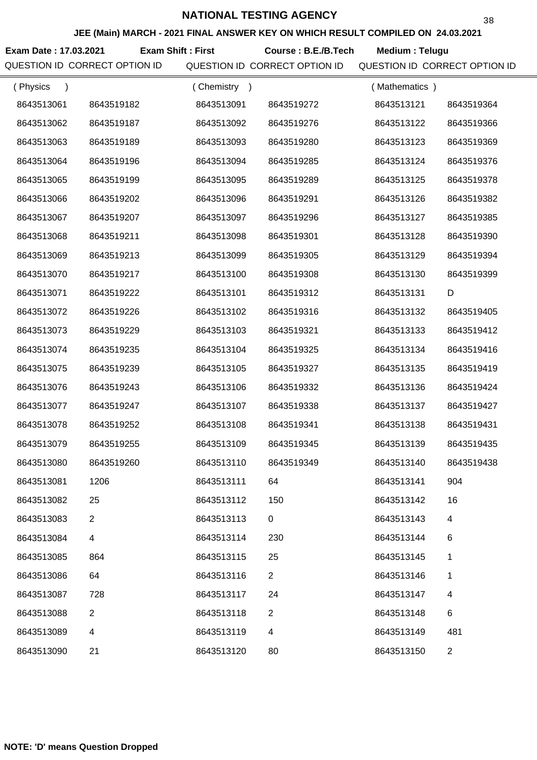# NATIONAL TESTING AGENCY

## JEE (Main) MARCH - 2021 FINAL ANSWER KEY ON WHICH RESULT COMPILED ON 24.03.2021

**Exam Date : 17.03.2021** **Exam Shift : First** **Course : B.E./B.Tech** **Medium : Telugu**

| QUESTION ID | CORRECT OPTION ID | QUESTION ID | CORRECT OPTION ID | QUESTION ID | CORRECT OPTION ID |
|---|---|---|---|---|---|
| ( Physics ) | | ( Chemistry ) | | ( Mathematics ) | |
| 8643513061 | 8643519182 | 8643513091 | 8643519272 | 8643513121 | 8643519364 |
| 8643513062 | 8643519187 | 8643513092 | 8643519276 | 8643513122 | 8643519366 |
| 8643513063 | 8643519189 | 8643513093 | 8643519280 | 8643513123 | 8643519369 |
| 8643513064 | 8643519196 | 8643513094 | 8643519285 | 8643513124 | 8643519376 |
| 8643513065 | 8643519199 | 8643513095 | 8643519289 | 8643513125 | 8643519378 |
| 8643513066 | 8643519202 | 8643513096 | 8643519291 | 8643513126 | 8643519382 |
| 8643513067 | 8643519207 | 8643513097 | 8643519296 | 8643513127 | 8643519385 |
| 8643513068 | 8643519211 | 8643513098 | 8643519301 | 8643513128 | 8643519390 |
| 8643513069 | 8643519213 | 8643513099 | 8643519305 | 8643513129 | 8643519394 |
| 8643513070 | 8643519217 | 8643513100 | 8643519308 | 8643513130 | 8643519399 |
| 8643513071 | 8643519222 | 8643513101 | 8643519312 | 8643513131 | D |
| 8643513072 | 8643519226 | 8643513102 | 8643519316 | 8643513132 | 8643519405 |
| 8643513073 | 8643519229 | 8643513103 | 8643519321 | 8643513133 | 8643519412 |
| 8643513074 | 8643519235 | 8643513104 | 8643519325 | 8643513134 | 8643519416 |
| 8643513075 | 8643519239 | 8643513105 | 8643519327 | 8643513135 | 8643519419 |
| 8643513076 | 8643519243 | 8643513106 | 8643519332 | 8643513136 | 8643519424 |
| 8643513077 | 8643519247 | 8643513107 | 8643519338 | 8643513137 | 8643519427 |
| 8643513078 | 8643519252 | 8643513108 | 8643519341 | 8643513138 | 8643519431 |
| 8643513079 | 8643519255 | 8643513109 | 8643519345 | 8643513139 | 8643519435 |
| 8643513080 | 8643519260 | 8643513110 | 8643519349 | 8643513140 | 8643519438 |
| 8643513081 | 1206 | 8643513111 | 64 | 8643513141 | 904 |
| 8643513082 | 25 | 8643513112 | 150 | 8643513142 | 16 |
| 8643513083 | 2 | 8643513113 | 0 | 8643513143 | 4 |
| 8643513084 | 4 | 8643513114 | 230 | 8643513144 | 6 |
| 8643513085 | 864 | 8643513115 | 25 | 8643513145 | 1 |
| 8643513086 | 64 | 8643513116 | 2 | 8643513146 | 1 |
| 8643513087 | 728 | 8643513117 | 24 | 8643513147 | 4 |
| 8643513088 | 2 | 8643513118 | 2 | 8643513148 | 6 |
| 8643513089 | 4 | 8643513119 | 4 | 8643513149 | 481 |
| 8643513090 | 21 | 8643513120 | 80 | 8643513150 | 2 |

**NOTE: 'D' means Question Dropped**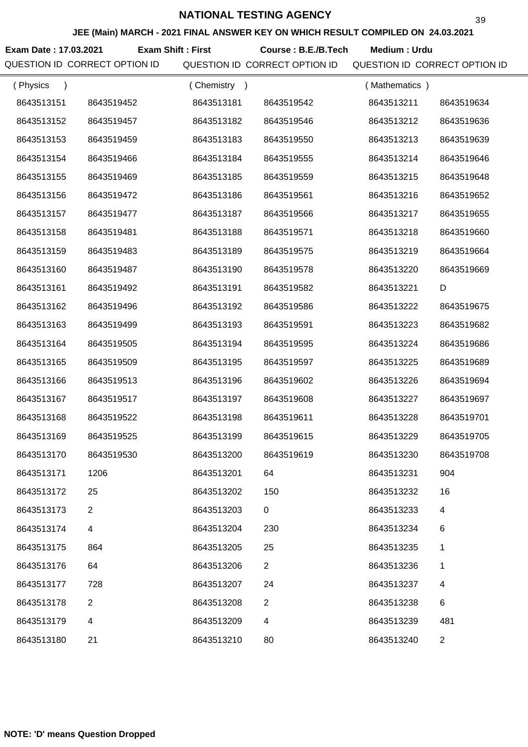# NATIONAL TESTING AGENCY

**JEE (Main) MARCH - 2021 FINAL ANSWER KEY ON WHICH RESULT COMPILED ON 24.03.2021**

**Exam Date : 17.03.2021** **Exam Shift : First** **Course : B.E./B.Tech** **Medium : Urdu**

| QUESTION ID (Physics) | CORRECT OPTION ID | QUESTION ID (Chemistry) | CORRECT OPTION ID | QUESTION ID (Mathematics) | CORRECT OPTION ID |
|---|---|---|---|---|---|
| 8643513151 | 8643519452 | 8643513181 | 8643519542 | 8643513211 | 8643519634 |
| 8643513152 | 8643519457 | 8643513182 | 8643519546 | 8643513212 | 8643519636 |
| 8643513153 | 8643519459 | 8643513183 | 8643519550 | 8643513213 | 8643519639 |
| 8643513154 | 8643519466 | 8643513184 | 8643519555 | 8643513214 | 8643519646 |
| 8643513155 | 8643519469 | 8643513185 | 8643519559 | 8643513215 | 8643519648 |
| 8643513156 | 8643519472 | 8643513186 | 8643519561 | 8643513216 | 8643519652 |
| 8643513157 | 8643519477 | 8643513187 | 8643519566 | 8643513217 | 8643519655 |
| 8643513158 | 8643519481 | 8643513188 | 8643519571 | 8643513218 | 8643519660 |
| 8643513159 | 8643519483 | 8643513189 | 8643519575 | 8643513219 | 8643519664 |
| 8643513160 | 8643519487 | 8643513190 | 8643519578 | 8643513220 | 8643519669 |
| 8643513161 | 8643519492 | 8643513191 | 8643519582 | 8643513221 | D |
| 8643513162 | 8643519496 | 8643513192 | 8643519586 | 8643513222 | 8643519675 |
| 8643513163 | 8643519499 | 8643513193 | 8643519591 | 8643513223 | 8643519682 |
| 8643513164 | 8643519505 | 8643513194 | 8643519595 | 8643513224 | 8643519686 |
| 8643513165 | 8643519509 | 8643513195 | 8643519597 | 8643513225 | 8643519689 |
| 8643513166 | 8643519513 | 8643513196 | 8643519602 | 8643513226 | 8643519694 |
| 8643513167 | 8643519517 | 8643513197 | 8643519608 | 8643513227 | 8643519697 |
| 8643513168 | 8643519522 | 8643513198 | 8643519611 | 8643513228 | 8643519701 |
| 8643513169 | 8643519525 | 8643513199 | 8643519615 | 8643513229 | 8643519705 |
| 8643513170 | 8643519530 | 8643513200 | 8643519619 | 8643513230 | 8643519708 |
| 8643513171 | 1206 | 8643513201 | 64 | 8643513231 | 904 |
| 8643513172 | 25 | 8643513202 | 150 | 8643513232 | 16 |
| 8643513173 | 2 | 8643513203 | 0 | 8643513233 | 4 |
| 8643513174 | 4 | 8643513204 | 230 | 8643513234 | 6 |
| 8643513175 | 864 | 8643513205 | 25 | 8643513235 | 1 |
| 8643513176 | 64 | 8643513206 | 2 | 8643513236 | 1 |
| 8643513177 | 728 | 8643513207 | 24 | 8643513237 | 4 |
| 8643513178 | 2 | 8643513208 | 2 | 8643513238 | 6 |
| 8643513179 | 4 | 8643513209 | 4 | 8643513239 | 481 |
| 8643513180 | 21 | 8643513210 | 80 | 8643513240 | 2 |

**NOTE: 'D' means Question Dropped**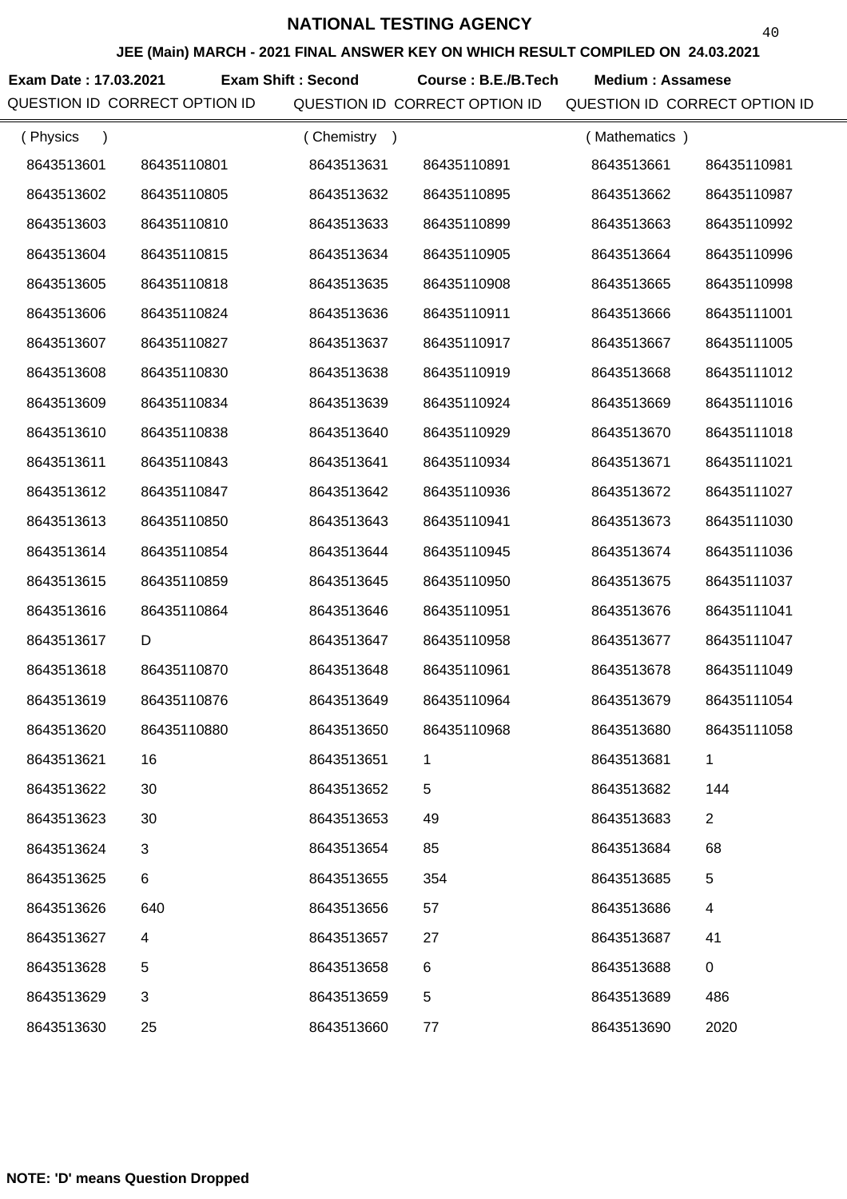# NATIONAL TESTING AGENCY

**JEE (Main) MARCH - 2021 FINAL ANSWER KEY ON WHICH RESULT COMPILED ON 24.03.2021**

**Exam Date : 17.03.2021** **Exam Shift : Second** **Course : B.E./B.Tech** **Medium : Assamese**

| QUESTION ID (Physics) | CORRECT OPTION ID | QUESTION ID (Chemistry) | CORRECT OPTION ID | QUESTION ID (Mathematics) | CORRECT OPTION ID |
|---|---|---|---|---|---|
| 8643513601 | 86435110801 | 8643513631 | 86435110891 | 8643513661 | 86435110981 |
| 8643513602 | 86435110805 | 8643513632 | 86435110895 | 8643513662 | 86435110987 |
| 8643513603 | 86435110810 | 8643513633 | 86435110899 | 8643513663 | 86435110992 |
| 8643513604 | 86435110815 | 8643513634 | 86435110905 | 8643513664 | 86435110996 |
| 8643513605 | 86435110818 | 8643513635 | 86435110908 | 8643513665 | 86435110998 |
| 8643513606 | 86435110824 | 8643513636 | 86435110911 | 8643513666 | 86435111001 |
| 8643513607 | 86435110827 | 8643513637 | 86435110917 | 8643513667 | 86435111005 |
| 8643513608 | 86435110830 | 8643513638 | 86435110919 | 8643513668 | 86435111012 |
| 8643513609 | 86435110834 | 8643513639 | 86435110924 | 8643513669 | 86435111016 |
| 8643513610 | 86435110838 | 8643513640 | 86435110929 | 8643513670 | 86435111018 |
| 8643513611 | 86435110843 | 8643513641 | 86435110934 | 8643513671 | 86435111021 |
| 8643513612 | 86435110847 | 8643513642 | 86435110936 | 8643513672 | 86435111027 |
| 8643513613 | 86435110850 | 8643513643 | 86435110941 | 8643513673 | 86435111030 |
| 8643513614 | 86435110854 | 8643513644 | 86435110945 | 8643513674 | 86435111036 |
| 8643513615 | 86435110859 | 8643513645 | 86435110950 | 8643513675 | 86435111037 |
| 8643513616 | 86435110864 | 8643513646 | 86435110951 | 8643513676 | 86435111041 |
| 8643513617 | D | 8643513647 | 86435110958 | 8643513677 | 86435111047 |
| 8643513618 | 86435110870 | 8643513648 | 86435110961 | 8643513678 | 86435111049 |
| 8643513619 | 86435110876 | 8643513649 | 86435110964 | 8643513679 | 86435111054 |
| 8643513620 | 86435110880 | 8643513650 | 86435110968 | 8643513680 | 86435111058 |
| 8643513621 | 16 | 8643513651 | 1 | 8643513681 | 1 |
| 8643513622 | 30 | 8643513652 | 5 | 8643513682 | 144 |
| 8643513623 | 30 | 8643513653 | 49 | 8643513683 | 2 |
| 8643513624 | 3 | 8643513654 | 85 | 8643513684 | 68 |
| 8643513625 | 6 | 8643513655 | 354 | 8643513685 | 5 |
| 8643513626 | 640 | 8643513656 | 57 | 8643513686 | 4 |
| 8643513627 | 4 | 8643513657 | 27 | 8643513687 | 41 |
| 8643513628 | 5 | 8643513658 | 6 | 8643513688 | 0 |
| 8643513629 | 3 | 8643513659 | 5 | 8643513689 | 486 |
| 8643513630 | 25 | 8643513660 | 77 | 8643513690 | 2020 |

**NOTE: 'D' means Question Dropped**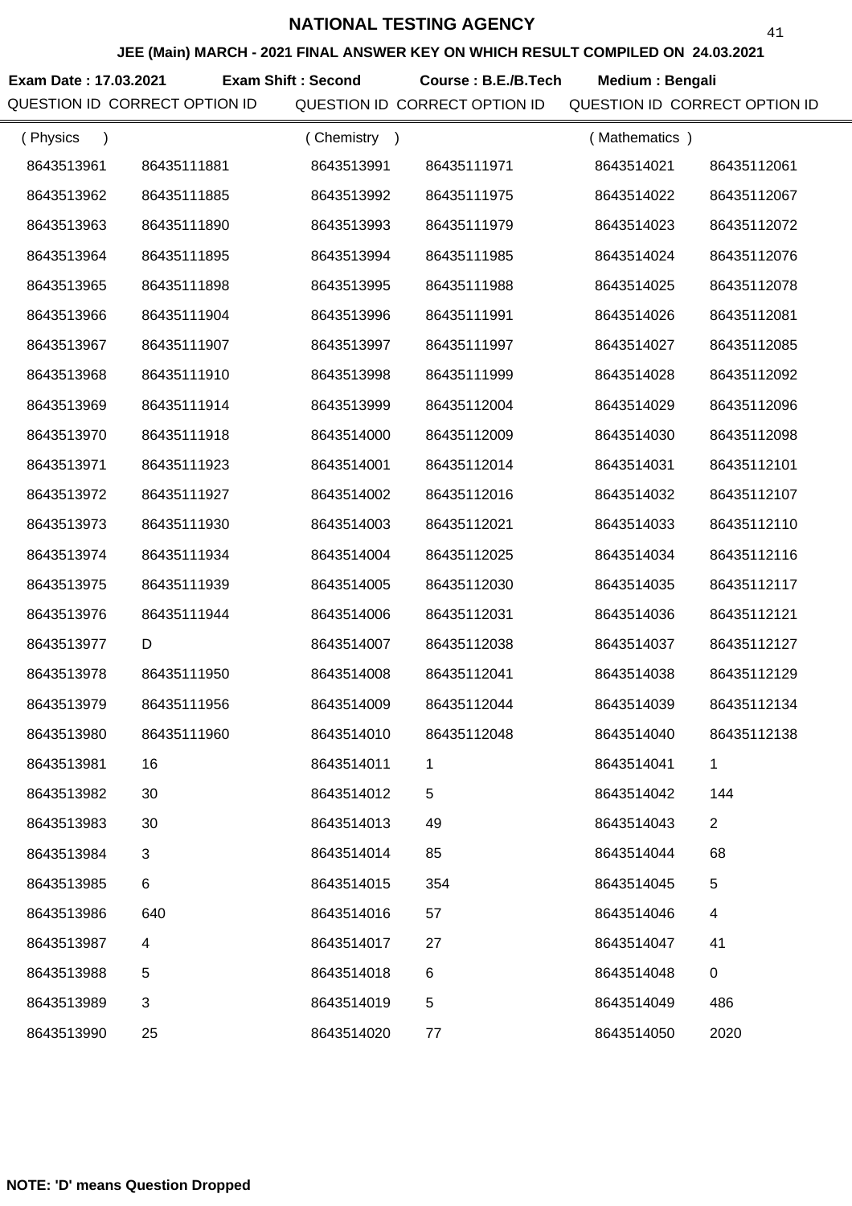# NATIONAL TESTING AGENCY

**JEE (Main) MARCH - 2021 FINAL ANSWER KEY ON WHICH RESULT COMPILED ON 24.03.2021**

**Exam Date : 17.03.2021** **Exam Shift : Second** **Course : B.E./B.Tech** **Medium : Bengali**

| QUESTION ID (Physics) | CORRECT OPTION ID | QUESTION ID (Chemistry) | CORRECT OPTION ID | QUESTION ID (Mathematics) | CORRECT OPTION ID |
|---|---|---|---|---|---|
| 8643513961 | 86435111881 | 8643513991 | 86435111971 | 8643514021 | 86435112061 |
| 8643513962 | 86435111885 | 8643513992 | 86435111975 | 8643514022 | 86435112067 |
| 8643513963 | 86435111890 | 8643513993 | 86435111979 | 8643514023 | 86435112072 |
| 8643513964 | 86435111895 | 8643513994 | 86435111985 | 8643514024 | 86435112076 |
| 8643513965 | 86435111898 | 8643513995 | 86435111988 | 8643514025 | 86435112078 |
| 8643513966 | 86435111904 | 8643513996 | 86435111991 | 8643514026 | 86435112081 |
| 8643513967 | 86435111907 | 8643513997 | 86435111997 | 8643514027 | 86435112085 |
| 8643513968 | 86435111910 | 8643513998 | 86435111999 | 8643514028 | 86435112092 |
| 8643513969 | 86435111914 | 8643513999 | 86435112004 | 8643514029 | 86435112096 |
| 8643513970 | 86435111918 | 8643514000 | 86435112009 | 8643514030 | 86435112098 |
| 8643513971 | 86435111923 | 8643514001 | 86435112014 | 8643514031 | 86435112101 |
| 8643513972 | 86435111927 | 8643514002 | 86435112016 | 8643514032 | 86435112107 |
| 8643513973 | 86435111930 | 8643514003 | 86435112021 | 8643514033 | 86435112110 |
| 8643513974 | 86435111934 | 8643514004 | 86435112025 | 8643514034 | 86435112116 |
| 8643513975 | 86435111939 | 8643514005 | 86435112030 | 8643514035 | 86435112117 |
| 8643513976 | 86435111944 | 8643514006 | 86435112031 | 8643514036 | 86435112121 |
| 8643513977 | D | 8643514007 | 86435112038 | 8643514037 | 86435112127 |
| 8643513978 | 86435111950 | 8643514008 | 86435112041 | 8643514038 | 86435112129 |
| 8643513979 | 86435111956 | 8643514009 | 86435112044 | 8643514039 | 86435112134 |
| 8643513980 | 86435111960 | 8643514010 | 86435112048 | 8643514040 | 86435112138 |
| 8643513981 | 16 | 8643514011 | 1 | 8643514041 | 1 |
| 8643513982 | 30 | 8643514012 | 5 | 8643514042 | 144 |
| 8643513983 | 30 | 8643514013 | 49 | 8643514043 | 2 |
| 8643513984 | 3 | 8643514014 | 85 | 8643514044 | 68 |
| 8643513985 | 6 | 8643514015 | 354 | 8643514045 | 5 |
| 8643513986 | 640 | 8643514016 | 57 | 8643514046 | 4 |
| 8643513987 | 4 | 8643514017 | 27 | 8643514047 | 41 |
| 8643513988 | 5 | 8643514018 | 6 | 8643514048 | 0 |
| 8643513989 | 3 | 8643514019 | 5 | 8643514049 | 486 |
| 8643513990 | 25 | 8643514020 | 77 | 8643514050 | 2020 |

**NOTE: 'D' means Question Dropped**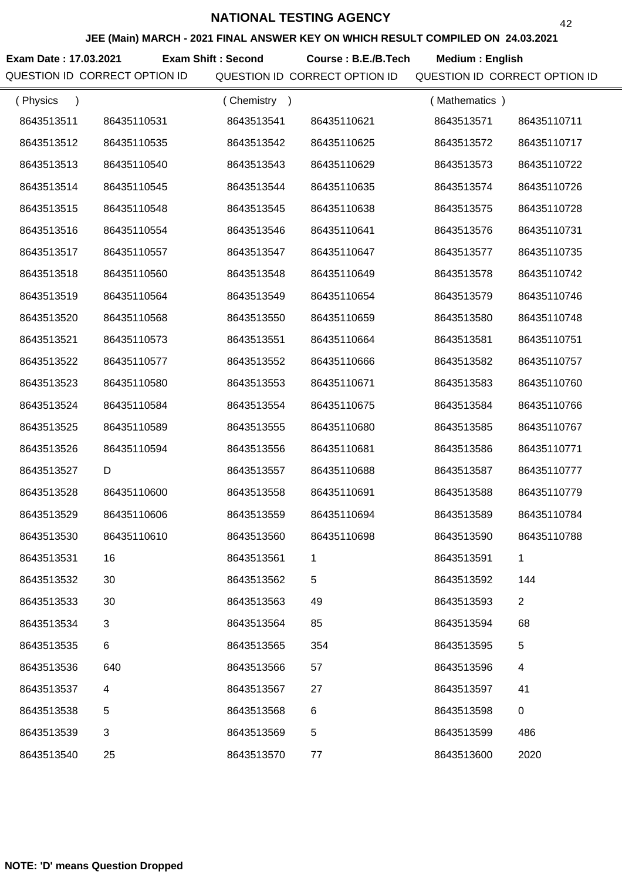# NATIONAL TESTING AGENCY

## JEE (Main) MARCH - 2021 FINAL ANSWER KEY ON WHICH RESULT COMPILED ON 24.03.2021

**Exam Date : 17.03.2021** **Exam Shift : Second** **Course : B.E./B.Tech** **Medium : English**

| QUESTION ID | CORRECT OPTION ID | QUESTION ID | CORRECT OPTION ID | QUESTION ID | CORRECT OPTION ID |
|---|---|---|---|---|---|
| ( Physics ) | | ( Chemistry ) | | ( Mathematics ) | |
| 8643513511 | 86435110531 | 8643513541 | 86435110621 | 8643513571 | 86435110711 |
| 8643513512 | 86435110535 | 8643513542 | 86435110625 | 8643513572 | 86435110717 |
| 8643513513 | 86435110540 | 8643513543 | 86435110629 | 8643513573 | 86435110722 |
| 8643513514 | 86435110545 | 8643513544 | 86435110635 | 8643513574 | 86435110726 |
| 8643513515 | 86435110548 | 8643513545 | 86435110638 | 8643513575 | 86435110728 |
| 8643513516 | 86435110554 | 8643513546 | 86435110641 | 8643513576 | 86435110731 |
| 8643513517 | 86435110557 | 8643513547 | 86435110647 | 8643513577 | 86435110735 |
| 8643513518 | 86435110560 | 8643513548 | 86435110649 | 8643513578 | 86435110742 |
| 8643513519 | 86435110564 | 8643513549 | 86435110654 | 8643513579 | 86435110746 |
| 8643513520 | 86435110568 | 8643513550 | 86435110659 | 8643513580 | 86435110748 |
| 8643513521 | 86435110573 | 8643513551 | 86435110664 | 8643513581 | 86435110751 |
| 8643513522 | 86435110577 | 8643513552 | 86435110666 | 8643513582 | 86435110757 |
| 8643513523 | 86435110580 | 8643513553 | 86435110671 | 8643513583 | 86435110760 |
| 8643513524 | 86435110584 | 8643513554 | 86435110675 | 8643513584 | 86435110766 |
| 8643513525 | 86435110589 | 8643513555 | 86435110680 | 8643513585 | 86435110767 |
| 8643513526 | 86435110594 | 8643513556 | 86435110681 | 8643513586 | 86435110771 |
| 8643513527 | D | 8643513557 | 86435110688 | 8643513587 | 86435110777 |
| 8643513528 | 86435110600 | 8643513558 | 86435110691 | 8643513588 | 86435110779 |
| 8643513529 | 86435110606 | 8643513559 | 86435110694 | 8643513589 | 86435110784 |
| 8643513530 | 86435110610 | 8643513560 | 86435110698 | 8643513590 | 86435110788 |
| 8643513531 | 16 | 8643513561 | 1 | 8643513591 | 1 |
| 8643513532 | 30 | 8643513562 | 5 | 8643513592 | 144 |
| 8643513533 | 30 | 8643513563 | 49 | 8643513593 | 2 |
| 8643513534 | 3 | 8643513564 | 85 | 8643513594 | 68 |
| 8643513535 | 6 | 8643513565 | 354 | 8643513595 | 5 |
| 8643513536 | 640 | 8643513566 | 57 | 8643513596 | 4 |
| 8643513537 | 4 | 8643513567 | 27 | 8643513597 | 41 |
| 8643513538 | 5 | 8643513568 | 6 | 8643513598 | 0 |
| 8643513539 | 3 | 8643513569 | 5 | 8643513599 | 486 |
| 8643513540 | 25 | 8643513570 | 77 | 8643513600 | 2020 |

**NOTE: 'D' means Question Dropped**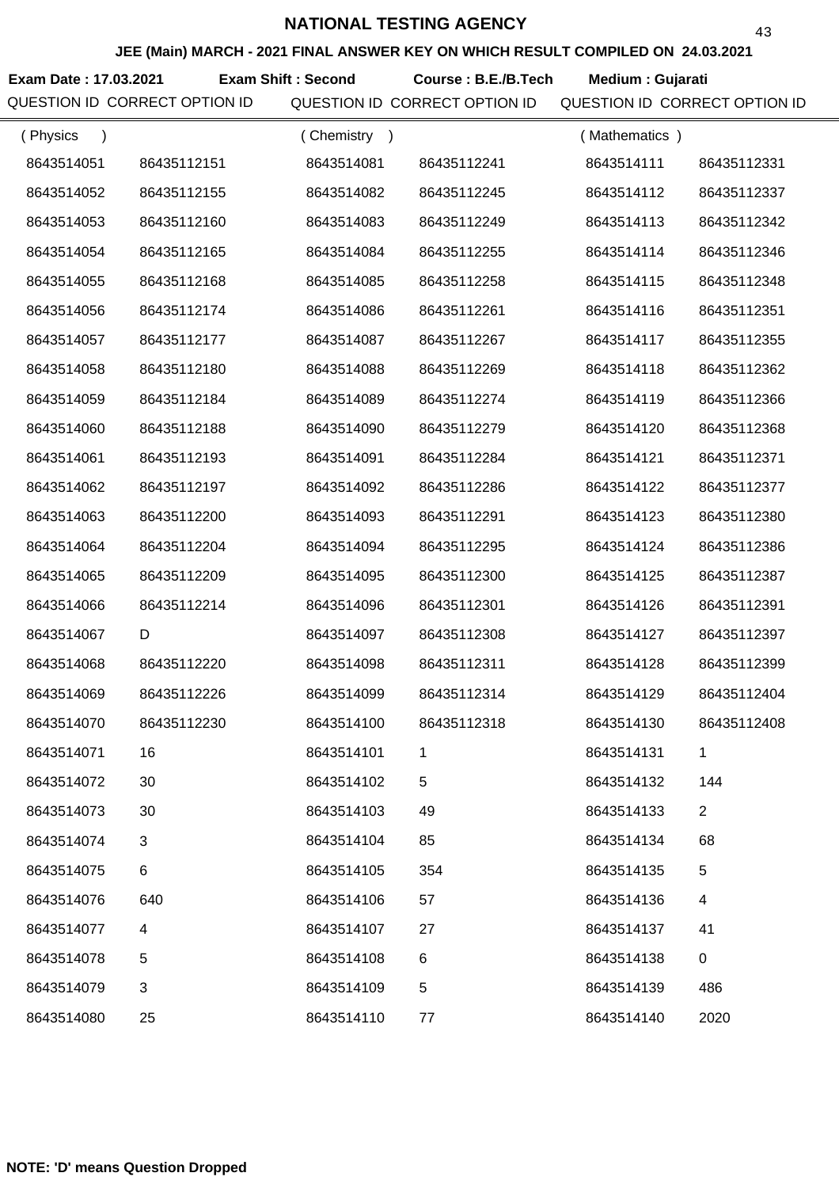# NATIONAL TESTING AGENCY

## JEE (Main) MARCH - 2021 FINAL ANSWER KEY ON WHICH RESULT COMPILED ON 24.03.2021

**Exam Date : 17.03.2021** **Exam Shift : Second** **Course : B.E./B.Tech** **Medium : Gujarati**

| QUESTION ID | CORRECT OPTION ID | QUESTION ID | CORRECT OPTION ID | QUESTION ID | CORRECT OPTION ID |
|---|---|---|---|---|---|
| ( Physics ) | | ( Chemistry ) | | ( Mathematics ) | |
| 8643514051 | 86435112151 | 8643514081 | 86435112241 | 8643514111 | 86435112331 |
| 8643514052 | 86435112155 | 8643514082 | 86435112245 | 8643514112 | 86435112337 |
| 8643514053 | 86435112160 | 8643514083 | 86435112249 | 8643514113 | 86435112342 |
| 8643514054 | 86435112165 | 8643514084 | 86435112255 | 8643514114 | 86435112346 |
| 8643514055 | 86435112168 | 8643514085 | 86435112258 | 8643514115 | 86435112348 |
| 8643514056 | 86435112174 | 8643514086 | 86435112261 | 8643514116 | 86435112351 |
| 8643514057 | 86435112177 | 8643514087 | 86435112267 | 8643514117 | 86435112355 |
| 8643514058 | 86435112180 | 8643514088 | 86435112269 | 8643514118 | 86435112362 |
| 8643514059 | 86435112184 | 8643514089 | 86435112274 | 8643514119 | 86435112366 |
| 8643514060 | 86435112188 | 8643514090 | 86435112279 | 8643514120 | 86435112368 |
| 8643514061 | 86435112193 | 8643514091 | 86435112284 | 8643514121 | 86435112371 |
| 8643514062 | 86435112197 | 8643514092 | 86435112286 | 8643514122 | 86435112377 |
| 8643514063 | 86435112200 | 8643514093 | 86435112291 | 8643514123 | 86435112380 |
| 8643514064 | 86435112204 | 8643514094 | 86435112295 | 8643514124 | 86435112386 |
| 8643514065 | 86435112209 | 8643514095 | 86435112300 | 8643514125 | 86435112387 |
| 8643514066 | 86435112214 | 8643514096 | 86435112301 | 8643514126 | 86435112391 |
| 8643514067 | D | 8643514097 | 86435112308 | 8643514127 | 86435112397 |
| 8643514068 | 86435112220 | 8643514098 | 86435112311 | 8643514128 | 86435112399 |
| 8643514069 | 86435112226 | 8643514099 | 86435112314 | 8643514129 | 86435112404 |
| 8643514070 | 86435112230 | 8643514100 | 86435112318 | 8643514130 | 86435112408 |
| 8643514071 | 16 | 8643514101 | 1 | 8643514131 | 1 |
| 8643514072 | 30 | 8643514102 | 5 | 8643514132 | 144 |
| 8643514073 | 30 | 8643514103 | 49 | 8643514133 | 2 |
| 8643514074 | 3 | 8643514104 | 85 | 8643514134 | 68 |
| 8643514075 | 6 | 8643514105 | 354 | 8643514135 | 5 |
| 8643514076 | 640 | 8643514106 | 57 | 8643514136 | 4 |
| 8643514077 | 4 | 8643514107 | 27 | 8643514137 | 41 |
| 8643514078 | 5 | 8643514108 | 6 | 8643514138 | 0 |
| 8643514079 | 3 | 8643514109 | 5 | 8643514139 | 486 |
| 8643514080 | 25 | 8643514110 | 77 | 8643514140 | 2020 |

**NOTE: 'D' means Question Dropped**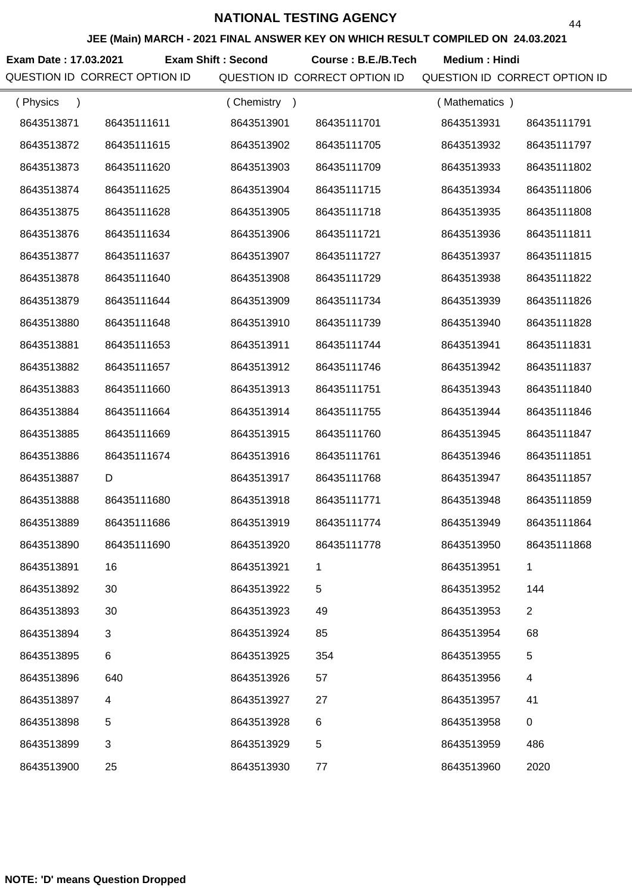# NATIONAL TESTING AGENCY

**JEE (Main) MARCH - 2021 FINAL ANSWER KEY ON WHICH RESULT COMPILED ON 24.03.2021**

**Exam Date : 17.03.2021** **Exam Shift : Second** **Course : B.E./B.Tech** **Medium : Hindi**

| QUESTION ID | CORRECT OPTION ID | QUESTION ID | CORRECT OPTION ID | QUESTION ID | CORRECT OPTION ID |
|---|---|---|---|---|---|
| ( Physics ) | | ( Chemistry ) | | ( Mathematics ) | |
| 8643513871 | 86435111611 | 8643513901 | 86435111701 | 8643513931 | 86435111791 |
| 8643513872 | 86435111615 | 8643513902 | 86435111705 | 8643513932 | 86435111797 |
| 8643513873 | 86435111620 | 8643513903 | 86435111709 | 8643513933 | 86435111802 |
| 8643513874 | 86435111625 | 8643513904 | 86435111715 | 8643513934 | 86435111806 |
| 8643513875 | 86435111628 | 8643513905 | 86435111718 | 8643513935 | 86435111808 |
| 8643513876 | 86435111634 | 8643513906 | 86435111721 | 8643513936 | 86435111811 |
| 8643513877 | 86435111637 | 8643513907 | 86435111727 | 8643513937 | 86435111815 |
| 8643513878 | 86435111640 | 8643513908 | 86435111729 | 8643513938 | 86435111822 |
| 8643513879 | 86435111644 | 8643513909 | 86435111734 | 8643513939 | 86435111826 |
| 8643513880 | 86435111648 | 8643513910 | 86435111739 | 8643513940 | 86435111828 |
| 8643513881 | 86435111653 | 8643513911 | 86435111744 | 8643513941 | 86435111831 |
| 8643513882 | 86435111657 | 8643513912 | 86435111746 | 8643513942 | 86435111837 |
| 8643513883 | 86435111660 | 8643513913 | 86435111751 | 8643513943 | 86435111840 |
| 8643513884 | 86435111664 | 8643513914 | 86435111755 | 8643513944 | 86435111846 |
| 8643513885 | 86435111669 | 8643513915 | 86435111760 | 8643513945 | 86435111847 |
| 8643513886 | 86435111674 | 8643513916 | 86435111761 | 8643513946 | 86435111851 |
| 8643513887 | D | 8643513917 | 86435111768 | 8643513947 | 86435111857 |
| 8643513888 | 86435111680 | 8643513918 | 86435111771 | 8643513948 | 86435111859 |
| 8643513889 | 86435111686 | 8643513919 | 86435111774 | 8643513949 | 86435111864 |
| 8643513890 | 86435111690 | 8643513920 | 86435111778 | 8643513950 | 86435111868 |
| 8643513891 | 16 | 8643513921 | 1 | 8643513951 | 1 |
| 8643513892 | 30 | 8643513922 | 5 | 8643513952 | 144 |
| 8643513893 | 30 | 8643513923 | 49 | 8643513953 | 2 |
| 8643513894 | 3 | 8643513924 | 85 | 8643513954 | 68 |
| 8643513895 | 6 | 8643513925 | 354 | 8643513955 | 5 |
| 8643513896 | 640 | 8643513926 | 57 | 8643513956 | 4 |
| 8643513897 | 4 | 8643513927 | 27 | 8643513957 | 41 |
| 8643513898 | 5 | 8643513928 | 6 | 8643513958 | 0 |
| 8643513899 | 3 | 8643513929 | 5 | 8643513959 | 486 |
| 8643513900 | 25 | 8643513930 | 77 | 8643513960 | 2020 |

**NOTE: 'D' means Question Dropped**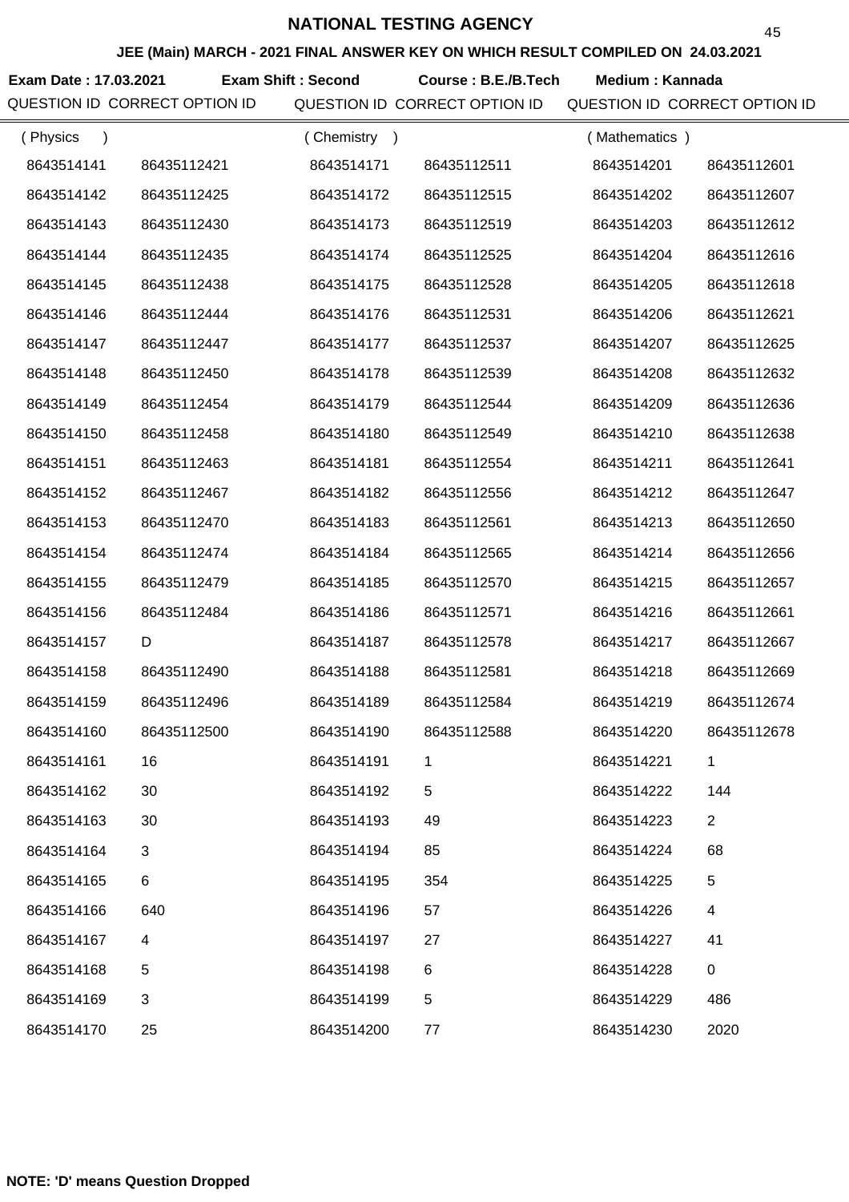# NATIONAL TESTING AGENCY

**JEE (Main) MARCH - 2021 FINAL ANSWER KEY ON WHICH RESULT COMPILED ON 24.03.2021**

**Exam Date : 17.03.2021** **Exam Shift : Second** **Course : B.E./B.Tech** **Medium : Kannada**

| QUESTION ID | CORRECT OPTION ID | QUESTION ID | CORRECT OPTION ID | QUESTION ID | CORRECT OPTION ID |
|---|---|---|---|---|---|
| ( Physics ) | | ( Chemistry ) | | ( Mathematics ) | |
| 8643514141 | 86435112421 | 8643514171 | 86435112511 | 8643514201 | 86435112601 |
| 8643514142 | 86435112425 | 8643514172 | 86435112515 | 8643514202 | 86435112607 |
| 8643514143 | 86435112430 | 8643514173 | 86435112519 | 8643514203 | 86435112612 |
| 8643514144 | 86435112435 | 8643514174 | 86435112525 | 8643514204 | 86435112616 |
| 8643514145 | 86435112438 | 8643514175 | 86435112528 | 8643514205 | 86435112618 |
| 8643514146 | 86435112444 | 8643514176 | 86435112531 | 8643514206 | 86435112621 |
| 8643514147 | 86435112447 | 8643514177 | 86435112537 | 8643514207 | 86435112625 |
| 8643514148 | 86435112450 | 8643514178 | 86435112539 | 8643514208 | 86435112632 |
| 8643514149 | 86435112454 | 8643514179 | 86435112544 | 8643514209 | 86435112636 |
| 8643514150 | 86435112458 | 8643514180 | 86435112549 | 8643514210 | 86435112638 |
| 8643514151 | 86435112463 | 8643514181 | 86435112554 | 8643514211 | 86435112641 |
| 8643514152 | 86435112467 | 8643514182 | 86435112556 | 8643514212 | 86435112647 |
| 8643514153 | 86435112470 | 8643514183 | 86435112561 | 8643514213 | 86435112650 |
| 8643514154 | 86435112474 | 8643514184 | 86435112565 | 8643514214 | 86435112656 |
| 8643514155 | 86435112479 | 8643514185 | 86435112570 | 8643514215 | 86435112657 |
| 8643514156 | 86435112484 | 8643514186 | 86435112571 | 8643514216 | 86435112661 |
| 8643514157 | D | 8643514187 | 86435112578 | 8643514217 | 86435112667 |
| 8643514158 | 86435112490 | 8643514188 | 86435112581 | 8643514218 | 86435112669 |
| 8643514159 | 86435112496 | 8643514189 | 86435112584 | 8643514219 | 86435112674 |
| 8643514160 | 86435112500 | 8643514190 | 86435112588 | 8643514220 | 86435112678 |
| 8643514161 | 16 | 8643514191 | 1 | 8643514221 | 1 |
| 8643514162 | 30 | 8643514192 | 5 | 8643514222 | 144 |
| 8643514163 | 30 | 8643514193 | 49 | 8643514223 | 2 |
| 8643514164 | 3 | 8643514194 | 85 | 8643514224 | 68 |
| 8643514165 | 6 | 8643514195 | 354 | 8643514225 | 5 |
| 8643514166 | 640 | 8643514196 | 57 | 8643514226 | 4 |
| 8643514167 | 4 | 8643514197 | 27 | 8643514227 | 41 |
| 8643514168 | 5 | 8643514198 | 6 | 8643514228 | 0 |
| 8643514169 | 3 | 8643514199 | 5 | 8643514229 | 486 |
| 8643514170 | 25 | 8643514200 | 77 | 8643514230 | 2020 |

**NOTE: 'D' means Question Dropped**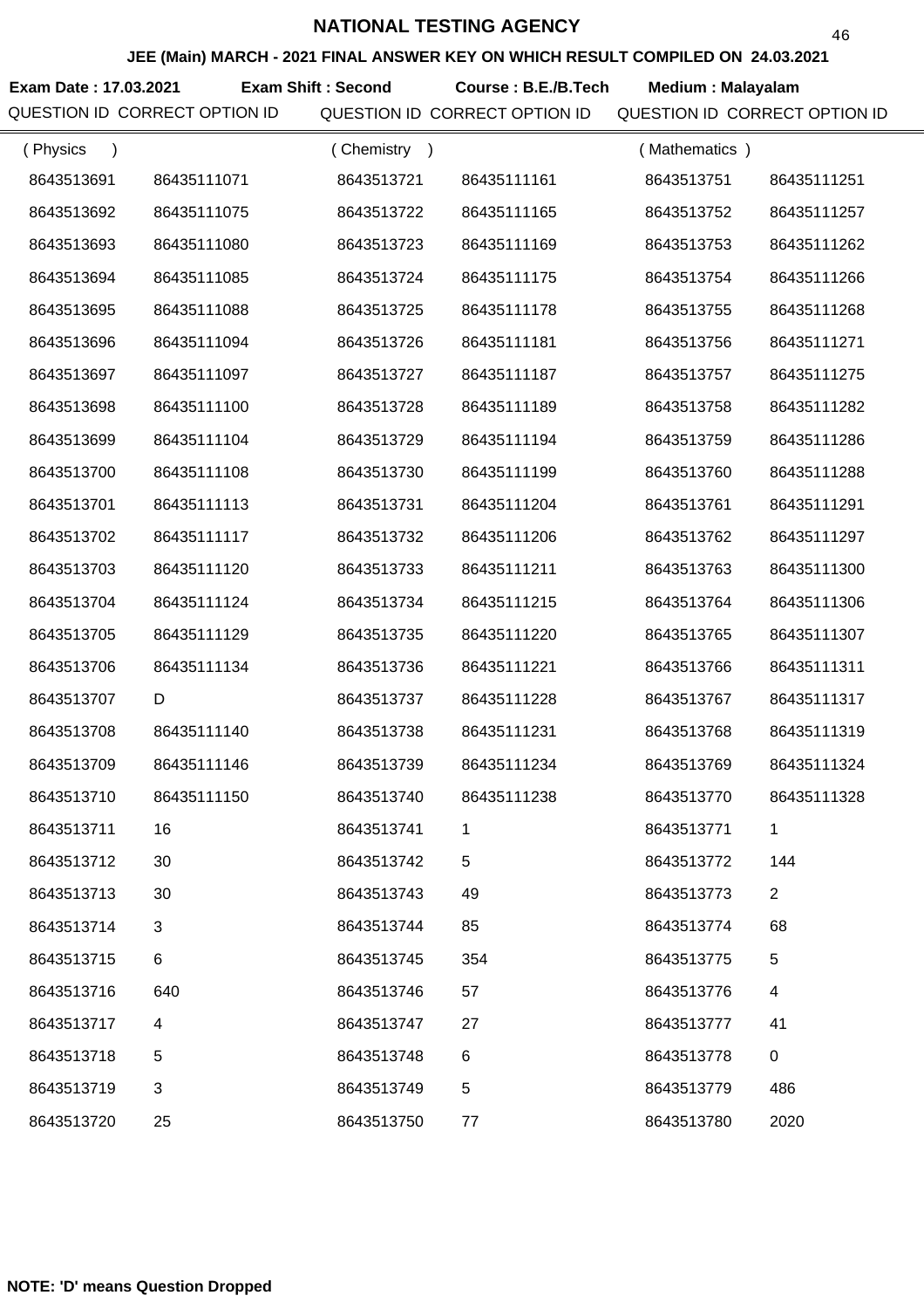# NATIONAL TESTING AGENCY

## JEE (Main) MARCH - 2021 FINAL ANSWER KEY ON WHICH RESULT COMPILED ON 24.03.2021

**Exam Date : 17.03.2021** **Exam Shift : Second** **Course : B.E./B.Tech** **Medium : Malayalam**

| QUESTION ID | CORRECT OPTION ID | QUESTION ID | CORRECT OPTION ID | QUESTION ID | CORRECT OPTION ID |
|---|---|---|---|---|---|
| ( Physics ) | | ( Chemistry ) | | ( Mathematics ) | |
| 8643513691 | 86435111071 | 8643513721 | 86435111161 | 8643513751 | 86435111251 |
| 8643513692 | 86435111075 | 8643513722 | 86435111165 | 8643513752 | 86435111257 |
| 8643513693 | 86435111080 | 8643513723 | 86435111169 | 8643513753 | 86435111262 |
| 8643513694 | 86435111085 | 8643513724 | 86435111175 | 8643513754 | 86435111266 |
| 8643513695 | 86435111088 | 8643513725 | 86435111178 | 8643513755 | 86435111268 |
| 8643513696 | 86435111094 | 8643513726 | 86435111181 | 8643513756 | 86435111271 |
| 8643513697 | 86435111097 | 8643513727 | 86435111187 | 8643513757 | 86435111275 |
| 8643513698 | 86435111100 | 8643513728 | 86435111189 | 8643513758 | 86435111282 |
| 8643513699 | 86435111104 | 8643513729 | 86435111194 | 8643513759 | 86435111286 |
| 8643513700 | 86435111108 | 8643513730 | 86435111199 | 8643513760 | 86435111288 |
| 8643513701 | 86435111113 | 8643513731 | 86435111204 | 8643513761 | 86435111291 |
| 8643513702 | 86435111117 | 8643513732 | 86435111206 | 8643513762 | 86435111297 |
| 8643513703 | 86435111120 | 8643513733 | 86435111211 | 8643513763 | 86435111300 |
| 8643513704 | 86435111124 | 8643513734 | 86435111215 | 8643513764 | 86435111306 |
| 8643513705 | 86435111129 | 8643513735 | 86435111220 | 8643513765 | 86435111307 |
| 8643513706 | 86435111134 | 8643513736 | 86435111221 | 8643513766 | 86435111311 |
| 8643513707 | D | 8643513737 | 86435111228 | 8643513767 | 86435111317 |
| 8643513708 | 86435111140 | 8643513738 | 86435111231 | 8643513768 | 86435111319 |
| 8643513709 | 86435111146 | 8643513739 | 86435111234 | 8643513769 | 86435111324 |
| 8643513710 | 86435111150 | 8643513740 | 86435111238 | 8643513770 | 86435111328 |
| 8643513711 | 16 | 8643513741 | 1 | 8643513771 | 1 |
| 8643513712 | 30 | 8643513742 | 5 | 8643513772 | 144 |
| 8643513713 | 30 | 8643513743 | 49 | 8643513773 | 2 |
| 8643513714 | 3 | 8643513744 | 85 | 8643513774 | 68 |
| 8643513715 | 6 | 8643513745 | 354 | 8643513775 | 5 |
| 8643513716 | 640 | 8643513746 | 57 | 8643513776 | 4 |
| 8643513717 | 4 | 8643513747 | 27 | 8643513777 | 41 |
| 8643513718 | 5 | 8643513748 | 6 | 8643513778 | 0 |
| 8643513719 | 3 | 8643513749 | 5 | 8643513779 | 486 |
| 8643513720 | 25 | 8643513750 | 77 | 8643513780 | 2020 |

**NOTE: 'D' means Question Dropped**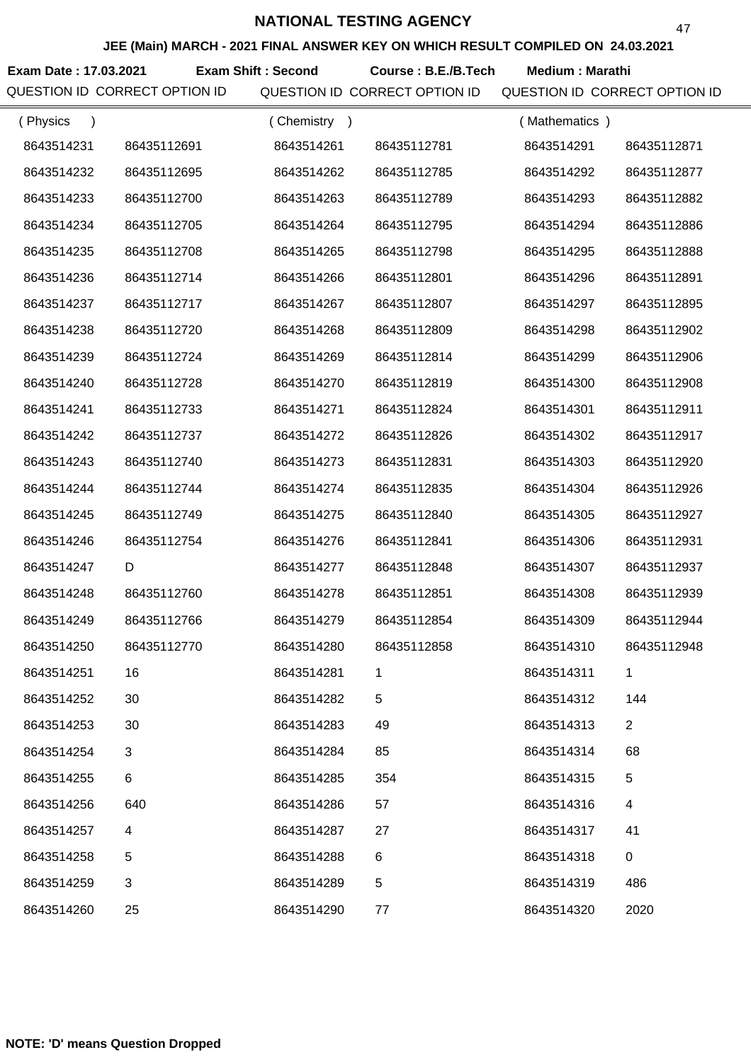# NATIONAL TESTING AGENCY

**JEE (Main) MARCH - 2021 FINAL ANSWER KEY ON WHICH RESULT COMPILED ON 24.03.2021**

**Exam Date : 17.03.2021** **Exam Shift : Second** **Course : B.E./B.Tech** **Medium : Marathi**

| QUESTION ID | CORRECT OPTION ID | QUESTION ID | CORRECT OPTION ID | QUESTION ID | CORRECT OPTION ID |
|---|---|---|---|---|---|
| ( Physics ) | | ( Chemistry ) | | ( Mathematics ) | |
| 8643514231 | 86435112691 | 8643514261 | 86435112781 | 8643514291 | 86435112871 |
| 8643514232 | 86435112695 | 8643514262 | 86435112785 | 8643514292 | 86435112877 |
| 8643514233 | 86435112700 | 8643514263 | 86435112789 | 8643514293 | 86435112882 |
| 8643514234 | 86435112705 | 8643514264 | 86435112795 | 8643514294 | 86435112886 |
| 8643514235 | 86435112708 | 8643514265 | 86435112798 | 8643514295 | 86435112888 |
| 8643514236 | 86435112714 | 8643514266 | 86435112801 | 8643514296 | 86435112891 |
| 8643514237 | 86435112717 | 8643514267 | 86435112807 | 8643514297 | 86435112895 |
| 8643514238 | 86435112720 | 8643514268 | 86435112809 | 8643514298 | 86435112902 |
| 8643514239 | 86435112724 | 8643514269 | 86435112814 | 8643514299 | 86435112906 |
| 8643514240 | 86435112728 | 8643514270 | 86435112819 | 8643514300 | 86435112908 |
| 8643514241 | 86435112733 | 8643514271 | 86435112824 | 8643514301 | 86435112911 |
| 8643514242 | 86435112737 | 8643514272 | 86435112826 | 8643514302 | 86435112917 |
| 8643514243 | 86435112740 | 8643514273 | 86435112831 | 8643514303 | 86435112920 |
| 8643514244 | 86435112744 | 8643514274 | 86435112835 | 8643514304 | 86435112926 |
| 8643514245 | 86435112749 | 8643514275 | 86435112840 | 8643514305 | 86435112927 |
| 8643514246 | 86435112754 | 8643514276 | 86435112841 | 8643514306 | 86435112931 |
| 8643514247 | D | 8643514277 | 86435112848 | 8643514307 | 86435112937 |
| 8643514248 | 86435112760 | 8643514278 | 86435112851 | 8643514308 | 86435112939 |
| 8643514249 | 86435112766 | 8643514279 | 86435112854 | 8643514309 | 86435112944 |
| 8643514250 | 86435112770 | 8643514280 | 86435112858 | 8643514310 | 86435112948 |
| 8643514251 | 16 | 8643514281 | 1 | 8643514311 | 1 |
| 8643514252 | 30 | 8643514282 | 5 | 8643514312 | 144 |
| 8643514253 | 30 | 8643514283 | 49 | 8643514313 | 2 |
| 8643514254 | 3 | 8643514284 | 85 | 8643514314 | 68 |
| 8643514255 | 6 | 8643514285 | 354 | 8643514315 | 5 |
| 8643514256 | 640 | 8643514286 | 57 | 8643514316 | 4 |
| 8643514257 | 4 | 8643514287 | 27 | 8643514317 | 41 |
| 8643514258 | 5 | 8643514288 | 6 | 8643514318 | 0 |
| 8643514259 | 3 | 8643514289 | 5 | 8643514319 | 486 |
| 8643514260 | 25 | 8643514290 | 77 | 8643514320 | 2020 |

**NOTE: 'D' means Question Dropped**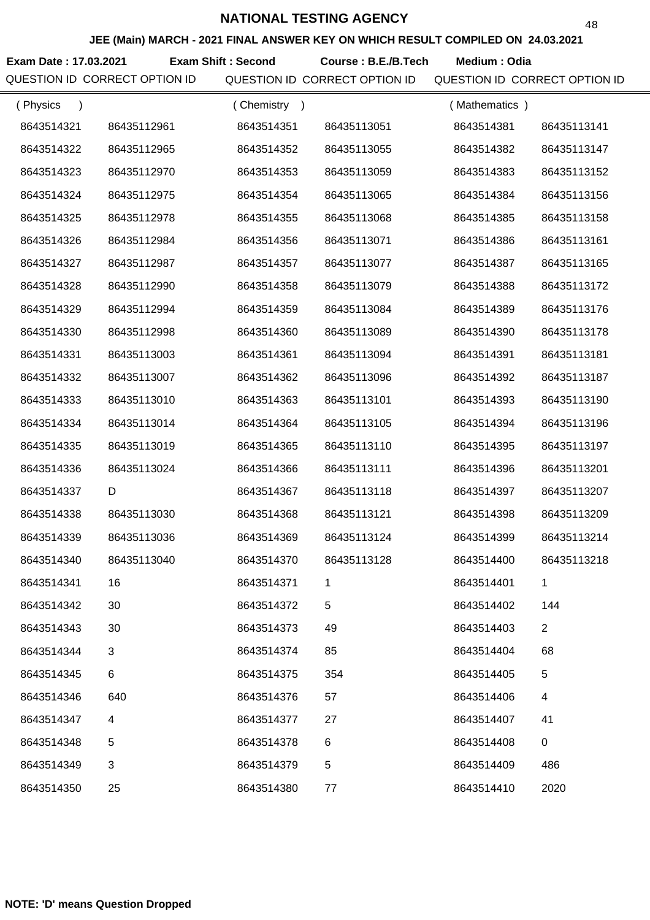# NATIONAL TESTING AGENCY

**JEE (Main) MARCH - 2021 FINAL ANSWER KEY ON WHICH RESULT COMPILED ON 24.03.2021**

**Exam Date : 17.03.2021** **Exam Shift : Second** **Course : B.E./B.Tech** **Medium : Odia**

| QUESTION ID | CORRECT OPTION ID | QUESTION ID | CORRECT OPTION ID | QUESTION ID | CORRECT OPTION ID |
|---|---|---|---|---|---|
| ( Physics ) | | ( Chemistry ) | | ( Mathematics ) | |
| 8643514321 | 86435112961 | 8643514351 | 86435113051 | 8643514381 | 86435113141 |
| 8643514322 | 86435112965 | 8643514352 | 86435113055 | 8643514382 | 86435113147 |
| 8643514323 | 86435112970 | 8643514353 | 86435113059 | 8643514383 | 86435113152 |
| 8643514324 | 86435112975 | 8643514354 | 86435113065 | 8643514384 | 86435113156 |
| 8643514325 | 86435112978 | 8643514355 | 86435113068 | 8643514385 | 86435113158 |
| 8643514326 | 86435112984 | 8643514356 | 86435113071 | 8643514386 | 86435113161 |
| 8643514327 | 86435112987 | 8643514357 | 86435113077 | 8643514387 | 86435113165 |
| 8643514328 | 86435112990 | 8643514358 | 86435113079 | 8643514388 | 86435113172 |
| 8643514329 | 86435112994 | 8643514359 | 86435113084 | 8643514389 | 86435113176 |
| 8643514330 | 86435112998 | 8643514360 | 86435113089 | 8643514390 | 86435113178 |
| 8643514331 | 86435113003 | 8643514361 | 86435113094 | 8643514391 | 86435113181 |
| 8643514332 | 86435113007 | 8643514362 | 86435113096 | 8643514392 | 86435113187 |
| 8643514333 | 86435113010 | 8643514363 | 86435113101 | 8643514393 | 86435113190 |
| 8643514334 | 86435113014 | 8643514364 | 86435113105 | 8643514394 | 86435113196 |
| 8643514335 | 86435113019 | 8643514365 | 86435113110 | 8643514395 | 86435113197 |
| 8643514336 | 86435113024 | 8643514366 | 86435113111 | 8643514396 | 86435113201 |
| 8643514337 | D | 8643514367 | 86435113118 | 8643514397 | 86435113207 |
| 8643514338 | 86435113030 | 8643514368 | 86435113121 | 8643514398 | 86435113209 |
| 8643514339 | 86435113036 | 8643514369 | 86435113124 | 8643514399 | 86435113214 |
| 8643514340 | 86435113040 | 8643514370 | 86435113128 | 8643514400 | 86435113218 |
| 8643514341 | 16 | 8643514371 | 1 | 8643514401 | 1 |
| 8643514342 | 30 | 8643514372 | 5 | 8643514402 | 144 |
| 8643514343 | 30 | 8643514373 | 49 | 8643514403 | 2 |
| 8643514344 | 3 | 8643514374 | 85 | 8643514404 | 68 |
| 8643514345 | 6 | 8643514375 | 354 | 8643514405 | 5 |
| 8643514346 | 640 | 8643514376 | 57 | 8643514406 | 4 |
| 8643514347 | 4 | 8643514377 | 27 | 8643514407 | 41 |
| 8643514348 | 5 | 8643514378 | 6 | 8643514408 | 0 |
| 8643514349 | 3 | 8643514379 | 5 | 8643514409 | 486 |
| 8643514350 | 25 | 8643514380 | 77 | 8643514410 | 2020 |

**NOTE: 'D' means Question Dropped**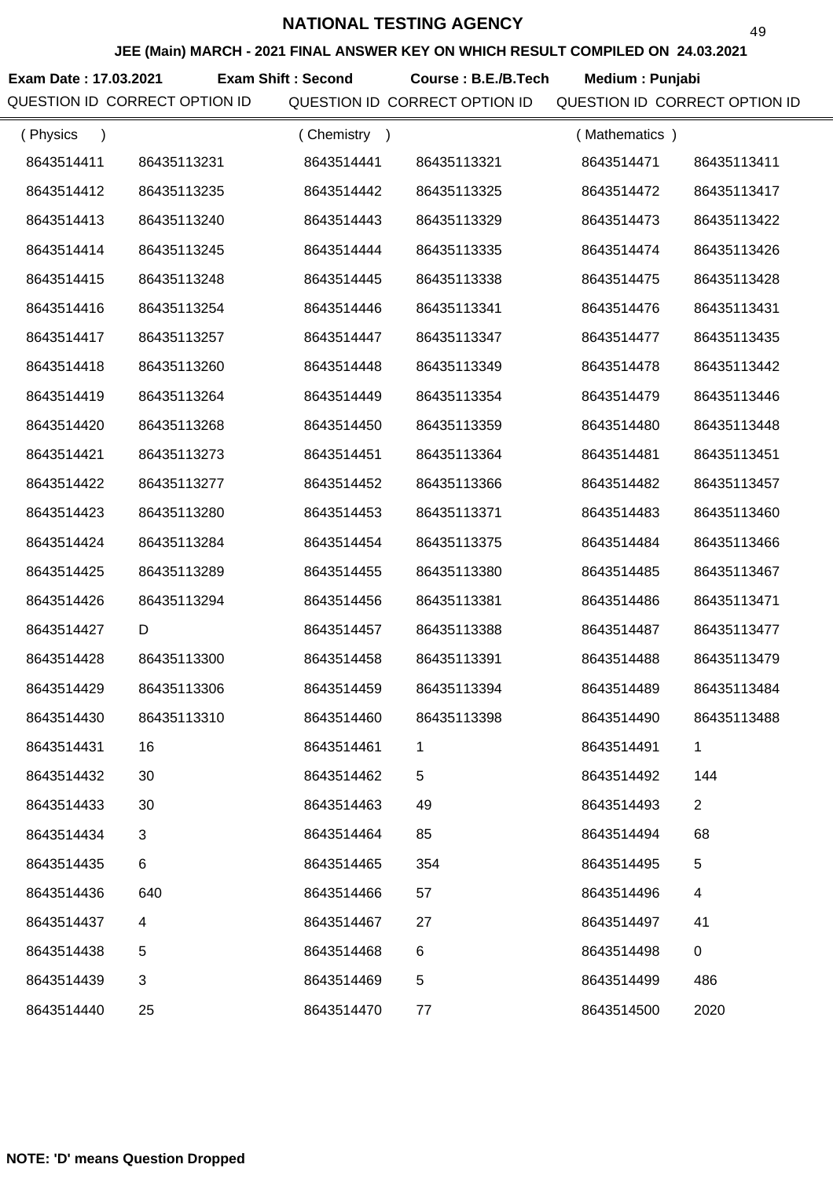# NATIONAL TESTING AGENCY

**JEE (Main) MARCH - 2021 FINAL ANSWER KEY ON WHICH RESULT COMPILED ON 24.03.2021**

**Exam Date : 17.03.2021** **Exam Shift : Second** **Course : B.E./B.Tech** **Medium : Punjabi**

| QUESTION ID | CORRECT OPTION ID | QUESTION ID | CORRECT OPTION ID | QUESTION ID | CORRECT OPTION ID |
|---|---|---|---|---|---|
| ( Physics ) | | ( Chemistry ) | | ( Mathematics ) | |
| 8643514411 | 86435113231 | 8643514441 | 86435113321 | 8643514471 | 86435113411 |
| 8643514412 | 86435113235 | 8643514442 | 86435113325 | 8643514472 | 86435113417 |
| 8643514413 | 86435113240 | 8643514443 | 86435113329 | 8643514473 | 86435113422 |
| 8643514414 | 86435113245 | 8643514444 | 86435113335 | 8643514474 | 86435113426 |
| 8643514415 | 86435113248 | 8643514445 | 86435113338 | 8643514475 | 86435113428 |
| 8643514416 | 86435113254 | 8643514446 | 86435113341 | 8643514476 | 86435113431 |
| 8643514417 | 86435113257 | 8643514447 | 86435113347 | 8643514477 | 86435113435 |
| 8643514418 | 86435113260 | 8643514448 | 86435113349 | 8643514478 | 86435113442 |
| 8643514419 | 86435113264 | 8643514449 | 86435113354 | 8643514479 | 86435113446 |
| 8643514420 | 86435113268 | 8643514450 | 86435113359 | 8643514480 | 86435113448 |
| 8643514421 | 86435113273 | 8643514451 | 86435113364 | 8643514481 | 86435113451 |
| 8643514422 | 86435113277 | 8643514452 | 86435113366 | 8643514482 | 86435113457 |
| 8643514423 | 86435113280 | 8643514453 | 86435113371 | 8643514483 | 86435113460 |
| 8643514424 | 86435113284 | 8643514454 | 86435113375 | 8643514484 | 86435113466 |
| 8643514425 | 86435113289 | 8643514455 | 86435113380 | 8643514485 | 86435113467 |
| 8643514426 | 86435113294 | 8643514456 | 86435113381 | 8643514486 | 86435113471 |
| 8643514427 | D | 8643514457 | 86435113388 | 8643514487 | 86435113477 |
| 8643514428 | 86435113300 | 8643514458 | 86435113391 | 8643514488 | 86435113479 |
| 8643514429 | 86435113306 | 8643514459 | 86435113394 | 8643514489 | 86435113484 |
| 8643514430 | 86435113310 | 8643514460 | 86435113398 | 8643514490 | 86435113488 |
| 8643514431 | 16 | 8643514461 | 1 | 8643514491 | 1 |
| 8643514432 | 30 | 8643514462 | 5 | 8643514492 | 144 |
| 8643514433 | 30 | 8643514463 | 49 | 8643514493 | 2 |
| 8643514434 | 3 | 8643514464 | 85 | 8643514494 | 68 |
| 8643514435 | 6 | 8643514465 | 354 | 8643514495 | 5 |
| 8643514436 | 640 | 8643514466 | 57 | 8643514496 | 4 |
| 8643514437 | 4 | 8643514467 | 27 | 8643514497 | 41 |
| 8643514438 | 5 | 8643514468 | 6 | 8643514498 | 0 |
| 8643514439 | 3 | 8643514469 | 5 | 8643514499 | 486 |
| 8643514440 | 25 | 8643514470 | 77 | 8643514500 | 2020 |

**NOTE: 'D' means Question Dropped**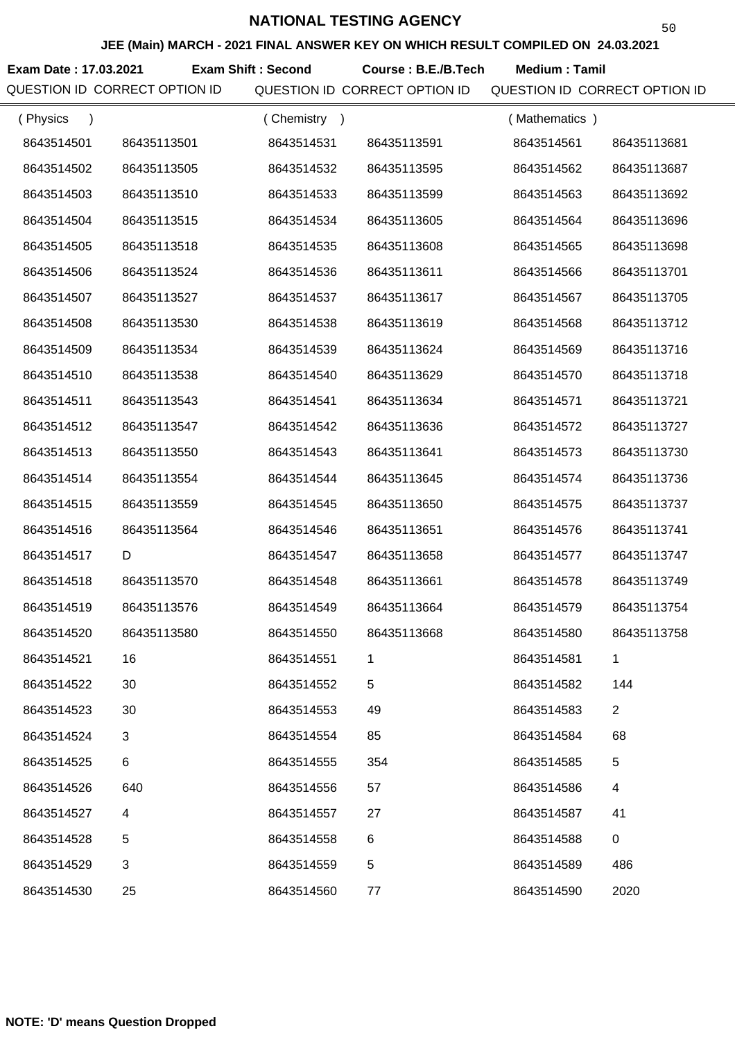# NATIONAL TESTING AGENCY

**JEE (Main) MARCH - 2021 FINAL ANSWER KEY ON WHICH RESULT COMPILED ON 24.03.2021**

**Exam Date : 17.03.2021** **Exam Shift : Second** **Course : B.E./B.Tech** **Medium : Tamil**

| QUESTION ID | CORRECT OPTION ID | QUESTION ID | CORRECT OPTION ID | QUESTION ID | CORRECT OPTION ID |
|---|---|---|---|---|---|
| ( Physics ) | | ( Chemistry ) | | ( Mathematics ) | |
| 8643514501 | 86435113501 | 8643514531 | 86435113591 | 8643514561 | 86435113681 |
| 8643514502 | 86435113505 | 8643514532 | 86435113595 | 8643514562 | 86435113687 |
| 8643514503 | 86435113510 | 8643514533 | 86435113599 | 8643514563 | 86435113692 |
| 8643514504 | 86435113515 | 8643514534 | 86435113605 | 8643514564 | 86435113696 |
| 8643514505 | 86435113518 | 8643514535 | 86435113608 | 8643514565 | 86435113698 |
| 8643514506 | 86435113524 | 8643514536 | 86435113611 | 8643514566 | 86435113701 |
| 8643514507 | 86435113527 | 8643514537 | 86435113617 | 8643514567 | 86435113705 |
| 8643514508 | 86435113530 | 8643514538 | 86435113619 | 8643514568 | 86435113712 |
| 8643514509 | 86435113534 | 8643514539 | 86435113624 | 8643514569 | 86435113716 |
| 8643514510 | 86435113538 | 8643514540 | 86435113629 | 8643514570 | 86435113718 |
| 8643514511 | 86435113543 | 8643514541 | 86435113634 | 8643514571 | 86435113721 |
| 8643514512 | 86435113547 | 8643514542 | 86435113636 | 8643514572 | 86435113727 |
| 8643514513 | 86435113550 | 8643514543 | 86435113641 | 8643514573 | 86435113730 |
| 8643514514 | 86435113554 | 8643514544 | 86435113645 | 8643514574 | 86435113736 |
| 8643514515 | 86435113559 | 8643514545 | 86435113650 | 8643514575 | 86435113737 |
| 8643514516 | 86435113564 | 8643514546 | 86435113651 | 8643514576 | 86435113741 |
| 8643514517 | D | 8643514547 | 86435113658 | 8643514577 | 86435113747 |
| 8643514518 | 86435113570 | 8643514548 | 86435113661 | 8643514578 | 86435113749 |
| 8643514519 | 86435113576 | 8643514549 | 86435113664 | 8643514579 | 86435113754 |
| 8643514520 | 86435113580 | 8643514550 | 86435113668 | 8643514580 | 86435113758 |
| 8643514521 | 16 | 8643514551 | 1 | 8643514581 | 1 |
| 8643514522 | 30 | 8643514552 | 5 | 8643514582 | 144 |
| 8643514523 | 30 | 8643514553 | 49 | 8643514583 | 2 |
| 8643514524 | 3 | 8643514554 | 85 | 8643514584 | 68 |
| 8643514525 | 6 | 8643514555 | 354 | 8643514585 | 5 |
| 8643514526 | 640 | 8643514556 | 57 | 8643514586 | 4 |
| 8643514527 | 4 | 8643514557 | 27 | 8643514587 | 41 |
| 8643514528 | 5 | 8643514558 | 6 | 8643514588 | 0 |
| 8643514529 | 3 | 8643514559 | 5 | 8643514589 | 486 |
| 8643514530 | 25 | 8643514560 | 77 | 8643514590 | 2020 |

**NOTE: 'D' means Question Dropped**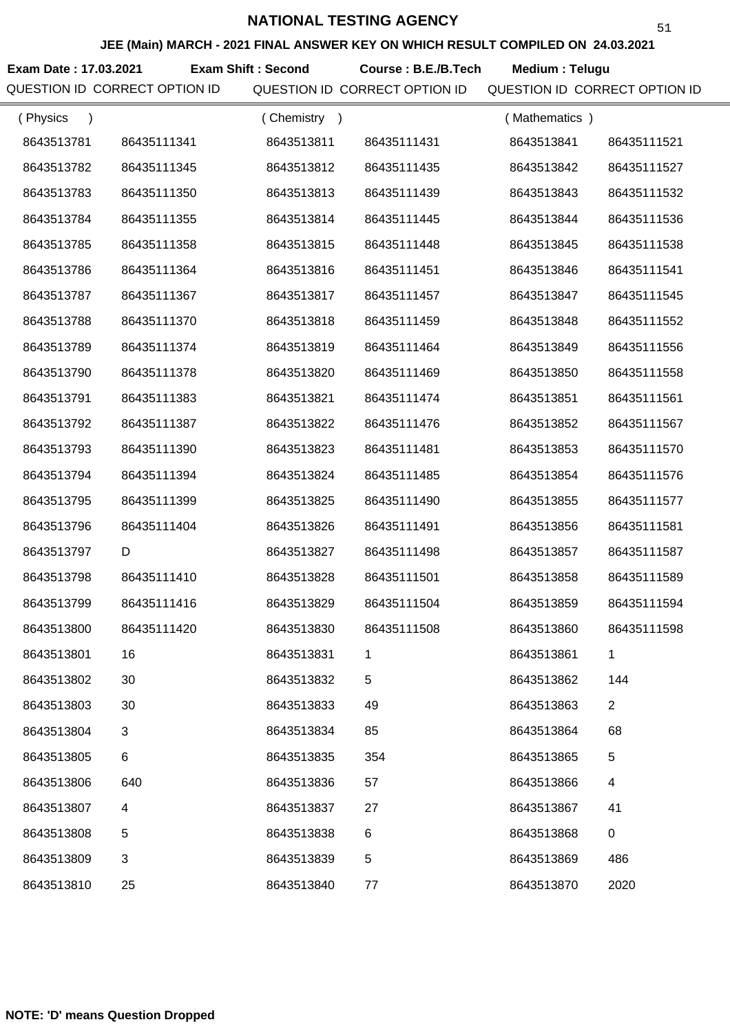# NATIONAL TESTING AGENCY

**JEE (Main) MARCH - 2021 FINAL ANSWER KEY ON WHICH RESULT COMPILED ON 24.03.2021**

**Exam Date : 17.03.2021** **Exam Shift : Second** **Course : B.E./B.Tech** **Medium : Telugu**

| QUESTION ID | CORRECT OPTION ID | QUESTION ID | CORRECT OPTION ID | QUESTION ID | CORRECT OPTION ID |
|---|---|---|---|---|---|
| ( Physics ) | | ( Chemistry ) | | ( Mathematics ) | |
| 8643513781 | 86435111341 | 8643513811 | 86435111431 | 8643513841 | 86435111521 |
| 8643513782 | 86435111345 | 8643513812 | 86435111435 | 8643513842 | 86435111527 |
| 8643513783 | 86435111350 | 8643513813 | 86435111439 | 8643513843 | 86435111532 |
| 8643513784 | 86435111355 | 8643513814 | 86435111445 | 8643513844 | 86435111536 |
| 8643513785 | 86435111358 | 8643513815 | 86435111448 | 8643513845 | 86435111538 |
| 8643513786 | 86435111364 | 8643513816 | 86435111451 | 8643513846 | 86435111541 |
| 8643513787 | 86435111367 | 8643513817 | 86435111457 | 8643513847 | 86435111545 |
| 8643513788 | 86435111370 | 8643513818 | 86435111459 | 8643513848 | 86435111552 |
| 8643513789 | 86435111374 | 8643513819 | 86435111464 | 8643513849 | 86435111556 |
| 8643513790 | 86435111378 | 8643513820 | 86435111469 | 8643513850 | 86435111558 |
| 8643513791 | 86435111383 | 8643513821 | 86435111474 | 8643513851 | 86435111561 |
| 8643513792 | 86435111387 | 8643513822 | 86435111476 | 8643513852 | 86435111567 |
| 8643513793 | 86435111390 | 8643513823 | 86435111481 | 8643513853 | 86435111570 |
| 8643513794 | 86435111394 | 8643513824 | 86435111485 | 8643513854 | 86435111576 |
| 8643513795 | 86435111399 | 8643513825 | 86435111490 | 8643513855 | 86435111577 |
| 8643513796 | 86435111404 | 8643513826 | 86435111491 | 8643513856 | 86435111581 |
| 8643513797 | D | 8643513827 | 86435111498 | 8643513857 | 86435111587 |
| 8643513798 | 86435111410 | 8643513828 | 86435111501 | 8643513858 | 86435111589 |
| 8643513799 | 86435111416 | 8643513829 | 86435111504 | 8643513859 | 86435111594 |
| 8643513800 | 86435111420 | 8643513830 | 86435111508 | 8643513860 | 86435111598 |
| 8643513801 | 16 | 8643513831 | 1 | 8643513861 | 1 |
| 8643513802 | 30 | 8643513832 | 5 | 8643513862 | 144 |
| 8643513803 | 30 | 8643513833 | 49 | 8643513863 | 2 |
| 8643513804 | 3 | 8643513834 | 85 | 8643513864 | 68 |
| 8643513805 | 6 | 8643513835 | 354 | 8643513865 | 5 |
| 8643513806 | 640 | 8643513836 | 57 | 8643513866 | 4 |
| 8643513807 | 4 | 8643513837 | 27 | 8643513867 | 41 |
| 8643513808 | 5 | 8643513838 | 6 | 8643513868 | 0 |
| 8643513809 | 3 | 8643513839 | 5 | 8643513869 | 486 |
| 8643513810 | 25 | 8643513840 | 77 | 8643513870 | 2020 |

**NOTE: 'D' means Question Dropped**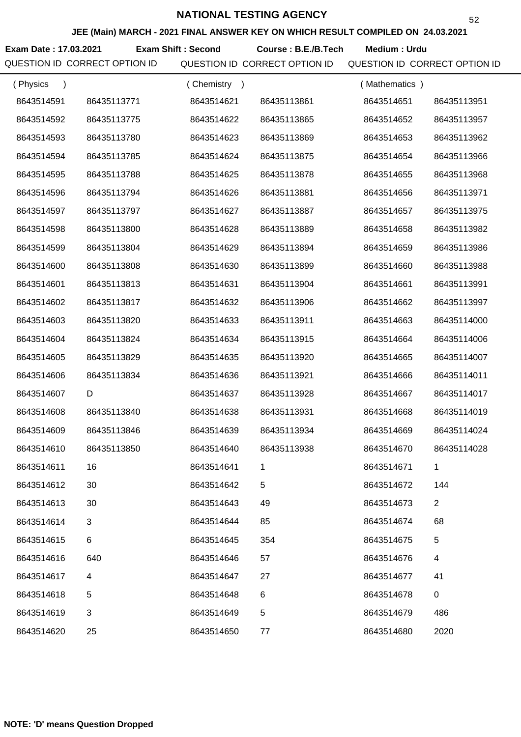# NATIONAL TESTING AGENCY

**JEE (Main) MARCH - 2021 FINAL ANSWER KEY ON WHICH RESULT COMPILED ON 24.03.2021**

**Exam Date : 17.03.2021** **Exam Shift : Second** **Course : B.E./B.Tech** **Medium : Urdu**

| QUESTION ID | CORRECT OPTION ID | QUESTION ID | CORRECT OPTION ID | QUESTION ID | CORRECT OPTION ID |
|---|---|---|---|---|---|
| ( Physics ) | | ( Chemistry ) | | ( Mathematics ) | |
| 8643514591 | 86435113771 | 8643514621 | 86435113861 | 8643514651 | 86435113951 |
| 8643514592 | 86435113775 | 8643514622 | 86435113865 | 8643514652 | 86435113957 |
| 8643514593 | 86435113780 | 8643514623 | 86435113869 | 8643514653 | 86435113962 |
| 8643514594 | 86435113785 | 8643514624 | 86435113875 | 8643514654 | 86435113966 |
| 8643514595 | 86435113788 | 8643514625 | 86435113878 | 8643514655 | 86435113968 |
| 8643514596 | 86435113794 | 8643514626 | 86435113881 | 8643514656 | 86435113971 |
| 8643514597 | 86435113797 | 8643514627 | 86435113887 | 8643514657 | 86435113975 |
| 8643514598 | 86435113800 | 8643514628 | 86435113889 | 8643514658 | 86435113982 |
| 8643514599 | 86435113804 | 8643514629 | 86435113894 | 8643514659 | 86435113986 |
| 8643514600 | 86435113808 | 8643514630 | 86435113899 | 8643514660 | 86435113988 |
| 8643514601 | 86435113813 | 8643514631 | 86435113904 | 8643514661 | 86435113991 |
| 8643514602 | 86435113817 | 8643514632 | 86435113906 | 8643514662 | 86435113997 |
| 8643514603 | 86435113820 | 8643514633 | 86435113911 | 8643514663 | 86435114000 |
| 8643514604 | 86435113824 | 8643514634 | 86435113915 | 8643514664 | 86435114006 |
| 8643514605 | 86435113829 | 8643514635 | 86435113920 | 8643514665 | 86435114007 |
| 8643514606 | 86435113834 | 8643514636 | 86435113921 | 8643514666 | 86435114011 |
| 8643514607 | D | 8643514637 | 86435113928 | 8643514667 | 86435114017 |
| 8643514608 | 86435113840 | 8643514638 | 86435113931 | 8643514668 | 86435114019 |
| 8643514609 | 86435113846 | 8643514639 | 86435113934 | 8643514669 | 86435114024 |
| 8643514610 | 86435113850 | 8643514640 | 86435113938 | 8643514670 | 86435114028 |
| 8643514611 | 16 | 8643514641 | 1 | 8643514671 | 1 |
| 8643514612 | 30 | 8643514642 | 5 | 8643514672 | 144 |
| 8643514613 | 30 | 8643514643 | 49 | 8643514673 | 2 |
| 8643514614 | 3 | 8643514644 | 85 | 8643514674 | 68 |
| 8643514615 | 6 | 8643514645 | 354 | 8643514675 | 5 |
| 8643514616 | 640 | 8643514646 | 57 | 8643514676 | 4 |
| 8643514617 | 4 | 8643514647 | 27 | 8643514677 | 41 |
| 8643514618 | 5 | 8643514648 | 6 | 8643514678 | 0 |
| 8643514619 | 3 | 8643514649 | 5 | 8643514679 | 486 |
| 8643514620 | 25 | 8643514650 | 77 | 8643514680 | 2020 |

**NOTE: 'D' means Question Dropped**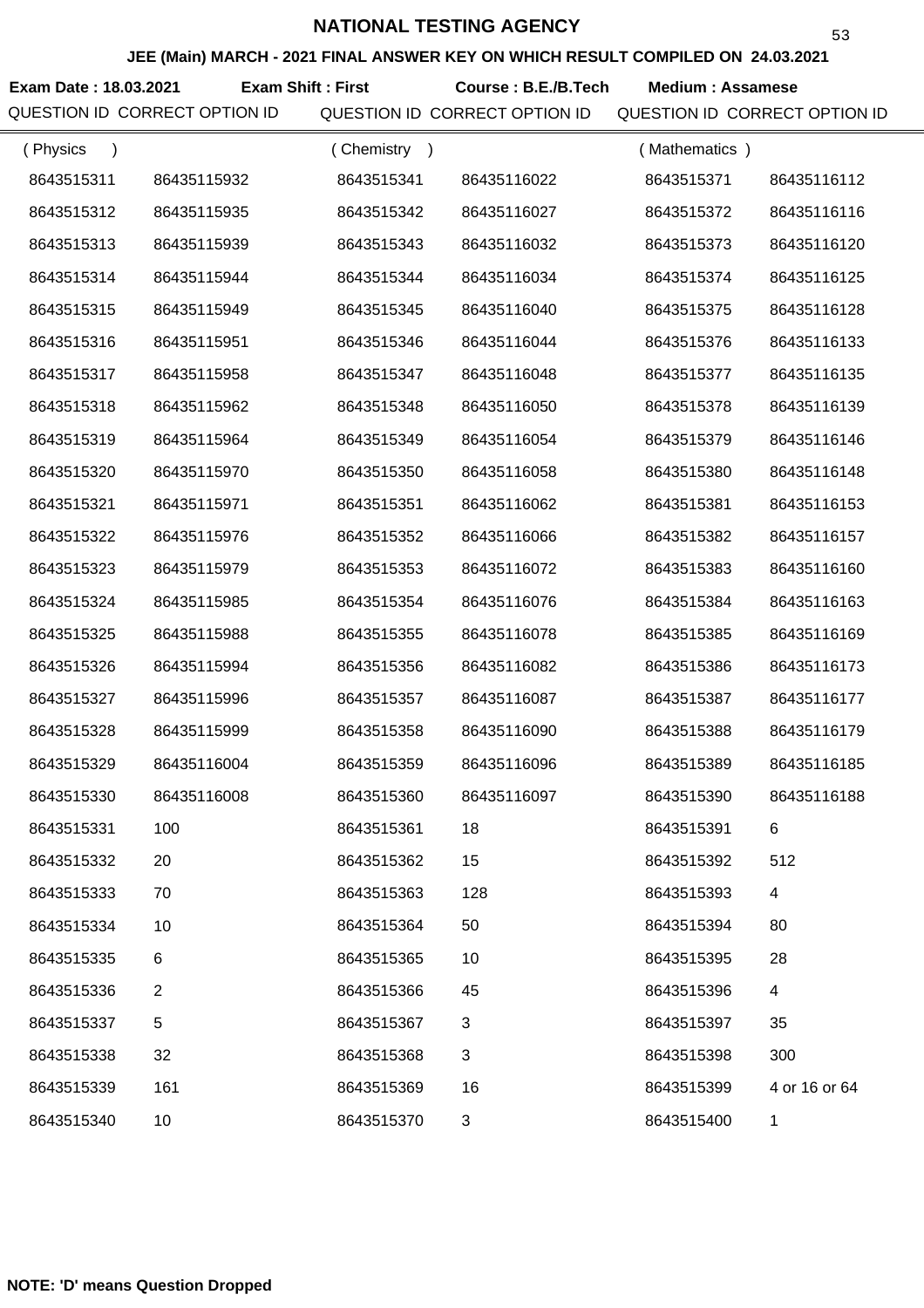# NATIONAL TESTING AGENCY

## JEE (Main) MARCH - 2021 FINAL ANSWER KEY ON WHICH RESULT COMPILED ON 24.03.2021

**Exam Date : 18.03.2021** **Exam Shift : First** **Course : B.E./B.Tech** **Medium : Assamese**

| QUESTION ID | CORRECT OPTION ID | QUESTION ID | CORRECT OPTION ID | QUESTION ID | CORRECT OPTION ID |
|---|---|---|---|---|---|
| ( Physics ) | | ( Chemistry ) | | ( Mathematics ) | |
| 8643515311 | 86435115932 | 8643515341 | 86435116022 | 8643515371 | 86435116112 |
| 8643515312 | 86435115935 | 8643515342 | 86435116027 | 8643515372 | 86435116116 |
| 8643515313 | 86435115939 | 8643515343 | 86435116032 | 8643515373 | 86435116120 |
| 8643515314 | 86435115944 | 8643515344 | 86435116034 | 8643515374 | 86435116125 |
| 8643515315 | 86435115949 | 8643515345 | 86435116040 | 8643515375 | 86435116128 |
| 8643515316 | 86435115951 | 8643515346 | 86435116044 | 8643515376 | 86435116133 |
| 8643515317 | 86435115958 | 8643515347 | 86435116048 | 8643515377 | 86435116135 |
| 8643515318 | 86435115962 | 8643515348 | 86435116050 | 8643515378 | 86435116139 |
| 8643515319 | 86435115964 | 8643515349 | 86435116054 | 8643515379 | 86435116146 |
| 8643515320 | 86435115970 | 8643515350 | 86435116058 | 8643515380 | 86435116148 |
| 8643515321 | 86435115971 | 8643515351 | 86435116062 | 8643515381 | 86435116153 |
| 8643515322 | 86435115976 | 8643515352 | 86435116066 | 8643515382 | 86435116157 |
| 8643515323 | 86435115979 | 8643515353 | 86435116072 | 8643515383 | 86435116160 |
| 8643515324 | 86435115985 | 8643515354 | 86435116076 | 8643515384 | 86435116163 |
| 8643515325 | 86435115988 | 8643515355 | 86435116078 | 8643515385 | 86435116169 |
| 8643515326 | 86435115994 | 8643515356 | 86435116082 | 8643515386 | 86435116173 |
| 8643515327 | 86435115996 | 8643515357 | 86435116087 | 8643515387 | 86435116177 |
| 8643515328 | 86435115999 | 8643515358 | 86435116090 | 8643515388 | 86435116179 |
| 8643515329 | 86435116004 | 8643515359 | 86435116096 | 8643515389 | 86435116185 |
| 8643515330 | 86435116008 | 8643515360 | 86435116097 | 8643515390 | 86435116188 |
| 8643515331 | 100 | 8643515361 | 18 | 8643515391 | 6 |
| 8643515332 | 20 | 8643515362 | 15 | 8643515392 | 512 |
| 8643515333 | 70 | 8643515363 | 128 | 8643515393 | 4 |
| 8643515334 | 10 | 8643515364 | 50 | 8643515394 | 80 |
| 8643515335 | 6 | 8643515365 | 10 | 8643515395 | 28 |
| 8643515336 | 2 | 8643515366 | 45 | 8643515396 | 4 |
| 8643515337 | 5 | 8643515367 | 3 | 8643515397 | 35 |
| 8643515338 | 32 | 8643515368 | 3 | 8643515398 | 300 |
| 8643515339 | 161 | 8643515369 | 16 | 8643515399 | 4 or 16 or 64 |
| 8643515340 | 10 | 8643515370 | 3 | 8643515400 | 1 |

**NOTE: 'D' means Question Dropped**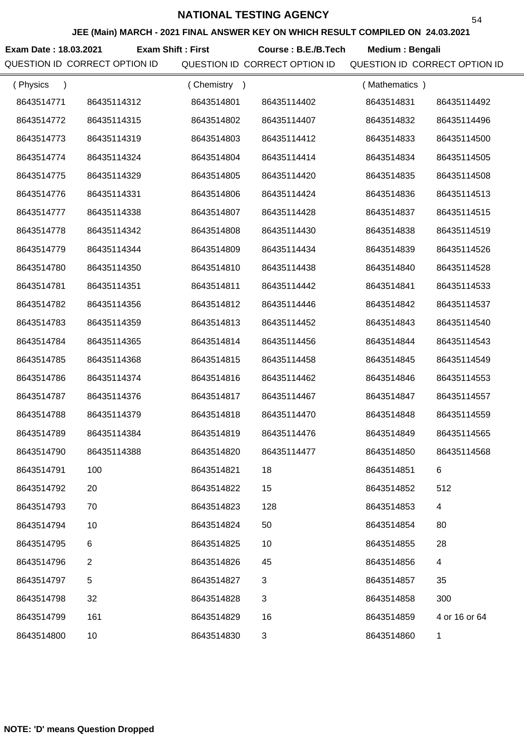# NATIONAL TESTING AGENCY

## JEE (Main) MARCH - 2021 FINAL ANSWER KEY ON WHICH RESULT COMPILED ON 24.03.2021

**Exam Date : 18.03.2021** **Exam Shift : First** **Course : B.E./B.Tech** **Medium : Bengali**

| QUESTION ID | CORRECT OPTION ID | QUESTION ID | CORRECT OPTION ID | QUESTION ID | CORRECT OPTION ID |
|---|---|---|---|---|---|
| ( Physics ) | | ( Chemistry ) | | ( Mathematics ) | |
| 8643514771 | 86435114312 | 8643514801 | 86435114402 | 8643514831 | 86435114492 |
| 8643514772 | 86435114315 | 8643514802 | 86435114407 | 8643514832 | 86435114496 |
| 8643514773 | 86435114319 | 8643514803 | 86435114412 | 8643514833 | 86435114500 |
| 8643514774 | 86435114324 | 8643514804 | 86435114414 | 8643514834 | 86435114505 |
| 8643514775 | 86435114329 | 8643514805 | 86435114420 | 8643514835 | 86435114508 |
| 8643514776 | 86435114331 | 8643514806 | 86435114424 | 8643514836 | 86435114513 |
| 8643514777 | 86435114338 | 8643514807 | 86435114428 | 8643514837 | 86435114515 |
| 8643514778 | 86435114342 | 8643514808 | 86435114430 | 8643514838 | 86435114519 |
| 8643514779 | 86435114344 | 8643514809 | 86435114434 | 8643514839 | 86435114526 |
| 8643514780 | 86435114350 | 8643514810 | 86435114438 | 8643514840 | 86435114528 |
| 8643514781 | 86435114351 | 8643514811 | 86435114442 | 8643514841 | 86435114533 |
| 8643514782 | 86435114356 | 8643514812 | 86435114446 | 8643514842 | 86435114537 |
| 8643514783 | 86435114359 | 8643514813 | 86435114452 | 8643514843 | 86435114540 |
| 8643514784 | 86435114365 | 8643514814 | 86435114456 | 8643514844 | 86435114543 |
| 8643514785 | 86435114368 | 8643514815 | 86435114458 | 8643514845 | 86435114549 |
| 8643514786 | 86435114374 | 8643514816 | 86435114462 | 8643514846 | 86435114553 |
| 8643514787 | 86435114376 | 8643514817 | 86435114467 | 8643514847 | 86435114557 |
| 8643514788 | 86435114379 | 8643514818 | 86435114470 | 8643514848 | 86435114559 |
| 8643514789 | 86435114384 | 8643514819 | 86435114476 | 8643514849 | 86435114565 |
| 8643514790 | 86435114388 | 8643514820 | 86435114477 | 8643514850 | 86435114568 |
| 8643514791 | 100 | 8643514821 | 18 | 8643514851 | 6 |
| 8643514792 | 20 | 8643514822 | 15 | 8643514852 | 512 |
| 8643514793 | 70 | 8643514823 | 128 | 8643514853 | 4 |
| 8643514794 | 10 | 8643514824 | 50 | 8643514854 | 80 |
| 8643514795 | 6 | 8643514825 | 10 | 8643514855 | 28 |
| 8643514796 | 2 | 8643514826 | 45 | 8643514856 | 4 |
| 8643514797 | 5 | 8643514827 | 3 | 8643514857 | 35 |
| 8643514798 | 32 | 8643514828 | 3 | 8643514858 | 300 |
| 8643514799 | 161 | 8643514829 | 16 | 8643514859 | 4 or 16 or 64 |
| 8643514800 | 10 | 8643514830 | 3 | 8643514860 | 1 |

**NOTE: 'D' means Question Dropped**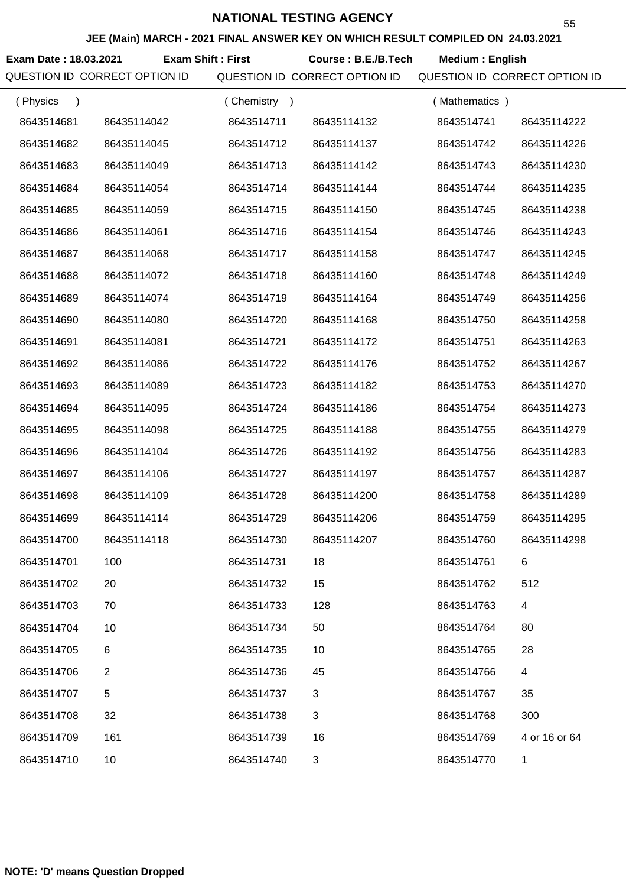# NATIONAL TESTING AGENCY

## JEE (Main) MARCH - 2021 FINAL ANSWER KEY ON WHICH RESULT COMPILED ON 24.03.2021

**Exam Date : 18.03.2021** **Exam Shift : First** **Course : B.E./B.Tech** **Medium : English**

| QUESTION ID (Physics) | CORRECT OPTION ID | QUESTION ID (Chemistry) | CORRECT OPTION ID | QUESTION ID (Mathematics) | CORRECT OPTION ID |
|---|---|---|---|---|---|
| 8643514681 | 86435114042 | 8643514711 | 86435114132 | 8643514741 | 86435114222 |
| 8643514682 | 86435114045 | 8643514712 | 86435114137 | 8643514742 | 86435114226 |
| 8643514683 | 86435114049 | 8643514713 | 86435114142 | 8643514743 | 86435114230 |
| 8643514684 | 86435114054 | 8643514714 | 86435114144 | 8643514744 | 86435114235 |
| 8643514685 | 86435114059 | 8643514715 | 86435114150 | 8643514745 | 86435114238 |
| 8643514686 | 86435114061 | 8643514716 | 86435114154 | 8643514746 | 86435114243 |
| 8643514687 | 86435114068 | 8643514717 | 86435114158 | 8643514747 | 86435114245 |
| 8643514688 | 86435114072 | 8643514718 | 86435114160 | 8643514748 | 86435114249 |
| 8643514689 | 86435114074 | 8643514719 | 86435114164 | 8643514749 | 86435114256 |
| 8643514690 | 86435114080 | 8643514720 | 86435114168 | 8643514750 | 86435114258 |
| 8643514691 | 86435114081 | 8643514721 | 86435114172 | 8643514751 | 86435114263 |
| 8643514692 | 86435114086 | 8643514722 | 86435114176 | 8643514752 | 86435114267 |
| 8643514693 | 86435114089 | 8643514723 | 86435114182 | 8643514753 | 86435114270 |
| 8643514694 | 86435114095 | 8643514724 | 86435114186 | 8643514754 | 86435114273 |
| 8643514695 | 86435114098 | 8643514725 | 86435114188 | 8643514755 | 86435114279 |
| 8643514696 | 86435114104 | 8643514726 | 86435114192 | 8643514756 | 86435114283 |
| 8643514697 | 86435114106 | 8643514727 | 86435114197 | 8643514757 | 86435114287 |
| 8643514698 | 86435114109 | 8643514728 | 86435114200 | 8643514758 | 86435114289 |
| 8643514699 | 86435114114 | 8643514729 | 86435114206 | 8643514759 | 86435114295 |
| 8643514700 | 86435114118 | 8643514730 | 86435114207 | 8643514760 | 86435114298 |
| 8643514701 | 100 | 8643514731 | 18 | 8643514761 | 6 |
| 8643514702 | 20 | 8643514732 | 15 | 8643514762 | 512 |
| 8643514703 | 70 | 8643514733 | 128 | 8643514763 | 4 |
| 8643514704 | 10 | 8643514734 | 50 | 8643514764 | 80 |
| 8643514705 | 6 | 8643514735 | 10 | 8643514765 | 28 |
| 8643514706 | 2 | 8643514736 | 45 | 8643514766 | 4 |
| 8643514707 | 5 | 8643514737 | 3 | 8643514767 | 35 |
| 8643514708 | 32 | 8643514738 | 3 | 8643514768 | 300 |
| 8643514709 | 161 | 8643514739 | 16 | 8643514769 | 4 or 16 or 64 |
| 8643514710 | 10 | 8643514740 | 3 | 8643514770 | 1 |

**NOTE: 'D' means Question Dropped**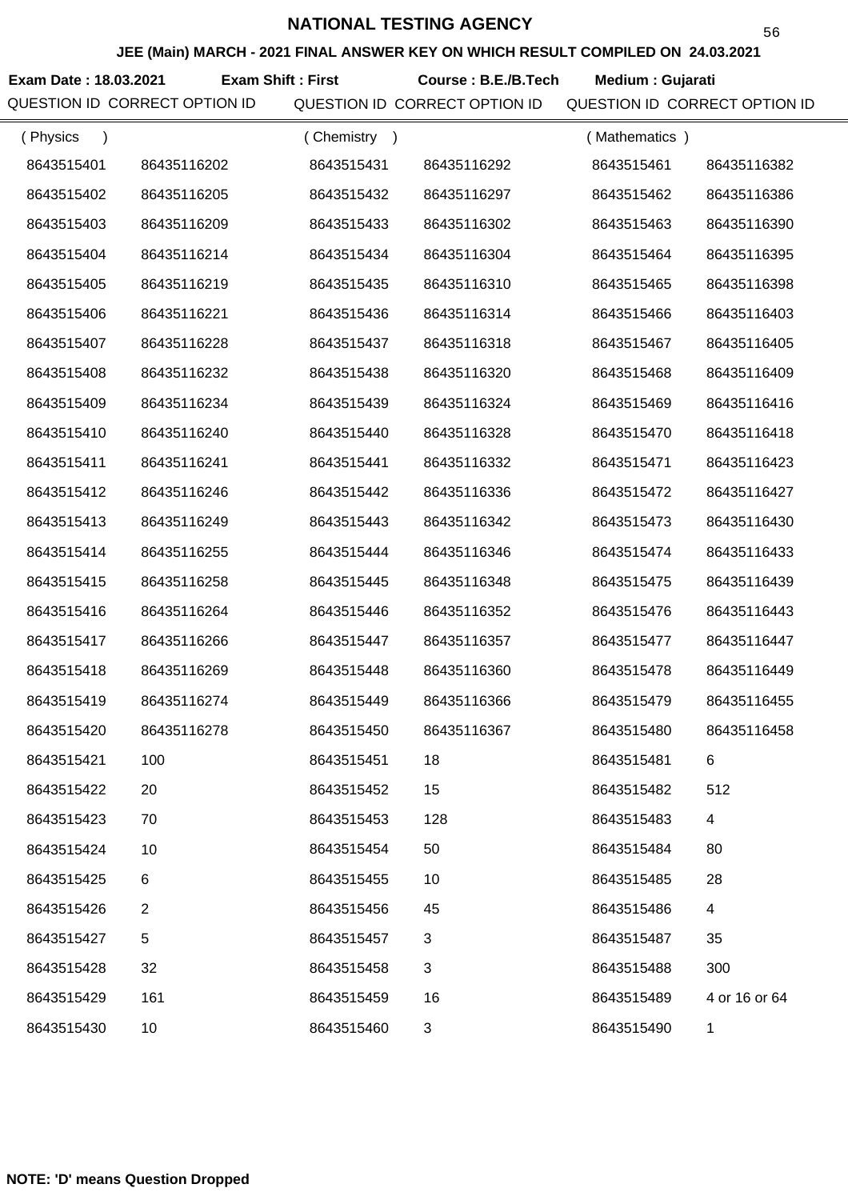# NATIONAL TESTING AGENCY

**JEE (Main) MARCH - 2021 FINAL ANSWER KEY ON WHICH RESULT COMPILED ON 24.03.2021**

**Exam Date : 18.03.2021** **Exam Shift : First** **Course : B.E./B.Tech** **Medium : Gujarati**

| QUESTION ID | CORRECT OPTION ID | QUESTION ID | CORRECT OPTION ID | QUESTION ID | CORRECT OPTION ID |
|---|---|---|---|---|---|
| ( Physics ) | | ( Chemistry ) | | ( Mathematics ) | |
| 8643515401 | 86435116202 | 8643515431 | 86435116292 | 8643515461 | 86435116382 |
| 8643515402 | 86435116205 | 8643515432 | 86435116297 | 8643515462 | 86435116386 |
| 8643515403 | 86435116209 | 8643515433 | 86435116302 | 8643515463 | 86435116390 |
| 8643515404 | 86435116214 | 8643515434 | 86435116304 | 8643515464 | 86435116395 |
| 8643515405 | 86435116219 | 8643515435 | 86435116310 | 8643515465 | 86435116398 |
| 8643515406 | 86435116221 | 8643515436 | 86435116314 | 8643515466 | 86435116403 |
| 8643515407 | 86435116228 | 8643515437 | 86435116318 | 8643515467 | 86435116405 |
| 8643515408 | 86435116232 | 8643515438 | 86435116320 | 8643515468 | 86435116409 |
| 8643515409 | 86435116234 | 8643515439 | 86435116324 | 8643515469 | 86435116416 |
| 8643515410 | 86435116240 | 8643515440 | 86435116328 | 8643515470 | 86435116418 |
| 8643515411 | 86435116241 | 8643515441 | 86435116332 | 8643515471 | 86435116423 |
| 8643515412 | 86435116246 | 8643515442 | 86435116336 | 8643515472 | 86435116427 |
| 8643515413 | 86435116249 | 8643515443 | 86435116342 | 8643515473 | 86435116430 |
| 8643515414 | 86435116255 | 8643515444 | 86435116346 | 8643515474 | 86435116433 |
| 8643515415 | 86435116258 | 8643515445 | 86435116348 | 8643515475 | 86435116439 |
| 8643515416 | 86435116264 | 8643515446 | 86435116352 | 8643515476 | 86435116443 |
| 8643515417 | 86435116266 | 8643515447 | 86435116357 | 8643515477 | 86435116447 |
| 8643515418 | 86435116269 | 8643515448 | 86435116360 | 8643515478 | 86435116449 |
| 8643515419 | 86435116274 | 8643515449 | 86435116366 | 8643515479 | 86435116455 |
| 8643515420 | 86435116278 | 8643515450 | 86435116367 | 8643515480 | 86435116458 |
| 8643515421 | 100 | 8643515451 | 18 | 8643515481 | 6 |
| 8643515422 | 20 | 8643515452 | 15 | 8643515482 | 512 |
| 8643515423 | 70 | 8643515453 | 128 | 8643515483 | 4 |
| 8643515424 | 10 | 8643515454 | 50 | 8643515484 | 80 |
| 8643515425 | 6 | 8643515455 | 10 | 8643515485 | 28 |
| 8643515426 | 2 | 8643515456 | 45 | 8643515486 | 4 |
| 8643515427 | 5 | 8643515457 | 3 | 8643515487 | 35 |
| 8643515428 | 32 | 8643515458 | 3 | 8643515488 | 300 |
| 8643515429 | 161 | 8643515459 | 16 | 8643515489 | 4 or 16 or 64 |
| 8643515430 | 10 | 8643515460 | 3 | 8643515490 | 1 |

**NOTE: 'D' means Question Dropped**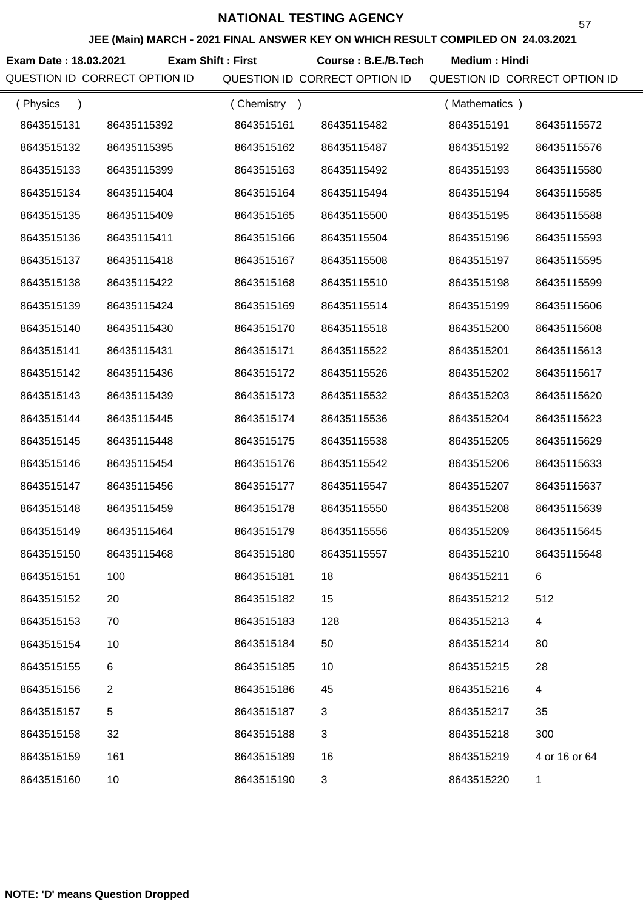# NATIONAL TESTING AGENCY

## JEE (Main) MARCH - 2021 FINAL ANSWER KEY ON WHICH RESULT COMPILED ON 24.03.2021

**Exam Date : 18.03.2021** **Exam Shift : First** **Course : B.E./B.Tech** **Medium : Hindi**

| QUESTION ID | CORRECT OPTION ID | QUESTION ID | CORRECT OPTION ID | QUESTION ID | CORRECT OPTION ID |
|---|---|---|---|---|---|
| ( Physics ) | | ( Chemistry ) | | ( Mathematics ) | |
| 8643515131 | 86435115392 | 8643515161 | 86435115482 | 8643515191 | 86435115572 |
| 8643515132 | 86435115395 | 8643515162 | 86435115487 | 8643515192 | 86435115576 |
| 8643515133 | 86435115399 | 8643515163 | 86435115492 | 8643515193 | 86435115580 |
| 8643515134 | 86435115404 | 8643515164 | 86435115494 | 8643515194 | 86435115585 |
| 8643515135 | 86435115409 | 8643515165 | 86435115500 | 8643515195 | 86435115588 |
| 8643515136 | 86435115411 | 8643515166 | 86435115504 | 8643515196 | 86435115593 |
| 8643515137 | 86435115418 | 8643515167 | 86435115508 | 8643515197 | 86435115595 |
| 8643515138 | 86435115422 | 8643515168 | 86435115510 | 8643515198 | 86435115599 |
| 8643515139 | 86435115424 | 8643515169 | 86435115514 | 8643515199 | 86435115606 |
| 8643515140 | 86435115430 | 8643515170 | 86435115518 | 8643515200 | 86435115608 |
| 8643515141 | 86435115431 | 8643515171 | 86435115522 | 8643515201 | 86435115613 |
| 8643515142 | 86435115436 | 8643515172 | 86435115526 | 8643515202 | 86435115617 |
| 8643515143 | 86435115439 | 8643515173 | 86435115532 | 8643515203 | 86435115620 |
| 8643515144 | 86435115445 | 8643515174 | 86435115536 | 8643515204 | 86435115623 |
| 8643515145 | 86435115448 | 8643515175 | 86435115538 | 8643515205 | 86435115629 |
| 8643515146 | 86435115454 | 8643515176 | 86435115542 | 8643515206 | 86435115633 |
| 8643515147 | 86435115456 | 8643515177 | 86435115547 | 8643515207 | 86435115637 |
| 8643515148 | 86435115459 | 8643515178 | 86435115550 | 8643515208 | 86435115639 |
| 8643515149 | 86435115464 | 8643515179 | 86435115556 | 8643515209 | 86435115645 |
| 8643515150 | 86435115468 | 8643515180 | 86435115557 | 8643515210 | 86435115648 |
| 8643515151 | 100 | 8643515181 | 18 | 8643515211 | 6 |
| 8643515152 | 20 | 8643515182 | 15 | 8643515212 | 512 |
| 8643515153 | 70 | 8643515183 | 128 | 8643515213 | 4 |
| 8643515154 | 10 | 8643515184 | 50 | 8643515214 | 80 |
| 8643515155 | 6 | 8643515185 | 10 | 8643515215 | 28 |
| 8643515156 | 2 | 8643515186 | 45 | 8643515216 | 4 |
| 8643515157 | 5 | 8643515187 | 3 | 8643515217 | 35 |
| 8643515158 | 32 | 8643515188 | 3 | 8643515218 | 300 |
| 8643515159 | 161 | 8643515189 | 16 | 8643515219 | 4 or 16 or 64 |
| 8643515160 | 10 | 8643515190 | 3 | 8643515220 | 1 |

**NOTE: 'D' means Question Dropped**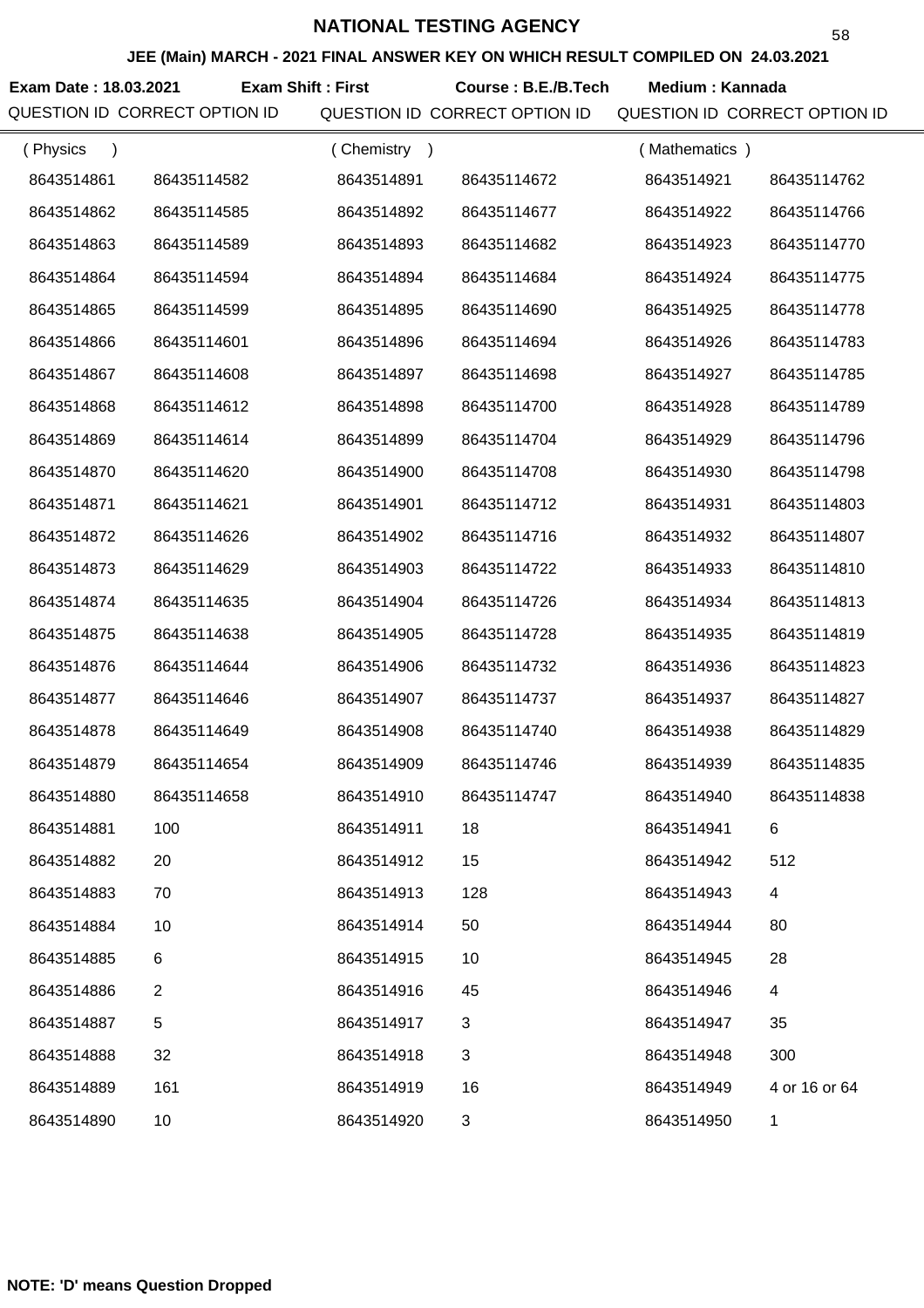# NATIONAL TESTING AGENCY

**JEE (Main) MARCH - 2021 FINAL ANSWER KEY ON WHICH RESULT COMPILED ON 24.03.2021**

**Exam Date : 18.03.2021** **Exam Shift : First** **Course : B.E./B.Tech** **Medium : Kannada**

| QUESTION ID | CORRECT OPTION ID | QUESTION ID | CORRECT OPTION ID | QUESTION ID | CORRECT OPTION ID |
|---|---|---|---|---|---|
| ( Physics ) | | ( Chemistry ) | | ( Mathematics ) | |
| 8643514861 | 86435114582 | 8643514891 | 86435114672 | 8643514921 | 86435114762 |
| 8643514862 | 86435114585 | 8643514892 | 86435114677 | 8643514922 | 86435114766 |
| 8643514863 | 86435114589 | 8643514893 | 86435114682 | 8643514923 | 86435114770 |
| 8643514864 | 86435114594 | 8643514894 | 86435114684 | 8643514924 | 86435114775 |
| 8643514865 | 86435114599 | 8643514895 | 86435114690 | 8643514925 | 86435114778 |
| 8643514866 | 86435114601 | 8643514896 | 86435114694 | 8643514926 | 86435114783 |
| 8643514867 | 86435114608 | 8643514897 | 86435114698 | 8643514927 | 86435114785 |
| 8643514868 | 86435114612 | 8643514898 | 86435114700 | 8643514928 | 86435114789 |
| 8643514869 | 86435114614 | 8643514899 | 86435114704 | 8643514929 | 86435114796 |
| 8643514870 | 86435114620 | 8643514900 | 86435114708 | 8643514930 | 86435114798 |
| 8643514871 | 86435114621 | 8643514901 | 86435114712 | 8643514931 | 86435114803 |
| 8643514872 | 86435114626 | 8643514902 | 86435114716 | 8643514932 | 86435114807 |
| 8643514873 | 86435114629 | 8643514903 | 86435114722 | 8643514933 | 86435114810 |
| 8643514874 | 86435114635 | 8643514904 | 86435114726 | 8643514934 | 86435114813 |
| 8643514875 | 86435114638 | 8643514905 | 86435114728 | 8643514935 | 86435114819 |
| 8643514876 | 86435114644 | 8643514906 | 86435114732 | 8643514936 | 86435114823 |
| 8643514877 | 86435114646 | 8643514907 | 86435114737 | 8643514937 | 86435114827 |
| 8643514878 | 86435114649 | 8643514908 | 86435114740 | 8643514938 | 86435114829 |
| 8643514879 | 86435114654 | 8643514909 | 86435114746 | 8643514939 | 86435114835 |
| 8643514880 | 86435114658 | 8643514910 | 86435114747 | 8643514940 | 86435114838 |
| 8643514881 | 100 | 8643514911 | 18 | 8643514941 | 6 |
| 8643514882 | 20 | 8643514912 | 15 | 8643514942 | 512 |
| 8643514883 | 70 | 8643514913 | 128 | 8643514943 | 4 |
| 8643514884 | 10 | 8643514914 | 50 | 8643514944 | 80 |
| 8643514885 | 6 | 8643514915 | 10 | 8643514945 | 28 |
| 8643514886 | 2 | 8643514916 | 45 | 8643514946 | 4 |
| 8643514887 | 5 | 8643514917 | 3 | 8643514947 | 35 |
| 8643514888 | 32 | 8643514918 | 3 | 8643514948 | 300 |
| 8643514889 | 161 | 8643514919 | 16 | 8643514949 | 4 or 16 or 64 |
| 8643514890 | 10 | 8643514920 | 3 | 8643514950 | 1 |

**NOTE: 'D' means Question Dropped**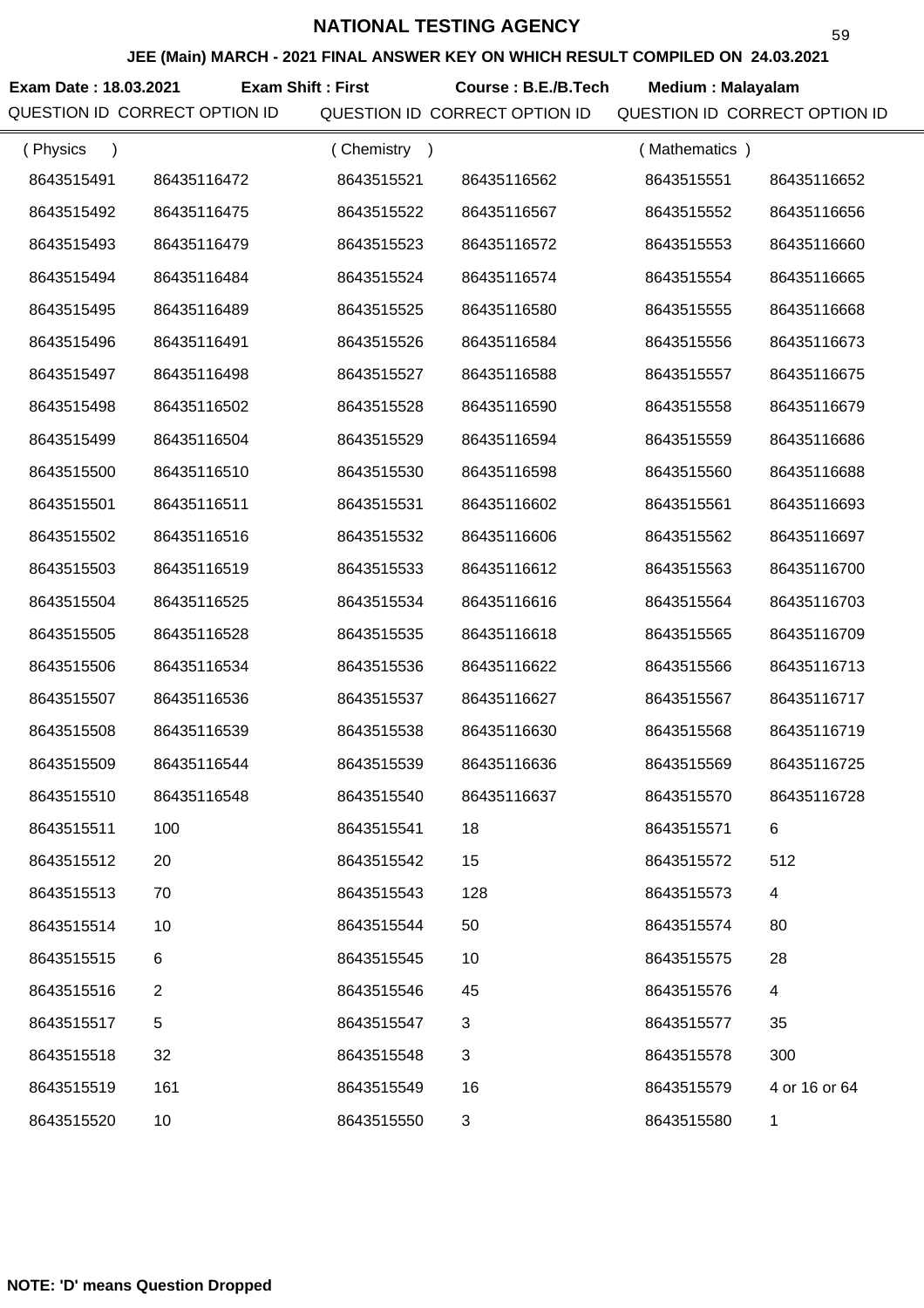# NATIONAL TESTING AGENCY

**JEE (Main) MARCH - 2021 FINAL ANSWER KEY ON WHICH RESULT COMPILED ON 24.03.2021**

**Exam Date : 18.03.2021** **Exam Shift : First** **Course : B.E./B.Tech** **Medium : Malayalam**

| QUESTION ID | CORRECT OPTION ID | QUESTION ID | CORRECT OPTION ID | QUESTION ID | CORRECT OPTION ID |
|---|---|---|---|---|---|
| ( Physics ) | | ( Chemistry ) | | ( Mathematics ) | |
| 8643515491 | 86435116472 | 8643515521 | 86435116562 | 8643515551 | 86435116652 |
| 8643515492 | 86435116475 | 8643515522 | 86435116567 | 8643515552 | 86435116656 |
| 8643515493 | 86435116479 | 8643515523 | 86435116572 | 8643515553 | 86435116660 |
| 8643515494 | 86435116484 | 8643515524 | 86435116574 | 8643515554 | 86435116665 |
| 8643515495 | 86435116489 | 8643515525 | 86435116580 | 8643515555 | 86435116668 |
| 8643515496 | 86435116491 | 8643515526 | 86435116584 | 8643515556 | 86435116673 |
| 8643515497 | 86435116498 | 8643515527 | 86435116588 | 8643515557 | 86435116675 |
| 8643515498 | 86435116502 | 8643515528 | 86435116590 | 8643515558 | 86435116679 |
| 8643515499 | 86435116504 | 8643515529 | 86435116594 | 8643515559 | 86435116686 |
| 8643515500 | 86435116510 | 8643515530 | 86435116598 | 8643515560 | 86435116688 |
| 8643515501 | 86435116511 | 8643515531 | 86435116602 | 8643515561 | 86435116693 |
| 8643515502 | 86435116516 | 8643515532 | 86435116606 | 8643515562 | 86435116697 |
| 8643515503 | 86435116519 | 8643515533 | 86435116612 | 8643515563 | 86435116700 |
| 8643515504 | 86435116525 | 8643515534 | 86435116616 | 8643515564 | 86435116703 |
| 8643515505 | 86435116528 | 8643515535 | 86435116618 | 8643515565 | 86435116709 |
| 8643515506 | 86435116534 | 8643515536 | 86435116622 | 8643515566 | 86435116713 |
| 8643515507 | 86435116536 | 8643515537 | 86435116627 | 8643515567 | 86435116717 |
| 8643515508 | 86435116539 | 8643515538 | 86435116630 | 8643515568 | 86435116719 |
| 8643515509 | 86435116544 | 8643515539 | 86435116636 | 8643515569 | 86435116725 |
| 8643515510 | 86435116548 | 8643515540 | 86435116637 | 8643515570 | 86435116728 |
| 8643515511 | 100 | 8643515541 | 18 | 8643515571 | 6 |
| 8643515512 | 20 | 8643515542 | 15 | 8643515572 | 512 |
| 8643515513 | 70 | 8643515543 | 128 | 8643515573 | 4 |
| 8643515514 | 10 | 8643515544 | 50 | 8643515574 | 80 |
| 8643515515 | 6 | 8643515545 | 10 | 8643515575 | 28 |
| 8643515516 | 2 | 8643515546 | 45 | 8643515576 | 4 |
| 8643515517 | 5 | 8643515547 | 3 | 8643515577 | 35 |
| 8643515518 | 32 | 8643515548 | 3 | 8643515578 | 300 |
| 8643515519 | 161 | 8643515549 | 16 | 8643515579 | 4 or 16 or 64 |
| 8643515520 | 10 | 8643515550 | 3 | 8643515580 | 1 |

**NOTE: 'D' means Question Dropped**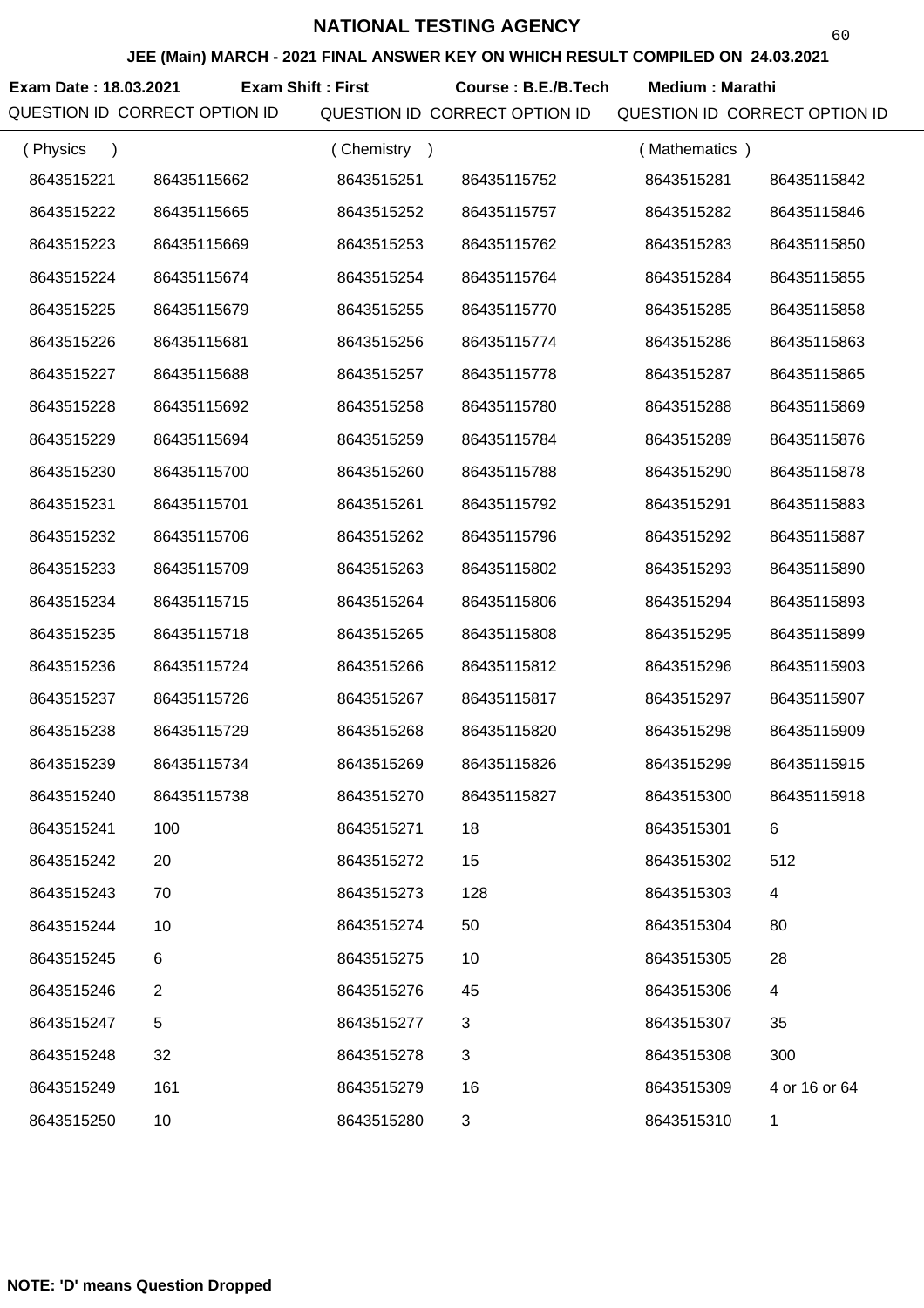# NATIONAL TESTING AGENCY

## JEE (Main) MARCH - 2021 FINAL ANSWER KEY ON WHICH RESULT COMPILED ON 24.03.2021

**Exam Date : 18.03.2021** **Exam Shift : First** **Course : B.E./B.Tech** **Medium : Marathi**

| QUESTION ID | CORRECT OPTION ID | QUESTION ID | CORRECT OPTION ID | QUESTION ID | CORRECT OPTION ID |
|---|---|---|---|---|---|
| ( Physics ) | | ( Chemistry ) | | ( Mathematics ) | |
| 8643515221 | 86435115662 | 8643515251 | 86435115752 | 8643515281 | 86435115842 |
| 8643515222 | 86435115665 | 8643515252 | 86435115757 | 8643515282 | 86435115846 |
| 8643515223 | 86435115669 | 8643515253 | 86435115762 | 8643515283 | 86435115850 |
| 8643515224 | 86435115674 | 8643515254 | 86435115764 | 8643515284 | 86435115855 |
| 8643515225 | 86435115679 | 8643515255 | 86435115770 | 8643515285 | 86435115858 |
| 8643515226 | 86435115681 | 8643515256 | 86435115774 | 8643515286 | 86435115863 |
| 8643515227 | 86435115688 | 8643515257 | 86435115778 | 8643515287 | 86435115865 |
| 8643515228 | 86435115692 | 8643515258 | 86435115780 | 8643515288 | 86435115869 |
| 8643515229 | 86435115694 | 8643515259 | 86435115784 | 8643515289 | 86435115876 |
| 8643515230 | 86435115700 | 8643515260 | 86435115788 | 8643515290 | 86435115878 |
| 8643515231 | 86435115701 | 8643515261 | 86435115792 | 8643515291 | 86435115883 |
| 8643515232 | 86435115706 | 8643515262 | 86435115796 | 8643515292 | 86435115887 |
| 8643515233 | 86435115709 | 8643515263 | 86435115802 | 8643515293 | 86435115890 |
| 8643515234 | 86435115715 | 8643515264 | 86435115806 | 8643515294 | 86435115893 |
| 8643515235 | 86435115718 | 8643515265 | 86435115808 | 8643515295 | 86435115899 |
| 8643515236 | 86435115724 | 8643515266 | 86435115812 | 8643515296 | 86435115903 |
| 8643515237 | 86435115726 | 8643515267 | 86435115817 | 8643515297 | 86435115907 |
| 8643515238 | 86435115729 | 8643515268 | 86435115820 | 8643515298 | 86435115909 |
| 8643515239 | 86435115734 | 8643515269 | 86435115826 | 8643515299 | 86435115915 |
| 8643515240 | 86435115738 | 8643515270 | 86435115827 | 8643515300 | 86435115918 |
| 8643515241 | 100 | 8643515271 | 18 | 8643515301 | 6 |
| 8643515242 | 20 | 8643515272 | 15 | 8643515302 | 512 |
| 8643515243 | 70 | 8643515273 | 128 | 8643515303 | 4 |
| 8643515244 | 10 | 8643515274 | 50 | 8643515304 | 80 |
| 8643515245 | 6 | 8643515275 | 10 | 8643515305 | 28 |
| 8643515246 | 2 | 8643515276 | 45 | 8643515306 | 4 |
| 8643515247 | 5 | 8643515277 | 3 | 8643515307 | 35 |
| 8643515248 | 32 | 8643515278 | 3 | 8643515308 | 300 |
| 8643515249 | 161 | 8643515279 | 16 | 8643515309 | 4 or 16 or 64 |
| 8643515250 | 10 | 8643515280 | 3 | 8643515310 | 1 |

**NOTE: 'D' means Question Dropped**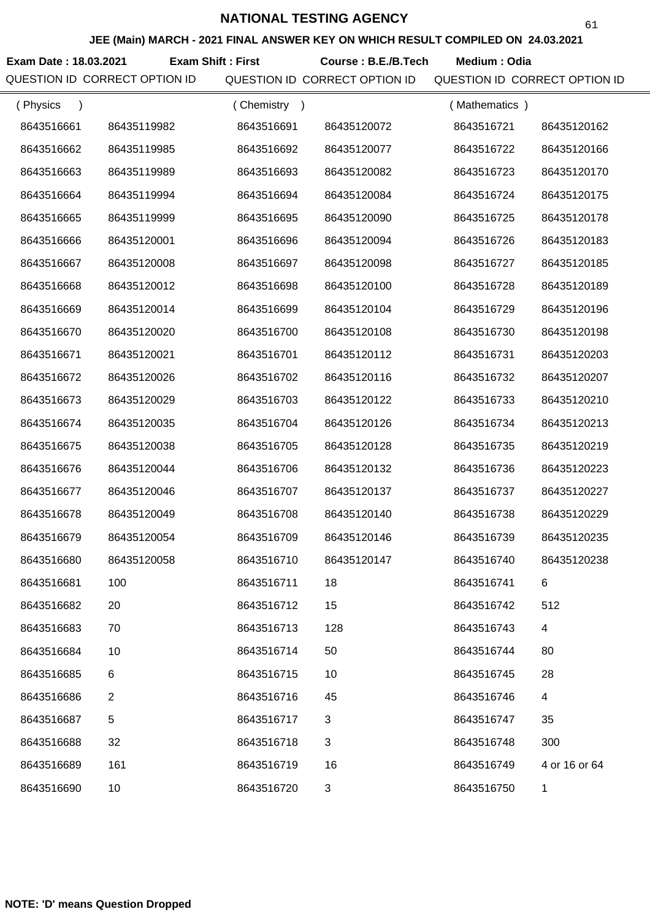# NATIONAL TESTING AGENCY

## JEE (Main) MARCH - 2021 FINAL ANSWER KEY ON WHICH RESULT COMPILED ON 24.03.2021

**Exam Date : 18.03.2021** **Exam Shift : First** **Course : B.E./B.Tech** **Medium : Odia**

| QUESTION ID | CORRECT OPTION ID | QUESTION ID | CORRECT OPTION ID | QUESTION ID | CORRECT OPTION ID |
|---|---|---|---|---|---|
| ( Physics ) | | ( Chemistry ) | | ( Mathematics ) | |
| 8643516661 | 86435119982 | 8643516691 | 86435120072 | 8643516721 | 86435120162 |
| 8643516662 | 86435119985 | 8643516692 | 86435120077 | 8643516722 | 86435120166 |
| 8643516663 | 86435119989 | 8643516693 | 86435120082 | 8643516723 | 86435120170 |
| 8643516664 | 86435119994 | 8643516694 | 86435120084 | 8643516724 | 86435120175 |
| 8643516665 | 86435119999 | 8643516695 | 86435120090 | 8643516725 | 86435120178 |
| 8643516666 | 86435120001 | 8643516696 | 86435120094 | 8643516726 | 86435120183 |
| 8643516667 | 86435120008 | 8643516697 | 86435120098 | 8643516727 | 86435120185 |
| 8643516668 | 86435120012 | 8643516698 | 86435120100 | 8643516728 | 86435120189 |
| 8643516669 | 86435120014 | 8643516699 | 86435120104 | 8643516729 | 86435120196 |
| 8643516670 | 86435120020 | 8643516700 | 86435120108 | 8643516730 | 86435120198 |
| 8643516671 | 86435120021 | 8643516701 | 86435120112 | 8643516731 | 86435120203 |
| 8643516672 | 86435120026 | 8643516702 | 86435120116 | 8643516732 | 86435120207 |
| 8643516673 | 86435120029 | 8643516703 | 86435120122 | 8643516733 | 86435120210 |
| 8643516674 | 86435120035 | 8643516704 | 86435120126 | 8643516734 | 86435120213 |
| 8643516675 | 86435120038 | 8643516705 | 86435120128 | 8643516735 | 86435120219 |
| 8643516676 | 86435120044 | 8643516706 | 86435120132 | 8643516736 | 86435120223 |
| 8643516677 | 86435120046 | 8643516707 | 86435120137 | 8643516737 | 86435120227 |
| 8643516678 | 86435120049 | 8643516708 | 86435120140 | 8643516738 | 86435120229 |
| 8643516679 | 86435120054 | 8643516709 | 86435120146 | 8643516739 | 86435120235 |
| 8643516680 | 86435120058 | 8643516710 | 86435120147 | 8643516740 | 86435120238 |
| 8643516681 | 100 | 8643516711 | 18 | 8643516741 | 6 |
| 8643516682 | 20 | 8643516712 | 15 | 8643516742 | 512 |
| 8643516683 | 70 | 8643516713 | 128 | 8643516743 | 4 |
| 8643516684 | 10 | 8643516714 | 50 | 8643516744 | 80 |
| 8643516685 | 6 | 8643516715 | 10 | 8643516745 | 28 |
| 8643516686 | 2 | 8643516716 | 45 | 8643516746 | 4 |
| 8643516687 | 5 | 8643516717 | 3 | 8643516747 | 35 |
| 8643516688 | 32 | 8643516718 | 3 | 8643516748 | 300 |
| 8643516689 | 161 | 8643516719 | 16 | 8643516749 | 4 or 16 or 64 |
| 8643516690 | 10 | 8643516720 | 3 | 8643516750 | 1 |

**NOTE: 'D' means Question Dropped**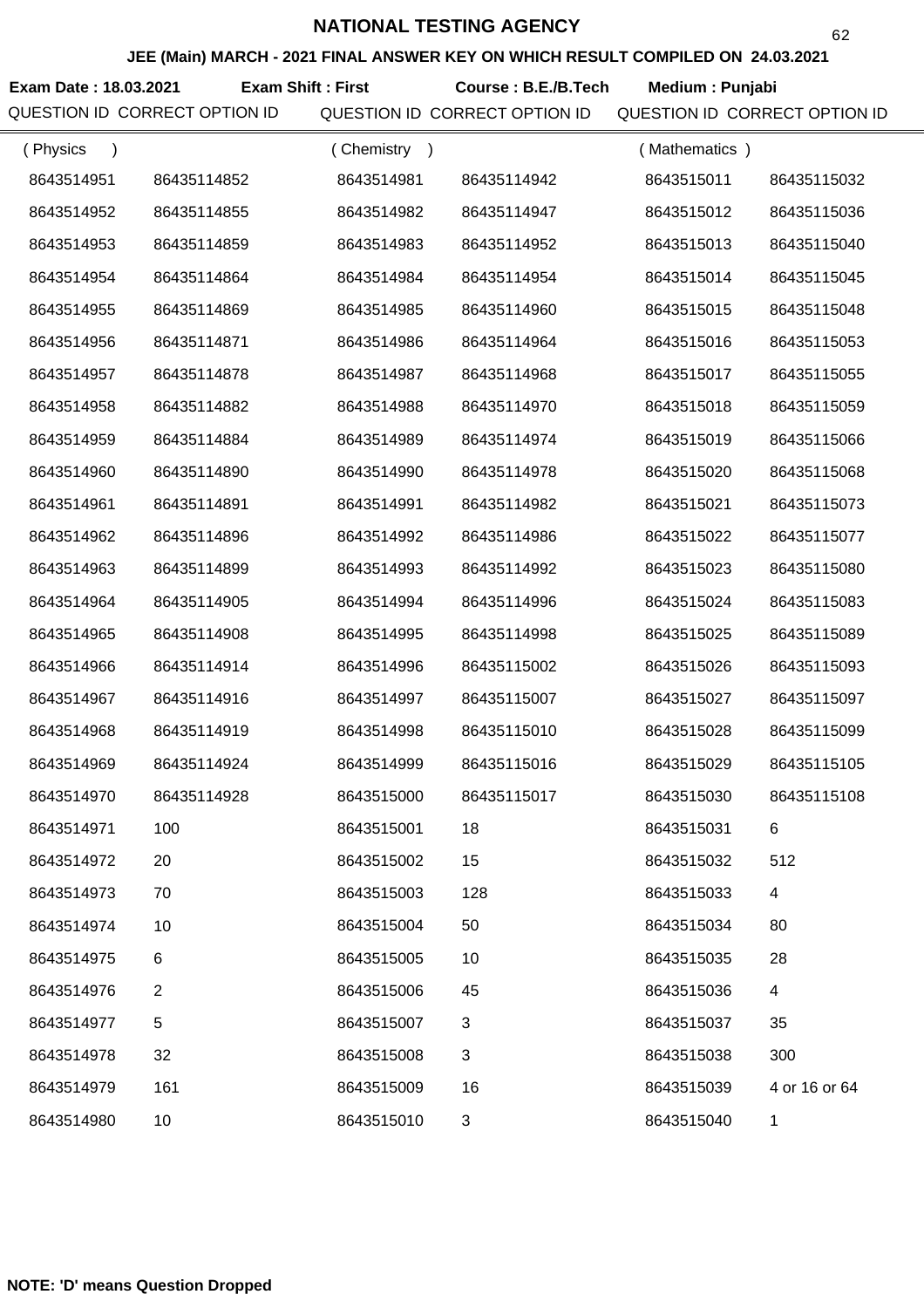# NATIONAL TESTING AGENCY

**JEE (Main) MARCH - 2021 FINAL ANSWER KEY ON WHICH RESULT COMPILED ON 24.03.2021**

**Exam Date : 18.03.2021** **Exam Shift : First** **Course : B.E./B.Tech** **Medium : Punjabi**

| QUESTION ID | CORRECT OPTION ID | QUESTION ID | CORRECT OPTION ID | QUESTION ID | CORRECT OPTION ID |
|---|---|---|---|---|---|
| ( Physics ) | | ( Chemistry ) | | ( Mathematics ) | |
| 8643514951 | 86435114852 | 8643514981 | 86435114942 | 8643515011 | 86435115032 |
| 8643514952 | 86435114855 | 8643514982 | 86435114947 | 8643515012 | 86435115036 |
| 8643514953 | 86435114859 | 8643514983 | 86435114952 | 8643515013 | 86435115040 |
| 8643514954 | 86435114864 | 8643514984 | 86435114954 | 8643515014 | 86435115045 |
| 8643514955 | 86435114869 | 8643514985 | 86435114960 | 8643515015 | 86435115048 |
| 8643514956 | 86435114871 | 8643514986 | 86435114964 | 8643515016 | 86435115053 |
| 8643514957 | 86435114878 | 8643514987 | 86435114968 | 8643515017 | 86435115055 |
| 8643514958 | 86435114882 | 8643514988 | 86435114970 | 8643515018 | 86435115059 |
| 8643514959 | 86435114884 | 8643514989 | 86435114974 | 8643515019 | 86435115066 |
| 8643514960 | 86435114890 | 8643514990 | 86435114978 | 8643515020 | 86435115068 |
| 8643514961 | 86435114891 | 8643514991 | 86435114982 | 8643515021 | 86435115073 |
| 8643514962 | 86435114896 | 8643514992 | 86435114986 | 8643515022 | 86435115077 |
| 8643514963 | 86435114899 | 8643514993 | 86435114992 | 8643515023 | 86435115080 |
| 8643514964 | 86435114905 | 8643514994 | 86435114996 | 8643515024 | 86435115083 |
| 8643514965 | 86435114908 | 8643514995 | 86435114998 | 8643515025 | 86435115089 |
| 8643514966 | 86435114914 | 8643514996 | 86435115002 | 8643515026 | 86435115093 |
| 8643514967 | 86435114916 | 8643514997 | 86435115007 | 8643515027 | 86435115097 |
| 8643514968 | 86435114919 | 8643514998 | 86435115010 | 8643515028 | 86435115099 |
| 8643514969 | 86435114924 | 8643514999 | 86435115016 | 8643515029 | 86435115105 |
| 8643514970 | 86435114928 | 8643515000 | 86435115017 | 8643515030 | 86435115108 |
| 8643514971 | 100 | 8643515001 | 18 | 8643515031 | 6 |
| 8643514972 | 20 | 8643515002 | 15 | 8643515032 | 512 |
| 8643514973 | 70 | 8643515003 | 128 | 8643515033 | 4 |
| 8643514974 | 10 | 8643515004 | 50 | 8643515034 | 80 |
| 8643514975 | 6 | 8643515005 | 10 | 8643515035 | 28 |
| 8643514976 | 2 | 8643515006 | 45 | 8643515036 | 4 |
| 8643514977 | 5 | 8643515007 | 3 | 8643515037 | 35 |
| 8643514978 | 32 | 8643515008 | 3 | 8643515038 | 300 |
| 8643514979 | 161 | 8643515009 | 16 | 8643515039 | 4 or 16 or 64 |
| 8643514980 | 10 | 8643515010 | 3 | 8643515040 | 1 |

**NOTE: 'D' means Question Dropped**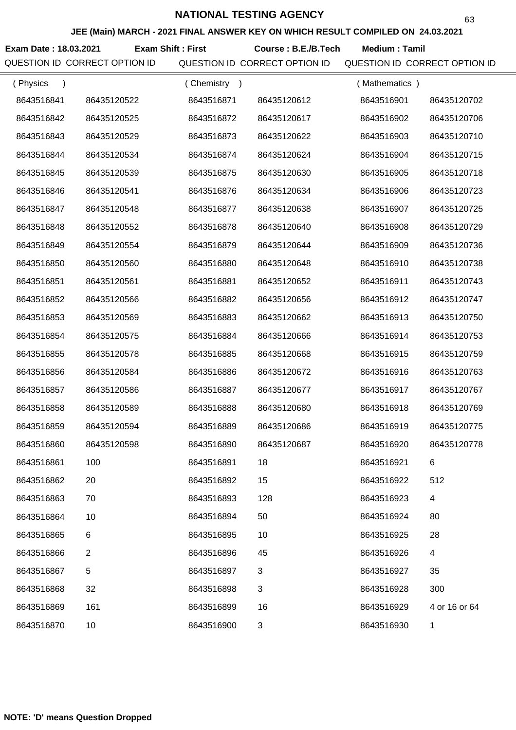# NATIONAL TESTING AGENCY

**JEE (Main) MARCH - 2021 FINAL ANSWER KEY ON WHICH RESULT COMPILED ON 24.03.2021**

**Exam Date : 18.03.2021** **Exam Shift : First** **Course : B.E./B.Tech** **Medium : Tamil**

| QUESTION ID | CORRECT OPTION ID | QUESTION ID | CORRECT OPTION ID | QUESTION ID | CORRECT OPTION ID |
|---|---|---|---|---|---|
| ( Physics ) | | ( Chemistry ) | | ( Mathematics ) | |
| 8643516841 | 86435120522 | 8643516871 | 86435120612 | 8643516901 | 86435120702 |
| 8643516842 | 86435120525 | 8643516872 | 86435120617 | 8643516902 | 86435120706 |
| 8643516843 | 86435120529 | 8643516873 | 86435120622 | 8643516903 | 86435120710 |
| 8643516844 | 86435120534 | 8643516874 | 86435120624 | 8643516904 | 86435120715 |
| 8643516845 | 86435120539 | 8643516875 | 86435120630 | 8643516905 | 86435120718 |
| 8643516846 | 86435120541 | 8643516876 | 86435120634 | 8643516906 | 86435120723 |
| 8643516847 | 86435120548 | 8643516877 | 86435120638 | 8643516907 | 86435120725 |
| 8643516848 | 86435120552 | 8643516878 | 86435120640 | 8643516908 | 86435120729 |
| 8643516849 | 86435120554 | 8643516879 | 86435120644 | 8643516909 | 86435120736 |
| 8643516850 | 86435120560 | 8643516880 | 86435120648 | 8643516910 | 86435120738 |
| 8643516851 | 86435120561 | 8643516881 | 86435120652 | 8643516911 | 86435120743 |
| 8643516852 | 86435120566 | 8643516882 | 86435120656 | 8643516912 | 86435120747 |
| 8643516853 | 86435120569 | 8643516883 | 86435120662 | 8643516913 | 86435120750 |
| 8643516854 | 86435120575 | 8643516884 | 86435120666 | 8643516914 | 86435120753 |
| 8643516855 | 86435120578 | 8643516885 | 86435120668 | 8643516915 | 86435120759 |
| 8643516856 | 86435120584 | 8643516886 | 86435120672 | 8643516916 | 86435120763 |
| 8643516857 | 86435120586 | 8643516887 | 86435120677 | 8643516917 | 86435120767 |
| 8643516858 | 86435120589 | 8643516888 | 86435120680 | 8643516918 | 86435120769 |
| 8643516859 | 86435120594 | 8643516889 | 86435120686 | 8643516919 | 86435120775 |
| 8643516860 | 86435120598 | 8643516890 | 86435120687 | 8643516920 | 86435120778 |
| 8643516861 | 100 | 8643516891 | 18 | 8643516921 | 6 |
| 8643516862 | 20 | 8643516892 | 15 | 8643516922 | 512 |
| 8643516863 | 70 | 8643516893 | 128 | 8643516923 | 4 |
| 8643516864 | 10 | 8643516894 | 50 | 8643516924 | 80 |
| 8643516865 | 6 | 8643516895 | 10 | 8643516925 | 28 |
| 8643516866 | 2 | 8643516896 | 45 | 8643516926 | 4 |
| 8643516867 | 5 | 8643516897 | 3 | 8643516927 | 35 |
| 8643516868 | 32 | 8643516898 | 3 | 8643516928 | 300 |
| 8643516869 | 161 | 8643516899 | 16 | 8643516929 | 4 or 16 or 64 |
| 8643516870 | 10 | 8643516900 | 3 | 8643516930 | 1 |

**NOTE: 'D' means Question Dropped**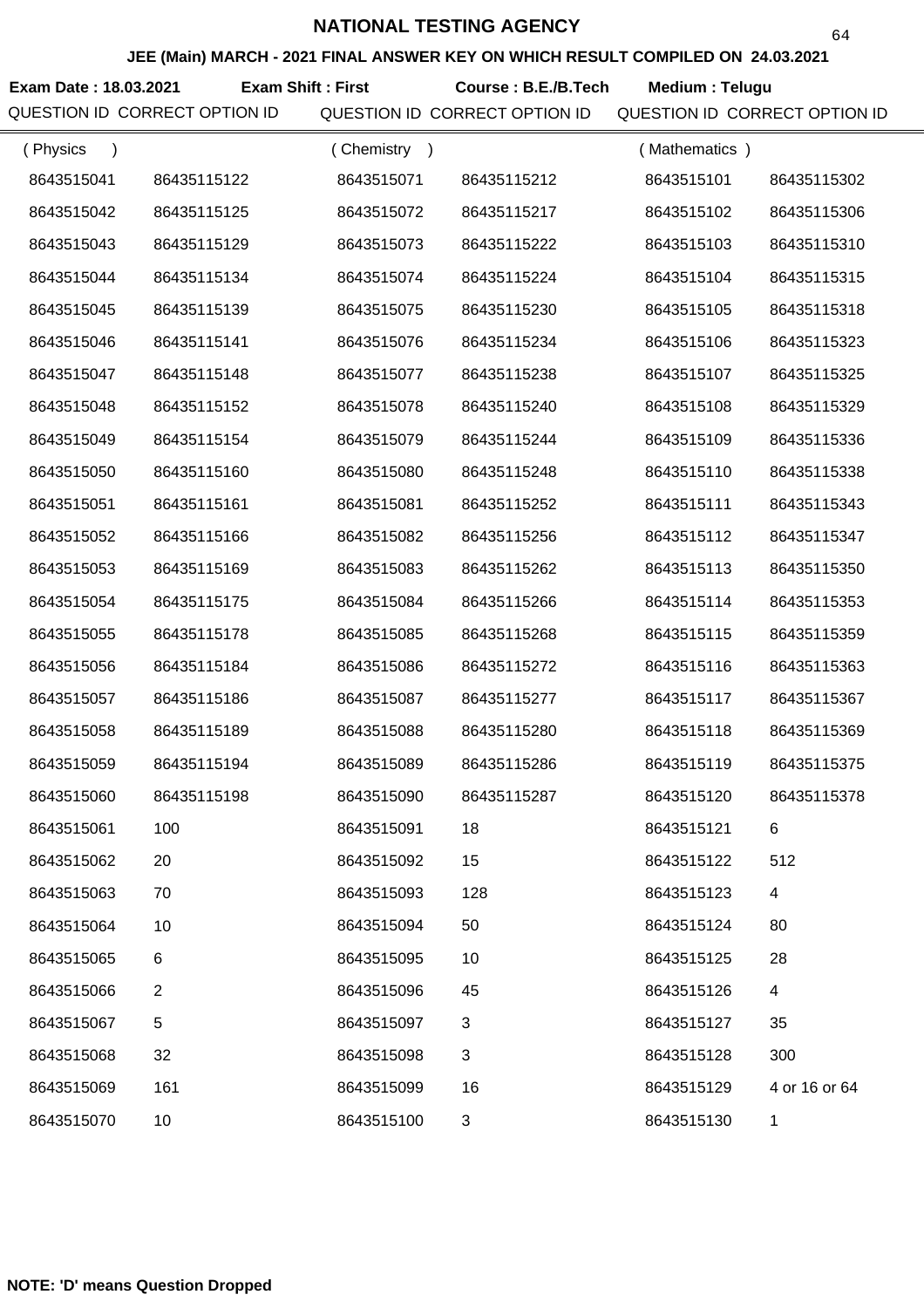# NATIONAL TESTING AGENCY

## JEE (Main) MARCH - 2021 FINAL ANSWER KEY ON WHICH RESULT COMPILED ON 24.03.2021

**Exam Date : 18.03.2021** **Exam Shift : First** **Course : B.E./B.Tech** **Medium : Telugu**

| QUESTION ID | CORRECT OPTION ID | QUESTION ID | CORRECT OPTION ID | QUESTION ID | CORRECT OPTION ID |
|---|---|---|---|---|---|
| ( Physics ) | | ( Chemistry ) | | ( Mathematics ) | |
| 8643515041 | 86435115122 | 8643515071 | 86435115212 | 8643515101 | 86435115302 |
| 8643515042 | 86435115125 | 8643515072 | 86435115217 | 8643515102 | 86435115306 |
| 8643515043 | 86435115129 | 8643515073 | 86435115222 | 8643515103 | 86435115310 |
| 8643515044 | 86435115134 | 8643515074 | 86435115224 | 8643515104 | 86435115315 |
| 8643515045 | 86435115139 | 8643515075 | 86435115230 | 8643515105 | 86435115318 |
| 8643515046 | 86435115141 | 8643515076 | 86435115234 | 8643515106 | 86435115323 |
| 8643515047 | 86435115148 | 8643515077 | 86435115238 | 8643515107 | 86435115325 |
| 8643515048 | 86435115152 | 8643515078 | 86435115240 | 8643515108 | 86435115329 |
| 8643515049 | 86435115154 | 8643515079 | 86435115244 | 8643515109 | 86435115336 |
| 8643515050 | 86435115160 | 8643515080 | 86435115248 | 8643515110 | 86435115338 |
| 8643515051 | 86435115161 | 8643515081 | 86435115252 | 8643515111 | 86435115343 |
| 8643515052 | 86435115166 | 8643515082 | 86435115256 | 8643515112 | 86435115347 |
| 8643515053 | 86435115169 | 8643515083 | 86435115262 | 8643515113 | 86435115350 |
| 8643515054 | 86435115175 | 8643515084 | 86435115266 | 8643515114 | 86435115353 |
| 8643515055 | 86435115178 | 8643515085 | 86435115268 | 8643515115 | 86435115359 |
| 8643515056 | 86435115184 | 8643515086 | 86435115272 | 8643515116 | 86435115363 |
| 8643515057 | 86435115186 | 8643515087 | 86435115277 | 8643515117 | 86435115367 |
| 8643515058 | 86435115189 | 8643515088 | 86435115280 | 8643515118 | 86435115369 |
| 8643515059 | 86435115194 | 8643515089 | 86435115286 | 8643515119 | 86435115375 |
| 8643515060 | 86435115198 | 8643515090 | 86435115287 | 8643515120 | 86435115378 |
| 8643515061 | 100 | 8643515091 | 18 | 8643515121 | 6 |
| 8643515062 | 20 | 8643515092 | 15 | 8643515122 | 512 |
| 8643515063 | 70 | 8643515093 | 128 | 8643515123 | 4 |
| 8643515064 | 10 | 8643515094 | 50 | 8643515124 | 80 |
| 8643515065 | 6 | 8643515095 | 10 | 8643515125 | 28 |
| 8643515066 | 2 | 8643515096 | 45 | 8643515126 | 4 |
| 8643515067 | 5 | 8643515097 | 3 | 8643515127 | 35 |
| 8643515068 | 32 | 8643515098 | 3 | 8643515128 | 300 |
| 8643515069 | 161 | 8643515099 | 16 | 8643515129 | 4 or 16 or 64 |
| 8643515070 | 10 | 8643515100 | 3 | 8643515130 | 1 |

**NOTE: 'D' means Question Dropped**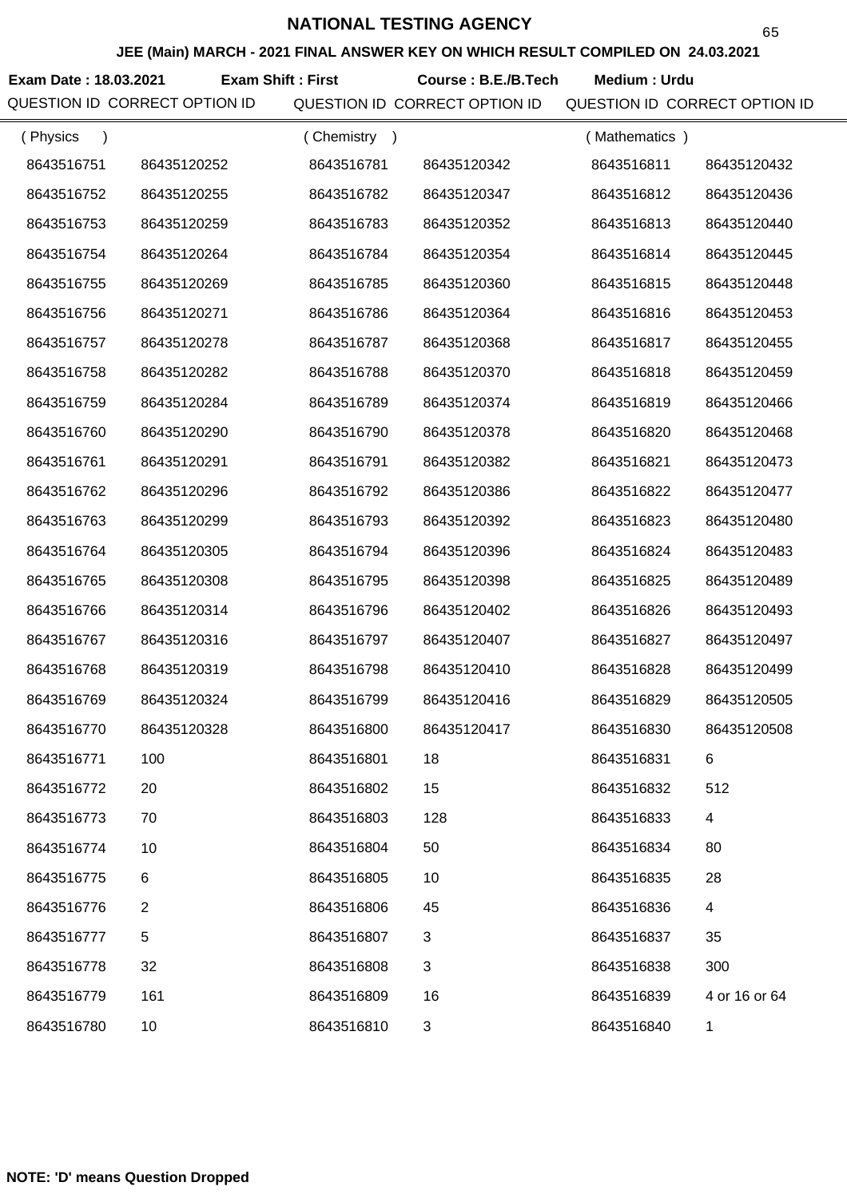# NATIONAL TESTING AGENCY

**JEE (Main) MARCH - 2021 FINAL ANSWER KEY ON WHICH RESULT COMPILED ON 24.03.2021**

**Exam Date : 18.03.2021** **Exam Shift : First** **Course : B.E./B.Tech** **Medium : Urdu**

| QUESTION ID | CORRECT OPTION ID | QUESTION ID | CORRECT OPTION ID | QUESTION ID | CORRECT OPTION ID |
|---|---|---|---|---|---|
| ( Physics ) | | ( Chemistry ) | | ( Mathematics ) | |
| 8643516751 | 86435120252 | 8643516781 | 86435120342 | 8643516811 | 86435120432 |
| 8643516752 | 86435120255 | 8643516782 | 86435120347 | 8643516812 | 86435120436 |
| 8643516753 | 86435120259 | 8643516783 | 86435120352 | 8643516813 | 86435120440 |
| 8643516754 | 86435120264 | 8643516784 | 86435120354 | 8643516814 | 86435120445 |
| 8643516755 | 86435120269 | 8643516785 | 86435120360 | 8643516815 | 86435120448 |
| 8643516756 | 86435120271 | 8643516786 | 86435120364 | 8643516816 | 86435120453 |
| 8643516757 | 86435120278 | 8643516787 | 86435120368 | 8643516817 | 86435120455 |
| 8643516758 | 86435120282 | 8643516788 | 86435120370 | 8643516818 | 86435120459 |
| 8643516759 | 86435120284 | 8643516789 | 86435120374 | 8643516819 | 86435120466 |
| 8643516760 | 86435120290 | 8643516790 | 86435120378 | 8643516820 | 86435120468 |
| 8643516761 | 86435120291 | 8643516791 | 86435120382 | 8643516821 | 86435120473 |
| 8643516762 | 86435120296 | 8643516792 | 86435120386 | 8643516822 | 86435120477 |
| 8643516763 | 86435120299 | 8643516793 | 86435120392 | 8643516823 | 86435120480 |
| 8643516764 | 86435120305 | 8643516794 | 86435120396 | 8643516824 | 86435120483 |
| 8643516765 | 86435120308 | 8643516795 | 86435120398 | 8643516825 | 86435120489 |
| 8643516766 | 86435120314 | 8643516796 | 86435120402 | 8643516826 | 86435120493 |
| 8643516767 | 86435120316 | 8643516797 | 86435120407 | 8643516827 | 86435120497 |
| 8643516768 | 86435120319 | 8643516798 | 86435120410 | 8643516828 | 86435120499 |
| 8643516769 | 86435120324 | 8643516799 | 86435120416 | 8643516829 | 86435120505 |
| 8643516770 | 86435120328 | 8643516800 | 86435120417 | 8643516830 | 86435120508 |
| 8643516771 | 100 | 8643516801 | 18 | 8643516831 | 6 |
| 8643516772 | 20 | 8643516802 | 15 | 8643516832 | 512 |
| 8643516773 | 70 | 8643516803 | 128 | 8643516833 | 4 |
| 8643516774 | 10 | 8643516804 | 50 | 8643516834 | 80 |
| 8643516775 | 6 | 8643516805 | 10 | 8643516835 | 28 |
| 8643516776 | 2 | 8643516806 | 45 | 8643516836 | 4 |
| 8643516777 | 5 | 8643516807 | 3 | 8643516837 | 35 |
| 8643516778 | 32 | 8643516808 | 3 | 8643516838 | 300 |
| 8643516779 | 161 | 8643516809 | 16 | 8643516839 | 4 or 16 or 64 |
| 8643516780 | 10 | 8643516810 | 3 | 8643516840 | 1 |

**NOTE: 'D' means Question Dropped**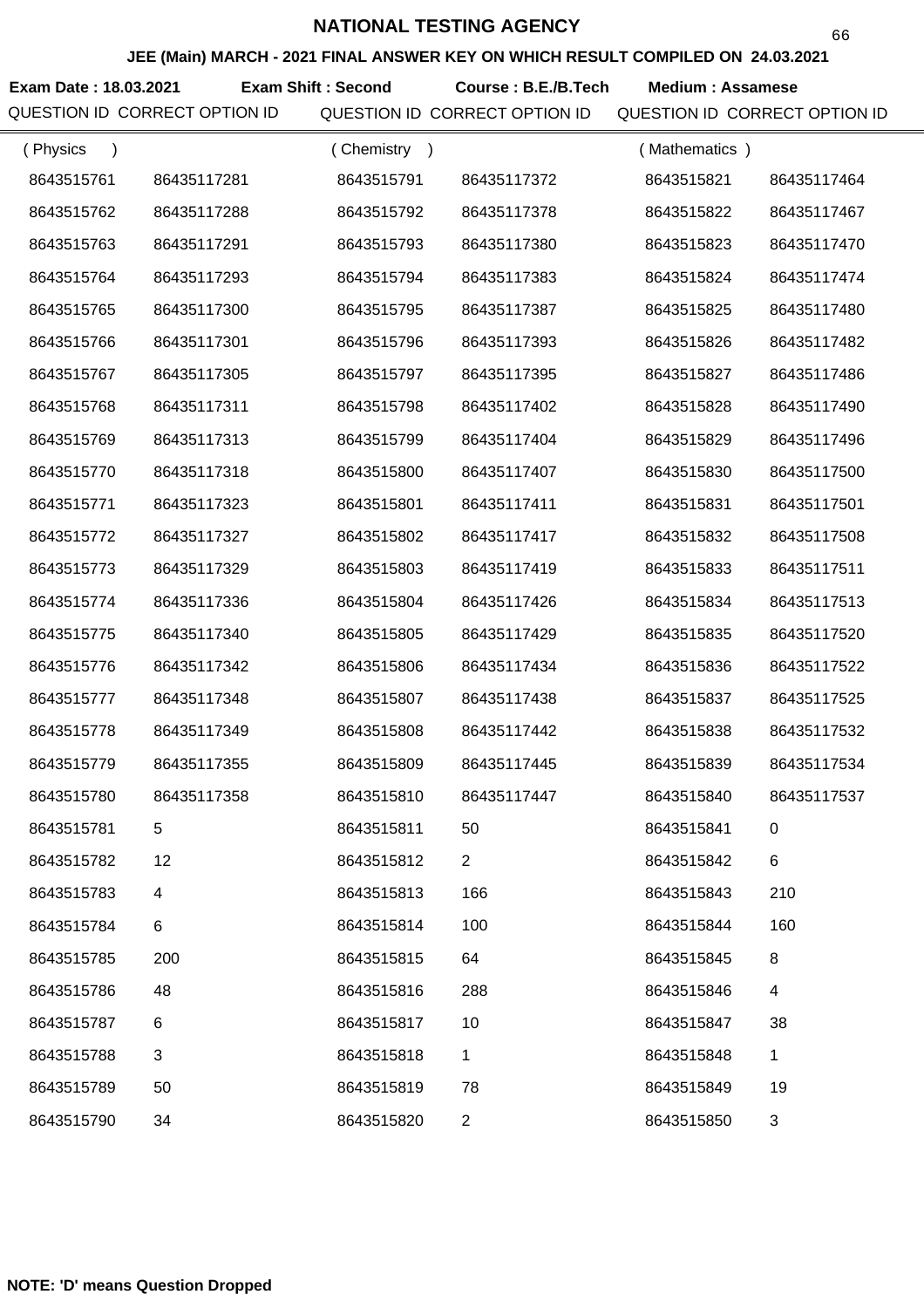# NATIONAL TESTING AGENCY

**JEE (Main) MARCH - 2021 FINAL ANSWER KEY ON WHICH RESULT COMPILED ON 24.03.2021**

**Exam Date : 18.03.2021** **Exam Shift : Second** **Course : B.E./B.Tech** **Medium : Assamese**

| QUESTION ID | CORRECT OPTION ID | QUESTION ID | CORRECT OPTION ID | QUESTION ID | CORRECT OPTION ID |
|---|---|---|---|---|---|
| ( Physics ) | | ( Chemistry ) | | ( Mathematics ) | |
| 8643515761 | 86435117281 | 8643515791 | 86435117372 | 8643515821 | 86435117464 |
| 8643515762 | 86435117288 | 8643515792 | 86435117378 | 8643515822 | 86435117467 |
| 8643515763 | 86435117291 | 8643515793 | 86435117380 | 8643515823 | 86435117470 |
| 8643515764 | 86435117293 | 8643515794 | 86435117383 | 8643515824 | 86435117474 |
| 8643515765 | 86435117300 | 8643515795 | 86435117387 | 8643515825 | 86435117480 |
| 8643515766 | 86435117301 | 8643515796 | 86435117393 | 8643515826 | 86435117482 |
| 8643515767 | 86435117305 | 8643515797 | 86435117395 | 8643515827 | 86435117486 |
| 8643515768 | 86435117311 | 8643515798 | 86435117402 | 8643515828 | 86435117490 |
| 8643515769 | 86435117313 | 8643515799 | 86435117404 | 8643515829 | 86435117496 |
| 8643515770 | 86435117318 | 8643515800 | 86435117407 | 8643515830 | 86435117500 |
| 8643515771 | 86435117323 | 8643515801 | 86435117411 | 8643515831 | 86435117501 |
| 8643515772 | 86435117327 | 8643515802 | 86435117417 | 8643515832 | 86435117508 |
| 8643515773 | 86435117329 | 8643515803 | 86435117419 | 8643515833 | 86435117511 |
| 8643515774 | 86435117336 | 8643515804 | 86435117426 | 8643515834 | 86435117513 |
| 8643515775 | 86435117340 | 8643515805 | 86435117429 | 8643515835 | 86435117520 |
| 8643515776 | 86435117342 | 8643515806 | 86435117434 | 8643515836 | 86435117522 |
| 8643515777 | 86435117348 | 8643515807 | 86435117438 | 8643515837 | 86435117525 |
| 8643515778 | 86435117349 | 8643515808 | 86435117442 | 8643515838 | 86435117532 |
| 8643515779 | 86435117355 | 8643515809 | 86435117445 | 8643515839 | 86435117534 |
| 8643515780 | 86435117358 | 8643515810 | 86435117447 | 8643515840 | 86435117537 |
| 8643515781 | 5 | 8643515811 | 50 | 8643515841 | 0 |
| 8643515782 | 12 | 8643515812 | 2 | 8643515842 | 6 |
| 8643515783 | 4 | 8643515813 | 166 | 8643515843 | 210 |
| 8643515784 | 6 | 8643515814 | 100 | 8643515844 | 160 |
| 8643515785 | 200 | 8643515815 | 64 | 8643515845 | 8 |
| 8643515786 | 48 | 8643515816 | 288 | 8643515846 | 4 |
| 8643515787 | 6 | 8643515817 | 10 | 8643515847 | 38 |
| 8643515788 | 3 | 8643515818 | 1 | 8643515848 | 1 |
| 8643515789 | 50 | 8643515819 | 78 | 8643515849 | 19 |
| 8643515790 | 34 | 8643515820 | 2 | 8643515850 | 3 |

**NOTE: 'D' means Question Dropped**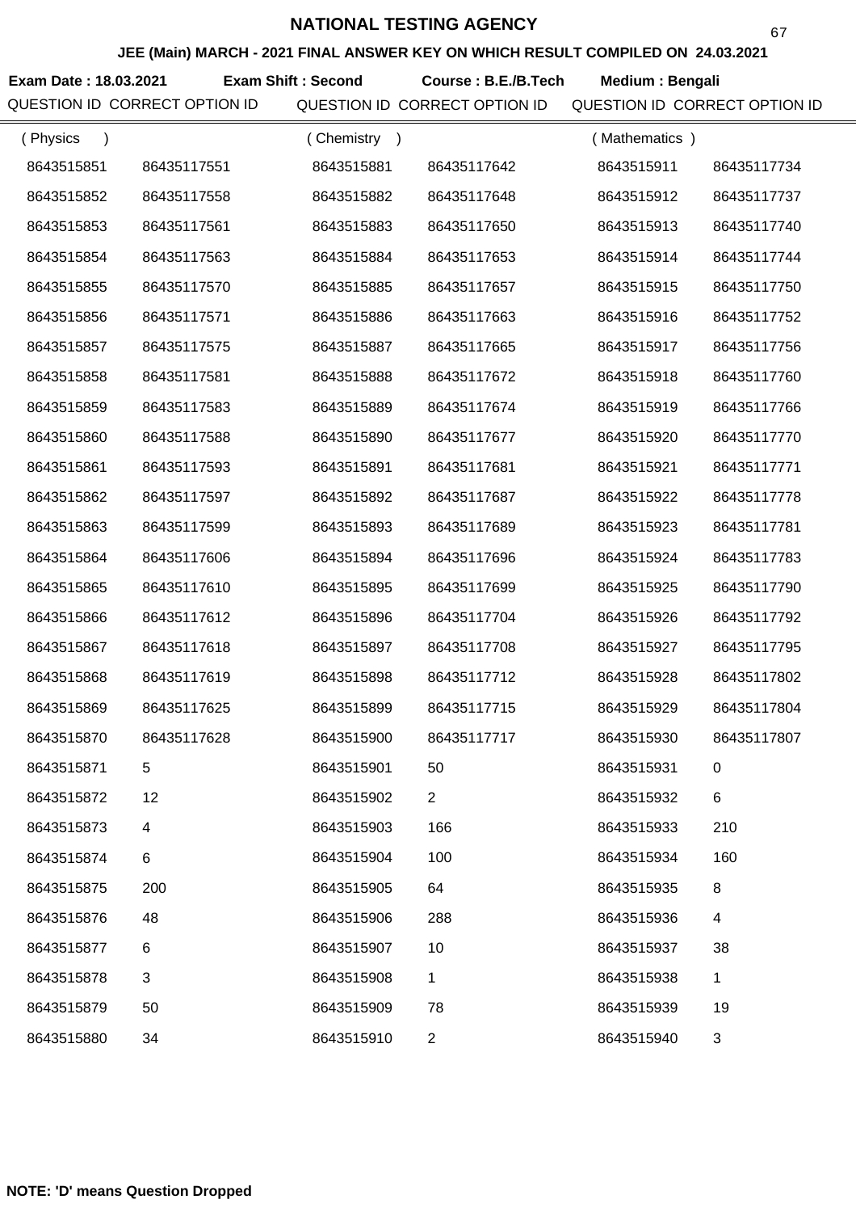# NATIONAL TESTING AGENCY

**JEE (Main) MARCH - 2021 FINAL ANSWER KEY ON WHICH RESULT COMPILED ON 24.03.2021**

**Exam Date : 18.03.2021** **Exam Shift : Second** **Course : B.E./B.Tech** **Medium : Bengali**

| QUESTION ID | CORRECT OPTION ID | QUESTION ID | CORRECT OPTION ID | QUESTION ID | CORRECT OPTION ID |
|---|---|---|---|---|---|
| ( Physics ) | | ( Chemistry ) | | ( Mathematics ) | |
| 8643515851 | 86435117551 | 8643515881 | 86435117642 | 8643515911 | 86435117734 |
| 8643515852 | 86435117558 | 8643515882 | 86435117648 | 8643515912 | 86435117737 |
| 8643515853 | 86435117561 | 8643515883 | 86435117650 | 8643515913 | 86435117740 |
| 8643515854 | 86435117563 | 8643515884 | 86435117653 | 8643515914 | 86435117744 |
| 8643515855 | 86435117570 | 8643515885 | 86435117657 | 8643515915 | 86435117750 |
| 8643515856 | 86435117571 | 8643515886 | 86435117663 | 8643515916 | 86435117752 |
| 8643515857 | 86435117575 | 8643515887 | 86435117665 | 8643515917 | 86435117756 |
| 8643515858 | 86435117581 | 8643515888 | 86435117672 | 8643515918 | 86435117760 |
| 8643515859 | 86435117583 | 8643515889 | 86435117674 | 8643515919 | 86435117766 |
| 8643515860 | 86435117588 | 8643515890 | 86435117677 | 8643515920 | 86435117770 |
| 8643515861 | 86435117593 | 8643515891 | 86435117681 | 8643515921 | 86435117771 |
| 8643515862 | 86435117597 | 8643515892 | 86435117687 | 8643515922 | 86435117778 |
| 8643515863 | 86435117599 | 8643515893 | 86435117689 | 8643515923 | 86435117781 |
| 8643515864 | 86435117606 | 8643515894 | 86435117696 | 8643515924 | 86435117783 |
| 8643515865 | 86435117610 | 8643515895 | 86435117699 | 8643515925 | 86435117790 |
| 8643515866 | 86435117612 | 8643515896 | 86435117704 | 8643515926 | 86435117792 |
| 8643515867 | 86435117618 | 8643515897 | 86435117708 | 8643515927 | 86435117795 |
| 8643515868 | 86435117619 | 8643515898 | 86435117712 | 8643515928 | 86435117802 |
| 8643515869 | 86435117625 | 8643515899 | 86435117715 | 8643515929 | 86435117804 |
| 8643515870 | 86435117628 | 8643515900 | 86435117717 | 8643515930 | 86435117807 |
| 8643515871 | 5 | 8643515901 | 50 | 8643515931 | 0 |
| 8643515872 | 12 | 8643515902 | 2 | 8643515932 | 6 |
| 8643515873 | 4 | 8643515903 | 166 | 8643515933 | 210 |
| 8643515874 | 6 | 8643515904 | 100 | 8643515934 | 160 |
| 8643515875 | 200 | 8643515905 | 64 | 8643515935 | 8 |
| 8643515876 | 48 | 8643515906 | 288 | 8643515936 | 4 |
| 8643515877 | 6 | 8643515907 | 10 | 8643515937 | 38 |
| 8643515878 | 3 | 8643515908 | 1 | 8643515938 | 1 |
| 8643515879 | 50 | 8643515909 | 78 | 8643515939 | 19 |
| 8643515880 | 34 | 8643515910 | 2 | 8643515940 | 3 |

**NOTE: 'D' means Question Dropped**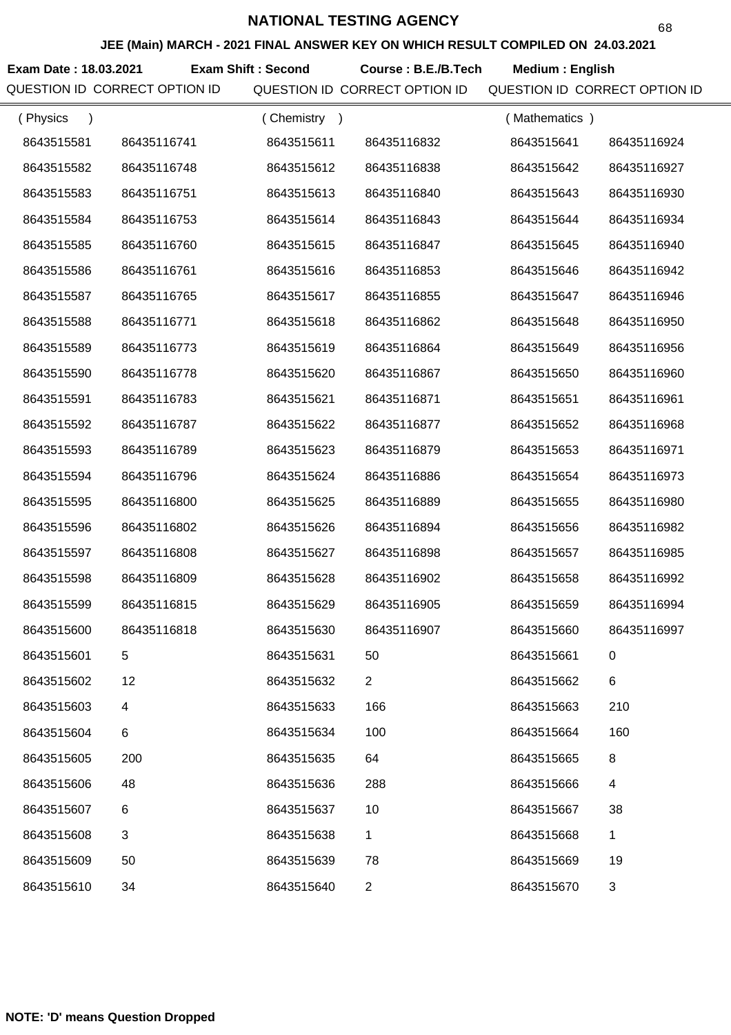# NATIONAL TESTING AGENCY

**JEE (Main) MARCH - 2021 FINAL ANSWER KEY ON WHICH RESULT COMPILED ON 24.03.2021**

**Exam Date : 18.03.2021** **Exam Shift : Second** **Course : B.E./B.Tech** **Medium : English**

| QUESTION ID | CORRECT OPTION ID | QUESTION ID | CORRECT OPTION ID | QUESTION ID | CORRECT OPTION ID |
|---|---|---|---|---|---|
| ( Physics ) | | ( Chemistry ) | | ( Mathematics ) | |
| 8643515581 | 86435116741 | 8643515611 | 86435116832 | 8643515641 | 86435116924 |
| 8643515582 | 86435116748 | 8643515612 | 86435116838 | 8643515642 | 86435116927 |
| 8643515583 | 86435116751 | 8643515613 | 86435116840 | 8643515643 | 86435116930 |
| 8643515584 | 86435116753 | 8643515614 | 86435116843 | 8643515644 | 86435116934 |
| 8643515585 | 86435116760 | 8643515615 | 86435116847 | 8643515645 | 86435116940 |
| 8643515586 | 86435116761 | 8643515616 | 86435116853 | 8643515646 | 86435116942 |
| 8643515587 | 86435116765 | 8643515617 | 86435116855 | 8643515647 | 86435116946 |
| 8643515588 | 86435116771 | 8643515618 | 86435116862 | 8643515648 | 86435116950 |
| 8643515589 | 86435116773 | 8643515619 | 86435116864 | 8643515649 | 86435116956 |
| 8643515590 | 86435116778 | 8643515620 | 86435116867 | 8643515650 | 86435116960 |
| 8643515591 | 86435116783 | 8643515621 | 86435116871 | 8643515651 | 86435116961 |
| 8643515592 | 86435116787 | 8643515622 | 86435116877 | 8643515652 | 86435116968 |
| 8643515593 | 86435116789 | 8643515623 | 86435116879 | 8643515653 | 86435116971 |
| 8643515594 | 86435116796 | 8643515624 | 86435116886 | 8643515654 | 86435116973 |
| 8643515595 | 86435116800 | 8643515625 | 86435116889 | 8643515655 | 86435116980 |
| 8643515596 | 86435116802 | 8643515626 | 86435116894 | 8643515656 | 86435116982 |
| 8643515597 | 86435116808 | 8643515627 | 86435116898 | 8643515657 | 86435116985 |
| 8643515598 | 86435116809 | 8643515628 | 86435116902 | 8643515658 | 86435116992 |
| 8643515599 | 86435116815 | 8643515629 | 86435116905 | 8643515659 | 86435116994 |
| 8643515600 | 86435116818 | 8643515630 | 86435116907 | 8643515660 | 86435116997 |
| 8643515601 | 5 | 8643515631 | 50 | 8643515661 | 0 |
| 8643515602 | 12 | 8643515632 | 2 | 8643515662 | 6 |
| 8643515603 | 4 | 8643515633 | 166 | 8643515663 | 210 |
| 8643515604 | 6 | 8643515634 | 100 | 8643515664 | 160 |
| 8643515605 | 200 | 8643515635 | 64 | 8643515665 | 8 |
| 8643515606 | 48 | 8643515636 | 288 | 8643515666 | 4 |
| 8643515607 | 6 | 8643515637 | 10 | 8643515667 | 38 |
| 8643515608 | 3 | 8643515638 | 1 | 8643515668 | 1 |
| 8643515609 | 50 | 8643515639 | 78 | 8643515669 | 19 |
| 8643515610 | 34 | 8643515640 | 2 | 8643515670 | 3 |

**NOTE: 'D' means Question Dropped**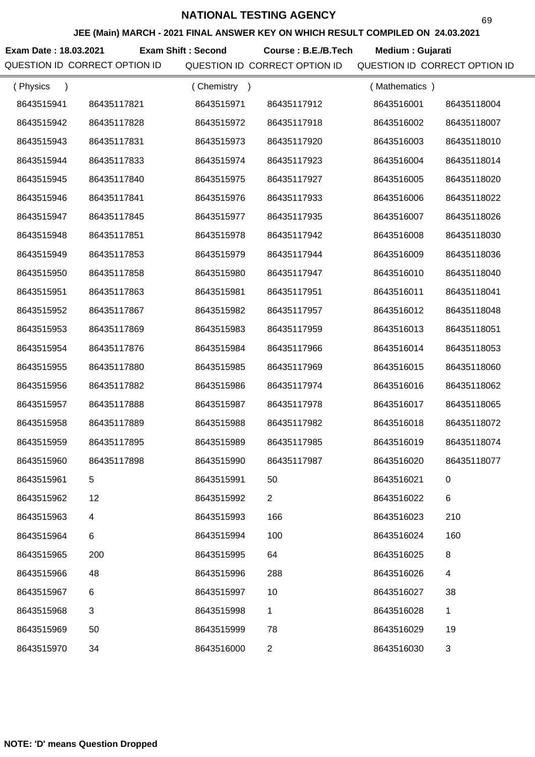# NATIONAL TESTING AGENCY

**JEE (Main) MARCH - 2021 FINAL ANSWER KEY ON WHICH RESULT COMPILED ON 24.03.2021**

**Exam Date : 18.03.2021** **Exam Shift : Second** **Course : B.E./B.Tech** **Medium : Gujarati**

| QUESTION ID | CORRECT OPTION ID | QUESTION ID | CORRECT OPTION ID | QUESTION ID | CORRECT OPTION ID |
|---|---|---|---|---|---|
| ( Physics ) | | ( Chemistry ) | | ( Mathematics ) | |
| 8643515941 | 86435117821 | 8643515971 | 86435117912 | 8643516001 | 86435118004 |
| 8643515942 | 86435117828 | 8643515972 | 86435117918 | 8643516002 | 86435118007 |
| 8643515943 | 86435117831 | 8643515973 | 86435117920 | 8643516003 | 86435118010 |
| 8643515944 | 86435117833 | 8643515974 | 86435117923 | 8643516004 | 86435118014 |
| 8643515945 | 86435117840 | 8643515975 | 86435117927 | 8643516005 | 86435118020 |
| 8643515946 | 86435117841 | 8643515976 | 86435117933 | 8643516006 | 86435118022 |
| 8643515947 | 86435117845 | 8643515977 | 86435117935 | 8643516007 | 86435118026 |
| 8643515948 | 86435117851 | 8643515978 | 86435117942 | 8643516008 | 86435118030 |
| 8643515949 | 86435117853 | 8643515979 | 86435117944 | 8643516009 | 86435118036 |
| 8643515950 | 86435117858 | 8643515980 | 86435117947 | 8643516010 | 86435118040 |
| 8643515951 | 86435117863 | 8643515981 | 86435117951 | 8643516011 | 86435118041 |
| 8643515952 | 86435117867 | 8643515982 | 86435117957 | 8643516012 | 86435118048 |
| 8643515953 | 86435117869 | 8643515983 | 86435117959 | 8643516013 | 86435118051 |
| 8643515954 | 86435117876 | 8643515984 | 86435117966 | 8643516014 | 86435118053 |
| 8643515955 | 86435117880 | 8643515985 | 86435117969 | 8643516015 | 86435118060 |
| 8643515956 | 86435117882 | 8643515986 | 86435117974 | 8643516016 | 86435118062 |
| 8643515957 | 86435117888 | 8643515987 | 86435117978 | 8643516017 | 86435118065 |
| 8643515958 | 86435117889 | 8643515988 | 86435117982 | 8643516018 | 86435118072 |
| 8643515959 | 86435117895 | 8643515989 | 86435117985 | 8643516019 | 86435118074 |
| 8643515960 | 86435117898 | 8643515990 | 86435117987 | 8643516020 | 86435118077 |
| 8643515961 | 5 | 8643515991 | 50 | 8643516021 | 0 |
| 8643515962 | 12 | 8643515992 | 2 | 8643516022 | 6 |
| 8643515963 | 4 | 8643515993 | 166 | 8643516023 | 210 |
| 8643515964 | 6 | 8643515994 | 100 | 8643516024 | 160 |
| 8643515965 | 200 | 8643515995 | 64 | 8643516025 | 8 |
| 8643515966 | 48 | 8643515996 | 288 | 8643516026 | 4 |
| 8643515967 | 6 | 8643515997 | 10 | 8643516027 | 38 |
| 8643515968 | 3 | 8643515998 | 1 | 8643516028 | 1 |
| 8643515969 | 50 | 8643515999 | 78 | 8643516029 | 19 |
| 8643515970 | 34 | 8643516000 | 2 | 8643516030 | 3 |

**NOTE: 'D' means Question Dropped**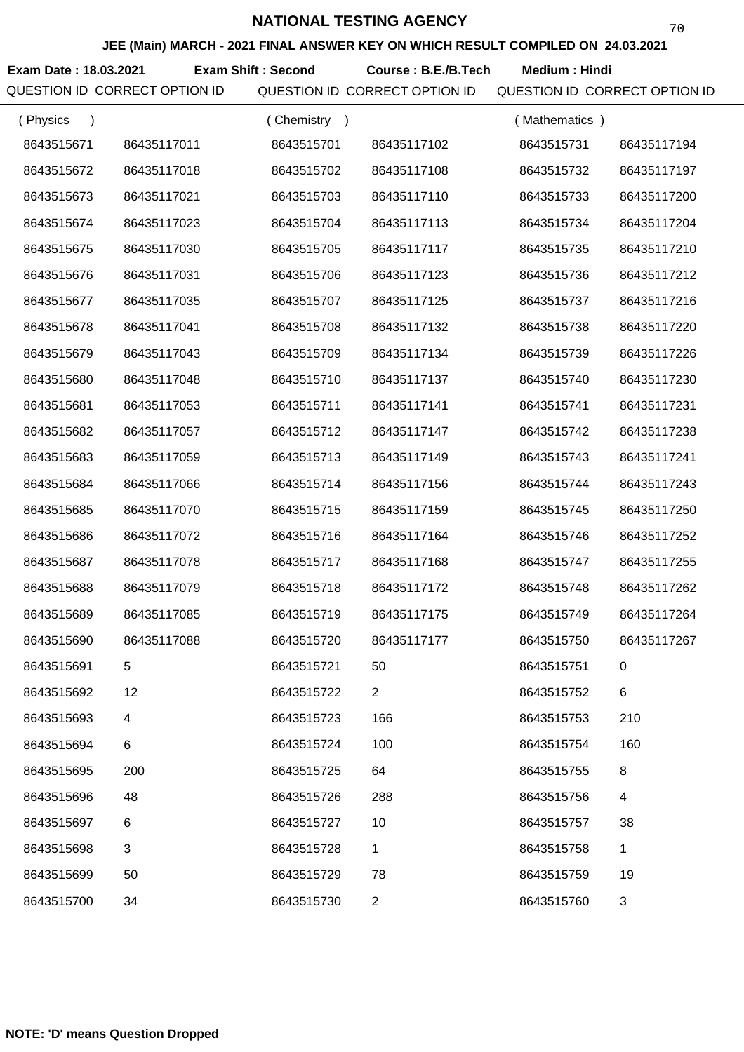# NATIONAL TESTING AGENCY

**JEE (Main) MARCH - 2021 FINAL ANSWER KEY ON WHICH RESULT COMPILED ON 24.03.2021**

**Exam Date : 18.03.2021** **Exam Shift : Second** **Course : B.E./B.Tech** **Medium : Hindi**

| QUESTION ID | CORRECT OPTION ID | QUESTION ID | CORRECT OPTION ID | QUESTION ID | CORRECT OPTION ID |
|---|---|---|---|---|---|
| ( Physics ) | | ( Chemistry ) | | ( Mathematics ) | |
| 8643515671 | 86435117011 | 8643515701 | 86435117102 | 8643515731 | 86435117194 |
| 8643515672 | 86435117018 | 8643515702 | 86435117108 | 8643515732 | 86435117197 |
| 8643515673 | 86435117021 | 8643515703 | 86435117110 | 8643515733 | 86435117200 |
| 8643515674 | 86435117023 | 8643515704 | 86435117113 | 8643515734 | 86435117204 |
| 8643515675 | 86435117030 | 8643515705 | 86435117117 | 8643515735 | 86435117210 |
| 8643515676 | 86435117031 | 8643515706 | 86435117123 | 8643515736 | 86435117212 |
| 8643515677 | 86435117035 | 8643515707 | 86435117125 | 8643515737 | 86435117216 |
| 8643515678 | 86435117041 | 8643515708 | 86435117132 | 8643515738 | 86435117220 |
| 8643515679 | 86435117043 | 8643515709 | 86435117134 | 8643515739 | 86435117226 |
| 8643515680 | 86435117048 | 8643515710 | 86435117137 | 8643515740 | 86435117230 |
| 8643515681 | 86435117053 | 8643515711 | 86435117141 | 8643515741 | 86435117231 |
| 8643515682 | 86435117057 | 8643515712 | 86435117147 | 8643515742 | 86435117238 |
| 8643515683 | 86435117059 | 8643515713 | 86435117149 | 8643515743 | 86435117241 |
| 8643515684 | 86435117066 | 8643515714 | 86435117156 | 8643515744 | 86435117243 |
| 8643515685 | 86435117070 | 8643515715 | 86435117159 | 8643515745 | 86435117250 |
| 8643515686 | 86435117072 | 8643515716 | 86435117164 | 8643515746 | 86435117252 |
| 8643515687 | 86435117078 | 8643515717 | 86435117168 | 8643515747 | 86435117255 |
| 8643515688 | 86435117079 | 8643515718 | 86435117172 | 8643515748 | 86435117262 |
| 8643515689 | 86435117085 | 8643515719 | 86435117175 | 8643515749 | 86435117264 |
| 8643515690 | 86435117088 | 8643515720 | 86435117177 | 8643515750 | 86435117267 |
| 8643515691 | 5 | 8643515721 | 50 | 8643515751 | 0 |
| 8643515692 | 12 | 8643515722 | 2 | 8643515752 | 6 |
| 8643515693 | 4 | 8643515723 | 166 | 8643515753 | 210 |
| 8643515694 | 6 | 8643515724 | 100 | 8643515754 | 160 |
| 8643515695 | 200 | 8643515725 | 64 | 8643515755 | 8 |
| 8643515696 | 48 | 8643515726 | 288 | 8643515756 | 4 |
| 8643515697 | 6 | 8643515727 | 10 | 8643515757 | 38 |
| 8643515698 | 3 | 8643515728 | 1 | 8643515758 | 1 |
| 8643515699 | 50 | 8643515729 | 78 | 8643515759 | 19 |
| 8643515700 | 34 | 8643515730 | 2 | 8643515760 | 3 |

**NOTE: 'D' means Question Dropped**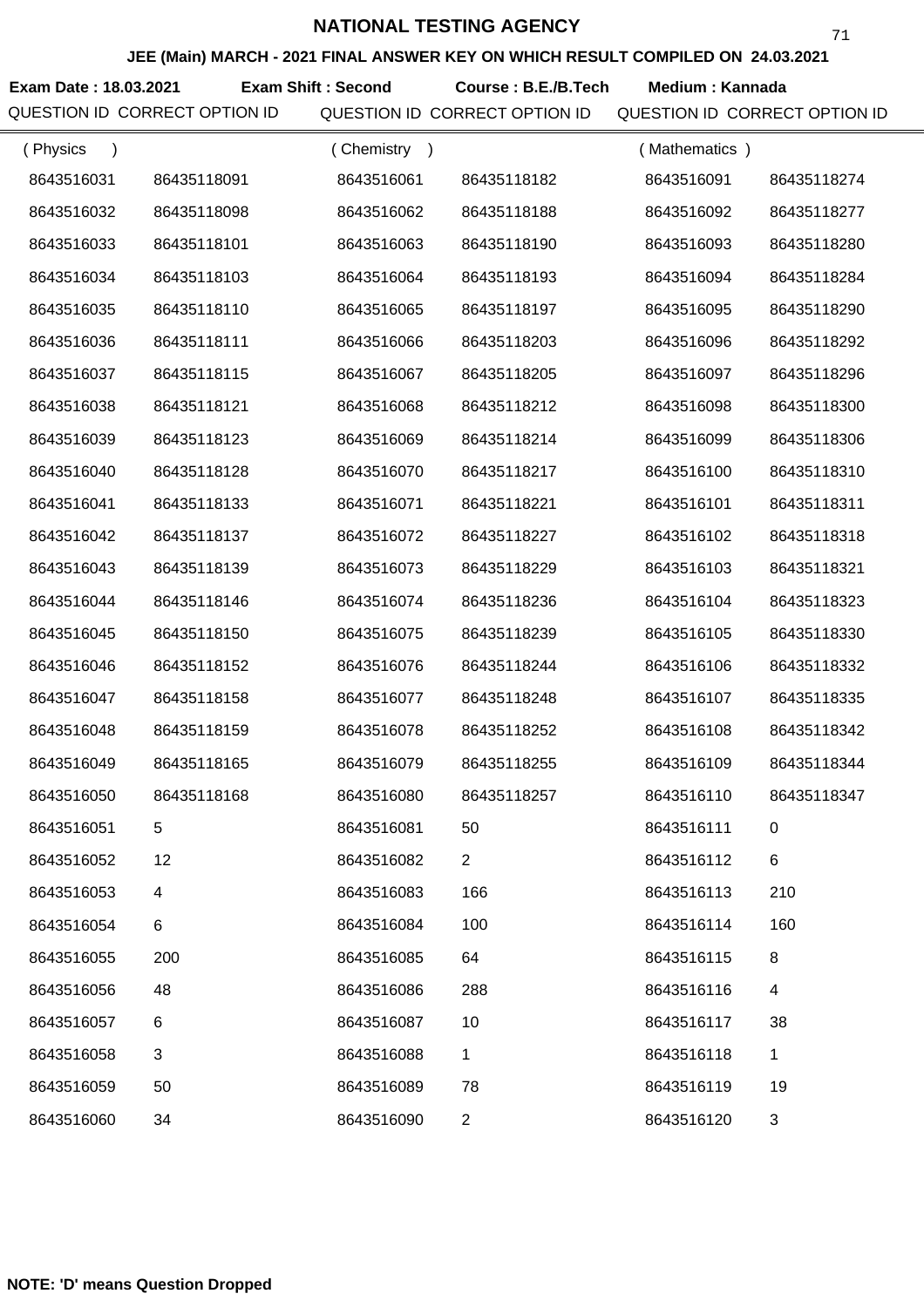# NATIONAL TESTING AGENCY

**JEE (Main) MARCH - 2021 FINAL ANSWER KEY ON WHICH RESULT COMPILED ON 24.03.2021**

**Exam Date : 18.03.2021** **Exam Shift : Second** **Course : B.E./B.Tech** **Medium : Kannada**

| QUESTION ID (Physics) | CORRECT OPTION ID | QUESTION ID (Chemistry) | CORRECT OPTION ID | QUESTION ID (Mathematics) | CORRECT OPTION ID |
|---|---|---|---|---|---|
| 8643516031 | 86435118091 | 8643516061 | 86435118182 | 8643516091 | 86435118274 |
| 8643516032 | 86435118098 | 8643516062 | 86435118188 | 8643516092 | 86435118277 |
| 8643516033 | 86435118101 | 8643516063 | 86435118190 | 8643516093 | 86435118280 |
| 8643516034 | 86435118103 | 8643516064 | 86435118193 | 8643516094 | 86435118284 |
| 8643516035 | 86435118110 | 8643516065 | 86435118197 | 8643516095 | 86435118290 |
| 8643516036 | 86435118111 | 8643516066 | 86435118203 | 8643516096 | 86435118292 |
| 8643516037 | 86435118115 | 8643516067 | 86435118205 | 8643516097 | 86435118296 |
| 8643516038 | 86435118121 | 8643516068 | 86435118212 | 8643516098 | 86435118300 |
| 8643516039 | 86435118123 | 8643516069 | 86435118214 | 8643516099 | 86435118306 |
| 8643516040 | 86435118128 | 8643516070 | 86435118217 | 8643516100 | 86435118310 |
| 8643516041 | 86435118133 | 8643516071 | 86435118221 | 8643516101 | 86435118311 |
| 8643516042 | 86435118137 | 8643516072 | 86435118227 | 8643516102 | 86435118318 |
| 8643516043 | 86435118139 | 8643516073 | 86435118229 | 8643516103 | 86435118321 |
| 8643516044 | 86435118146 | 8643516074 | 86435118236 | 8643516104 | 86435118323 |
| 8643516045 | 86435118150 | 8643516075 | 86435118239 | 8643516105 | 86435118330 |
| 8643516046 | 86435118152 | 8643516076 | 86435118244 | 8643516106 | 86435118332 |
| 8643516047 | 86435118158 | 8643516077 | 86435118248 | 8643516107 | 86435118335 |
| 8643516048 | 86435118159 | 8643516078 | 86435118252 | 8643516108 | 86435118342 |
| 8643516049 | 86435118165 | 8643516079 | 86435118255 | 8643516109 | 86435118344 |
| 8643516050 | 86435118168 | 8643516080 | 86435118257 | 8643516110 | 86435118347 |
| 8643516051 | 5 | 8643516081 | 50 | 8643516111 | 0 |
| 8643516052 | 12 | 8643516082 | 2 | 8643516112 | 6 |
| 8643516053 | 4 | 8643516083 | 166 | 8643516113 | 210 |
| 8643516054 | 6 | 8643516084 | 100 | 8643516114 | 160 |
| 8643516055 | 200 | 8643516085 | 64 | 8643516115 | 8 |
| 8643516056 | 48 | 8643516086 | 288 | 8643516116 | 4 |
| 8643516057 | 6 | 8643516087 | 10 | 8643516117 | 38 |
| 8643516058 | 3 | 8643516088 | 1 | 8643516118 | 1 |
| 8643516059 | 50 | 8643516089 | 78 | 8643516119 | 19 |
| 8643516060 | 34 | 8643516090 | 2 | 8643516120 | 3 |

**NOTE: 'D' means Question Dropped**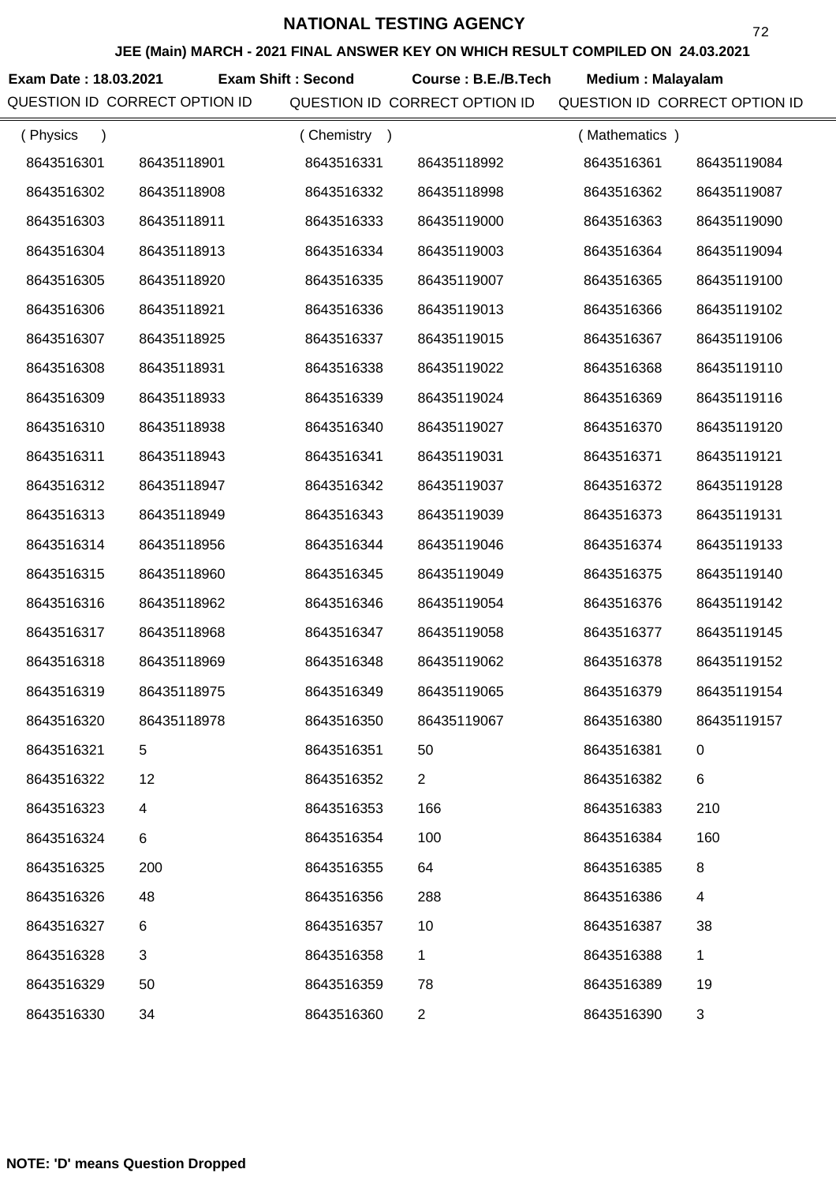# NATIONAL TESTING AGENCY

## JEE (Main) MARCH - 2021 FINAL ANSWER KEY ON WHICH RESULT COMPILED ON 24.03.2021

**Exam Date : 18.03.2021** **Exam Shift : Second** **Course : B.E./B.Tech** **Medium : Malayalam**

| QUESTION ID | CORRECT OPTION ID | QUESTION ID | CORRECT OPTION ID | QUESTION ID | CORRECT OPTION ID |
|---|---|---|---|---|---|
| ( Physics ) | | ( Chemistry ) | | ( Mathematics ) | |
| 8643516301 | 86435118901 | 8643516331 | 86435118992 | 8643516361 | 86435119084 |
| 8643516302 | 86435118908 | 8643516332 | 86435118998 | 8643516362 | 86435119087 |
| 8643516303 | 86435118911 | 8643516333 | 86435119000 | 8643516363 | 86435119090 |
| 8643516304 | 86435118913 | 8643516334 | 86435119003 | 8643516364 | 86435119094 |
| 8643516305 | 86435118920 | 8643516335 | 86435119007 | 8643516365 | 86435119100 |
| 8643516306 | 86435118921 | 8643516336 | 86435119013 | 8643516366 | 86435119102 |
| 8643516307 | 86435118925 | 8643516337 | 86435119015 | 8643516367 | 86435119106 |
| 8643516308 | 86435118931 | 8643516338 | 86435119022 | 8643516368 | 86435119110 |
| 8643516309 | 86435118933 | 8643516339 | 86435119024 | 8643516369 | 86435119116 |
| 8643516310 | 86435118938 | 8643516340 | 86435119027 | 8643516370 | 86435119120 |
| 8643516311 | 86435118943 | 8643516341 | 86435119031 | 8643516371 | 86435119121 |
| 8643516312 | 86435118947 | 8643516342 | 86435119037 | 8643516372 | 86435119128 |
| 8643516313 | 86435118949 | 8643516343 | 86435119039 | 8643516373 | 86435119131 |
| 8643516314 | 86435118956 | 8643516344 | 86435119046 | 8643516374 | 86435119133 |
| 8643516315 | 86435118960 | 8643516345 | 86435119049 | 8643516375 | 86435119140 |
| 8643516316 | 86435118962 | 8643516346 | 86435119054 | 8643516376 | 86435119142 |
| 8643516317 | 86435118968 | 8643516347 | 86435119058 | 8643516377 | 86435119145 |
| 8643516318 | 86435118969 | 8643516348 | 86435119062 | 8643516378 | 86435119152 |
| 8643516319 | 86435118975 | 8643516349 | 86435119065 | 8643516379 | 86435119154 |
| 8643516320 | 86435118978 | 8643516350 | 86435119067 | 8643516380 | 86435119157 |
| 8643516321 | 5 | 8643516351 | 50 | 8643516381 | 0 |
| 8643516322 | 12 | 8643516352 | 2 | 8643516382 | 6 |
| 8643516323 | 4 | 8643516353 | 166 | 8643516383 | 210 |
| 8643516324 | 6 | 8643516354 | 100 | 8643516384 | 160 |
| 8643516325 | 200 | 8643516355 | 64 | 8643516385 | 8 |
| 8643516326 | 48 | 8643516356 | 288 | 8643516386 | 4 |
| 8643516327 | 6 | 8643516357 | 10 | 8643516387 | 38 |
| 8643516328 | 3 | 8643516358 | 1 | 8643516388 | 1 |
| 8643516329 | 50 | 8643516359 | 78 | 8643516389 | 19 |
| 8643516330 | 34 | 8643516360 | 2 | 8643516390 | 3 |

**NOTE: 'D' means Question Dropped**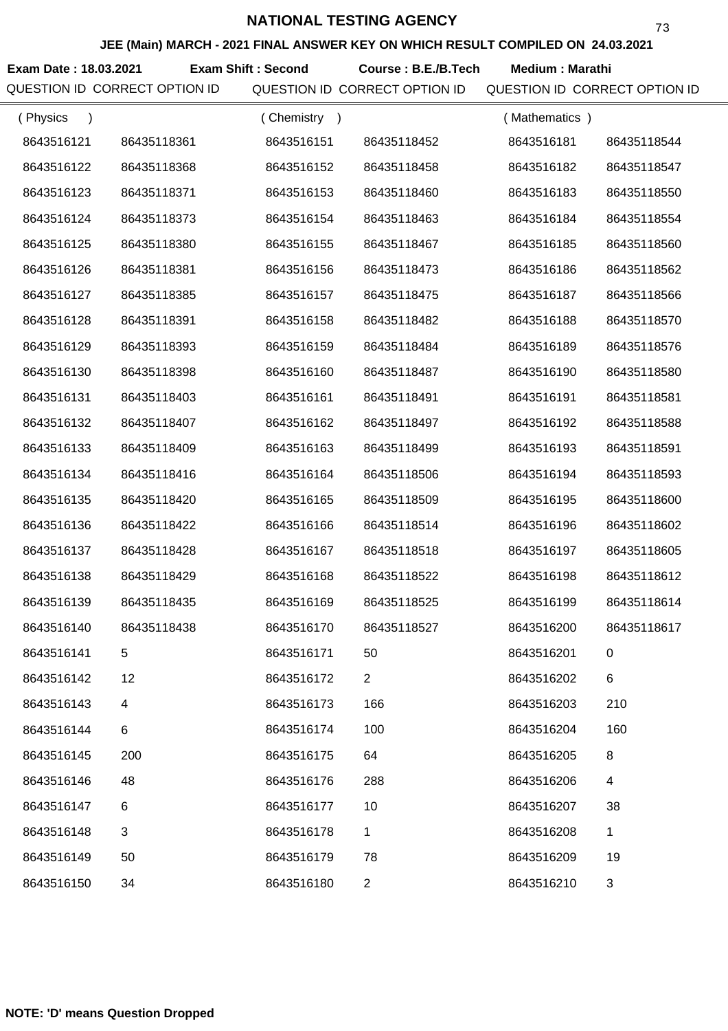# NATIONAL TESTING AGENCY

## JEE (Main) MARCH - 2021 FINAL ANSWER KEY ON WHICH RESULT COMPILED ON 24.03.2021

**Exam Date : 18.03.2021** **Exam Shift : Second** **Course : B.E./B.Tech** **Medium : Marathi**

| QUESTION ID | CORRECT OPTION ID | QUESTION ID | CORRECT OPTION ID | QUESTION ID | CORRECT OPTION ID |
|---|---|---|---|---|---|
| ( Physics ) | | ( Chemistry ) | | ( Mathematics ) | |
| 8643516121 | 86435118361 | 8643516151 | 86435118452 | 8643516181 | 86435118544 |
| 8643516122 | 86435118368 | 8643516152 | 86435118458 | 8643516182 | 86435118547 |
| 8643516123 | 86435118371 | 8643516153 | 86435118460 | 8643516183 | 86435118550 |
| 8643516124 | 86435118373 | 8643516154 | 86435118463 | 8643516184 | 86435118554 |
| 8643516125 | 86435118380 | 8643516155 | 86435118467 | 8643516185 | 86435118560 |
| 8643516126 | 86435118381 | 8643516156 | 86435118473 | 8643516186 | 86435118562 |
| 8643516127 | 86435118385 | 8643516157 | 86435118475 | 8643516187 | 86435118566 |
| 8643516128 | 86435118391 | 8643516158 | 86435118482 | 8643516188 | 86435118570 |
| 8643516129 | 86435118393 | 8643516159 | 86435118484 | 8643516189 | 86435118576 |
| 8643516130 | 86435118398 | 8643516160 | 86435118487 | 8643516190 | 86435118580 |
| 8643516131 | 86435118403 | 8643516161 | 86435118491 | 8643516191 | 86435118581 |
| 8643516132 | 86435118407 | 8643516162 | 86435118497 | 8643516192 | 86435118588 |
| 8643516133 | 86435118409 | 8643516163 | 86435118499 | 8643516193 | 86435118591 |
| 8643516134 | 86435118416 | 8643516164 | 86435118506 | 8643516194 | 86435118593 |
| 8643516135 | 86435118420 | 8643516165 | 86435118509 | 8643516195 | 86435118600 |
| 8643516136 | 86435118422 | 8643516166 | 86435118514 | 8643516196 | 86435118602 |
| 8643516137 | 86435118428 | 8643516167 | 86435118518 | 8643516197 | 86435118605 |
| 8643516138 | 86435118429 | 8643516168 | 86435118522 | 8643516198 | 86435118612 |
| 8643516139 | 86435118435 | 8643516169 | 86435118525 | 8643516199 | 86435118614 |
| 8643516140 | 86435118438 | 8643516170 | 86435118527 | 8643516200 | 86435118617 |
| 8643516141 | 5 | 8643516171 | 50 | 8643516201 | 0 |
| 8643516142 | 12 | 8643516172 | 2 | 8643516202 | 6 |
| 8643516143 | 4 | 8643516173 | 166 | 8643516203 | 210 |
| 8643516144 | 6 | 8643516174 | 100 | 8643516204 | 160 |
| 8643516145 | 200 | 8643516175 | 64 | 8643516205 | 8 |
| 8643516146 | 48 | 8643516176 | 288 | 8643516206 | 4 |
| 8643516147 | 6 | 8643516177 | 10 | 8643516207 | 38 |
| 8643516148 | 3 | 8643516178 | 1 | 8643516208 | 1 |
| 8643516149 | 50 | 8643516179 | 78 | 8643516209 | 19 |
| 8643516150 | 34 | 8643516180 | 2 | 8643516210 | 3 |

**NOTE: 'D' means Question Dropped**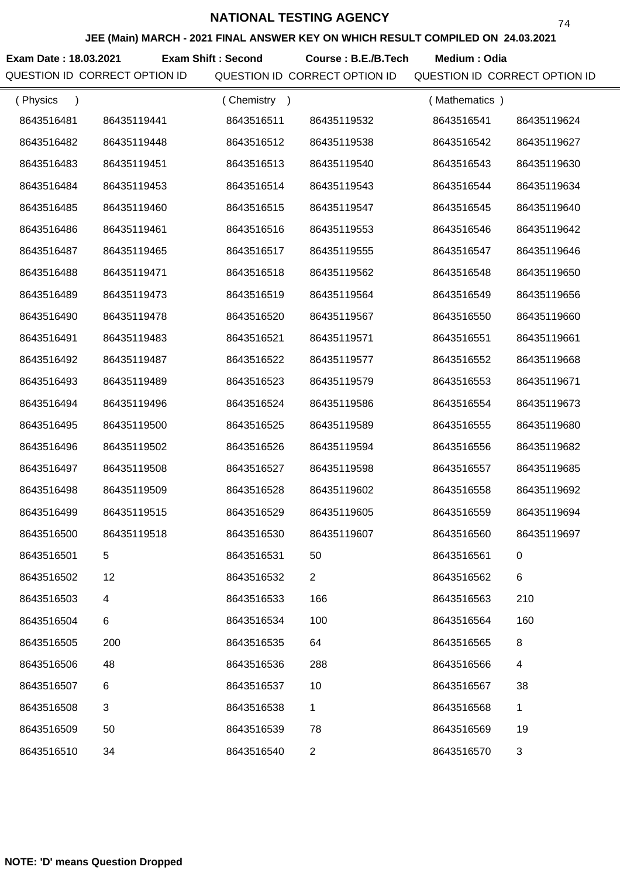# NATIONAL TESTING AGENCY

**JEE (Main) MARCH - 2021 FINAL ANSWER KEY ON WHICH RESULT COMPILED ON 24.03.2021**

**Exam Date : 18.03.2021** **Exam Shift : Second** **Course : B.E./B.Tech** **Medium : Odia**

| QUESTION ID | CORRECT OPTION ID | QUESTION ID | CORRECT OPTION ID | QUESTION ID | CORRECT OPTION ID |
|---|---|---|---|---|---|
| ( Physics ) | | ( Chemistry ) | | ( Mathematics ) | |
| 8643516481 | 86435119441 | 8643516511 | 86435119532 | 8643516541 | 86435119624 |
| 8643516482 | 86435119448 | 8643516512 | 86435119538 | 8643516542 | 86435119627 |
| 8643516483 | 86435119451 | 8643516513 | 86435119540 | 8643516543 | 86435119630 |
| 8643516484 | 86435119453 | 8643516514 | 86435119543 | 8643516544 | 86435119634 |
| 8643516485 | 86435119460 | 8643516515 | 86435119547 | 8643516545 | 86435119640 |
| 8643516486 | 86435119461 | 8643516516 | 86435119553 | 8643516546 | 86435119642 |
| 8643516487 | 86435119465 | 8643516517 | 86435119555 | 8643516547 | 86435119646 |
| 8643516488 | 86435119471 | 8643516518 | 86435119562 | 8643516548 | 86435119650 |
| 8643516489 | 86435119473 | 8643516519 | 86435119564 | 8643516549 | 86435119656 |
| 8643516490 | 86435119478 | 8643516520 | 86435119567 | 8643516550 | 86435119660 |
| 8643516491 | 86435119483 | 8643516521 | 86435119571 | 8643516551 | 86435119661 |
| 8643516492 | 86435119487 | 8643516522 | 86435119577 | 8643516552 | 86435119668 |
| 8643516493 | 86435119489 | 8643516523 | 86435119579 | 8643516553 | 86435119671 |
| 8643516494 | 86435119496 | 8643516524 | 86435119586 | 8643516554 | 86435119673 |
| 8643516495 | 86435119500 | 8643516525 | 86435119589 | 8643516555 | 86435119680 |
| 8643516496 | 86435119502 | 8643516526 | 86435119594 | 8643516556 | 86435119682 |
| 8643516497 | 86435119508 | 8643516527 | 86435119598 | 8643516557 | 86435119685 |
| 8643516498 | 86435119509 | 8643516528 | 86435119602 | 8643516558 | 86435119692 |
| 8643516499 | 86435119515 | 8643516529 | 86435119605 | 8643516559 | 86435119694 |
| 8643516500 | 86435119518 | 8643516530 | 86435119607 | 8643516560 | 86435119697 |
| 8643516501 | 5 | 8643516531 | 50 | 8643516561 | 0 |
| 8643516502 | 12 | 8643516532 | 2 | 8643516562 | 6 |
| 8643516503 | 4 | 8643516533 | 166 | 8643516563 | 210 |
| 8643516504 | 6 | 8643516534 | 100 | 8643516564 | 160 |
| 8643516505 | 200 | 8643516535 | 64 | 8643516565 | 8 |
| 8643516506 | 48 | 8643516536 | 288 | 8643516566 | 4 |
| 8643516507 | 6 | 8643516537 | 10 | 8643516567 | 38 |
| 8643516508 | 3 | 8643516538 | 1 | 8643516568 | 1 |
| 8643516509 | 50 | 8643516539 | 78 | 8643516569 | 19 |
| 8643516510 | 34 | 8643516540 | 2 | 8643516570 | 3 |

**NOTE: 'D' means Question Dropped**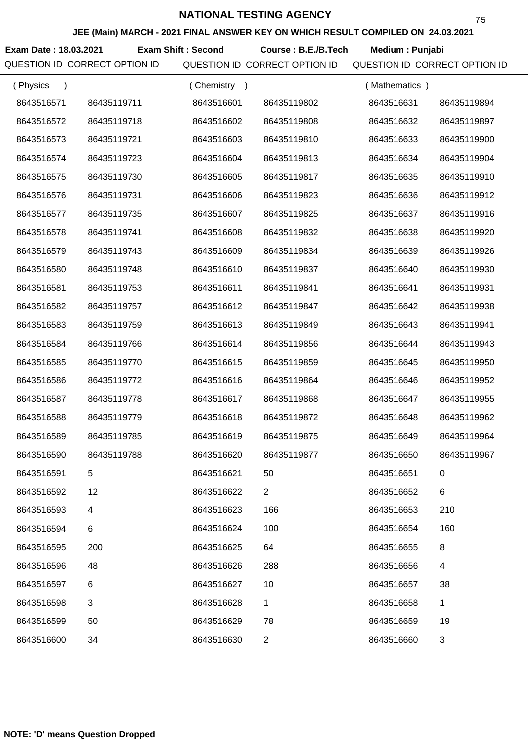# NATIONAL TESTING AGENCY

**JEE (Main) MARCH - 2021 FINAL ANSWER KEY ON WHICH RESULT COMPILED ON 24.03.2021**

**Exam Date : 18.03.2021** **Exam Shift : Second** **Course : B.E./B.Tech** **Medium : Punjabi**

| QUESTION ID | CORRECT OPTION ID | QUESTION ID | CORRECT OPTION ID | QUESTION ID | CORRECT OPTION ID |
|---|---|---|---|---|---|
| ( Physics ) | | ( Chemistry ) | | ( Mathematics ) | |
| 8643516571 | 86435119711 | 8643516601 | 86435119802 | 8643516631 | 86435119894 |
| 8643516572 | 86435119718 | 8643516602 | 86435119808 | 8643516632 | 86435119897 |
| 8643516573 | 86435119721 | 8643516603 | 86435119810 | 8643516633 | 86435119900 |
| 8643516574 | 86435119723 | 8643516604 | 86435119813 | 8643516634 | 86435119904 |
| 8643516575 | 86435119730 | 8643516605 | 86435119817 | 8643516635 | 86435119910 |
| 8643516576 | 86435119731 | 8643516606 | 86435119823 | 8643516636 | 86435119912 |
| 8643516577 | 86435119735 | 8643516607 | 86435119825 | 8643516637 | 86435119916 |
| 8643516578 | 86435119741 | 8643516608 | 86435119832 | 8643516638 | 86435119920 |
| 8643516579 | 86435119743 | 8643516609 | 86435119834 | 8643516639 | 86435119926 |
| 8643516580 | 86435119748 | 8643516610 | 86435119837 | 8643516640 | 86435119930 |
| 8643516581 | 86435119753 | 8643516611 | 86435119841 | 8643516641 | 86435119931 |
| 8643516582 | 86435119757 | 8643516612 | 86435119847 | 8643516642 | 86435119938 |
| 8643516583 | 86435119759 | 8643516613 | 86435119849 | 8643516643 | 86435119941 |
| 8643516584 | 86435119766 | 8643516614 | 86435119856 | 8643516644 | 86435119943 |
| 8643516585 | 86435119770 | 8643516615 | 86435119859 | 8643516645 | 86435119950 |
| 8643516586 | 86435119772 | 8643516616 | 86435119864 | 8643516646 | 86435119952 |
| 8643516587 | 86435119778 | 8643516617 | 86435119868 | 8643516647 | 86435119955 |
| 8643516588 | 86435119779 | 8643516618 | 86435119872 | 8643516648 | 86435119962 |
| 8643516589 | 86435119785 | 8643516619 | 86435119875 | 8643516649 | 86435119964 |
| 8643516590 | 86435119788 | 8643516620 | 86435119877 | 8643516650 | 86435119967 |
| 8643516591 | 5 | 8643516621 | 50 | 8643516651 | 0 |
| 8643516592 | 12 | 8643516622 | 2 | 8643516652 | 6 |
| 8643516593 | 4 | 8643516623 | 166 | 8643516653 | 210 |
| 8643516594 | 6 | 8643516624 | 100 | 8643516654 | 160 |
| 8643516595 | 200 | 8643516625 | 64 | 8643516655 | 8 |
| 8643516596 | 48 | 8643516626 | 288 | 8643516656 | 4 |
| 8643516597 | 6 | 8643516627 | 10 | 8643516657 | 38 |
| 8643516598 | 3 | 8643516628 | 1 | 8643516658 | 1 |
| 8643516599 | 50 | 8643516629 | 78 | 8643516659 | 19 |
| 8643516600 | 34 | 8643516630 | 2 | 8643516660 | 3 |

**NOTE: 'D' means Question Dropped**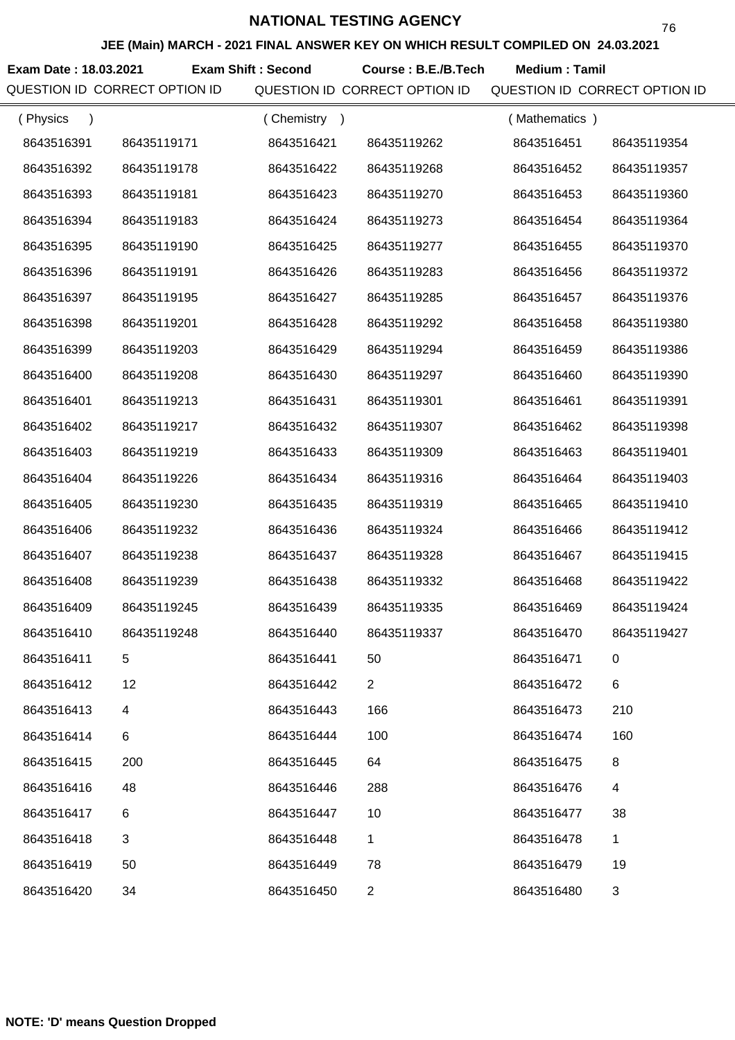# NATIONAL TESTING AGENCY

### JEE (Main) MARCH - 2021 FINAL ANSWER KEY ON WHICH RESULT COMPILED ON 24.03.2021

**Exam Date : 18.03.2021** **Exam Shift : Second** **Course : B.E./B.Tech** **Medium : Tamil**

| QUESTION ID | CORRECT OPTION ID | QUESTION ID | CORRECT OPTION ID | QUESTION ID | CORRECT OPTION ID |
|---|---|---|---|---|---|
| ( Physics ) | | ( Chemistry ) | | ( Mathematics ) | |
| 8643516391 | 86435119171 | 8643516421 | 86435119262 | 8643516451 | 86435119354 |
| 8643516392 | 86435119178 | 8643516422 | 86435119268 | 8643516452 | 86435119357 |
| 8643516393 | 86435119181 | 8643516423 | 86435119270 | 8643516453 | 86435119360 |
| 8643516394 | 86435119183 | 8643516424 | 86435119273 | 8643516454 | 86435119364 |
| 8643516395 | 86435119190 | 8643516425 | 86435119277 | 8643516455 | 86435119370 |
| 8643516396 | 86435119191 | 8643516426 | 86435119283 | 8643516456 | 86435119372 |
| 8643516397 | 86435119195 | 8643516427 | 86435119285 | 8643516457 | 86435119376 |
| 8643516398 | 86435119201 | 8643516428 | 86435119292 | 8643516458 | 86435119380 |
| 8643516399 | 86435119203 | 8643516429 | 86435119294 | 8643516459 | 86435119386 |
| 8643516400 | 86435119208 | 8643516430 | 86435119297 | 8643516460 | 86435119390 |
| 8643516401 | 86435119213 | 8643516431 | 86435119301 | 8643516461 | 86435119391 |
| 8643516402 | 86435119217 | 8643516432 | 86435119307 | 8643516462 | 86435119398 |
| 8643516403 | 86435119219 | 8643516433 | 86435119309 | 8643516463 | 86435119401 |
| 8643516404 | 86435119226 | 8643516434 | 86435119316 | 8643516464 | 86435119403 |
| 8643516405 | 86435119230 | 8643516435 | 86435119319 | 8643516465 | 86435119410 |
| 8643516406 | 86435119232 | 8643516436 | 86435119324 | 8643516466 | 86435119412 |
| 8643516407 | 86435119238 | 8643516437 | 86435119328 | 8643516467 | 86435119415 |
| 8643516408 | 86435119239 | 8643516438 | 86435119332 | 8643516468 | 86435119422 |
| 8643516409 | 86435119245 | 8643516439 | 86435119335 | 8643516469 | 86435119424 |
| 8643516410 | 86435119248 | 8643516440 | 86435119337 | 8643516470 | 86435119427 |
| 8643516411 | 5 | 8643516441 | 50 | 8643516471 | 0 |
| 8643516412 | 12 | 8643516442 | 2 | 8643516472 | 6 |
| 8643516413 | 4 | 8643516443 | 166 | 8643516473 | 210 |
| 8643516414 | 6 | 8643516444 | 100 | 8643516474 | 160 |
| 8643516415 | 200 | 8643516445 | 64 | 8643516475 | 8 |
| 8643516416 | 48 | 8643516446 | 288 | 8643516476 | 4 |
| 8643516417 | 6 | 8643516447 | 10 | 8643516477 | 38 |
| 8643516418 | 3 | 8643516448 | 1 | 8643516478 | 1 |
| 8643516419 | 50 | 8643516449 | 78 | 8643516479 | 19 |
| 8643516420 | 34 | 8643516450 | 2 | 8643516480 | 3 |

**NOTE: 'D' means Question Dropped**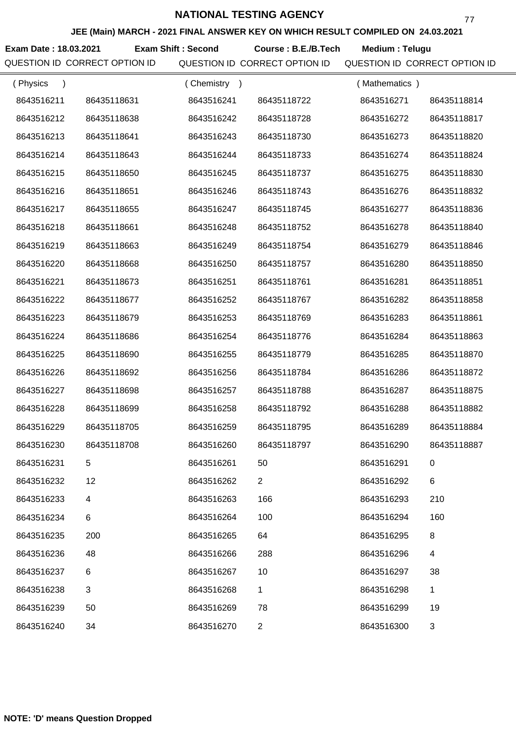# NATIONAL TESTING AGENCY

**JEE (Main) MARCH - 2021 FINAL ANSWER KEY ON WHICH RESULT COMPILED ON 24.03.2021**

**Exam Date : 18.03.2021** **Exam Shift : Second** **Course : B.E./B.Tech** **Medium : Telugu**

| QUESTION ID | CORRECT OPTION ID | QUESTION ID | CORRECT OPTION ID | QUESTION ID | CORRECT OPTION ID |
|---|---|---|---|---|---|
| ( Physics ) | | ( Chemistry ) | | ( Mathematics ) | |
| 8643516211 | 86435118631 | 8643516241 | 86435118722 | 8643516271 | 86435118814 |
| 8643516212 | 86435118638 | 8643516242 | 86435118728 | 8643516272 | 86435118817 |
| 8643516213 | 86435118641 | 8643516243 | 86435118730 | 8643516273 | 86435118820 |
| 8643516214 | 86435118643 | 8643516244 | 86435118733 | 8643516274 | 86435118824 |
| 8643516215 | 86435118650 | 8643516245 | 86435118737 | 8643516275 | 86435118830 |
| 8643516216 | 86435118651 | 8643516246 | 86435118743 | 8643516276 | 86435118832 |
| 8643516217 | 86435118655 | 8643516247 | 86435118745 | 8643516277 | 86435118836 |
| 8643516218 | 86435118661 | 8643516248 | 86435118752 | 8643516278 | 86435118840 |
| 8643516219 | 86435118663 | 8643516249 | 86435118754 | 8643516279 | 86435118846 |
| 8643516220 | 86435118668 | 8643516250 | 86435118757 | 8643516280 | 86435118850 |
| 8643516221 | 86435118673 | 8643516251 | 86435118761 | 8643516281 | 86435118851 |
| 8643516222 | 86435118677 | 8643516252 | 86435118767 | 8643516282 | 86435118858 |
| 8643516223 | 86435118679 | 8643516253 | 86435118769 | 8643516283 | 86435118861 |
| 8643516224 | 86435118686 | 8643516254 | 86435118776 | 8643516284 | 86435118863 |
| 8643516225 | 86435118690 | 8643516255 | 86435118779 | 8643516285 | 86435118870 |
| 8643516226 | 86435118692 | 8643516256 | 86435118784 | 8643516286 | 86435118872 |
| 8643516227 | 86435118698 | 8643516257 | 86435118788 | 8643516287 | 86435118875 |
| 8643516228 | 86435118699 | 8643516258 | 86435118792 | 8643516288 | 86435118882 |
| 8643516229 | 86435118705 | 8643516259 | 86435118795 | 8643516289 | 86435118884 |
| 8643516230 | 86435118708 | 8643516260 | 86435118797 | 8643516290 | 86435118887 |
| 8643516231 | 5 | 8643516261 | 50 | 8643516291 | 0 |
| 8643516232 | 12 | 8643516262 | 2 | 8643516292 | 6 |
| 8643516233 | 4 | 8643516263 | 166 | 8643516293 | 210 |
| 8643516234 | 6 | 8643516264 | 100 | 8643516294 | 160 |
| 8643516235 | 200 | 8643516265 | 64 | 8643516295 | 8 |
| 8643516236 | 48 | 8643516266 | 288 | 8643516296 | 4 |
| 8643516237 | 6 | 8643516267 | 10 | 8643516297 | 38 |
| 8643516238 | 3 | 8643516268 | 1 | 8643516298 | 1 |
| 8643516239 | 50 | 8643516269 | 78 | 8643516299 | 19 |
| 8643516240 | 34 | 8643516270 | 2 | 8643516300 | 3 |

**NOTE: 'D' means Question Dropped**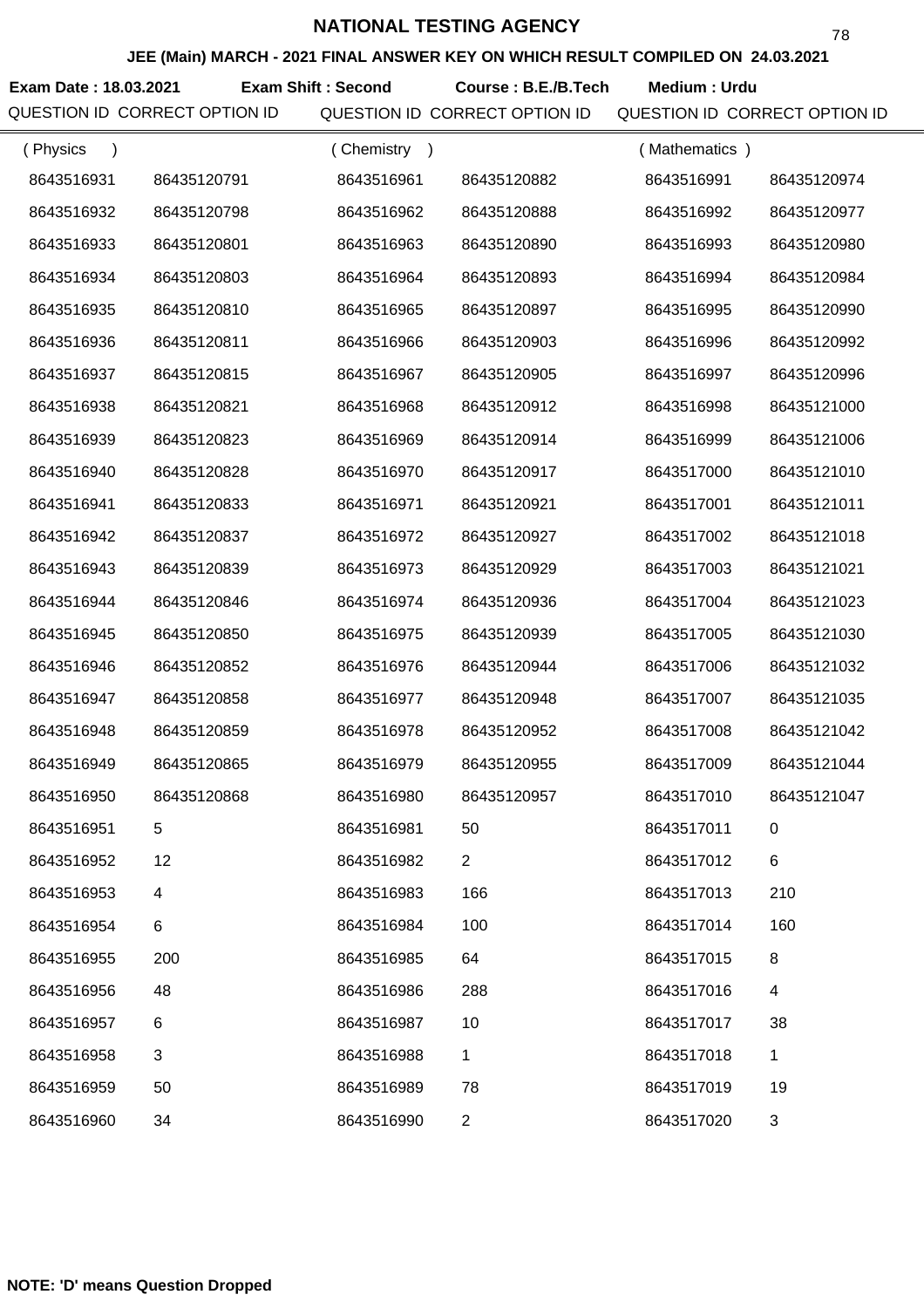# NATIONAL TESTING AGENCY

**JEE (Main) MARCH - 2021 FINAL ANSWER KEY ON WHICH RESULT COMPILED ON 24.03.2021**

**Exam Date : 18.03.2021** **Exam Shift : Second** **Course : B.E./B.Tech** **Medium : Urdu**

| QUESTION ID | CORRECT OPTION ID | QUESTION ID | CORRECT OPTION ID | QUESTION ID | CORRECT OPTION ID |
|---|---|---|---|---|---|
| ( Physics ) | | ( Chemistry ) | | ( Mathematics ) | |
| 8643516931 | 86435120791 | 8643516961 | 86435120882 | 8643516991 | 86435120974 |
| 8643516932 | 86435120798 | 8643516962 | 86435120888 | 8643516992 | 86435120977 |
| 8643516933 | 86435120801 | 8643516963 | 86435120890 | 8643516993 | 86435120980 |
| 8643516934 | 86435120803 | 8643516964 | 86435120893 | 8643516994 | 86435120984 |
| 8643516935 | 86435120810 | 8643516965 | 86435120897 | 8643516995 | 86435120990 |
| 8643516936 | 86435120811 | 8643516966 | 86435120903 | 8643516996 | 86435120992 |
| 8643516937 | 86435120815 | 8643516967 | 86435120905 | 8643516997 | 86435120996 |
| 8643516938 | 86435120821 | 8643516968 | 86435120912 | 8643516998 | 86435121000 |
| 8643516939 | 86435120823 | 8643516969 | 86435120914 | 8643516999 | 86435121006 |
| 8643516940 | 86435120828 | 8643516970 | 86435120917 | 8643517000 | 86435121010 |
| 8643516941 | 86435120833 | 8643516971 | 86435120921 | 8643517001 | 86435121011 |
| 8643516942 | 86435120837 | 8643516972 | 86435120927 | 8643517002 | 86435121018 |
| 8643516943 | 86435120839 | 8643516973 | 86435120929 | 8643517003 | 86435121021 |
| 8643516944 | 86435120846 | 8643516974 | 86435120936 | 8643517004 | 86435121023 |
| 8643516945 | 86435120850 | 8643516975 | 86435120939 | 8643517005 | 86435121030 |
| 8643516946 | 86435120852 | 8643516976 | 86435120944 | 8643517006 | 86435121032 |
| 8643516947 | 86435120858 | 8643516977 | 86435120948 | 8643517007 | 86435121035 |
| 8643516948 | 86435120859 | 8643516978 | 86435120952 | 8643517008 | 86435121042 |
| 8643516949 | 86435120865 | 8643516979 | 86435120955 | 8643517009 | 86435121044 |
| 8643516950 | 86435120868 | 8643516980 | 86435120957 | 8643517010 | 86435121047 |
| 8643516951 | 5 | 8643516981 | 50 | 8643517011 | 0 |
| 8643516952 | 12 | 8643516982 | 2 | 8643517012 | 6 |
| 8643516953 | 4 | 8643516983 | 166 | 8643517013 | 210 |
| 8643516954 | 6 | 8643516984 | 100 | 8643517014 | 160 |
| 8643516955 | 200 | 8643516985 | 64 | 8643517015 | 8 |
| 8643516956 | 48 | 8643516986 | 288 | 8643517016 | 4 |
| 8643516957 | 6 | 8643516987 | 10 | 8643517017 | 38 |
| 8643516958 | 3 | 8643516988 | 1 | 8643517018 | 1 |
| 8643516959 | 50 | 8643516989 | 78 | 8643517019 | 19 |
| 8643516960 | 34 | 8643516990 | 2 | 8643517020 | 3 |

**NOTE: 'D' means Question Dropped**